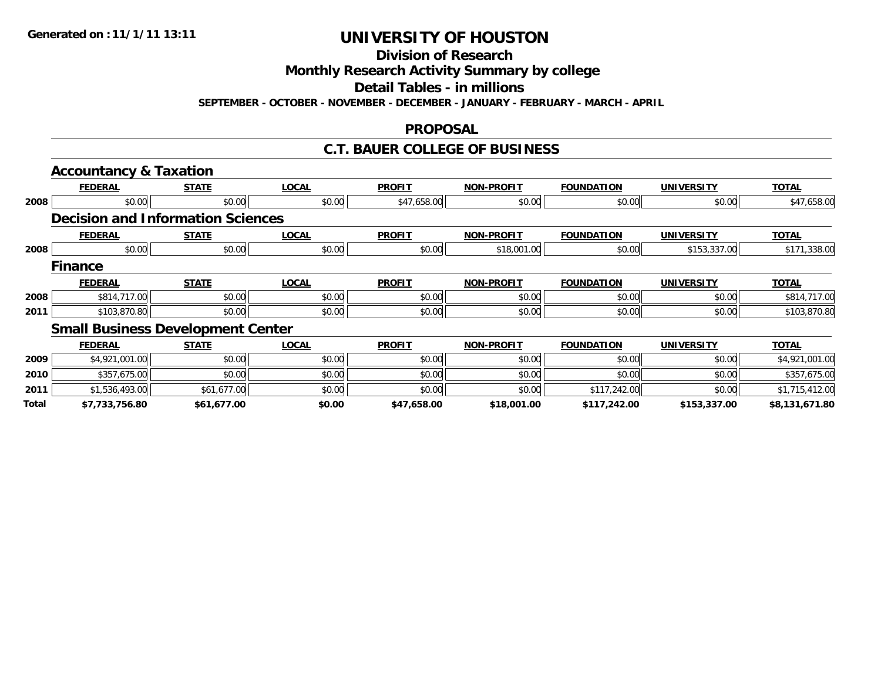**Generated on :11/1/11 13:11**

# UNIVERSITY OF HOUSTON

## Division of Research

## Monthly Research Activity Summary by college

## Detail Tables - in millions

**SEPTEMBER - OCTOBER - NOVEMBER - DECEMBER - JANUARY - FEBRUARY - MARCH - APRIL**

## PROPOSAL

## C.T. BAUER COLLEGE OF BUSINESS

### Accountancy & Taxation

| | FEDERAL | STATE | LOCAL | PROFIT | NON-PROFIT | FOUNDATION | UNIVERSITY | TOTAL |
|---|---|---|---|---|---|---|---|---|
| 2008 | $0.00 | $0.00 | $0.00 | $47,658.00 | $0.00 | $0.00 | $0.00 | $47,658.00 |

### Decision and Information Sciences

| | FEDERAL | STATE | LOCAL | PROFIT | NON-PROFIT | FOUNDATION | UNIVERSITY | TOTAL |
|---|---|---|---|---|---|---|---|---|
| 2008 | $0.00 | $0.00 | $0.00 | $0.00 | $18,001.00 | $0.00 | $153,337.00 | $171,338.00 |

### Finance

| | FEDERAL | STATE | LOCAL | PROFIT | NON-PROFIT | FOUNDATION | UNIVERSITY | TOTAL |
|---|---|---|---|---|---|---|---|---|
| 2008 | $814,717.00 | $0.00 | $0.00 | $0.00 | $0.00 | $0.00 | $0.00 | $814,717.00 |
| 2011 | $103,870.80 | $0.00 | $0.00 | $0.00 | $0.00 | $0.00 | $0.00 | $103,870.80 |

### Small Business Development Center

| | FEDERAL | STATE | LOCAL | PROFIT | NON-PROFIT | FOUNDATION | UNIVERSITY | TOTAL |
|---|---|---|---|---|---|---|---|---|
| 2009 | $4,921,001.00 | $0.00 | $0.00 | $0.00 | $0.00 | $0.00 | $0.00 | $4,921,001.00 |
| 2010 | $357,675.00 | $0.00 | $0.00 | $0.00 | $0.00 | $0.00 | $0.00 | $357,675.00 |
| 2011 | $1,536,493.00 | $61,677.00 | $0.00 | $0.00 | $0.00 | $117,242.00 | $0.00 | $1,715,412.00 |
| **Total** | **$7,733,756.80** | **$61,677.00** | **$0.00** | **$47,658.00** | **$18,001.00** | **$117,242.00** | **$153,337.00** | **$8,131,671.80** |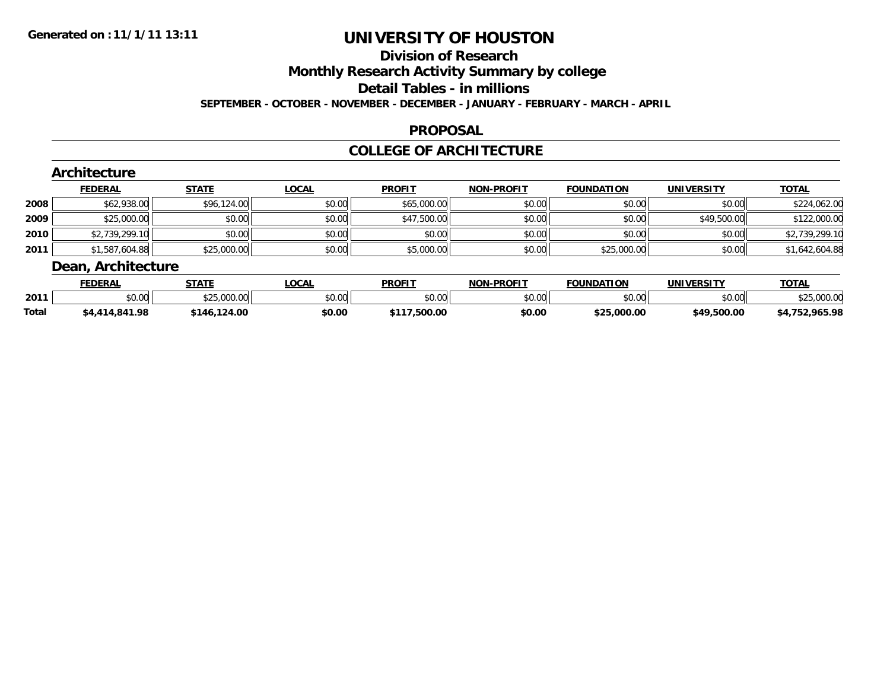Generated on :11/1/11 13:11

# UNIVERSITY OF HOUSTON

## Division of Research

## Monthly Research Activity Summary by college

## Detail Tables - in millions

SEPTEMBER - OCTOBER - NOVEMBER - DECEMBER - JANUARY - FEBRUARY - MARCH - APRIL

## PROPOSAL

## COLLEGE OF ARCHITECTURE

### Architecture

| | FEDERAL | STATE | LOCAL | PROFIT | NON-PROFIT | FOUNDATION | UNIVERSITY | TOTAL |
|---|---|---|---|---|---|---|---|---|
| 2008 | $62,938.00 | $96,124.00 | $0.00 | $65,000.00 | $0.00 | $0.00 | $0.00 | $224,062.00 |
| 2009 | $25,000.00 | $0.00 | $0.00 | $47,500.00 | $0.00 | $0.00 | $49,500.00 | $122,000.00 |
| 2010 | $2,739,299.10 | $0.00 | $0.00 | $0.00 | $0.00 | $0.00 | $0.00 | $2,739,299.10 |
| 2011 | $1,587,604.88 | $25,000.00 | $0.00 | $5,000.00 | $0.00 | $25,000.00 | $0.00 | $1,642,604.88 |

### Dean, Architecture

| | FEDERAL | STATE | LOCAL | PROFIT | NON-PROFIT | FOUNDATION | UNIVERSITY | TOTAL |
|---|---|---|---|---|---|---|---|---|
| 2011 | $0.00 | $25,000.00 | $0.00 | $0.00 | $0.00 | $0.00 | $0.00 | $25,000.00 |
| **Total** | **$4,414,841.98** | **$146,124.00** | **$0.00** | **$117,500.00** | **$0.00** | **$25,000.00** | **$49,500.00** | **$4,752,965.98** |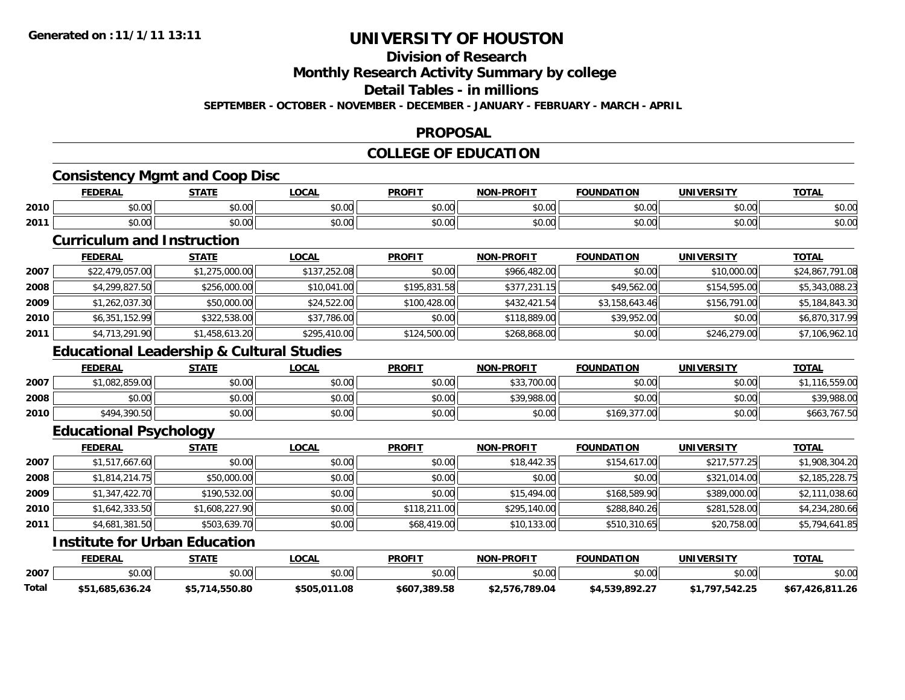**Generated on :11/1/11 13:11**

# UNIVERSITY OF HOUSTON

## Division of Research

## Monthly Research Activity Summary by college

## Detail Tables - in millions

**SEPTEMBER - OCTOBER - NOVEMBER - DECEMBER - JANUARY - FEBRUARY - MARCH - APRIL**

## PROPOSAL

## COLLEGE OF EDUCATION

### Consistency Mgmt and Coop Disc

| | FEDERAL | STATE | LOCAL | PROFIT | NON-PROFIT | FOUNDATION | UNIVERSITY | TOTAL |
|---|---|---|---|---|---|---|---|---|
| 2010 | $0.00 | $0.00 | $0.00 | $0.00 | $0.00 | $0.00 | $0.00 | $0.00 |
| 2011 | $0.00 | $0.00 | $0.00 | $0.00 | $0.00 | $0.00 | $0.00 | $0.00 |

### Curriculum and Instruction

| | FEDERAL | STATE | LOCAL | PROFIT | NON-PROFIT | FOUNDATION | UNIVERSITY | TOTAL |
|---|---|---|---|---|---|---|---|---|
| 2007 | $22,479,057.00 | $1,275,000.00 | $137,252.08 | $0.00 | $966,482.00 | $0.00 | $10,000.00 | $24,867,791.08 |
| 2008 | $4,299,827.50 | $256,000.00 | $10,041.00 | $195,831.58 | $377,231.15 | $49,562.00 | $154,595.00 | $5,343,088.23 |
| 2009 | $1,262,037.30 | $50,000.00 | $24,522.00 | $100,428.00 | $432,421.54 | $3,158,643.46 | $156,791.00 | $5,184,843.30 |
| 2010 | $6,351,152.99 | $322,538.00 | $37,786.00 | $0.00 | $118,889.00 | $39,952.00 | $0.00 | $6,870,317.99 |
| 2011 | $4,713,291.90 | $1,458,613.20 | $295,410.00 | $124,500.00 | $268,868.00 | $0.00 | $246,279.00 | $7,106,962.10 |

### Educational Leadership & Cultural Studies

| | FEDERAL | STATE | LOCAL | PROFIT | NON-PROFIT | FOUNDATION | UNIVERSITY | TOTAL |
|---|---|---|---|---|---|---|---|---|
| 2007 | $1,082,859.00 | $0.00 | $0.00 | $0.00 | $33,700.00 | $0.00 | $0.00 | $1,116,559.00 |
| 2008 | $0.00 | $0.00 | $0.00 | $0.00 | $39,988.00 | $0.00 | $0.00 | $39,988.00 |
| 2010 | $494,390.50 | $0.00 | $0.00 | $0.00 | $0.00 | $169,377.00 | $0.00 | $663,767.50 |

### Educational Psychology

| | FEDERAL | STATE | LOCAL | PROFIT | NON-PROFIT | FOUNDATION | UNIVERSITY | TOTAL |
|---|---|---|---|---|---|---|---|---|
| 2007 | $1,517,667.60 | $0.00 | $0.00 | $0.00 | $18,442.35 | $154,617.00 | $217,577.25 | $1,908,304.20 |
| 2008 | $1,814,214.75 | $50,000.00 | $0.00 | $0.00 | $0.00 | $0.00 | $321,014.00 | $2,185,228.75 |
| 2009 | $1,347,422.70 | $190,532.00 | $0.00 | $0.00 | $15,494.00 | $168,589.90 | $389,000.00 | $2,111,038.60 |
| 2010 | $1,642,333.50 | $1,608,227.90 | $0.00 | $118,211.00 | $295,140.00 | $288,840.26 | $281,528.00 | $4,234,280.66 |
| 2011 | $4,681,381.50 | $503,639.70 | $0.00 | $68,419.00 | $10,133.00 | $510,310.65 | $20,758.00 | $5,794,641.85 |

### Institute for Urban Education

| | FEDERAL | STATE | LOCAL | PROFIT | NON-PROFIT | FOUNDATION | UNIVERSITY | TOTAL |
|---|---|---|---|---|---|---|---|---|
| 2007 | $0.00 | $0.00 | $0.00 | $0.00 | $0.00 | $0.00 | $0.00 | $0.00 |
| **Total** | **$51,685,636.24** | **$5,714,550.80** | **$505,011.08** | **$607,389.58** | **$2,576,789.04** | **$4,539,892.27** | **$1,797,542.25** | **$67,426,811.26** |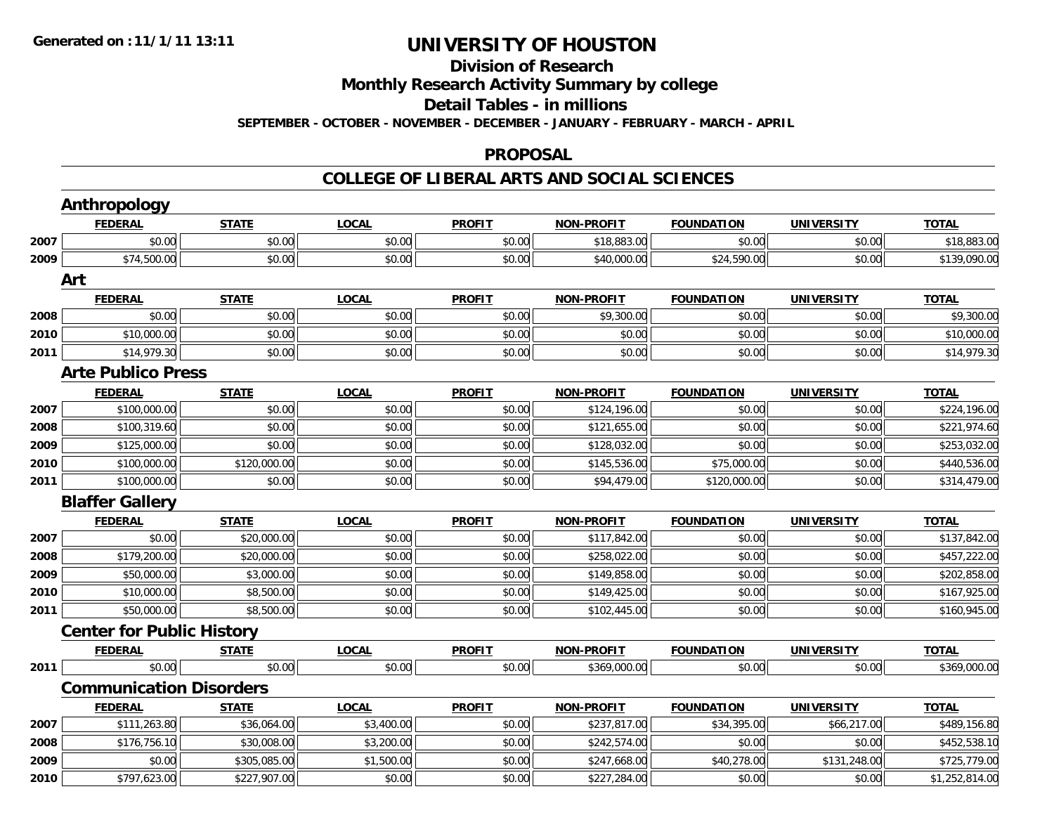# UNIVERSITY OF HOUSTON

## Division of Research

## Monthly Research Activity Summary by college

## Detail Tables - in millions

**SEPTEMBER - OCTOBER - NOVEMBER - DECEMBER - JANUARY - FEBRUARY - MARCH - APRIL**

## PROPOSAL

## COLLEGE OF LIBERAL ARTS AND SOCIAL SCIENCES

### Anthropology

| | FEDERAL | STATE | LOCAL | PROFIT | NON-PROFIT | FOUNDATION | UNIVERSITY | TOTAL |
|---|---|---|---|---|---|---|---|---|
| 2007 | $0.00 | $0.00 | $0.00 | $0.00 | $18,883.00 | $0.00 | $0.00 | $18,883.00 |
| 2009 | $74,500.00 | $0.00 | $0.00 | $0.00 | $40,000.00 | $24,590.00 | $0.00 | $139,090.00 |

### Art

| | FEDERAL | STATE | LOCAL | PROFIT | NON-PROFIT | FOUNDATION | UNIVERSITY | TOTAL |
|---|---|---|---|---|---|---|---|---|
| 2008 | $0.00 | $0.00 | $0.00 | $0.00 | $9,300.00 | $0.00 | $0.00 | $9,300.00 |
| 2010 | $10,000.00 | $0.00 | $0.00 | $0.00 | $0.00 | $0.00 | $0.00 | $10,000.00 |
| 2011 | $14,979.30 | $0.00 | $0.00 | $0.00 | $0.00 | $0.00 | $0.00 | $14,979.30 |

### Arte Publico Press

| | FEDERAL | STATE | LOCAL | PROFIT | NON-PROFIT | FOUNDATION | UNIVERSITY | TOTAL |
|---|---|---|---|---|---|---|---|---|
| 2007 | $100,000.00 | $0.00 | $0.00 | $0.00 | $124,196.00 | $0.00 | $0.00 | $224,196.00 |
| 2008 | $100,319.60 | $0.00 | $0.00 | $0.00 | $121,655.00 | $0.00 | $0.00 | $221,974.60 |
| 2009 | $125,000.00 | $0.00 | $0.00 | $0.00 | $128,032.00 | $0.00 | $0.00 | $253,032.00 |
| 2010 | $100,000.00 | $120,000.00 | $0.00 | $0.00 | $145,536.00 | $75,000.00 | $0.00 | $440,536.00 |
| 2011 | $100,000.00 | $0.00 | $0.00 | $0.00 | $94,479.00 | $120,000.00 | $0.00 | $314,479.00 |

### Blaffer Gallery

| | FEDERAL | STATE | LOCAL | PROFIT | NON-PROFIT | FOUNDATION | UNIVERSITY | TOTAL |
|---|---|---|---|---|---|---|---|---|
| 2007 | $0.00 | $20,000.00 | $0.00 | $0.00 | $117,842.00 | $0.00 | $0.00 | $137,842.00 |
| 2008 | $179,200.00 | $20,000.00 | $0.00 | $0.00 | $258,022.00 | $0.00 | $0.00 | $457,222.00 |
| 2009 | $50,000.00 | $3,000.00 | $0.00 | $0.00 | $149,858.00 | $0.00 | $0.00 | $202,858.00 |
| 2010 | $10,000.00 | $8,500.00 | $0.00 | $0.00 | $149,425.00 | $0.00 | $0.00 | $167,925.00 |
| 2011 | $50,000.00 | $8,500.00 | $0.00 | $0.00 | $102,445.00 | $0.00 | $0.00 | $160,945.00 |

### Center for Public History

| | FEDERAL | STATE | LOCAL | PROFIT | NON-PROFIT | FOUNDATION | UNIVERSITY | TOTAL |
|---|---|---|---|---|---|---|---|---|
| 2011 | $0.00 | $0.00 | $0.00 | $0.00 | $369,000.00 | $0.00 | $0.00 | $369,000.00 |

### Communication Disorders

| | FEDERAL | STATE | LOCAL | PROFIT | NON-PROFIT | FOUNDATION | UNIVERSITY | TOTAL |
|---|---|---|---|---|---|---|---|---|
| 2007 | $111,263.80 | $36,064.00 | $3,400.00 | $0.00 | $237,817.00 | $34,395.00 | $66,217.00 | $489,156.80 |
| 2008 | $176,756.10 | $30,008.00 | $3,200.00 | $0.00 | $242,574.00 | $0.00 | $0.00 | $452,538.10 |
| 2009 | $0.00 | $305,085.00 | $1,500.00 | $0.00 | $247,668.00 | $40,278.00 | $131,248.00 | $725,779.00 |
| 2010 | $797,623.00 | $227,907.00 | $0.00 | $0.00 | $227,284.00 | $0.00 | $0.00 | $1,252,814.00 |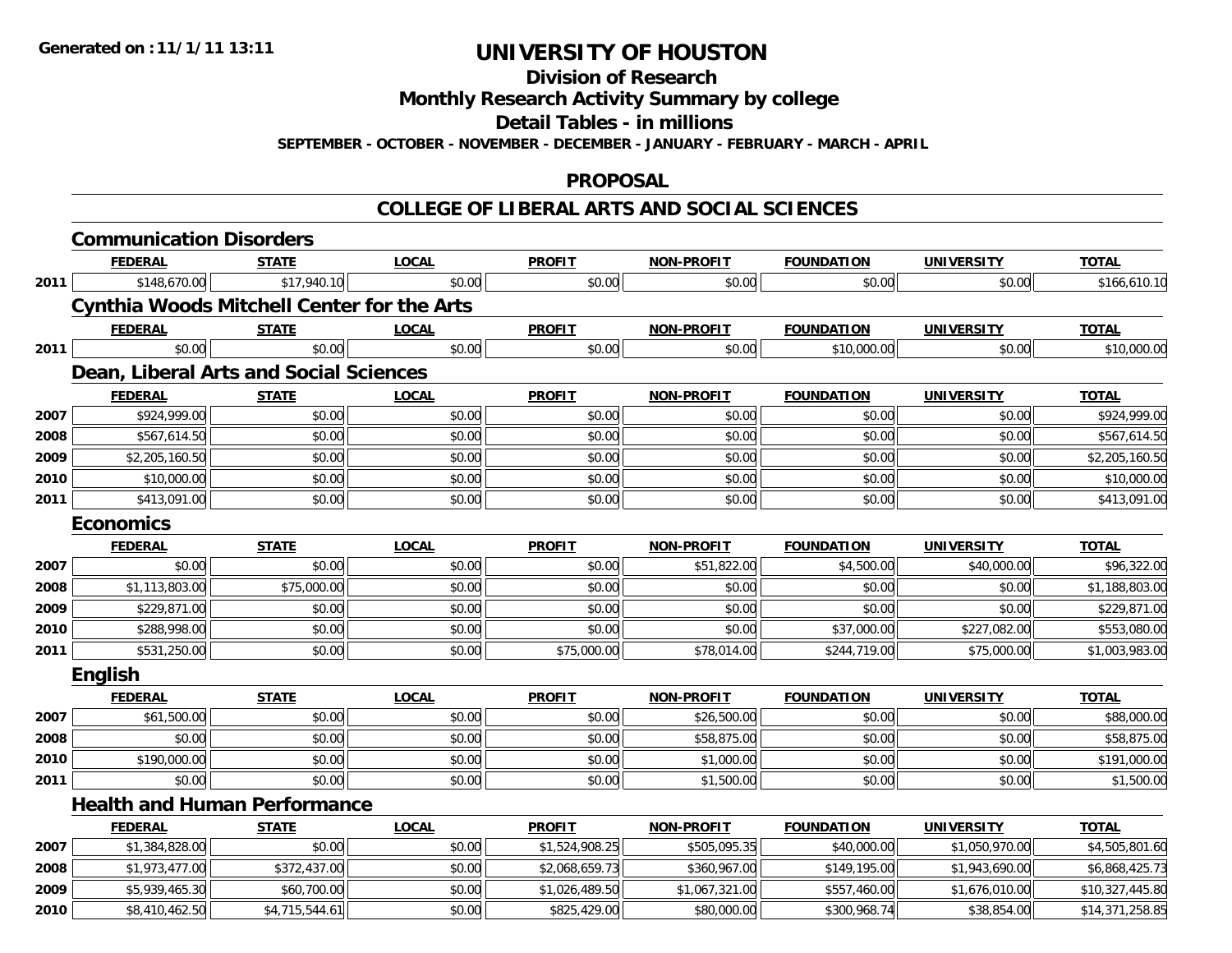**Generated on :11/1/11 13:11**

# UNIVERSITY OF HOUSTON

## Division of Research

## Monthly Research Activity Summary by college

## Detail Tables - in millions

**SEPTEMBER - OCTOBER - NOVEMBER - DECEMBER - JANUARY - FEBRUARY - MARCH - APRIL**

## PROPOSAL

## COLLEGE OF LIBERAL ARTS AND SOCIAL SCIENCES

### Communication Disorders

| | FEDERAL | STATE | LOCAL | PROFIT | NON-PROFIT | FOUNDATION | UNIVERSITY | TOTAL |
|---|---|---|---|---|---|---|---|---|
| 2011 | $148,670.00 | $17,940.10 | $0.00 | $0.00 | $0.00 | $0.00 | $0.00 | $166,610.10 |

### Cynthia Woods Mitchell Center for the Arts

| | FEDERAL | STATE | LOCAL | PROFIT | NON-PROFIT | FOUNDATION | UNIVERSITY | TOTAL |
|---|---|---|---|---|---|---|---|---|
| 2011 | $0.00 | $0.00 | $0.00 | $0.00 | $0.00 | $10,000.00 | $0.00 | $10,000.00 |

### Dean, Liberal Arts and Social Sciences

| | FEDERAL | STATE | LOCAL | PROFIT | NON-PROFIT | FOUNDATION | UNIVERSITY | TOTAL |
|---|---|---|---|---|---|---|---|---|
| 2007 | $924,999.00 | $0.00 | $0.00 | $0.00 | $0.00 | $0.00 | $0.00 | $924,999.00 |
| 2008 | $567,614.50 | $0.00 | $0.00 | $0.00 | $0.00 | $0.00 | $0.00 | $567,614.50 |
| 2009 | $2,205,160.50 | $0.00 | $0.00 | $0.00 | $0.00 | $0.00 | $0.00 | $2,205,160.50 |
| 2010 | $10,000.00 | $0.00 | $0.00 | $0.00 | $0.00 | $0.00 | $0.00 | $10,000.00 |
| 2011 | $413,091.00 | $0.00 | $0.00 | $0.00 | $0.00 | $0.00 | $0.00 | $413,091.00 |

### Economics

| | FEDERAL | STATE | LOCAL | PROFIT | NON-PROFIT | FOUNDATION | UNIVERSITY | TOTAL |
|---|---|---|---|---|---|---|---|---|
| 2007 | $0.00 | $0.00 | $0.00 | $0.00 | $51,822.00 | $4,500.00 | $40,000.00 | $96,322.00 |
| 2008 | $1,113,803.00 | $75,000.00 | $0.00 | $0.00 | $0.00 | $0.00 | $0.00 | $1,188,803.00 |
| 2009 | $229,871.00 | $0.00 | $0.00 | $0.00 | $0.00 | $0.00 | $0.00 | $229,871.00 |
| 2010 | $288,998.00 | $0.00 | $0.00 | $0.00 | $0.00 | $37,000.00 | $227,082.00 | $553,080.00 |
| 2011 | $531,250.00 | $0.00 | $0.00 | $75,000.00 | $78,014.00 | $244,719.00 | $75,000.00 | $1,003,983.00 |

### English

| | FEDERAL | STATE | LOCAL | PROFIT | NON-PROFIT | FOUNDATION | UNIVERSITY | TOTAL |
|---|---|---|---|---|---|---|---|---|
| 2007 | $61,500.00 | $0.00 | $0.00 | $0.00 | $26,500.00 | $0.00 | $0.00 | $88,000.00 |
| 2008 | $0.00 | $0.00 | $0.00 | $0.00 | $58,875.00 | $0.00 | $0.00 | $58,875.00 |
| 2010 | $190,000.00 | $0.00 | $0.00 | $0.00 | $1,000.00 | $0.00 | $0.00 | $191,000.00 |
| 2011 | $0.00 | $0.00 | $0.00 | $0.00 | $1,500.00 | $0.00 | $0.00 | $1,500.00 |

### Health and Human Performance

| | FEDERAL | STATE | LOCAL | PROFIT | NON-PROFIT | FOUNDATION | UNIVERSITY | TOTAL |
|---|---|---|---|---|---|---|---|---|
| 2007 | $1,384,828.00 | $0.00 | $0.00 | $1,524,908.25 | $505,095.35 | $40,000.00 | $1,050,970.00 | $4,505,801.60 |
| 2008 | $1,973,477.00 | $372,437.00 | $0.00 | $2,068,659.73 | $360,967.00 | $149,195.00 | $1,943,690.00 | $6,868,425.73 |
| 2009 | $5,939,465.30 | $60,700.00 | $0.00 | $1,026,489.50 | $1,067,321.00 | $557,460.00 | $1,676,010.00 | $10,327,445.80 |
| 2010 | $8,410,462.50 | $4,715,544.61 | $0.00 | $825,429.00 | $80,000.00 | $300,968.74 | $38,854.00 | $14,371,258.85 |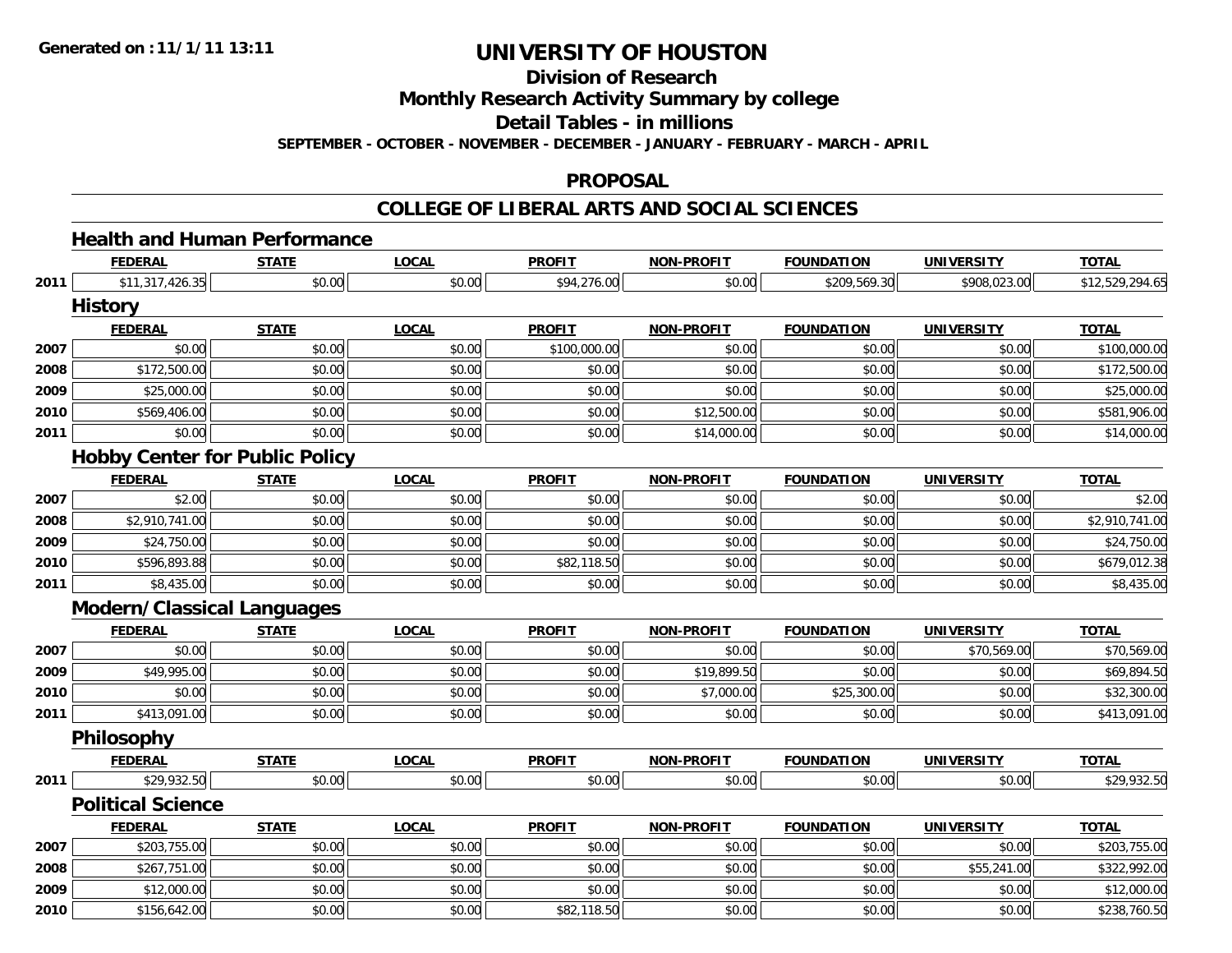# UNIVERSITY OF HOUSTON

## Division of Research

## Monthly Research Activity Summary by college

## Detail Tables - in millions

**SEPTEMBER - OCTOBER - NOVEMBER - DECEMBER - JANUARY - FEBRUARY - MARCH - APRIL**

## PROPOSAL

## COLLEGE OF LIBERAL ARTS AND SOCIAL SCIENCES

### Health and Human Performance

| | FEDERAL | STATE | LOCAL | PROFIT | NON-PROFIT | FOUNDATION | UNIVERSITY | TOTAL |
|---|---|---|---|---|---|---|---|---|
| 2011 | $11,317,426.35 | $0.00 | $0.00 | $94,276.00 | $0.00 | $209,569.30 | $908,023.00 | $12,529,294.65 |

### History

| | FEDERAL | STATE | LOCAL | PROFIT | NON-PROFIT | FOUNDATION | UNIVERSITY | TOTAL |
|---|---|---|---|---|---|---|---|---|
| 2007 | $0.00 | $0.00 | $0.00 | $100,000.00 | $0.00 | $0.00 | $0.00 | $100,000.00 |
| 2008 | $172,500.00 | $0.00 | $0.00 | $0.00 | $0.00 | $0.00 | $0.00 | $172,500.00 |
| 2009 | $25,000.00 | $0.00 | $0.00 | $0.00 | $0.00 | $0.00 | $0.00 | $25,000.00 |
| 2010 | $569,406.00 | $0.00 | $0.00 | $0.00 | $12,500.00 | $0.00 | $0.00 | $581,906.00 |
| 2011 | $0.00 | $0.00 | $0.00 | $0.00 | $14,000.00 | $0.00 | $0.00 | $14,000.00 |

### Hobby Center for Public Policy

| | FEDERAL | STATE | LOCAL | PROFIT | NON-PROFIT | FOUNDATION | UNIVERSITY | TOTAL |
|---|---|---|---|---|---|---|---|---|
| 2007 | $2.00 | $0.00 | $0.00 | $0.00 | $0.00 | $0.00 | $0.00 | $2.00 |
| 2008 | $2,910,741.00 | $0.00 | $0.00 | $0.00 | $0.00 | $0.00 | $0.00 | $2,910,741.00 |
| 2009 | $24,750.00 | $0.00 | $0.00 | $0.00 | $0.00 | $0.00 | $0.00 | $24,750.00 |
| 2010 | $596,893.88 | $0.00 | $0.00 | $82,118.50 | $0.00 | $0.00 | $0.00 | $679,012.38 |
| 2011 | $8,435.00 | $0.00 | $0.00 | $0.00 | $0.00 | $0.00 | $0.00 | $8,435.00 |

### Modern/Classical Languages

| | FEDERAL | STATE | LOCAL | PROFIT | NON-PROFIT | FOUNDATION | UNIVERSITY | TOTAL |
|---|---|---|---|---|---|---|---|---|
| 2007 | $0.00 | $0.00 | $0.00 | $0.00 | $0.00 | $0.00 | $70,569.00 | $70,569.00 |
| 2009 | $49,995.00 | $0.00 | $0.00 | $0.00 | $19,899.50 | $0.00 | $0.00 | $69,894.50 |
| 2010 | $0.00 | $0.00 | $0.00 | $0.00 | $7,000.00 | $25,300.00 | $0.00 | $32,300.00 |
| 2011 | $413,091.00 | $0.00 | $0.00 | $0.00 | $0.00 | $0.00 | $0.00 | $413,091.00 |

### Philosophy

| | FEDERAL | STATE | LOCAL | PROFIT | NON-PROFIT | FOUNDATION | UNIVERSITY | TOTAL |
|---|---|---|---|---|---|---|---|---|
| 2011 | $29,932.50 | $0.00 | $0.00 | $0.00 | $0.00 | $0.00 | $0.00 | $29,932.50 |

### Political Science

| | FEDERAL | STATE | LOCAL | PROFIT | NON-PROFIT | FOUNDATION | UNIVERSITY | TOTAL |
|---|---|---|---|---|---|---|---|---|
| 2007 | $203,755.00 | $0.00 | $0.00 | $0.00 | $0.00 | $0.00 | $0.00 | $203,755.00 |
| 2008 | $267,751.00 | $0.00 | $0.00 | $0.00 | $0.00 | $0.00 | $55,241.00 | $322,992.00 |
| 2009 | $12,000.00 | $0.00 | $0.00 | $0.00 | $0.00 | $0.00 | $0.00 | $12,000.00 |
| 2010 | $156,642.00 | $0.00 | $0.00 | $82,118.50 | $0.00 | $0.00 | $0.00 | $238,760.50 |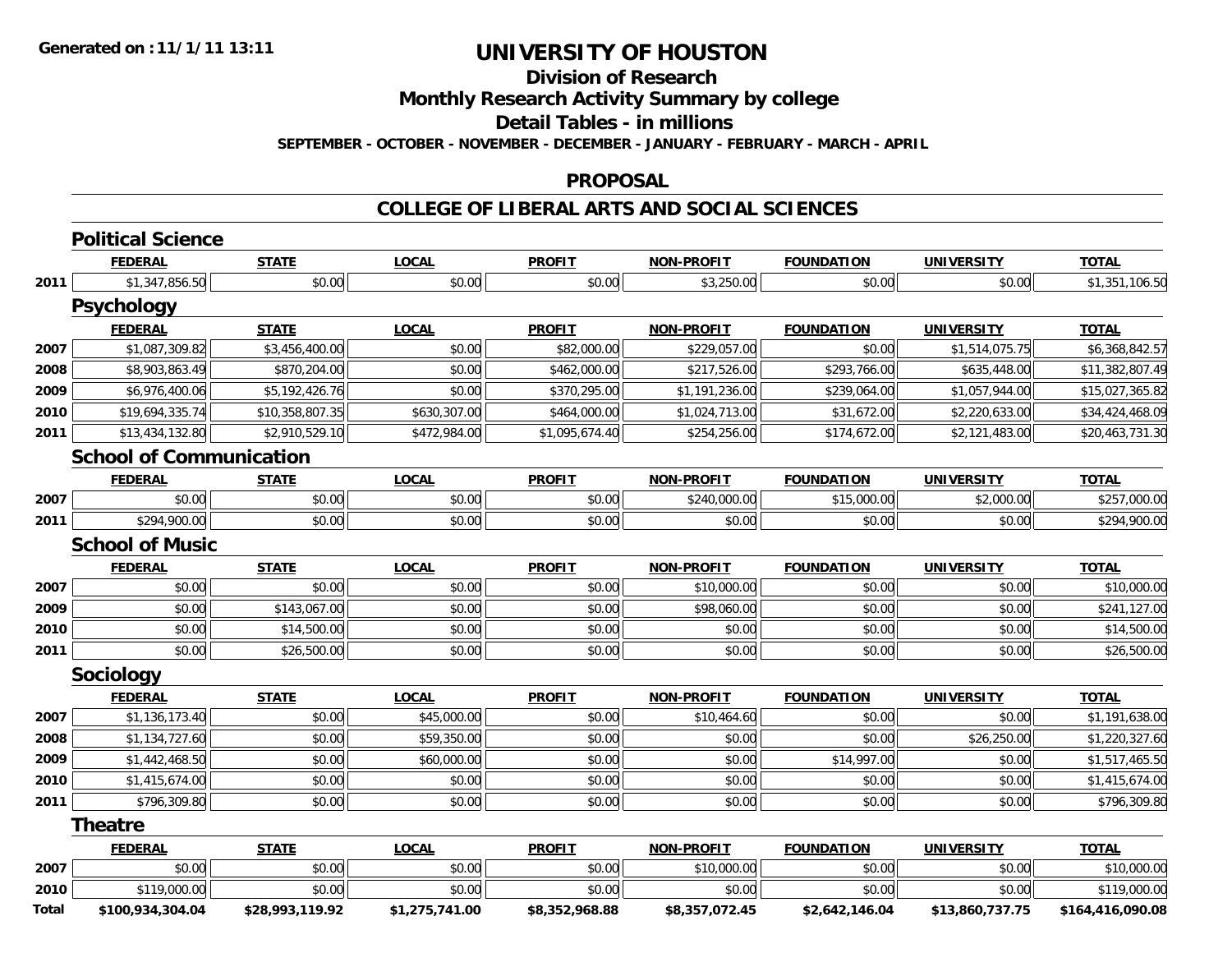**Generated on :11/1/11 13:11**

# UNIVERSITY OF HOUSTON

## Division of Research

## Monthly Research Activity Summary by college

## Detail Tables - in millions

**SEPTEMBER - OCTOBER - NOVEMBER - DECEMBER - JANUARY - FEBRUARY - MARCH - APRIL**

## PROPOSAL

## COLLEGE OF LIBERAL ARTS AND SOCIAL SCIENCES

### Political Science

| | FEDERAL | STATE | LOCAL | PROFIT | NON-PROFIT | FOUNDATION | UNIVERSITY | TOTAL |
|---|---|---|---|---|---|---|---|---|
| 2011 | $1,347,856.50 | $0.00 | $0.00 | $0.00 | $3,250.00 | $0.00 | $0.00 | $1,351,106.50 |

### Psychology

| | FEDERAL | STATE | LOCAL | PROFIT | NON-PROFIT | FOUNDATION | UNIVERSITY | TOTAL |
|---|---|---|---|---|---|---|---|---|
| 2007 | $1,087,309.82 | $3,456,400.00 | $0.00 | $82,000.00 | $229,057.00 | $0.00 | $1,514,075.75 | $6,368,842.57 |
| 2008 | $8,903,863.49 | $870,204.00 | $0.00 | $462,000.00 | $217,526.00 | $293,766.00 | $635,448.00 | $11,382,807.49 |
| 2009 | $6,976,400.06 | $5,192,426.76 | $0.00 | $370,295.00 | $1,191,236.00 | $239,064.00 | $1,057,944.00 | $15,027,365.82 |
| 2010 | $19,694,335.74 | $10,358,807.35 | $630,307.00 | $464,000.00 | $1,024,713.00 | $31,672.00 | $2,220,633.00 | $34,424,468.09 |
| 2011 | $13,434,132.80 | $2,910,529.10 | $472,984.00 | $1,095,674.40 | $254,256.00 | $174,672.00 | $2,121,483.00 | $20,463,731.30 |

### School of Communication

| | FEDERAL | STATE | LOCAL | PROFIT | NON-PROFIT | FOUNDATION | UNIVERSITY | TOTAL |
|---|---|---|---|---|---|---|---|---|
| 2007 | $0.00 | $0.00 | $0.00 | $0.00 | $240,000.00 | $15,000.00 | $2,000.00 | $257,000.00 |
| 2011 | $294,900.00 | $0.00 | $0.00 | $0.00 | $0.00 | $0.00 | $0.00 | $294,900.00 |

### School of Music

| | FEDERAL | STATE | LOCAL | PROFIT | NON-PROFIT | FOUNDATION | UNIVERSITY | TOTAL |
|---|---|---|---|---|---|---|---|---|
| 2007 | $0.00 | $0.00 | $0.00 | $0.00 | $10,000.00 | $0.00 | $0.00 | $10,000.00 |
| 2009 | $0.00 | $143,067.00 | $0.00 | $0.00 | $98,060.00 | $0.00 | $0.00 | $241,127.00 |
| 2010 | $0.00 | $14,500.00 | $0.00 | $0.00 | $0.00 | $0.00 | $0.00 | $14,500.00 |
| 2011 | $0.00 | $26,500.00 | $0.00 | $0.00 | $0.00 | $0.00 | $0.00 | $26,500.00 |

### Sociology

| | FEDERAL | STATE | LOCAL | PROFIT | NON-PROFIT | FOUNDATION | UNIVERSITY | TOTAL |
|---|---|---|---|---|---|---|---|---|
| 2007 | $1,136,173.40 | $0.00 | $45,000.00 | $0.00 | $10,464.60 | $0.00 | $0.00 | $1,191,638.00 |
| 2008 | $1,134,727.60 | $0.00 | $59,350.00 | $0.00 | $0.00 | $0.00 | $26,250.00 | $1,220,327.60 |
| 2009 | $1,442,468.50 | $0.00 | $60,000.00 | $0.00 | $0.00 | $14,997.00 | $0.00 | $1,517,465.50 |
| 2010 | $1,415,674.00 | $0.00 | $0.00 | $0.00 | $0.00 | $0.00 | $0.00 | $1,415,674.00 |
| 2011 | $796,309.80 | $0.00 | $0.00 | $0.00 | $0.00 | $0.00 | $0.00 | $796,309.80 |

### Theatre

| | FEDERAL | STATE | LOCAL | PROFIT | NON-PROFIT | FOUNDATION | UNIVERSITY | TOTAL |
|---|---|---|---|---|---|---|---|---|
| 2007 | $0.00 | $0.00 | $0.00 | $0.00 | $10,000.00 | $0.00 | $0.00 | $10,000.00 |
| 2010 | $119,000.00 | $0.00 | $0.00 | $0.00 | $0.00 | $0.00 | $0.00 | $119,000.00 |
| **Total** | **$100,934,304.04** | **$28,993,119.92** | **$1,275,741.00** | **$8,352,968.88** | **$8,357,072.45** | **$2,642,146.04** | **$13,860,737.75** | **$164,416,090.08** |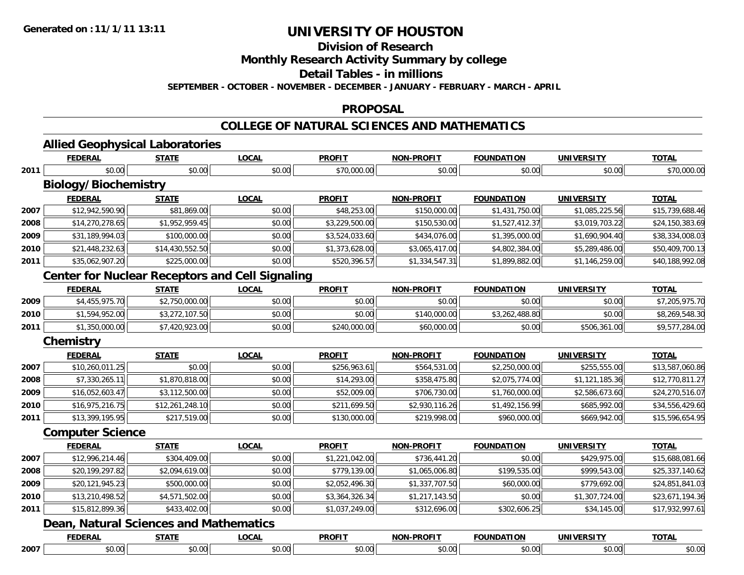Generated on :11/1/11 13:11

# UNIVERSITY OF HOUSTON

## Division of Research

## Monthly Research Activity Summary by college

## Detail Tables - in millions

**SEPTEMBER - OCTOBER - NOVEMBER - DECEMBER - JANUARY - FEBRUARY - MARCH - APRIL**

## PROPOSAL

## COLLEGE OF NATURAL SCIENCES AND MATHEMATICS

### Allied Geophysical Laboratories

| | FEDERAL | STATE | LOCAL | PROFIT | NON-PROFIT | FOUNDATION | UNIVERSITY | TOTAL |
|---|---|---|---|---|---|---|---|---|
| 2011 | $0.00 | $0.00 | $0.00 | $70,000.00 | $0.00 | $0.00 | $0.00 | $70,000.00 |

### Biology/Biochemistry

| | FEDERAL | STATE | LOCAL | PROFIT | NON-PROFIT | FOUNDATION | UNIVERSITY | TOTAL |
|---|---|---|---|---|---|---|---|---|
| 2007 | $12,942,590.90 | $81,869.00 | $0.00 | $48,253.00 | $150,000.00 | $1,431,750.00 | $1,085,225.56 | $15,739,688.46 |
| 2008 | $14,270,278.65 | $1,952,959.45 | $0.00 | $3,229,500.00 | $150,530.00 | $1,527,412.37 | $3,019,703.22 | $24,150,383.69 |
| 2009 | $31,189,994.03 | $100,000.00 | $0.00 | $3,524,033.60 | $434,076.00 | $1,395,000.00 | $1,690,904.40 | $38,334,008.03 |
| 2010 | $21,448,232.63 | $14,430,552.50 | $0.00 | $1,373,628.00 | $3,065,417.00 | $4,802,384.00 | $5,289,486.00 | $50,409,700.13 |
| 2011 | $35,062,907.20 | $225,000.00 | $0.00 | $520,396.57 | $1,334,547.31 | $1,899,882.00 | $1,146,259.00 | $40,188,992.08 |

### Center for Nuclear Receptors and Cell Signaling

| | FEDERAL | STATE | LOCAL | PROFIT | NON-PROFIT | FOUNDATION | UNIVERSITY | TOTAL |
|---|---|---|---|---|---|---|---|---|
| 2009 | $4,455,975.70 | $2,750,000.00 | $0.00 | $0.00 | $0.00 | $0.00 | $0.00 | $7,205,975.70 |
| 2010 | $1,594,952.00 | $3,272,107.50 | $0.00 | $0.00 | $140,000.00 | $3,262,488.80 | $0.00 | $8,269,548.30 |
| 2011 | $1,350,000.00 | $7,420,923.00 | $0.00 | $240,000.00 | $60,000.00 | $0.00 | $506,361.00 | $9,577,284.00 |

### Chemistry

| | FEDERAL | STATE | LOCAL | PROFIT | NON-PROFIT | FOUNDATION | UNIVERSITY | TOTAL |
|---|---|---|---|---|---|---|---|---|
| 2007 | $10,260,011.25 | $0.00 | $0.00 | $256,963.61 | $564,531.00 | $2,250,000.00 | $255,555.00 | $13,587,060.86 |
| 2008 | $7,330,265.11 | $1,870,818.00 | $0.00 | $14,293.00 | $358,475.80 | $2,075,774.00 | $1,121,185.36 | $12,770,811.27 |
| 2009 | $16,052,603.47 | $3,112,500.00 | $0.00 | $52,009.00 | $706,730.00 | $1,760,000.00 | $2,586,673.60 | $24,270,516.07 |
| 2010 | $16,975,216.75 | $12,261,248.10 | $0.00 | $211,699.50 | $2,930,116.26 | $1,492,156.99 | $685,992.00 | $34,556,429.60 |
| 2011 | $13,399,195.95 | $217,519.00 | $0.00 | $130,000.00 | $219,998.00 | $960,000.00 | $669,942.00 | $15,596,654.95 |

### Computer Science

| | FEDERAL | STATE | LOCAL | PROFIT | NON-PROFIT | FOUNDATION | UNIVERSITY | TOTAL |
|---|---|---|---|---|---|---|---|---|
| 2007 | $12,996,214.46 | $304,409.00 | $0.00 | $1,221,042.00 | $736,441.20 | $0.00 | $429,975.00 | $15,688,081.66 |
| 2008 | $20,199,297.82 | $2,094,619.00 | $0.00 | $779,139.00 | $1,065,006.80 | $199,535.00 | $999,543.00 | $25,337,140.62 |
| 2009 | $20,121,945.23 | $500,000.00 | $0.00 | $2,052,496.30 | $1,337,707.50 | $60,000.00 | $779,692.00 | $24,851,841.03 |
| 2010 | $13,210,498.52 | $4,571,502.00 | $0.00 | $3,364,326.34 | $1,217,143.50 | $0.00 | $1,307,724.00 | $23,671,194.36 |
| 2011 | $15,812,899.36 | $433,402.00 | $0.00 | $1,037,249.00 | $312,696.00 | $302,606.25 | $34,145.00 | $17,932,997.61 |

### Dean, Natural Sciences and Mathematics

| | FEDERAL | STATE | LOCAL | PROFIT | NON-PROFIT | FOUNDATION | UNIVERSITY | TOTAL |
|---|---|---|---|---|---|---|---|---|
| 2007 | $0.00 | $0.00 | $0.00 | $0.00 | $0.00 | $0.00 | $0.00 | $0.00 |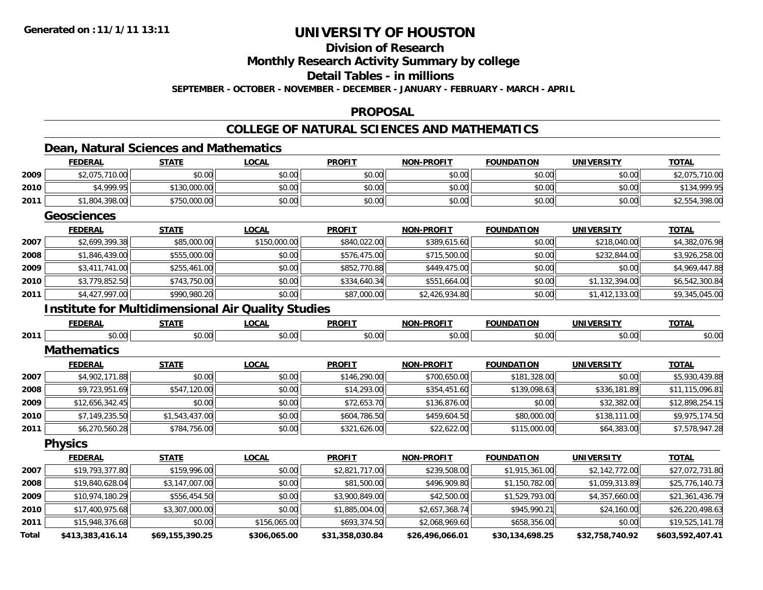Generated on :11/1/11 13:11

# UNIVERSITY OF HOUSTON

## Division of Research

## Monthly Research Activity Summary by college

## Detail Tables - in millions

**SEPTEMBER - OCTOBER - NOVEMBER - DECEMBER - JANUARY - FEBRUARY - MARCH - APRIL**

## PROPOSAL

## COLLEGE OF NATURAL SCIENCES AND MATHEMATICS

### Dean, Natural Sciences and Mathematics

| | FEDERAL | STATE | LOCAL | PROFIT | NON-PROFIT | FOUNDATION | UNIVERSITY | TOTAL |
|---|---|---|---|---|---|---|---|---|
| 2009 | $2,075,710.00 | $0.00 | $0.00 | $0.00 | $0.00 | $0.00 | $0.00 | $2,075,710.00 |
| 2010 | $4,999.95 | $130,000.00 | $0.00 | $0.00 | $0.00 | $0.00 | $0.00 | $134,999.95 |
| 2011 | $1,804,398.00 | $750,000.00 | $0.00 | $0.00 | $0.00 | $0.00 | $0.00 | $2,554,398.00 |

### Geosciences

| | FEDERAL | STATE | LOCAL | PROFIT | NON-PROFIT | FOUNDATION | UNIVERSITY | TOTAL |
|---|---|---|---|---|---|---|---|---|
| 2007 | $2,699,399.38 | $85,000.00 | $150,000.00 | $840,022.00 | $389,615.60 | $0.00 | $218,040.00 | $4,382,076.98 |
| 2008 | $1,846,439.00 | $555,000.00 | $0.00 | $576,475.00 | $715,500.00 | $0.00 | $232,844.00 | $3,926,258.00 |
| 2009 | $3,411,741.00 | $255,461.00 | $0.00 | $852,770.88 | $449,475.00 | $0.00 | $0.00 | $4,969,447.88 |
| 2010 | $3,779,852.50 | $743,750.00 | $0.00 | $334,640.34 | $551,664.00 | $0.00 | $1,132,394.00 | $6,542,300.84 |
| 2011 | $4,427,997.00 | $990,980.20 | $0.00 | $87,000.00 | $2,426,934.80 | $0.00 | $1,412,133.00 | $9,345,045.00 |

### Institute for Multidimensional Air Quality Studies

| | FEDERAL | STATE | LOCAL | PROFIT | NON-PROFIT | FOUNDATION | UNIVERSITY | TOTAL |
|---|---|---|---|---|---|---|---|---|
| 2011 | $0.00 | $0.00 | $0.00 | $0.00 | $0.00 | $0.00 | $0.00 | $0.00 |

### Mathematics

| | FEDERAL | STATE | LOCAL | PROFIT | NON-PROFIT | FOUNDATION | UNIVERSITY | TOTAL |
|---|---|---|---|---|---|---|---|---|
| 2007 | $4,902,171.88 | $0.00 | $0.00 | $146,290.00 | $700,650.00 | $181,328.00 | $0.00 | $5,930,439.88 |
| 2008 | $9,723,951.69 | $547,120.00 | $0.00 | $14,293.00 | $354,451.60 | $139,098.63 | $336,181.89 | $11,115,096.81 |
| 2009 | $12,656,342.45 | $0.00 | $0.00 | $72,653.70 | $136,876.00 | $0.00 | $32,382.00 | $12,898,254.15 |
| 2010 | $7,149,235.50 | $1,543,437.00 | $0.00 | $604,786.50 | $459,604.50 | $80,000.00 | $138,111.00 | $9,975,174.50 |
| 2011 | $6,270,560.28 | $784,756.00 | $0.00 | $321,626.00 | $22,622.00 | $115,000.00 | $64,383.00 | $7,578,947.28 |

### Physics

| | FEDERAL | STATE | LOCAL | PROFIT | NON-PROFIT | FOUNDATION | UNIVERSITY | TOTAL |
|---|---|---|---|---|---|---|---|---|
| 2007 | $19,793,377.80 | $159,996.00 | $0.00 | $2,821,717.00 | $239,508.00 | $1,915,361.00 | $2,142,772.00 | $27,072,731.80 |
| 2008 | $19,840,628.04 | $3,147,007.00 | $0.00 | $81,500.00 | $496,909.80 | $1,150,782.00 | $1,059,313.89 | $25,776,140.73 |
| 2009 | $10,974,180.29 | $556,454.50 | $0.00 | $3,900,849.00 | $42,500.00 | $1,529,793.00 | $4,357,660.00 | $21,361,436.79 |
| 2010 | $17,400,975.68 | $3,307,000.00 | $0.00 | $1,885,004.00 | $2,657,368.74 | $945,990.21 | $24,160.00 | $26,220,498.63 |
| 2011 | $15,948,376.68 | $0.00 | $156,065.00 | $693,374.50 | $2,068,969.60 | $658,356.00 | $0.00 | $19,525,141.78 |
| **Total** | **$413,383,416.14** | **$69,155,390.25** | **$306,065.00** | **$31,358,030.84** | **$26,496,066.01** | **$30,134,698.25** | **$32,758,740.92** | **$603,592,407.41** |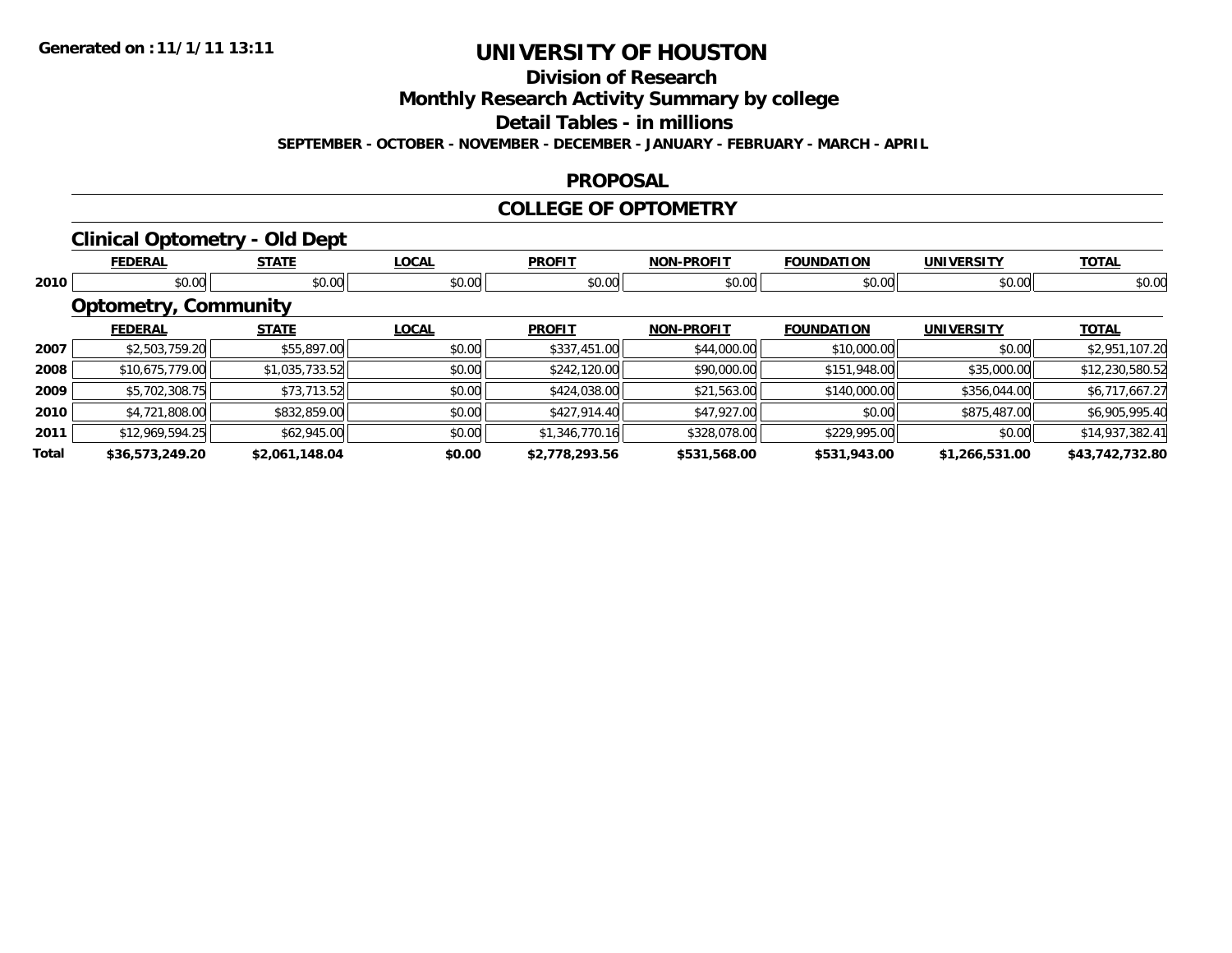Generated on :11/1/11 13:11

# UNIVERSITY OF HOUSTON

## Division of Research

## Monthly Research Activity Summary by college

## Detail Tables - in millions

**SEPTEMBER - OCTOBER - NOVEMBER - DECEMBER - JANUARY - FEBRUARY - MARCH - APRIL**

## PROPOSAL

## COLLEGE OF OPTOMETRY

### Clinical Optometry - Old Dept

| | FEDERAL | STATE | LOCAL | PROFIT | NON-PROFIT | FOUNDATION | UNIVERSITY | TOTAL |
|---|---|---|---|---|---|---|---|---|
| 2010 | $0.00 | $0.00 | $0.00 | $0.00 | $0.00 | $0.00 | $0.00 | $0.00 |

### Optometry, Community

| | FEDERAL | STATE | LOCAL | PROFIT | NON-PROFIT | FOUNDATION | UNIVERSITY | TOTAL |
|---|---|---|---|---|---|---|---|---|
| 2007 | $2,503,759.20 | $55,897.00 | $0.00 | $337,451.00 | $44,000.00 | $10,000.00 | $0.00 | $2,951,107.20 |
| 2008 | $10,675,779.00 | $1,035,733.52 | $0.00 | $242,120.00 | $90,000.00 | $151,948.00 | $35,000.00 | $12,230,580.52 |
| 2009 | $5,702,308.75 | $73,713.52 | $0.00 | $424,038.00 | $21,563.00 | $140,000.00 | $356,044.00 | $6,717,667.27 |
| 2010 | $4,721,808.00 | $832,859.00 | $0.00 | $427,914.40 | $47,927.00 | $0.00 | $875,487.00 | $6,905,995.40 |
| 2011 | $12,969,594.25 | $62,945.00 | $0.00 | $1,346,770.16 | $328,078.00 | $229,995.00 | $0.00 | $14,937,382.41 |
| **Total** | **$36,573,249.20** | **$2,061,148.04** | **$0.00** | **$2,778,293.56** | **$531,568.00** | **$531,943.00** | **$1,266,531.00** | **$43,742,732.80** |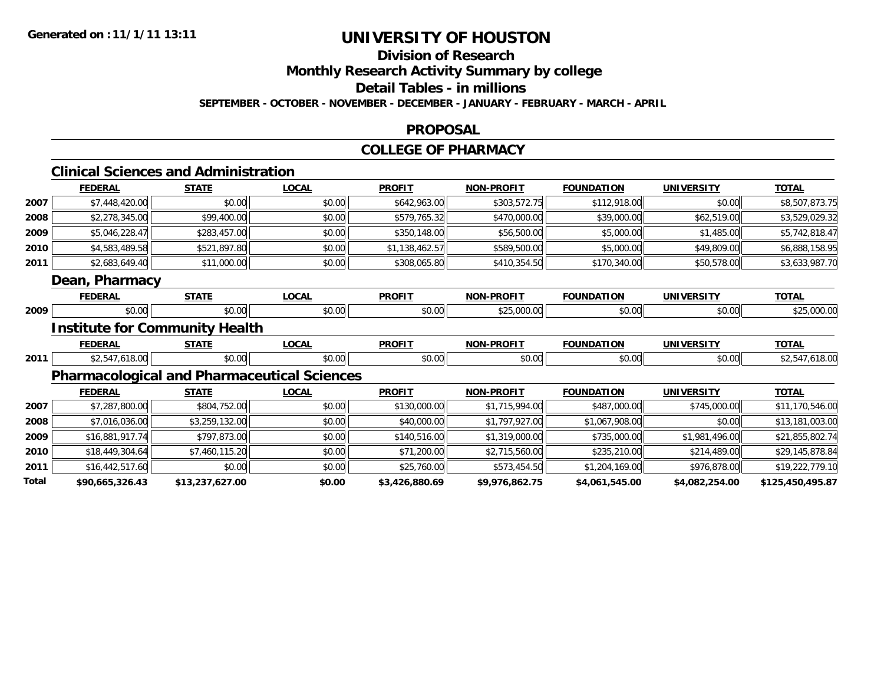Generated on :11/1/11 13:11

# UNIVERSITY OF HOUSTON

## Division of Research

## Monthly Research Activity Summary by college

## Detail Tables - in millions

**SEPTEMBER - OCTOBER - NOVEMBER - DECEMBER - JANUARY - FEBRUARY - MARCH - APRIL**

## PROPOSAL

## COLLEGE OF PHARMACY

### Clinical Sciences and Administration

| | FEDERAL | STATE | LOCAL | PROFIT | NON-PROFIT | FOUNDATION | UNIVERSITY | TOTAL |
|---|---|---|---|---|---|---|---|---|
| 2007 | $7,448,420.00 | $0.00 | $0.00 | $642,963.00 | $303,572.75 | $112,918.00 | $0.00 | $8,507,873.75 |
| 2008 | $2,278,345.00 | $99,400.00 | $0.00 | $579,765.32 | $470,000.00 | $39,000.00 | $62,519.00 | $3,529,029.32 |
| 2009 | $5,046,228.47 | $283,457.00 | $0.00 | $350,148.00 | $56,500.00 | $5,000.00 | $1,485.00 | $5,742,818.47 |
| 2010 | $4,583,489.58 | $521,897.80 | $0.00 | $1,138,462.57 | $589,500.00 | $5,000.00 | $49,809.00 | $6,888,158.95 |
| 2011 | $2,683,649.40 | $11,000.00 | $0.00 | $308,065.80 | $410,354.50 | $170,340.00 | $50,578.00 | $3,633,987.70 |

### Dean, Pharmacy

| | FEDERAL | STATE | LOCAL | PROFIT | NON-PROFIT | FOUNDATION | UNIVERSITY | TOTAL |
|---|---|---|---|---|---|---|---|---|
| 2009 | $0.00 | $0.00 | $0.00 | $0.00 | $25,000.00 | $0.00 | $0.00 | $25,000.00 |

### Institute for Community Health

| | FEDERAL | STATE | LOCAL | PROFIT | NON-PROFIT | FOUNDATION | UNIVERSITY | TOTAL |
|---|---|---|---|---|---|---|---|---|
| 2011 | $2,547,618.00 | $0.00 | $0.00 | $0.00 | $0.00 | $0.00 | $0.00 | $2,547,618.00 |

### Pharmacological and Pharmaceutical Sciences

| | FEDERAL | STATE | LOCAL | PROFIT | NON-PROFIT | FOUNDATION | UNIVERSITY | TOTAL |
|---|---|---|---|---|---|---|---|---|
| 2007 | $7,287,800.00 | $804,752.00 | $0.00 | $130,000.00 | $1,715,994.00 | $487,000.00 | $745,000.00 | $11,170,546.00 |
| 2008 | $7,016,036.00 | $3,259,132.00 | $0.00 | $40,000.00 | $1,797,927.00 | $1,067,908.00 | $0.00 | $13,181,003.00 |
| 2009 | $16,881,917.74 | $797,873.00 | $0.00 | $140,516.00 | $1,319,000.00 | $735,000.00 | $1,981,496.00 | $21,855,802.74 |
| 2010 | $18,449,304.64 | $7,460,115.20 | $0.00 | $71,200.00 | $2,715,560.00 | $235,210.00 | $214,489.00 | $29,145,878.84 |
| 2011 | $16,442,517.60 | $0.00 | $0.00 | $25,760.00 | $573,454.50 | $1,204,169.00 | $976,878.00 | $19,222,779.10 |
| **Total** | **$90,665,326.43** | **$13,237,627.00** | **$0.00** | **$3,426,880.69** | **$9,976,862.75** | **$4,061,545.00** | **$4,082,254.00** | **$125,450,495.87** |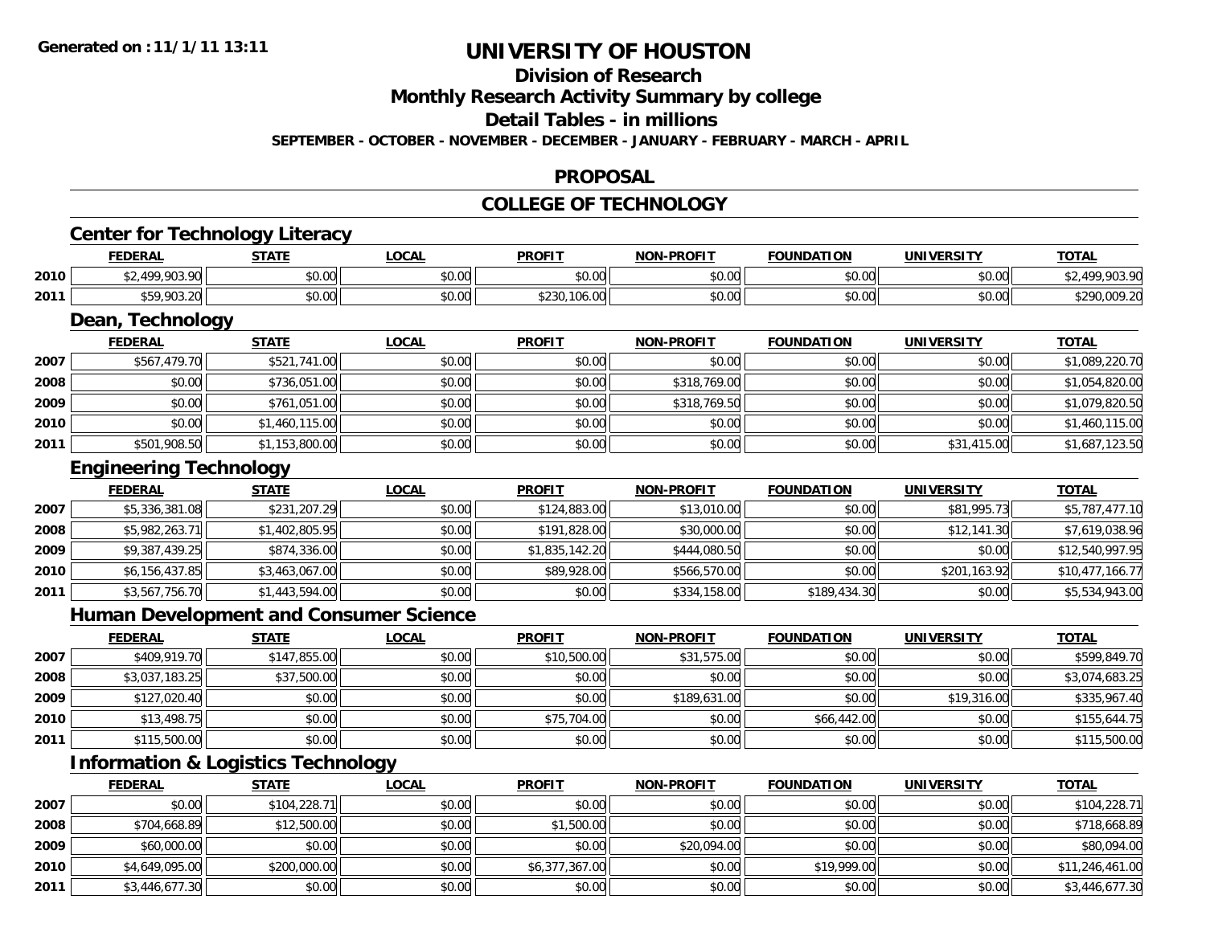# UNIVERSITY OF HOUSTON

## Division of Research

## Monthly Research Activity Summary by college

## Detail Tables - in millions

**SEPTEMBER - OCTOBER - NOVEMBER - DECEMBER - JANUARY - FEBRUARY - MARCH - APRIL**

## PROPOSAL

## COLLEGE OF TECHNOLOGY

### Center for Technology Literacy

| | FEDERAL | STATE | LOCAL | PROFIT | NON-PROFIT | FOUNDATION | UNIVERSITY | TOTAL |
|---|---|---|---|---|---|---|---|---|
| 2010 | $2,499,903.90 | $0.00 | $0.00 | $0.00 | $0.00 | $0.00 | $0.00 | $2,499,903.90 |
| 2011 | $59,903.20 | $0.00 | $0.00 | $230,106.00 | $0.00 | $0.00 | $0.00 | $290,009.20 |

### Dean, Technology

| | FEDERAL | STATE | LOCAL | PROFIT | NON-PROFIT | FOUNDATION | UNIVERSITY | TOTAL |
|---|---|---|---|---|---|---|---|---|
| 2007 | $567,479.70 | $521,741.00 | $0.00 | $0.00 | $0.00 | $0.00 | $0.00 | $1,089,220.70 |
| 2008 | $0.00 | $736,051.00 | $0.00 | $0.00 | $318,769.00 | $0.00 | $0.00 | $1,054,820.00 |
| 2009 | $0.00 | $761,051.00 | $0.00 | $0.00 | $318,769.50 | $0.00 | $0.00 | $1,079,820.50 |
| 2010 | $0.00 | $1,460,115.00 | $0.00 | $0.00 | $0.00 | $0.00 | $0.00 | $1,460,115.00 |
| 2011 | $501,908.50 | $1,153,800.00 | $0.00 | $0.00 | $0.00 | $0.00 | $31,415.00 | $1,687,123.50 |

### Engineering Technology

| | FEDERAL | STATE | LOCAL | PROFIT | NON-PROFIT | FOUNDATION | UNIVERSITY | TOTAL |
|---|---|---|---|---|---|---|---|---|
| 2007 | $5,336,381.08 | $231,207.29 | $0.00 | $124,883.00 | $13,010.00 | $0.00 | $81,995.73 | $5,787,477.10 |
| 2008 | $5,982,263.71 | $1,402,805.95 | $0.00 | $191,828.00 | $30,000.00 | $0.00 | $12,141.30 | $7,619,038.96 |
| 2009 | $9,387,439.25 | $874,336.00 | $0.00 | $1,835,142.20 | $444,080.50 | $0.00 | $0.00 | $12,540,997.95 |
| 2010 | $6,156,437.85 | $3,463,067.00 | $0.00 | $89,928.00 | $566,570.00 | $0.00 | $201,163.92 | $10,477,166.77 |
| 2011 | $3,567,756.70 | $1,443,594.00 | $0.00 | $0.00 | $334,158.00 | $189,434.30 | $0.00 | $5,534,943.00 |

### Human Development and Consumer Science

| | FEDERAL | STATE | LOCAL | PROFIT | NON-PROFIT | FOUNDATION | UNIVERSITY | TOTAL |
|---|---|---|---|---|---|---|---|---|
| 2007 | $409,919.70 | $147,855.00 | $0.00 | $10,500.00 | $31,575.00 | $0.00 | $0.00 | $599,849.70 |
| 2008 | $3,037,183.25 | $37,500.00 | $0.00 | $0.00 | $0.00 | $0.00 | $0.00 | $3,074,683.25 |
| 2009 | $127,020.40 | $0.00 | $0.00 | $0.00 | $189,631.00 | $0.00 | $19,316.00 | $335,967.40 |
| 2010 | $13,498.75 | $0.00 | $0.00 | $75,704.00 | $0.00 | $66,442.00 | $0.00 | $155,644.75 |
| 2011 | $115,500.00 | $0.00 | $0.00 | $0.00 | $0.00 | $0.00 | $0.00 | $115,500.00 |

### Information & Logistics Technology

| | FEDERAL | STATE | LOCAL | PROFIT | NON-PROFIT | FOUNDATION | UNIVERSITY | TOTAL |
|---|---|---|---|---|---|---|---|---|
| 2007 | $0.00 | $104,228.71 | $0.00 | $0.00 | $0.00 | $0.00 | $0.00 | $104,228.71 |
| 2008 | $704,668.89 | $12,500.00 | $0.00 | $1,500.00 | $0.00 | $0.00 | $0.00 | $718,668.89 |
| 2009 | $60,000.00 | $0.00 | $0.00 | $0.00 | $20,094.00 | $0.00 | $0.00 | $80,094.00 |
| 2010 | $4,649,095.00 | $200,000.00 | $0.00 | $6,377,367.00 | $0.00 | $19,999.00 | $0.00 | $11,246,461.00 |
| 2011 | $3,446,677.30 | $0.00 | $0.00 | $0.00 | $0.00 | $0.00 | $0.00 | $3,446,677.30 |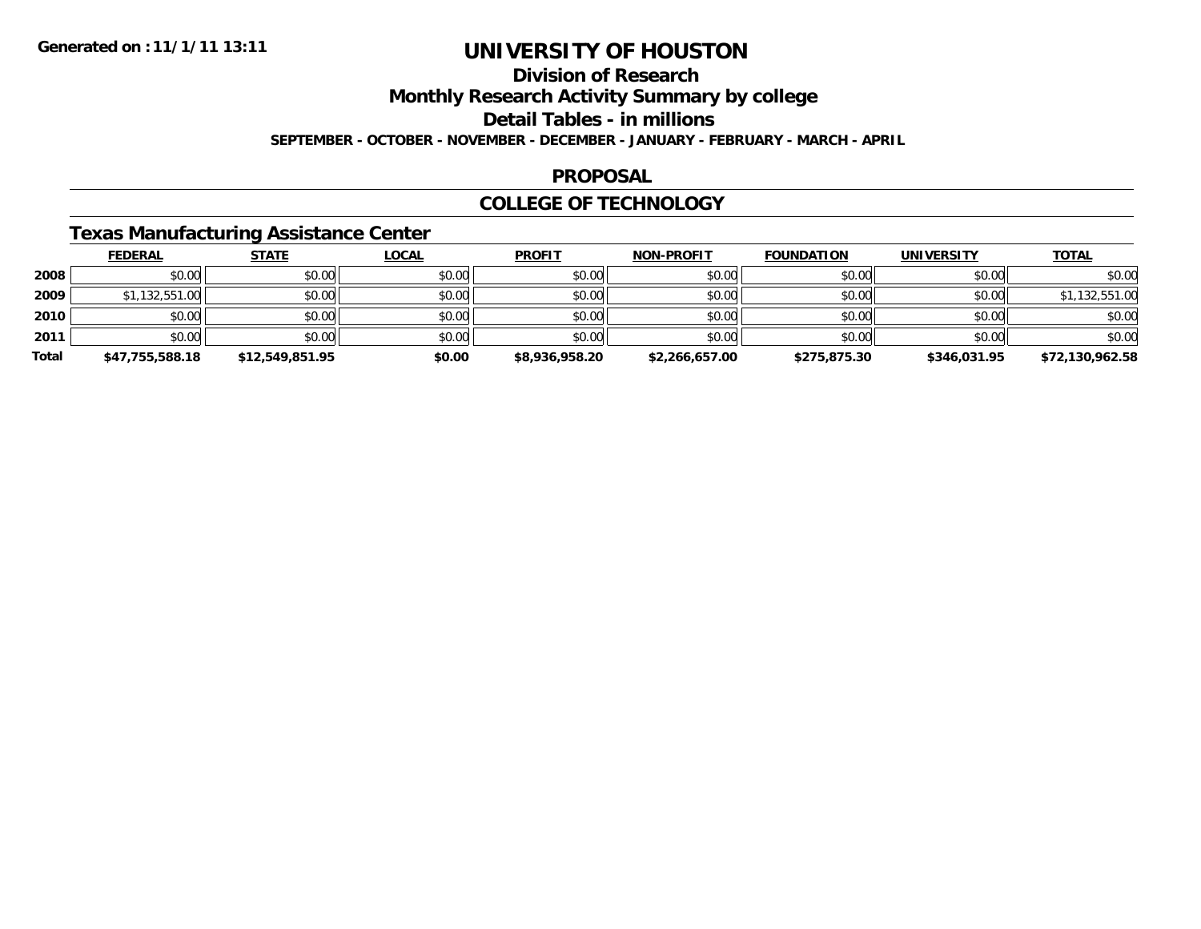Generated on :11/1/11 13:11

# UNIVERSITY OF HOUSTON

## Division of Research

## Monthly Research Activity Summary by college

## Detail Tables - in millions

**SEPTEMBER - OCTOBER - NOVEMBER - DECEMBER - JANUARY - FEBRUARY - MARCH - APRIL**

## PROPOSAL

## COLLEGE OF TECHNOLOGY

### Texas Manufacturing Assistance Center

| | FEDERAL | STATE | LOCAL | PROFIT | NON-PROFIT | FOUNDATION | UNIVERSITY | TOTAL |
|---|---|---|---|---|---|---|---|---|
| 2008 | $0.00 | $0.00 | $0.00 | $0.00 | $0.00 | $0.00 | $0.00 | $0.00 |
| 2009 | $1,132,551.00 | $0.00 | $0.00 | $0.00 | $0.00 | $0.00 | $0.00 | $1,132,551.00 |
| 2010 | $0.00 | $0.00 | $0.00 | $0.00 | $0.00 | $0.00 | $0.00 | $0.00 |
| 2011 | $0.00 | $0.00 | $0.00 | $0.00 | $0.00 | $0.00 | $0.00 | $0.00 |
| **Total** | **$47,755,588.18** | **$12,549,851.95** | **$0.00** | **$8,936,958.20** | **$2,266,657.00** | **$275,875.30** | **$346,031.95** | **$72,130,962.58** |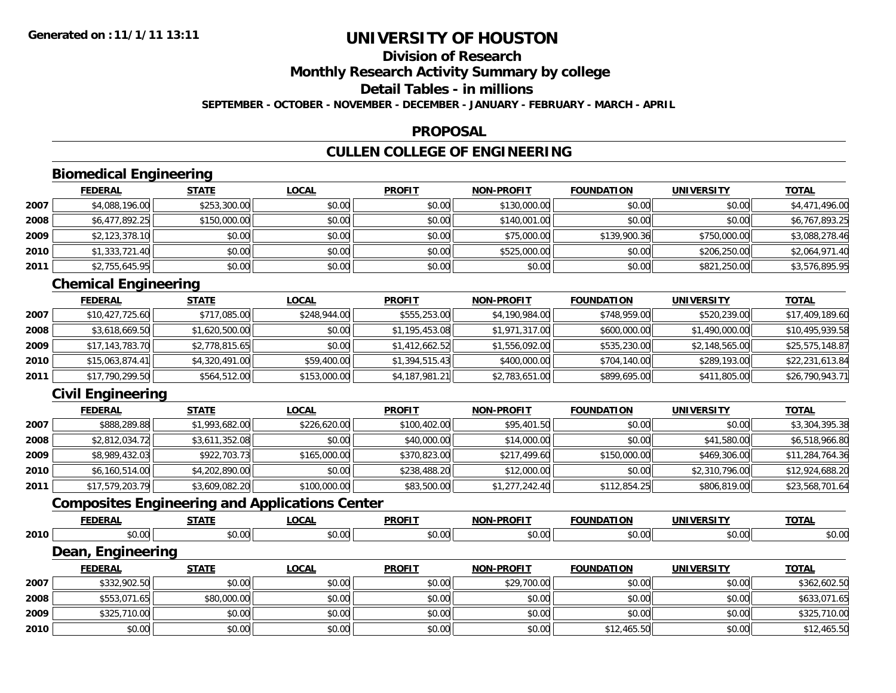**Generated on :11/1/11 13:11**

# UNIVERSITY OF HOUSTON

## Division of Research

## Monthly Research Activity Summary by college

## Detail Tables - in millions

**SEPTEMBER - OCTOBER - NOVEMBER - DECEMBER - JANUARY - FEBRUARY - MARCH - APRIL**

## PROPOSAL

## CULLEN COLLEGE OF ENGINEERING

### Biomedical Engineering

| | FEDERAL | STATE | LOCAL | PROFIT | NON-PROFIT | FOUNDATION | UNIVERSITY | TOTAL |
|---|---|---|---|---|---|---|---|---|
| 2007 | $4,088,196.00 | $253,300.00 | $0.00 | $0.00 | $130,000.00 | $0.00 | $0.00 | $4,471,496.00 |
| 2008 | $6,477,892.25 | $150,000.00 | $0.00 | $0.00 | $140,001.00 | $0.00 | $0.00 | $6,767,893.25 |
| 2009 | $2,123,378.10 | $0.00 | $0.00 | $0.00 | $75,000.00 | $139,900.36 | $750,000.00 | $3,088,278.46 |
| 2010 | $1,333,721.40 | $0.00 | $0.00 | $0.00 | $525,000.00 | $0.00 | $206,250.00 | $2,064,971.40 |
| 2011 | $2,755,645.95 | $0.00 | $0.00 | $0.00 | $0.00 | $0.00 | $821,250.00 | $3,576,895.95 |

### Chemical Engineering

| | FEDERAL | STATE | LOCAL | PROFIT | NON-PROFIT | FOUNDATION | UNIVERSITY | TOTAL |
|---|---|---|---|---|---|---|---|---|
| 2007 | $10,427,725.60 | $717,085.00 | $248,944.00 | $555,253.00 | $4,190,984.00 | $748,959.00 | $520,239.00 | $17,409,189.60 |
| 2008 | $3,618,669.50 | $1,620,500.00 | $0.00 | $1,195,453.08 | $1,971,317.00 | $600,000.00 | $1,490,000.00 | $10,495,939.58 |
| 2009 | $17,143,783.70 | $2,778,815.65 | $0.00 | $1,412,662.52 | $1,556,092.00 | $535,230.00 | $2,148,565.00 | $25,575,148.87 |
| 2010 | $15,063,874.41 | $4,320,491.00 | $59,400.00 | $1,394,515.43 | $400,000.00 | $704,140.00 | $289,193.00 | $22,231,613.84 |
| 2011 | $17,790,299.50 | $564,512.00 | $153,000.00 | $4,187,981.21 | $2,783,651.00 | $899,695.00 | $411,805.00 | $26,790,943.71 |

### Civil Engineering

| | FEDERAL | STATE | LOCAL | PROFIT | NON-PROFIT | FOUNDATION | UNIVERSITY | TOTAL |
|---|---|---|---|---|---|---|---|---|
| 2007 | $888,289.88 | $1,993,682.00 | $226,620.00 | $100,402.00 | $95,401.50 | $0.00 | $0.00 | $3,304,395.38 |
| 2008 | $2,812,034.72 | $3,611,352.08 | $0.00 | $40,000.00 | $14,000.00 | $0.00 | $41,580.00 | $6,518,966.80 |
| 2009 | $8,989,432.03 | $922,703.73 | $165,000.00 | $370,823.00 | $217,499.60 | $150,000.00 | $469,306.00 | $11,284,764.36 |
| 2010 | $6,160,514.00 | $4,202,890.00 | $0.00 | $238,488.20 | $12,000.00 | $0.00 | $2,310,796.00 | $12,924,688.20 |
| 2011 | $17,579,203.79 | $3,609,082.20 | $100,000.00 | $83,500.00 | $1,277,242.40 | $112,854.25 | $806,819.00 | $23,568,701.64 |

### Composites Engineering and Applications Center

| | FEDERAL | STATE | LOCAL | PROFIT | NON-PROFIT | FOUNDATION | UNIVERSITY | TOTAL |
|---|---|---|---|---|---|---|---|---|
| 2010 | $0.00 | $0.00 | $0.00 | $0.00 | $0.00 | $0.00 | $0.00 | $0.00 |

### Dean, Engineering

| | FEDERAL | STATE | LOCAL | PROFIT | NON-PROFIT | FOUNDATION | UNIVERSITY | TOTAL |
|---|---|---|---|---|---|---|---|---|
| 2007 | $332,902.50 | $0.00 | $0.00 | $0.00 | $29,700.00 | $0.00 | $0.00 | $362,602.50 |
| 2008 | $553,071.65 | $80,000.00 | $0.00 | $0.00 | $0.00 | $0.00 | $0.00 | $633,071.65 |
| 2009 | $325,710.00 | $0.00 | $0.00 | $0.00 | $0.00 | $0.00 | $0.00 | $325,710.00 |
| 2010 | $0.00 | $0.00 | $0.00 | $0.00 | $0.00 | $12,465.50 | $0.00 | $12,465.50 |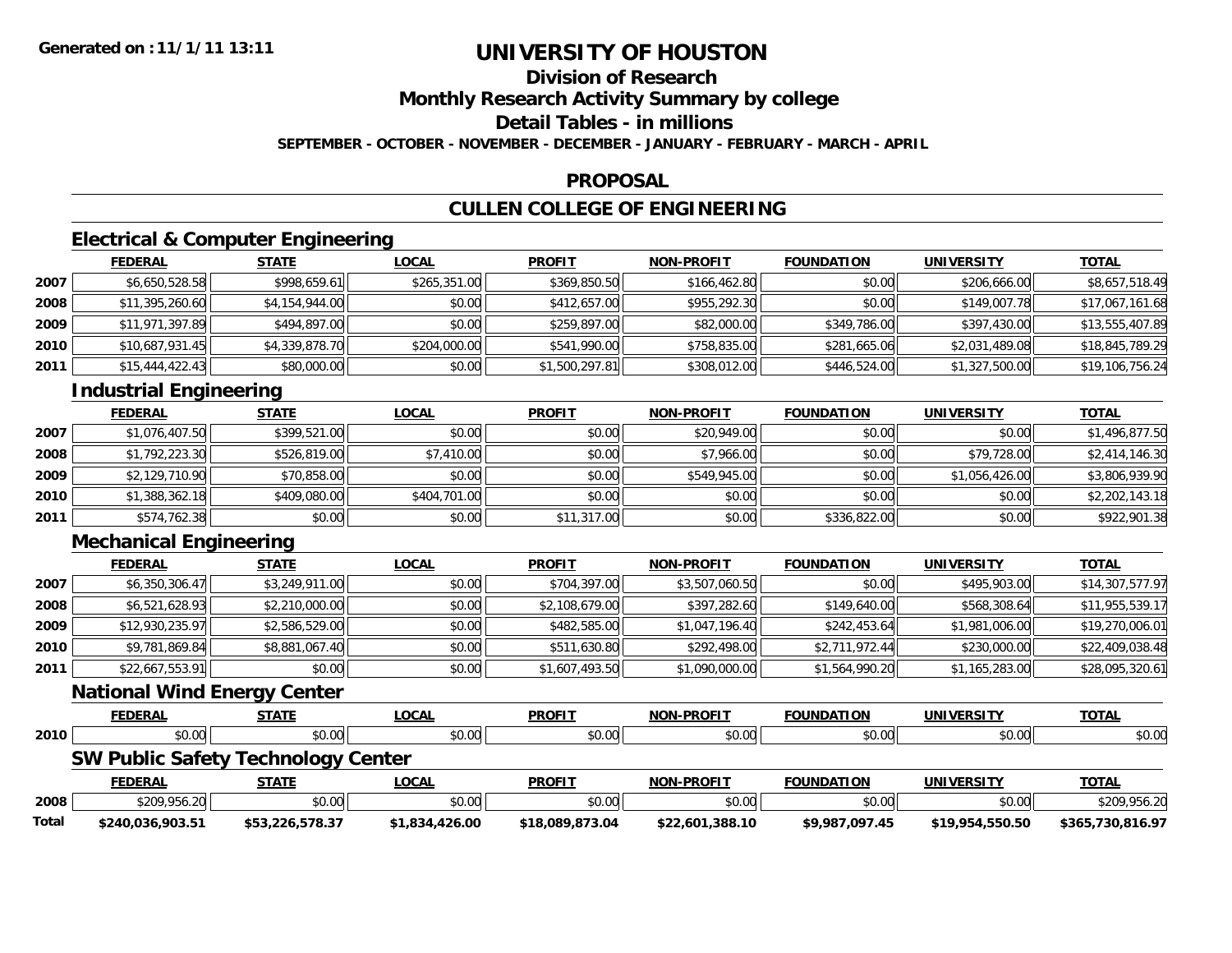**Generated on :11/1/11 13:11**

# UNIVERSITY OF HOUSTON

## Division of Research

## Monthly Research Activity Summary by college

## Detail Tables - in millions

**SEPTEMBER - OCTOBER - NOVEMBER - DECEMBER - JANUARY - FEBRUARY - MARCH - APRIL**

## PROPOSAL

## CULLEN COLLEGE OF ENGINEERING

### Electrical & Computer Engineering

| | FEDERAL | STATE | LOCAL | PROFIT | NON-PROFIT | FOUNDATION | UNIVERSITY | TOTAL |
|---|---|---|---|---|---|---|---|---|
| 2007 | $6,650,528.58 | $998,659.61 | $265,351.00 | $369,850.50 | $166,462.80 | $0.00 | $206,666.00 | $8,657,518.49 |
| 2008 | $11,395,260.60 | $4,154,944.00 | $0.00 | $412,657.00 | $955,292.30 | $0.00 | $149,007.78 | $17,067,161.68 |
| 2009 | $11,971,397.89 | $494,897.00 | $0.00 | $259,897.00 | $82,000.00 | $349,786.00 | $397,430.00 | $13,555,407.89 |
| 2010 | $10,687,931.45 | $4,339,878.70 | $204,000.00 | $541,990.00 | $758,835.00 | $281,665.06 | $2,031,489.08 | $18,845,789.29 |
| 2011 | $15,444,422.43 | $80,000.00 | $0.00 | $1,500,297.81 | $308,012.00 | $446,524.00 | $1,327,500.00 | $19,106,756.24 |

### Industrial Engineering

| | FEDERAL | STATE | LOCAL | PROFIT | NON-PROFIT | FOUNDATION | UNIVERSITY | TOTAL |
|---|---|---|---|---|---|---|---|---|
| 2007 | $1,076,407.50 | $399,521.00 | $0.00 | $0.00 | $20,949.00 | $0.00 | $0.00 | $1,496,877.50 |
| 2008 | $1,792,223.30 | $526,819.00 | $7,410.00 | $0.00 | $7,966.00 | $0.00 | $79,728.00 | $2,414,146.30 |
| 2009 | $2,129,710.90 | $70,858.00 | $0.00 | $0.00 | $549,945.00 | $0.00 | $1,056,426.00 | $3,806,939.90 |
| 2010 | $1,388,362.18 | $409,080.00 | $404,701.00 | $0.00 | $0.00 | $0.00 | $0.00 | $2,202,143.18 |
| 2011 | $574,762.38 | $0.00 | $0.00 | $11,317.00 | $0.00 | $336,822.00 | $0.00 | $922,901.38 |

### Mechanical Engineering

| | FEDERAL | STATE | LOCAL | PROFIT | NON-PROFIT | FOUNDATION | UNIVERSITY | TOTAL |
|---|---|---|---|---|---|---|---|---|
| 2007 | $6,350,306.47 | $3,249,911.00 | $0.00 | $704,397.00 | $3,507,060.50 | $0.00 | $495,903.00 | $14,307,577.97 |
| 2008 | $6,521,628.93 | $2,210,000.00 | $0.00 | $2,108,679.00 | $397,282.60 | $149,640.00 | $568,308.64 | $11,955,539.17 |
| 2009 | $12,930,235.97 | $2,586,529.00 | $0.00 | $482,585.00 | $1,047,196.40 | $242,453.64 | $1,981,006.00 | $19,270,006.01 |
| 2010 | $9,781,869.84 | $8,881,067.40 | $0.00 | $511,630.80 | $292,498.00 | $2,711,972.44 | $230,000.00 | $22,409,038.48 |
| 2011 | $22,667,553.91 | $0.00 | $0.00 | $1,607,493.50 | $1,090,000.00 | $1,564,990.20 | $1,165,283.00 | $28,095,320.61 |

### National Wind Energy Center

| | FEDERAL | STATE | LOCAL | PROFIT | NON-PROFIT | FOUNDATION | UNIVERSITY | TOTAL |
|---|---|---|---|---|---|---|---|---|
| 2010 | $0.00 | $0.00 | $0.00 | $0.00 | $0.00 | $0.00 | $0.00 | $0.00 |

### SW Public Safety Technology Center

| | FEDERAL | STATE | LOCAL | PROFIT | NON-PROFIT | FOUNDATION | UNIVERSITY | TOTAL |
|---|---|---|---|---|---|---|---|---|
| 2008 | $209,956.20 | $0.00 | $0.00 | $0.00 | $0.00 | $0.00 | $0.00 | $209,956.20 |
| **Total** | **$240,036,903.51** | **$53,226,578.37** | **$1,834,426.00** | **$18,089,873.04** | **$22,601,388.10** | **$9,987,097.45** | **$19,954,550.50** | **$365,730,816.97** |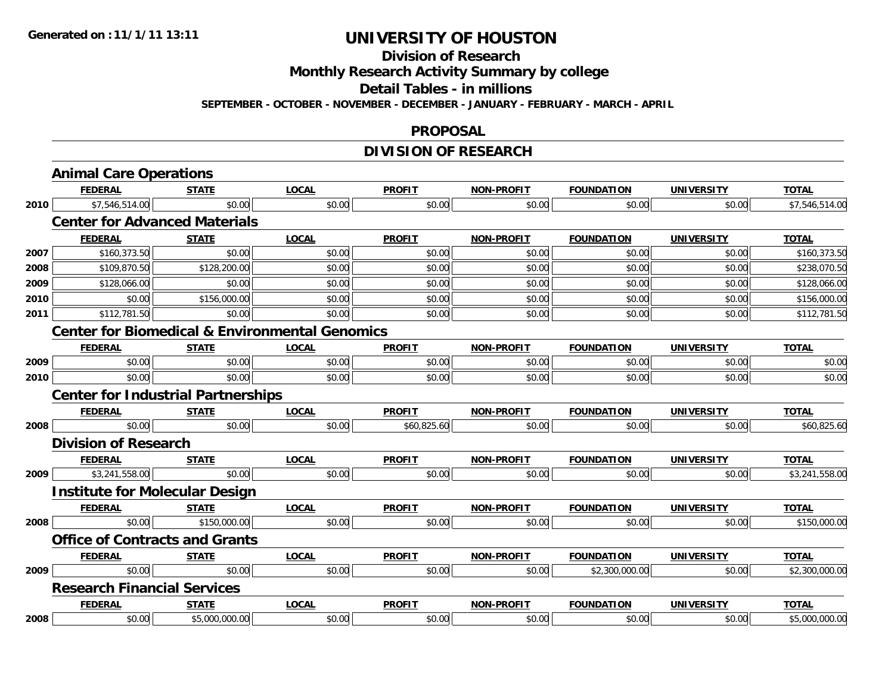**Generated on :11/1/11 13:11**

# UNIVERSITY OF HOUSTON

## Division of Research

## Monthly Research Activity Summary by college

## Detail Tables - in millions

**SEPTEMBER - OCTOBER - NOVEMBER - DECEMBER - JANUARY - FEBRUARY - MARCH - APRIL**

## PROPOSAL

## DIVISION OF RESEARCH

### Animal Care Operations

| | FEDERAL | STATE | LOCAL | PROFIT | NON-PROFIT | FOUNDATION | UNIVERSITY | TOTAL |
|---|---|---|---|---|---|---|---|---|
| 2010 | $7,546,514.00 | $0.00 | $0.00 | $0.00 | $0.00 | $0.00 | $0.00 | $7,546,514.00 |

### Center for Advanced Materials

| | FEDERAL | STATE | LOCAL | PROFIT | NON-PROFIT | FOUNDATION | UNIVERSITY | TOTAL |
|---|---|---|---|---|---|---|---|---|
| 2007 | $160,373.50 | $0.00 | $0.00 | $0.00 | $0.00 | $0.00 | $0.00 | $160,373.50 |
| 2008 | $109,870.50 | $128,200.00 | $0.00 | $0.00 | $0.00 | $0.00 | $0.00 | $238,070.50 |
| 2009 | $128,066.00 | $0.00 | $0.00 | $0.00 | $0.00 | $0.00 | $0.00 | $128,066.00 |
| 2010 | $0.00 | $156,000.00 | $0.00 | $0.00 | $0.00 | $0.00 | $0.00 | $156,000.00 |
| 2011 | $112,781.50 | $0.00 | $0.00 | $0.00 | $0.00 | $0.00 | $0.00 | $112,781.50 |

### Center for Biomedical & Environmental Genomics

| | FEDERAL | STATE | LOCAL | PROFIT | NON-PROFIT | FOUNDATION | UNIVERSITY | TOTAL |
|---|---|---|---|---|---|---|---|---|
| 2009 | $0.00 | $0.00 | $0.00 | $0.00 | $0.00 | $0.00 | $0.00 | $0.00 |
| 2010 | $0.00 | $0.00 | $0.00 | $0.00 | $0.00 | $0.00 | $0.00 | $0.00 |

### Center for Industrial Partnerships

| | FEDERAL | STATE | LOCAL | PROFIT | NON-PROFIT | FOUNDATION | UNIVERSITY | TOTAL |
|---|---|---|---|---|---|---|---|---|
| 2008 | $0.00 | $0.00 | $0.00 | $60,825.60 | $0.00 | $0.00 | $0.00 | $60,825.60 |

### Division of Research

| | FEDERAL | STATE | LOCAL | PROFIT | NON-PROFIT | FOUNDATION | UNIVERSITY | TOTAL |
|---|---|---|---|---|---|---|---|---|
| 2009 | $3,241,558.00 | $0.00 | $0.00 | $0.00 | $0.00 | $0.00 | $0.00 | $3,241,558.00 |

### Institute for Molecular Design

| | FEDERAL | STATE | LOCAL | PROFIT | NON-PROFIT | FOUNDATION | UNIVERSITY | TOTAL |
|---|---|---|---|---|---|---|---|---|
| 2008 | $0.00 | $150,000.00 | $0.00 | $0.00 | $0.00 | $0.00 | $0.00 | $150,000.00 |

### Office of Contracts and Grants

| | FEDERAL | STATE | LOCAL | PROFIT | NON-PROFIT | FOUNDATION | UNIVERSITY | TOTAL |
|---|---|---|---|---|---|---|---|---|
| 2009 | $0.00 | $0.00 | $0.00 | $0.00 | $0.00 | $2,300,000.00 | $0.00 | $2,300,000.00 |

### Research Financial Services

| | FEDERAL | STATE | LOCAL | PROFIT | NON-PROFIT | FOUNDATION | UNIVERSITY | TOTAL |
|---|---|---|---|---|---|---|---|---|
| 2008 | $0.00 | $5,000,000.00 | $0.00 | $0.00 | $0.00 | $0.00 | $0.00 | $5,000,000.00 |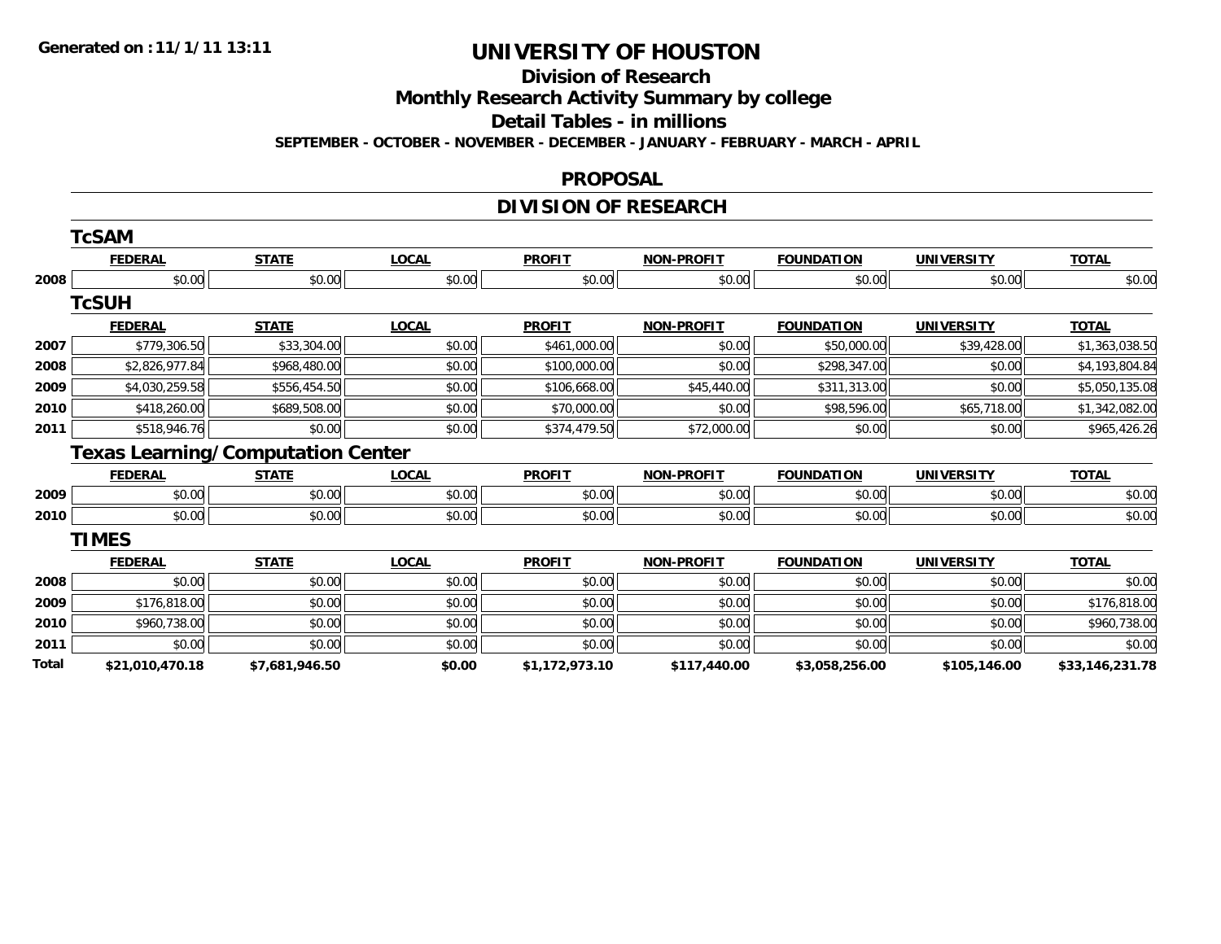# UNIVERSITY OF HOUSTON

## Division of Research

## Monthly Research Activity Summary by college

## Detail Tables - in millions

**SEPTEMBER - OCTOBER - NOVEMBER - DECEMBER - JANUARY - FEBRUARY - MARCH - APRIL**

## PROPOSAL

## DIVISION OF RESEARCH

### TcSAM

| | FEDERAL | STATE | LOCAL | PROFIT | NON-PROFIT | FOUNDATION | UNIVERSITY | TOTAL |
|---|---|---|---|---|---|---|---|---|
| 2008 | $0.00 | $0.00 | $0.00 | $0.00 | $0.00 | $0.00 | $0.00 | $0.00 |

### TcSUH

| | FEDERAL | STATE | LOCAL | PROFIT | NON-PROFIT | FOUNDATION | UNIVERSITY | TOTAL |
|---|---|---|---|---|---|---|---|---|
| 2007 | $779,306.50 | $33,304.00 | $0.00 | $461,000.00 | $0.00 | $50,000.00 | $39,428.00 | $1,363,038.50 |
| 2008 | $2,826,977.84 | $968,480.00 | $0.00 | $100,000.00 | $0.00 | $298,347.00 | $0.00 | $4,193,804.84 |
| 2009 | $4,030,259.58 | $556,454.50 | $0.00 | $106,668.00 | $45,440.00 | $311,313.00 | $0.00 | $5,050,135.08 |
| 2010 | $418,260.00 | $689,508.00 | $0.00 | $70,000.00 | $0.00 | $98,596.00 | $65,718.00 | $1,342,082.00 |
| 2011 | $518,946.76 | $0.00 | $0.00 | $374,479.50 | $72,000.00 | $0.00 | $0.00 | $965,426.26 |

### Texas Learning/Computation Center

| | FEDERAL | STATE | LOCAL | PROFIT | NON-PROFIT | FOUNDATION | UNIVERSITY | TOTAL |
|---|---|---|---|---|---|---|---|---|
| 2009 | $0.00 | $0.00 | $0.00 | $0.00 | $0.00 | $0.00 | $0.00 | $0.00 |
| 2010 | $0.00 | $0.00 | $0.00 | $0.00 | $0.00 | $0.00 | $0.00 | $0.00 |

### TIMES

| | FEDERAL | STATE | LOCAL | PROFIT | NON-PROFIT | FOUNDATION | UNIVERSITY | TOTAL |
|---|---|---|---|---|---|---|---|---|
| 2008 | $0.00 | $0.00 | $0.00 | $0.00 | $0.00 | $0.00 | $0.00 | $0.00 |
| 2009 | $176,818.00 | $0.00 | $0.00 | $0.00 | $0.00 | $0.00 | $0.00 | $176,818.00 |
| 2010 | $960,738.00 | $0.00 | $0.00 | $0.00 | $0.00 | $0.00 | $0.00 | $960,738.00 |
| 2011 | $0.00 | $0.00 | $0.00 | $0.00 | $0.00 | $0.00 | $0.00 | $0.00 |
| **Total** | **$21,010,470.18** | **$7,681,946.50** | **$0.00** | **$1,172,973.10** | **$117,440.00** | **$3,058,256.00** | **$105,146.00** | **$33,146,231.78** |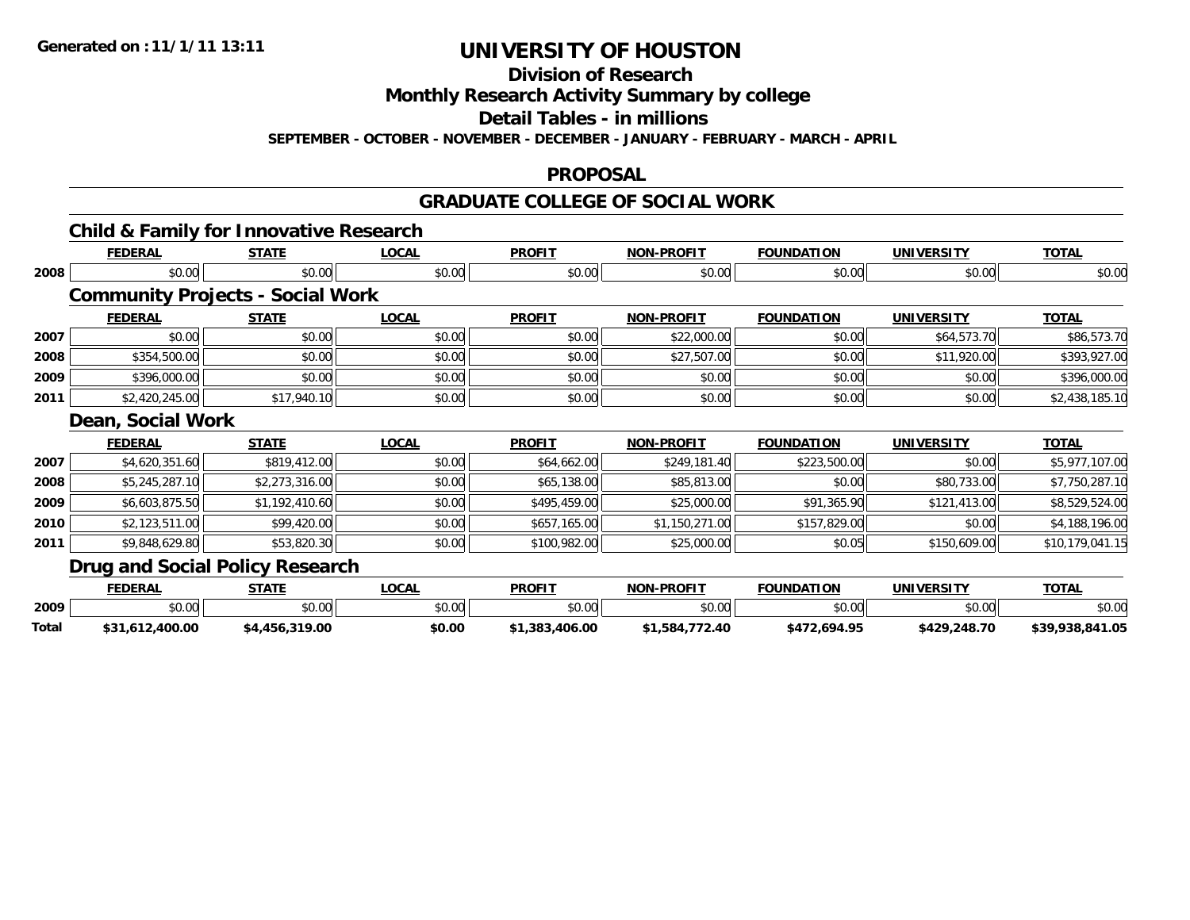Generated on :11/1/11 13:11

# UNIVERSITY OF HOUSTON

## Division of Research

## Monthly Research Activity Summary by college

## Detail Tables - in millions

**SEPTEMBER - OCTOBER - NOVEMBER - DECEMBER - JANUARY - FEBRUARY - MARCH - APRIL**

## PROPOSAL

## GRADUATE COLLEGE OF SOCIAL WORK

### Child & Family for Innovative Research

| | FEDERAL | STATE | LOCAL | PROFIT | NON-PROFIT | FOUNDATION | UNIVERSITY | TOTAL |
|---|---|---|---|---|---|---|---|---|
| 2008 | $0.00 | $0.00 | $0.00 | $0.00 | $0.00 | $0.00 | $0.00 | $0.00 |

### Community Projects - Social Work

| | FEDERAL | STATE | LOCAL | PROFIT | NON-PROFIT | FOUNDATION | UNIVERSITY | TOTAL |
|---|---|---|---|---|---|---|---|---|
| 2007 | $0.00 | $0.00 | $0.00 | $0.00 | $22,000.00 | $0.00 | $64,573.70 | $86,573.70 |
| 2008 | $354,500.00 | $0.00 | $0.00 | $0.00 | $27,507.00 | $0.00 | $11,920.00 | $393,927.00 |
| 2009 | $396,000.00 | $0.00 | $0.00 | $0.00 | $0.00 | $0.00 | $0.00 | $396,000.00 |
| 2011 | $2,420,245.00 | $17,940.10 | $0.00 | $0.00 | $0.00 | $0.00 | $0.00 | $2,438,185.10 |

### Dean, Social Work

| | FEDERAL | STATE | LOCAL | PROFIT | NON-PROFIT | FOUNDATION | UNIVERSITY | TOTAL |
|---|---|---|---|---|---|---|---|---|
| 2007 | $4,620,351.60 | $819,412.00 | $0.00 | $64,662.00 | $249,181.40 | $223,500.00 | $0.00 | $5,977,107.00 |
| 2008 | $5,245,287.10 | $2,273,316.00 | $0.00 | $65,138.00 | $85,813.00 | $0.00 | $80,733.00 | $7,750,287.10 |
| 2009 | $6,603,875.50 | $1,192,410.60 | $0.00 | $495,459.00 | $25,000.00 | $91,365.90 | $121,413.00 | $8,529,524.00 |
| 2010 | $2,123,511.00 | $99,420.00 | $0.00 | $657,165.00 | $1,150,271.00 | $157,829.00 | $0.00 | $4,188,196.00 |
| 2011 | $9,848,629.80 | $53,820.30 | $0.00 | $100,982.00 | $25,000.00 | $0.05 | $150,609.00 | $10,179,041.15 |

### Drug and Social Policy Research

| | FEDERAL | STATE | LOCAL | PROFIT | NON-PROFIT | FOUNDATION | UNIVERSITY | TOTAL |
|---|---|---|---|---|---|---|---|---|
| 2009 | $0.00 | $0.00 | $0.00 | $0.00 | $0.00 | $0.00 | $0.00 | $0.00 |
| **Total** | **$31,612,400.00** | **$4,456,319.00** | **$0.00** | **$1,383,406.00** | **$1,584,772.40** | **$472,694.95** | **$429,248.70** | **$39,938,841.05** |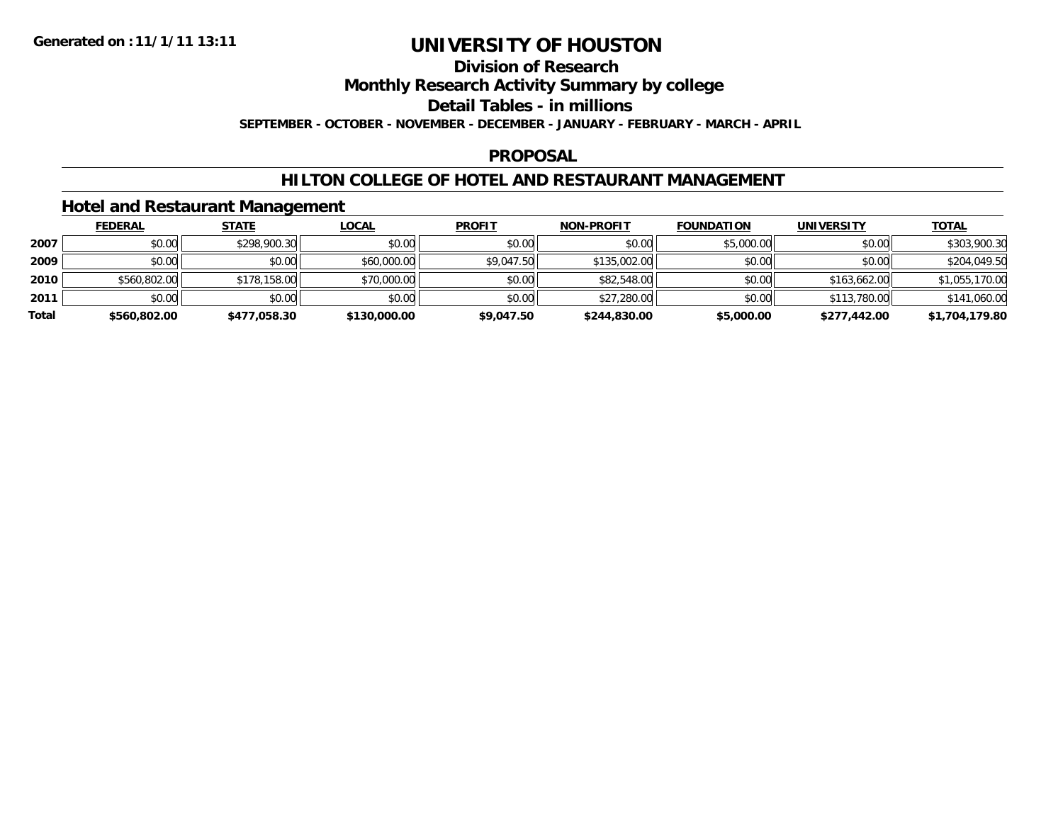Generated on :11/1/11 13:11

# UNIVERSITY OF HOUSTON

## Division of Research

## Monthly Research Activity Summary by college

## Detail Tables - in millions

**SEPTEMBER - OCTOBER - NOVEMBER - DECEMBER - JANUARY - FEBRUARY - MARCH - APRIL**

## PROPOSAL

## HILTON COLLEGE OF HOTEL AND RESTAURANT MANAGEMENT

### Hotel and Restaurant Management

| | FEDERAL | STATE | LOCAL | PROFIT | NON-PROFIT | FOUNDATION | UNIVERSITY | TOTAL |
|---|---|---|---|---|---|---|---|---|
| **2007** | $0.00 | $298,900.30 | $0.00 | $0.00 | $0.00 | $5,000.00 | $0.00 | $303,900.30 |
| **2009** | $0.00 | $0.00 | $60,000.00 | $9,047.50 | $135,002.00 | $0.00 | $0.00 | $204,049.50 |
| **2010** | $560,802.00 | $178,158.00 | $70,000.00 | $0.00 | $82,548.00 | $0.00 | $163,662.00 | $1,055,170.00 |
| **2011** | $0.00 | $0.00 | $0.00 | $0.00 | $27,280.00 | $0.00 | $113,780.00 | $141,060.00 |
| **Total** | **$560,802.00** | **$477,058.30** | **$130,000.00** | **$9,047.50** | **$244,830.00** | **$5,000.00** | **$277,442.00** | **$1,704,179.80** |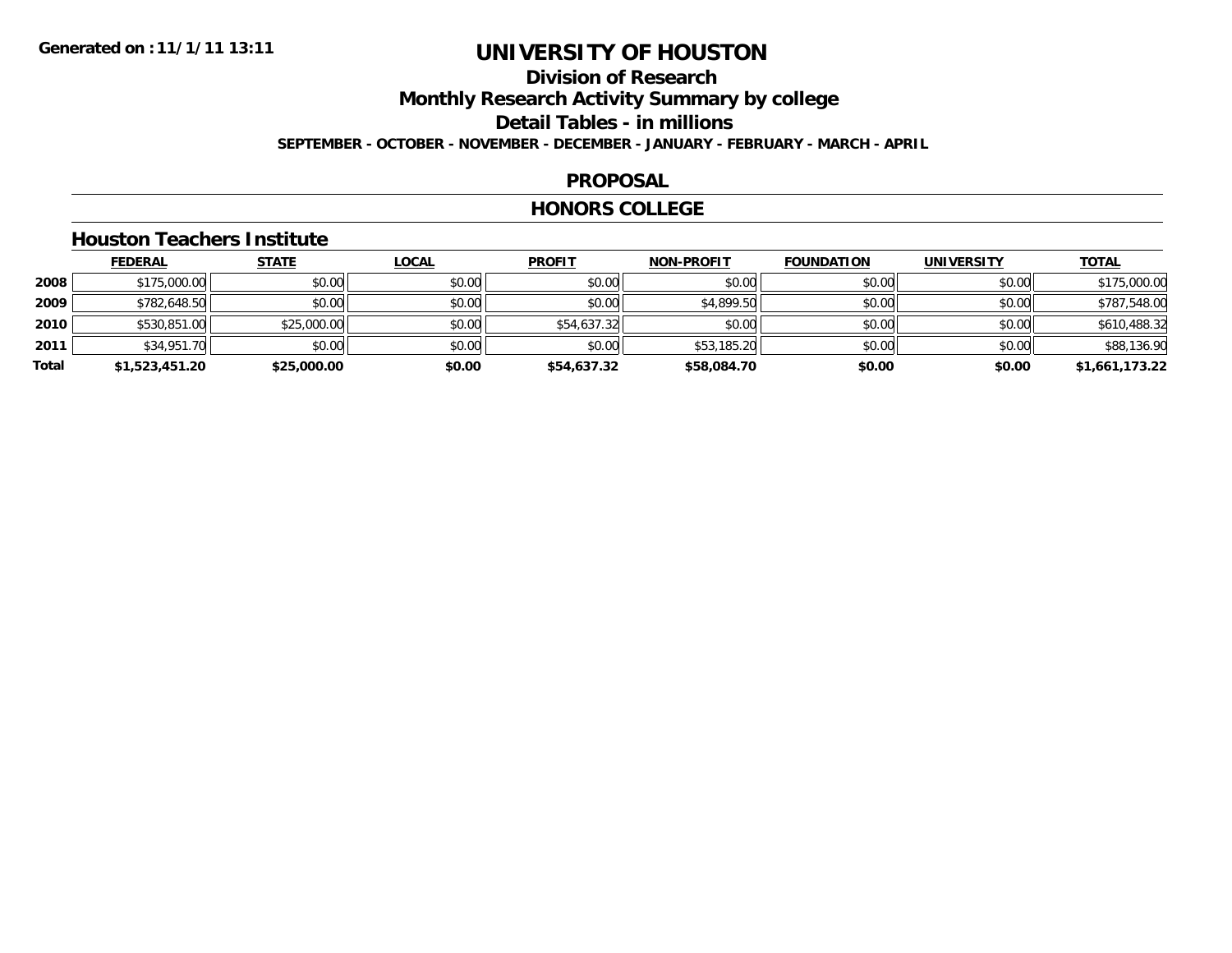Generated on :11/1/11 13:11

# UNIVERSITY OF HOUSTON

## Division of Research

## Monthly Research Activity Summary by college

## Detail Tables - in millions

**SEPTEMBER - OCTOBER - NOVEMBER - DECEMBER - JANUARY - FEBRUARY - MARCH - APRIL**

## PROPOSAL

## HONORS COLLEGE

### Houston Teachers Institute

| | FEDERAL | STATE | LOCAL | PROFIT | NON-PROFIT | FOUNDATION | UNIVERSITY | TOTAL |
|---|---|---|---|---|---|---|---|---|
| **2008** | $175,000.00 | $0.00 | $0.00 | $0.00 | $0.00 | $0.00 | $0.00 | $175,000.00 |
| **2009** | $782,648.50 | $0.00 | $0.00 | $0.00 | $4,899.50 | $0.00 | $0.00 | $787,548.00 |
| **2010** | $530,851.00 | $25,000.00 | $0.00 | $54,637.32 | $0.00 | $0.00 | $0.00 | $610,488.32 |
| **2011** | $34,951.70 | $0.00 | $0.00 | $0.00 | $53,185.20 | $0.00 | $0.00 | $88,136.90 |
| **Total** | **$1,523,451.20** | **$25,000.00** | **$0.00** | **$54,637.32** | **$58,084.70** | **$0.00** | **$0.00** | **$1,661,173.22** |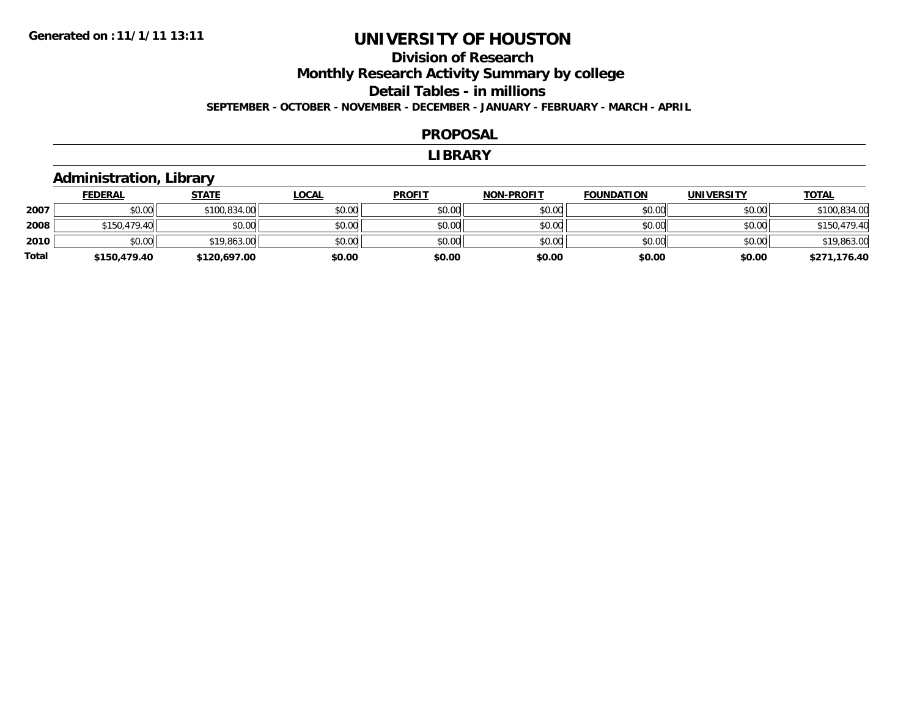Generated on :11/1/11 13:11

# UNIVERSITY OF HOUSTON

## Division of Research

## Monthly Research Activity Summary by college

## Detail Tables - in millions

**SEPTEMBER - OCTOBER - NOVEMBER - DECEMBER - JANUARY - FEBRUARY - MARCH - APRIL**

## PROPOSAL

## LIBRARY

### Administration, Library

| | FEDERAL | STATE | LOCAL | PROFIT | NON-PROFIT | FOUNDATION | UNIVERSITY | TOTAL |
|---|---|---|---|---|---|---|---|---|
| **2007** | $0.00 | $100,834.00 | $0.00 | $0.00 | $0.00 | $0.00 | $0.00 | $100,834.00 |
| **2008** | $150,479.40 | $0.00 | $0.00 | $0.00 | $0.00 | $0.00 | $0.00 | $150,479.40 |
| **2010** | $0.00 | $19,863.00 | $0.00 | $0.00 | $0.00 | $0.00 | $0.00 | $19,863.00 |
| **Total** | **$150,479.40** | **$120,697.00** | **$0.00** | **$0.00** | **$0.00** | **$0.00** | **$0.00** | **$271,176.40** |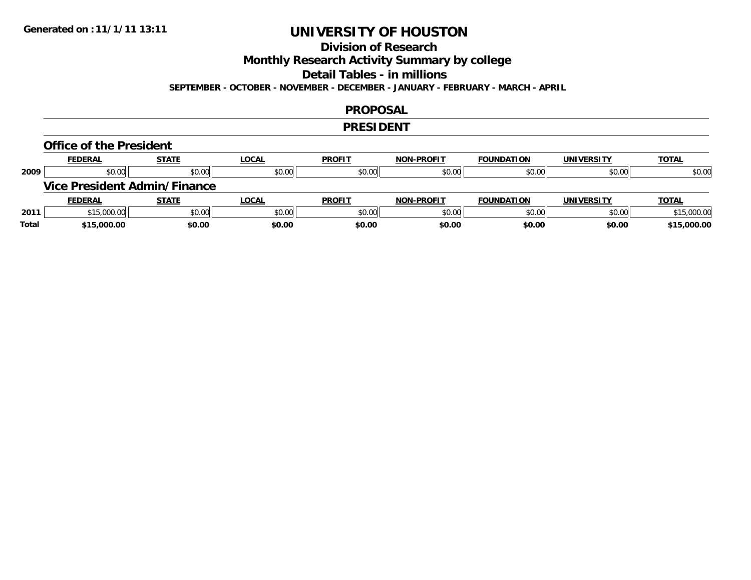**Generated on :11/1/11 13:11**

# UNIVERSITY OF HOUSTON

## Division of Research

## Monthly Research Activity Summary by college

## Detail Tables - in millions

**SEPTEMBER - OCTOBER - NOVEMBER - DECEMBER - JANUARY - FEBRUARY - MARCH - APRIL**

## PROPOSAL

## PRESIDENT

### Office of the President

| | FEDERAL | STATE | LOCAL | PROFIT | NON-PROFIT | FOUNDATION | UNIVERSITY | TOTAL |
|---|---|---|---|---|---|---|---|---|
| 2009 | $0.00 | $0.00 | $0.00 | $0.00 | $0.00 | $0.00 | $0.00 | $0.00 |

### Vice President Admin/Finance

| | FEDERAL | STATE | LOCAL | PROFIT | NON-PROFIT | FOUNDATION | UNIVERSITY | TOTAL |
|---|---|---|---|---|---|---|---|---|
| 2011 | $15,000.00 | $0.00 | $0.00 | $0.00 | $0.00 | $0.00 | $0.00 | $15,000.00 |
| **Total** | **$15,000.00** | **$0.00** | **$0.00** | **$0.00** | **$0.00** | **$0.00** | **$0.00** | **$15,000.00** |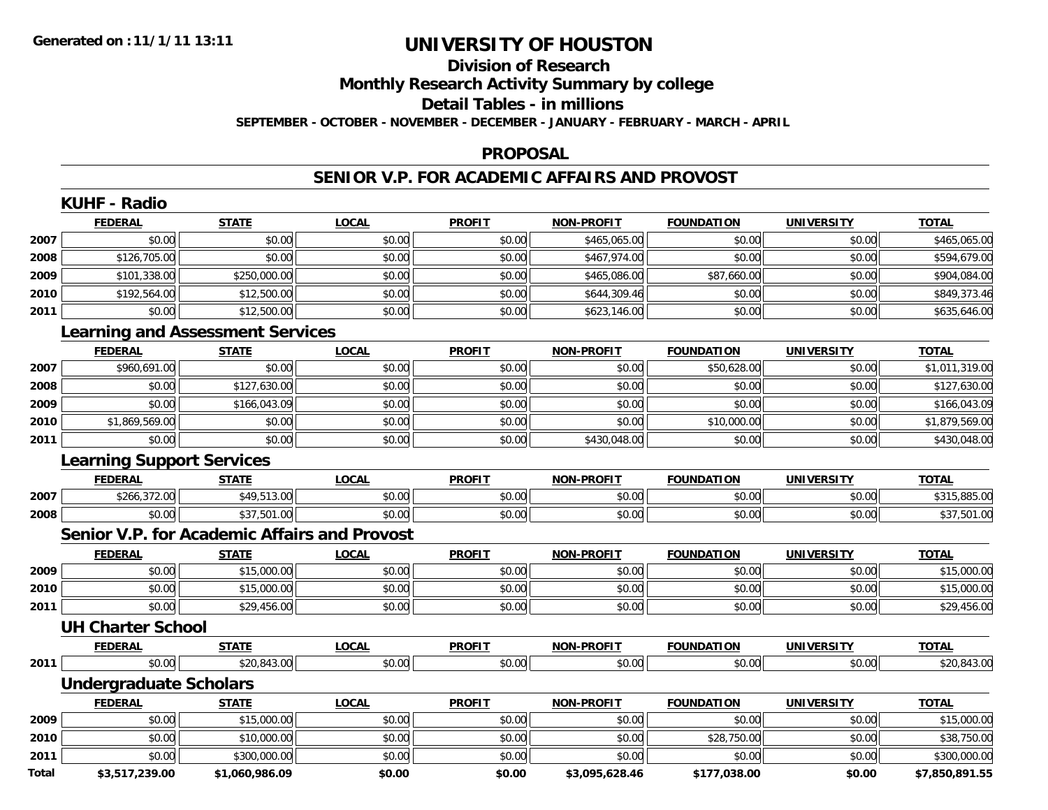**Generated on :11/1/11 13:11**

# UNIVERSITY OF HOUSTON

## Division of Research

## Monthly Research Activity Summary by college

## Detail Tables - in millions

**SEPTEMBER - OCTOBER - NOVEMBER - DECEMBER - JANUARY - FEBRUARY - MARCH - APRIL**

## PROPOSAL

## SENIOR V.P. FOR ACADEMIC AFFAIRS AND PROVOST

### KUHF - Radio

| | FEDERAL | STATE | LOCAL | PROFIT | NON-PROFIT | FOUNDATION | UNIVERSITY | TOTAL |
|---|---|---|---|---|---|---|---|---|
| 2007 | $0.00 | $0.00 | $0.00 | $0.00 | $465,065.00 | $0.00 | $0.00 | $465,065.00 |
| 2008 | $126,705.00 | $0.00 | $0.00 | $0.00 | $467,974.00 | $0.00 | $0.00 | $594,679.00 |
| 2009 | $101,338.00 | $250,000.00 | $0.00 | $0.00 | $465,086.00 | $87,660.00 | $0.00 | $904,084.00 |
| 2010 | $192,564.00 | $12,500.00 | $0.00 | $0.00 | $644,309.46 | $0.00 | $0.00 | $849,373.46 |
| 2011 | $0.00 | $12,500.00 | $0.00 | $0.00 | $623,146.00 | $0.00 | $0.00 | $635,646.00 |

### Learning and Assessment Services

| | FEDERAL | STATE | LOCAL | PROFIT | NON-PROFIT | FOUNDATION | UNIVERSITY | TOTAL |
|---|---|---|---|---|---|---|---|---|
| 2007 | $960,691.00 | $0.00 | $0.00 | $0.00 | $0.00 | $50,628.00 | $0.00 | $1,011,319.00 |
| 2008 | $0.00 | $127,630.00 | $0.00 | $0.00 | $0.00 | $0.00 | $0.00 | $127,630.00 |
| 2009 | $0.00 | $166,043.09 | $0.00 | $0.00 | $0.00 | $0.00 | $0.00 | $166,043.09 |
| 2010 | $1,869,569.00 | $0.00 | $0.00 | $0.00 | $0.00 | $10,000.00 | $0.00 | $1,879,569.00 |
| 2011 | $0.00 | $0.00 | $0.00 | $0.00 | $430,048.00 | $0.00 | $0.00 | $430,048.00 |

### Learning Support Services

| | FEDERAL | STATE | LOCAL | PROFIT | NON-PROFIT | FOUNDATION | UNIVERSITY | TOTAL |
|---|---|---|---|---|---|---|---|---|
| 2007 | $266,372.00 | $49,513.00 | $0.00 | $0.00 | $0.00 | $0.00 | $0.00 | $315,885.00 |
| 2008 | $0.00 | $37,501.00 | $0.00 | $0.00 | $0.00 | $0.00 | $0.00 | $37,501.00 |

### Senior V.P. for Academic Affairs and Provost

| | FEDERAL | STATE | LOCAL | PROFIT | NON-PROFIT | FOUNDATION | UNIVERSITY | TOTAL |
|---|---|---|---|---|---|---|---|---|
| 2009 | $0.00 | $15,000.00 | $0.00 | $0.00 | $0.00 | $0.00 | $0.00 | $15,000.00 |
| 2010 | $0.00 | $15,000.00 | $0.00 | $0.00 | $0.00 | $0.00 | $0.00 | $15,000.00 |
| 2011 | $0.00 | $29,456.00 | $0.00 | $0.00 | $0.00 | $0.00 | $0.00 | $29,456.00 |

### UH Charter School

| | FEDERAL | STATE | LOCAL | PROFIT | NON-PROFIT | FOUNDATION | UNIVERSITY | TOTAL |
|---|---|---|---|---|---|---|---|---|
| 2011 | $0.00 | $20,843.00 | $0.00 | $0.00 | $0.00 | $0.00 | $0.00 | $20,843.00 |

### Undergraduate Scholars

| | FEDERAL | STATE | LOCAL | PROFIT | NON-PROFIT | FOUNDATION | UNIVERSITY | TOTAL |
|---|---|---|---|---|---|---|---|---|
| 2009 | $0.00 | $15,000.00 | $0.00 | $0.00 | $0.00 | $0.00 | $0.00 | $15,000.00 |
| 2010 | $0.00 | $10,000.00 | $0.00 | $0.00 | $0.00 | $28,750.00 | $0.00 | $38,750.00 |
| 2011 | $0.00 | $300,000.00 | $0.00 | $0.00 | $0.00 | $0.00 | $0.00 | $300,000.00 |
| **Total** | **$3,517,239.00** | **$1,060,986.09** | **$0.00** | **$0.00** | **$3,095,628.46** | **$177,038.00** | **$0.00** | **$7,850,891.55** |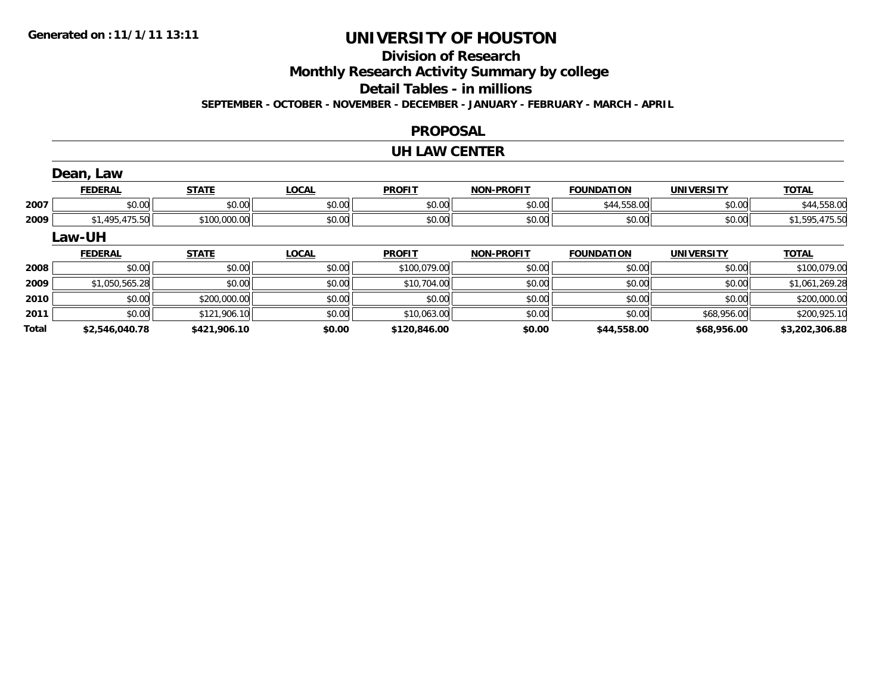**Generated on :11/1/11 13:11**

# UNIVERSITY OF HOUSTON

## Division of Research

## Monthly Research Activity Summary by college

## Detail Tables - in millions

**SEPTEMBER - OCTOBER - NOVEMBER - DECEMBER - JANUARY - FEBRUARY - MARCH - APRIL**

## PROPOSAL

## UH LAW CENTER

### Dean, Law

| | FEDERAL | STATE | LOCAL | PROFIT | NON-PROFIT | FOUNDATION | UNIVERSITY | TOTAL |
|---|---|---|---|---|---|---|---|---|
| 2007 | $0.00 | $0.00 | $0.00 | $0.00 | $0.00 | $44,558.00 | $0.00 | $44,558.00 |
| 2009 | $1,495,475.50 | $100,000.00 | $0.00 | $0.00 | $0.00 | $0.00 | $0.00 | $1,595,475.50 |

### Law-UH

| | FEDERAL | STATE | LOCAL | PROFIT | NON-PROFIT | FOUNDATION | UNIVERSITY | TOTAL |
|---|---|---|---|---|---|---|---|---|
| 2008 | $0.00 | $0.00 | $0.00 | $100,079.00 | $0.00 | $0.00 | $0.00 | $100,079.00 |
| 2009 | $1,050,565.28 | $0.00 | $0.00 | $10,704.00 | $0.00 | $0.00 | $0.00 | $1,061,269.28 |
| 2010 | $0.00 | $200,000.00 | $0.00 | $0.00 | $0.00 | $0.00 | $0.00 | $200,000.00 |
| 2011 | $0.00 | $121,906.10 | $0.00 | $10,063.00 | $0.00 | $0.00 | $68,956.00 | $200,925.10 |
| **Total** | **$2,546,040.78** | **$421,906.10** | **$0.00** | **$120,846.00** | **$0.00** | **$44,558.00** | **$68,956.00** | **$3,202,306.88** |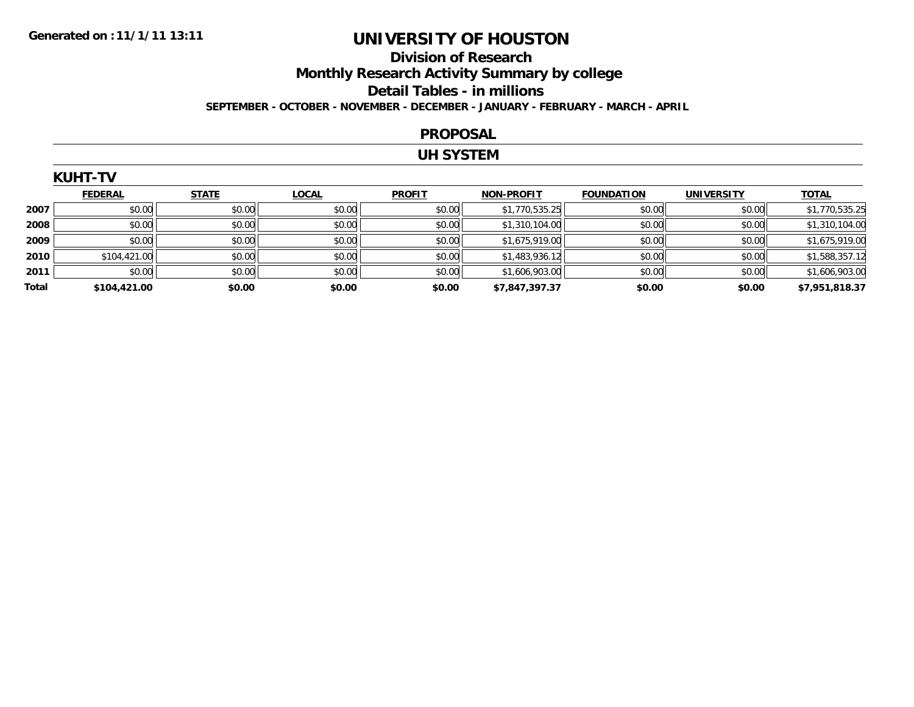**Generated on :11/1/11 13:11**

# UNIVERSITY OF HOUSTON

## Division of Research

## Monthly Research Activity Summary by college

## Detail Tables - in millions

**SEPTEMBER - OCTOBER - NOVEMBER - DECEMBER - JANUARY - FEBRUARY - MARCH - APRIL**

## PROPOSAL

## UH SYSTEM

### KUHT-TV

| | FEDERAL | STATE | LOCAL | PROFIT | NON-PROFIT | FOUNDATION | UNIVERSITY | TOTAL |
|---|---|---|---|---|---|---|---|---|
| 2007 | $0.00 | $0.00 | $0.00 | $0.00 | $1,770,535.25 | $0.00 | $0.00 | $1,770,535.25 |
| 2008 | $0.00 | $0.00 | $0.00 | $0.00 | $1,310,104.00 | $0.00 | $0.00 | $1,310,104.00 |
| 2009 | $0.00 | $0.00 | $0.00 | $0.00 | $1,675,919.00 | $0.00 | $0.00 | $1,675,919.00 |
| 2010 | $104,421.00 | $0.00 | $0.00 | $0.00 | $1,483,936.12 | $0.00 | $0.00 | $1,588,357.12 |
| 2011 | $0.00 | $0.00 | $0.00 | $0.00 | $1,606,903.00 | $0.00 | $0.00 | $1,606,903.00 |
| **Total** | **$104,421.00** | **$0.00** | **$0.00** | **$0.00** | **$7,847,397.37** | **$0.00** | **$0.00** | **$7,951,818.37** |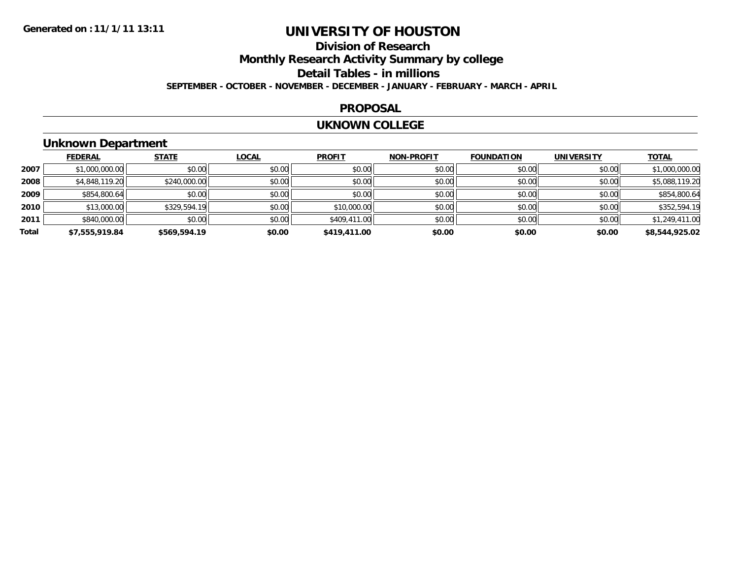**Generated on :11/1/11 13:11**

# UNIVERSITY OF HOUSTON

## Division of Research

## Monthly Research Activity Summary by college

## Detail Tables - in millions

**SEPTEMBER - OCTOBER - NOVEMBER - DECEMBER - JANUARY - FEBRUARY - MARCH - APRIL**

## PROPOSAL

## UKNOWN COLLEGE

### Unknown Department

| | FEDERAL | STATE | LOCAL | PROFIT | NON-PROFIT | FOUNDATION | UNIVERSITY | TOTAL |
|---|---|---|---|---|---|---|---|---|
| **2007** | $1,000,000.00 | $0.00 | $0.00 | $0.00 | $0.00 | $0.00 | $0.00 | $1,000,000.00 |
| **2008** | $4,848,119.20 | $240,000.00 | $0.00 | $0.00 | $0.00 | $0.00 | $0.00 | $5,088,119.20 |
| **2009** | $854,800.64 | $0.00 | $0.00 | $0.00 | $0.00 | $0.00 | $0.00 | $854,800.64 |
| **2010** | $13,000.00 | $329,594.19 | $0.00 | $10,000.00 | $0.00 | $0.00 | $0.00 | $352,594.19 |
| **2011** | $840,000.00 | $0.00 | $0.00 | $409,411.00 | $0.00 | $0.00 | $0.00 | $1,249,411.00 |
| **Total** | **$7,555,919.84** | **$569,594.19** | **$0.00** | **$419,411.00** | **$0.00** | **$0.00** | **$0.00** | **$8,544,925.02** |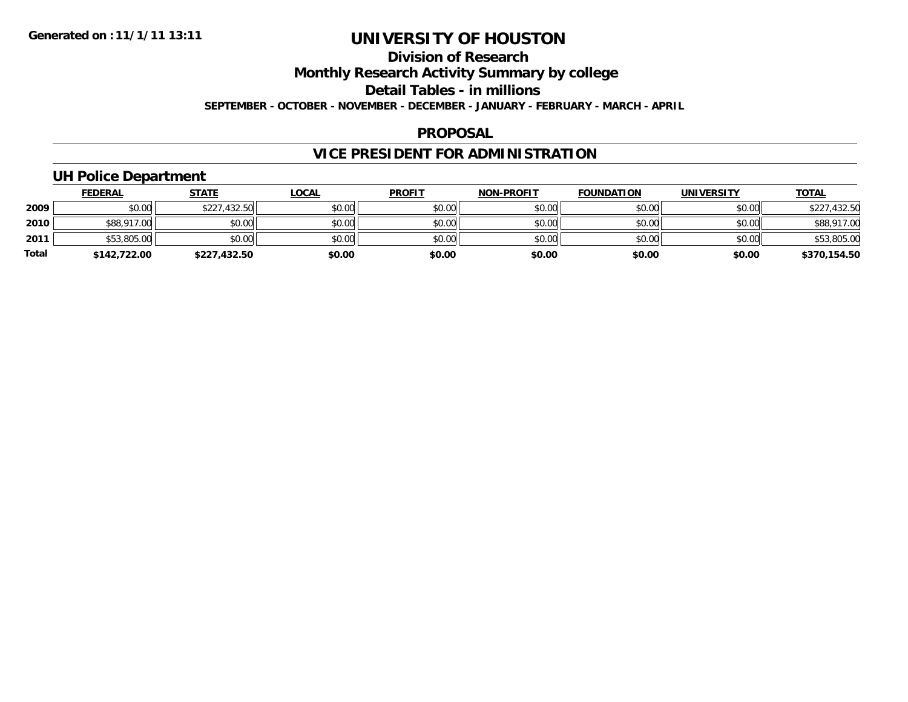Generated on :11/1/11 13:11

# UNIVERSITY OF HOUSTON

## Division of Research

## Monthly Research Activity Summary by college

## Detail Tables - in millions

**SEPTEMBER - OCTOBER - NOVEMBER - DECEMBER - JANUARY - FEBRUARY - MARCH - APRIL**

## PROPOSAL

## VICE PRESIDENT FOR ADMINISTRATION

### UH Police Department

| | FEDERAL | STATE | LOCAL | PROFIT | NON-PROFIT | FOUNDATION | UNIVERSITY | TOTAL |
|---|---|---|---|---|---|---|---|---|
| 2009 | $0.00 | $227,432.50 | $0.00 | $0.00 | $0.00 | $0.00 | $0.00 | $227,432.50 |
| 2010 | $88,917.00 | $0.00 | $0.00 | $0.00 | $0.00 | $0.00 | $0.00 | $88,917.00 |
| 2011 | $53,805.00 | $0.00 | $0.00 | $0.00 | $0.00 | $0.00 | $0.00 | $53,805.00 |
| **Total** | **$142,722.00** | **$227,432.50** | **$0.00** | **$0.00** | **$0.00** | **$0.00** | **$0.00** | **$370,154.50** |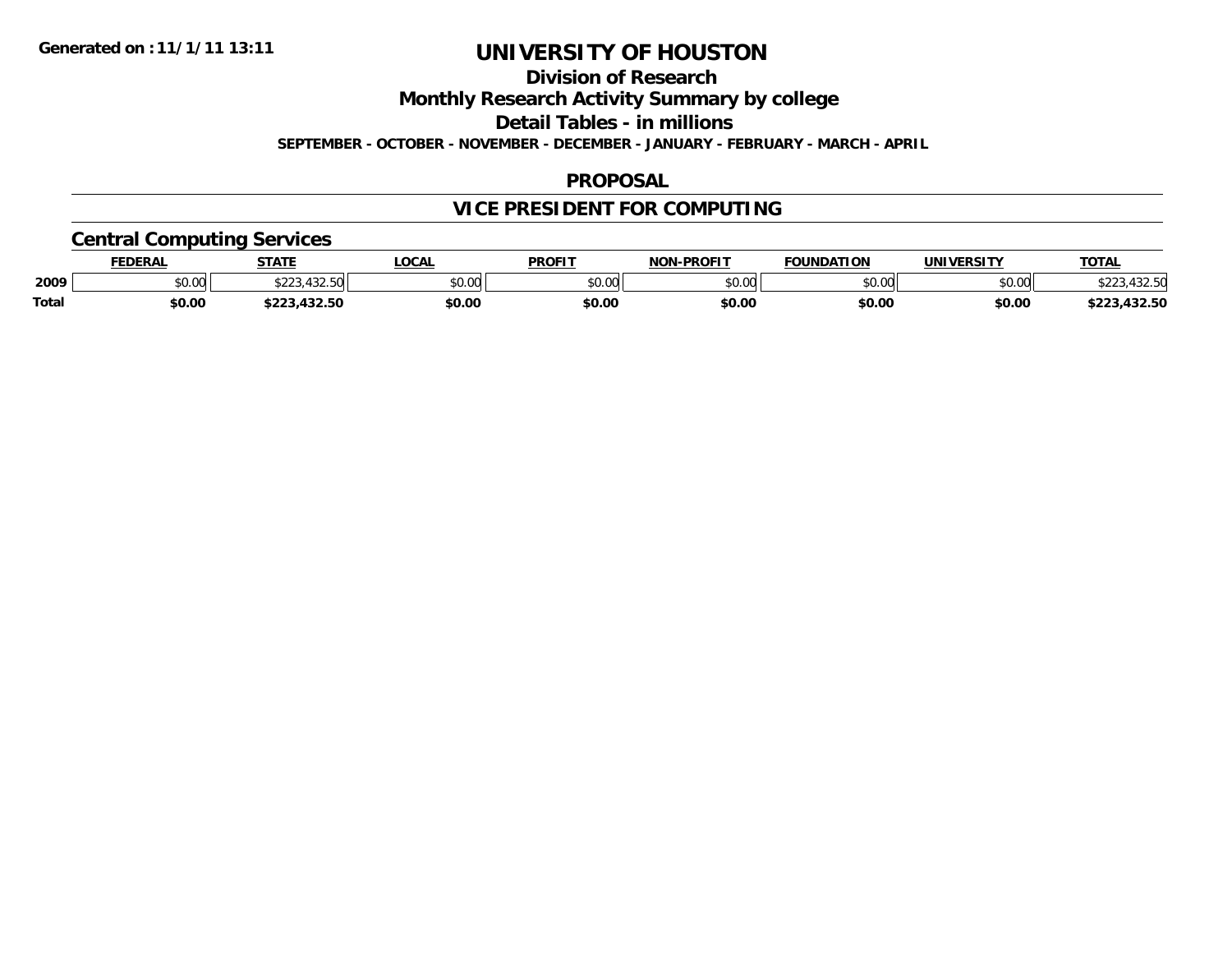**Generated on :11/1/11 13:11**

# UNIVERSITY OF HOUSTON

## Division of Research

## Monthly Research Activity Summary by college

## Detail Tables - in millions

**SEPTEMBER - OCTOBER - NOVEMBER - DECEMBER - JANUARY - FEBRUARY - MARCH - APRIL**

## PROPOSAL

## VICE PRESIDENT FOR COMPUTING

### Central Computing Services

| | FEDERAL | STATE | LOCAL | PROFIT | NON-PROFIT | FOUNDATION | UNIVERSITY | TOTAL |
|---|---|---|---|---|---|---|---|---|
| 2009 | $0.00 | $223,432.50 | $0.00 | $0.00 | $0.00 | $0.00 | $0.00 | $223,432.50 |
| **Total** | **$0.00** | **$223,432.50** | **$0.00** | **$0.00** | **$0.00** | **$0.00** | **$0.00** | **$223,432.50** |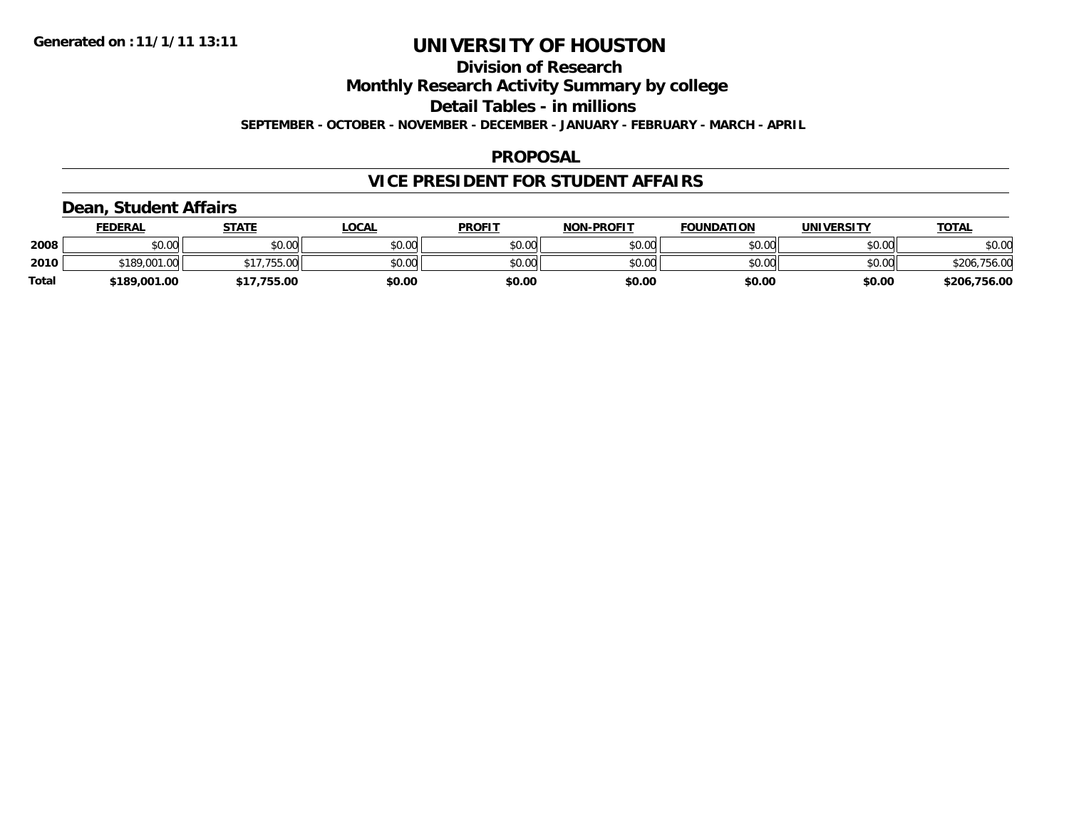**Generated on :11/1/11 13:11**

# UNIVERSITY OF HOUSTON

## Division of Research

## Monthly Research Activity Summary by college

## Detail Tables - in millions

**SEPTEMBER - OCTOBER - NOVEMBER - DECEMBER - JANUARY - FEBRUARY - MARCH - APRIL**

## PROPOSAL

## VICE PRESIDENT FOR STUDENT AFFAIRS

### Dean, Student Affairs

| | FEDERAL | STATE | LOCAL | PROFIT | NON-PROFIT | FOUNDATION | UNIVERSITY | TOTAL |
|---|---|---|---|---|---|---|---|---|
| **2008** | $0.00 | $0.00 | $0.00 | $0.00 | $0.00 | $0.00 | $0.00 | $0.00 |
| **2010** | $189,001.00 | $17,755.00 | $0.00 | $0.00 | $0.00 | $0.00 | $0.00 | $206,756.00 |
| **Total** | **$189,001.00** | **$17,755.00** | **$0.00** | **$0.00** | **$0.00** | **$0.00** | **$0.00** | **$206,756.00** |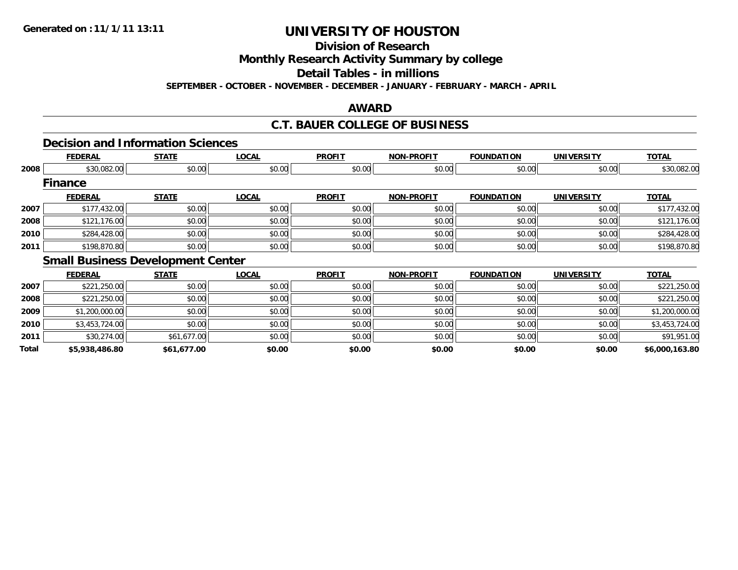Generated on :11/1/11 13:11

# UNIVERSITY OF HOUSTON

## Division of Research

## Monthly Research Activity Summary by college

## Detail Tables - in millions

SEPTEMBER - OCTOBER - NOVEMBER - DECEMBER - JANUARY - FEBRUARY - MARCH - APRIL

## AWARD

## C.T. BAUER COLLEGE OF BUSINESS

### Decision and Information Sciences

| | FEDERAL | STATE | LOCAL | PROFIT | NON-PROFIT | FOUNDATION | UNIVERSITY | TOTAL |
|---|---|---|---|---|---|---|---|---|
| 2008 | $30,082.00 | $0.00 | $0.00 | $0.00 | $0.00 | $0.00 | $0.00 | $30,082.00 |

### Finance

| | FEDERAL | STATE | LOCAL | PROFIT | NON-PROFIT | FOUNDATION | UNIVERSITY | TOTAL |
|---|---|---|---|---|---|---|---|---|
| 2007 | $177,432.00 | $0.00 | $0.00 | $0.00 | $0.00 | $0.00 | $0.00 | $177,432.00 |
| 2008 | $121,176.00 | $0.00 | $0.00 | $0.00 | $0.00 | $0.00 | $0.00 | $121,176.00 |
| 2010 | $284,428.00 | $0.00 | $0.00 | $0.00 | $0.00 | $0.00 | $0.00 | $284,428.00 |
| 2011 | $198,870.80 | $0.00 | $0.00 | $0.00 | $0.00 | $0.00 | $0.00 | $198,870.80 |

### Small Business Development Center

| | FEDERAL | STATE | LOCAL | PROFIT | NON-PROFIT | FOUNDATION | UNIVERSITY | TOTAL |
|---|---|---|---|---|---|---|---|---|
| 2007 | $221,250.00 | $0.00 | $0.00 | $0.00 | $0.00 | $0.00 | $0.00 | $221,250.00 |
| 2008 | $221,250.00 | $0.00 | $0.00 | $0.00 | $0.00 | $0.00 | $0.00 | $221,250.00 |
| 2009 | $1,200,000.00 | $0.00 | $0.00 | $0.00 | $0.00 | $0.00 | $0.00 | $1,200,000.00 |
| 2010 | $3,453,724.00 | $0.00 | $0.00 | $0.00 | $0.00 | $0.00 | $0.00 | $3,453,724.00 |
| 2011 | $30,274.00 | $61,677.00 | $0.00 | $0.00 | $0.00 | $0.00 | $0.00 | $91,951.00 |
| **Total** | **$5,938,486.80** | **$61,677.00** | **$0.00** | **$0.00** | **$0.00** | **$0.00** | **$0.00** | **$6,000,163.80** |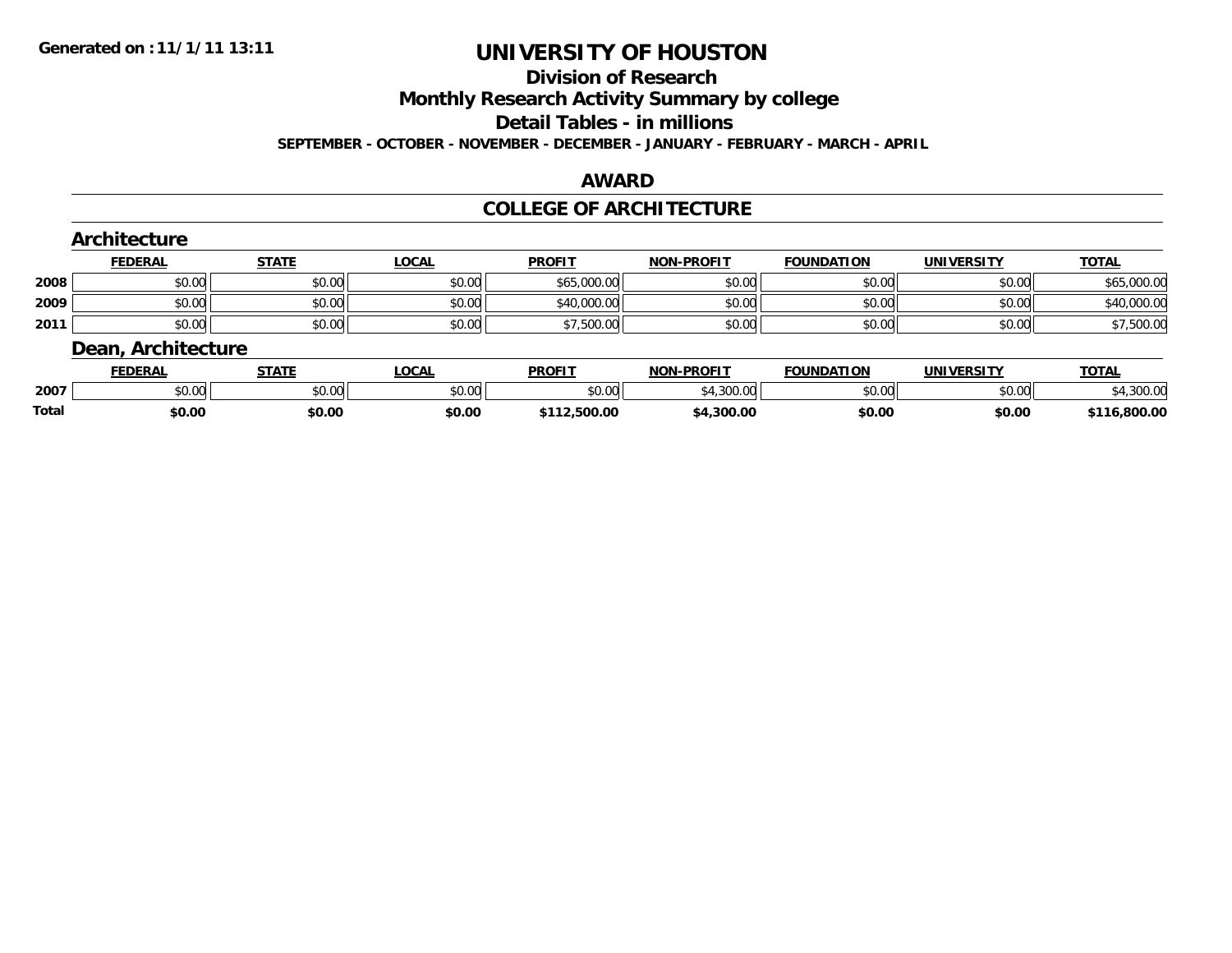Generated on :11/1/11 13:11

# UNIVERSITY OF HOUSTON

## Division of Research

## Monthly Research Activity Summary by college

## Detail Tables - in millions

**SEPTEMBER - OCTOBER - NOVEMBER - DECEMBER - JANUARY - FEBRUARY - MARCH - APRIL**

## AWARD

## COLLEGE OF ARCHITECTURE

### Architecture

| | FEDERAL | STATE | LOCAL | PROFIT | NON-PROFIT | FOUNDATION | UNIVERSITY | TOTAL |
|---|---|---|---|---|---|---|---|---|
| 2008 | $0.00 | $0.00 | $0.00 | $65,000.00 | $0.00 | $0.00 | $0.00 | $65,000.00 |
| 2009 | $0.00 | $0.00 | $0.00 | $40,000.00 | $0.00 | $0.00 | $0.00 | $40,000.00 |
| 2011 | $0.00 | $0.00 | $0.00 | $7,500.00 | $0.00 | $0.00 | $0.00 | $7,500.00 |

### Dean, Architecture

| | FEDERAL | STATE | LOCAL | PROFIT | NON-PROFIT | FOUNDATION | UNIVERSITY | TOTAL |
|---|---|---|---|---|---|---|---|---|
| 2007 | $0.00 | $0.00 | $0.00 | $0.00 | $4,300.00 | $0.00 | $0.00 | $4,300.00 |
| **Total** | **$0.00** | **$0.00** | **$0.00** | **$112,500.00** | **$4,300.00** | **$0.00** | **$0.00** | **$116,800.00** |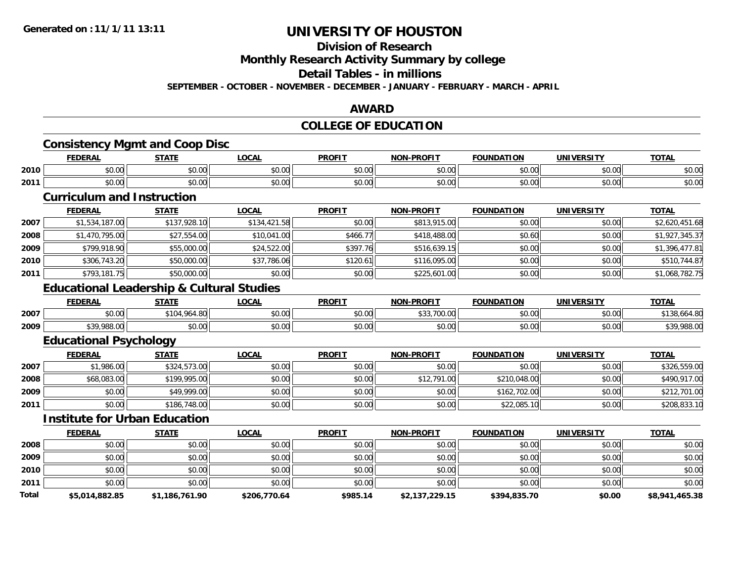**Generated on :11/1/11 13:11**

# UNIVERSITY OF HOUSTON

## Division of Research

## Monthly Research Activity Summary by college

## Detail Tables - in millions

**SEPTEMBER - OCTOBER - NOVEMBER - DECEMBER - JANUARY - FEBRUARY - MARCH - APRIL**

## AWARD

## COLLEGE OF EDUCATION

### Consistency Mgmt and Coop Disc

| | FEDERAL | STATE | LOCAL | PROFIT | NON-PROFIT | FOUNDATION | UNIVERSITY | TOTAL |
|---|---|---|---|---|---|---|---|---|
| 2010 | $0.00 | $0.00 | $0.00 | $0.00 | $0.00 | $0.00 | $0.00 | $0.00 |
| 2011 | $0.00 | $0.00 | $0.00 | $0.00 | $0.00 | $0.00 | $0.00 | $0.00 |

### Curriculum and Instruction

| | FEDERAL | STATE | LOCAL | PROFIT | NON-PROFIT | FOUNDATION | UNIVERSITY | TOTAL |
|---|---|---|---|---|---|---|---|---|
| 2007 | $1,534,187.00 | $137,928.10 | $134,421.58 | $0.00 | $813,915.00 | $0.00 | $0.00 | $2,620,451.68 |
| 2008 | $1,470,795.00 | $27,554.00 | $10,041.00 | $466.77 | $418,488.00 | $0.60 | $0.00 | $1,927,345.37 |
| 2009 | $799,918.90 | $55,000.00 | $24,522.00 | $397.76 | $516,639.15 | $0.00 | $0.00 | $1,396,477.81 |
| 2010 | $306,743.20 | $50,000.00 | $37,786.06 | $120.61 | $116,095.00 | $0.00 | $0.00 | $510,744.87 |
| 2011 | $793,181.75 | $50,000.00 | $0.00 | $0.00 | $225,601.00 | $0.00 | $0.00 | $1,068,782.75 |

### Educational Leadership & Cultural Studies

| | FEDERAL | STATE | LOCAL | PROFIT | NON-PROFIT | FOUNDATION | UNIVERSITY | TOTAL |
|---|---|---|---|---|---|---|---|---|
| 2007 | $0.00 | $104,964.80 | $0.00 | $0.00 | $33,700.00 | $0.00 | $0.00 | $138,664.80 |
| 2009 | $39,988.00 | $0.00 | $0.00 | $0.00 | $0.00 | $0.00 | $0.00 | $39,988.00 |

### Educational Psychology

| | FEDERAL | STATE | LOCAL | PROFIT | NON-PROFIT | FOUNDATION | UNIVERSITY | TOTAL |
|---|---|---|---|---|---|---|---|---|
| 2007 | $1,986.00 | $324,573.00 | $0.00 | $0.00 | $0.00 | $0.00 | $0.00 | $326,559.00 |
| 2008 | $68,083.00 | $199,995.00 | $0.00 | $0.00 | $12,791.00 | $210,048.00 | $0.00 | $490,917.00 |
| 2009 | $0.00 | $49,999.00 | $0.00 | $0.00 | $0.00 | $162,702.00 | $0.00 | $212,701.00 |
| 2011 | $0.00 | $186,748.00 | $0.00 | $0.00 | $0.00 | $22,085.10 | $0.00 | $208,833.10 |

### Institute for Urban Education

| | FEDERAL | STATE | LOCAL | PROFIT | NON-PROFIT | FOUNDATION | UNIVERSITY | TOTAL |
|---|---|---|---|---|---|---|---|---|
| 2008 | $0.00 | $0.00 | $0.00 | $0.00 | $0.00 | $0.00 | $0.00 | $0.00 |
| 2009 | $0.00 | $0.00 | $0.00 | $0.00 | $0.00 | $0.00 | $0.00 | $0.00 |
| 2010 | $0.00 | $0.00 | $0.00 | $0.00 | $0.00 | $0.00 | $0.00 | $0.00 |
| 2011 | $0.00 | $0.00 | $0.00 | $0.00 | $0.00 | $0.00 | $0.00 | $0.00 |
| **Total** | **$5,014,882.85** | **$1,186,761.90** | **$206,770.64** | **$985.14** | **$2,137,229.15** | **$394,835.70** | **$0.00** | **$8,941,465.38** |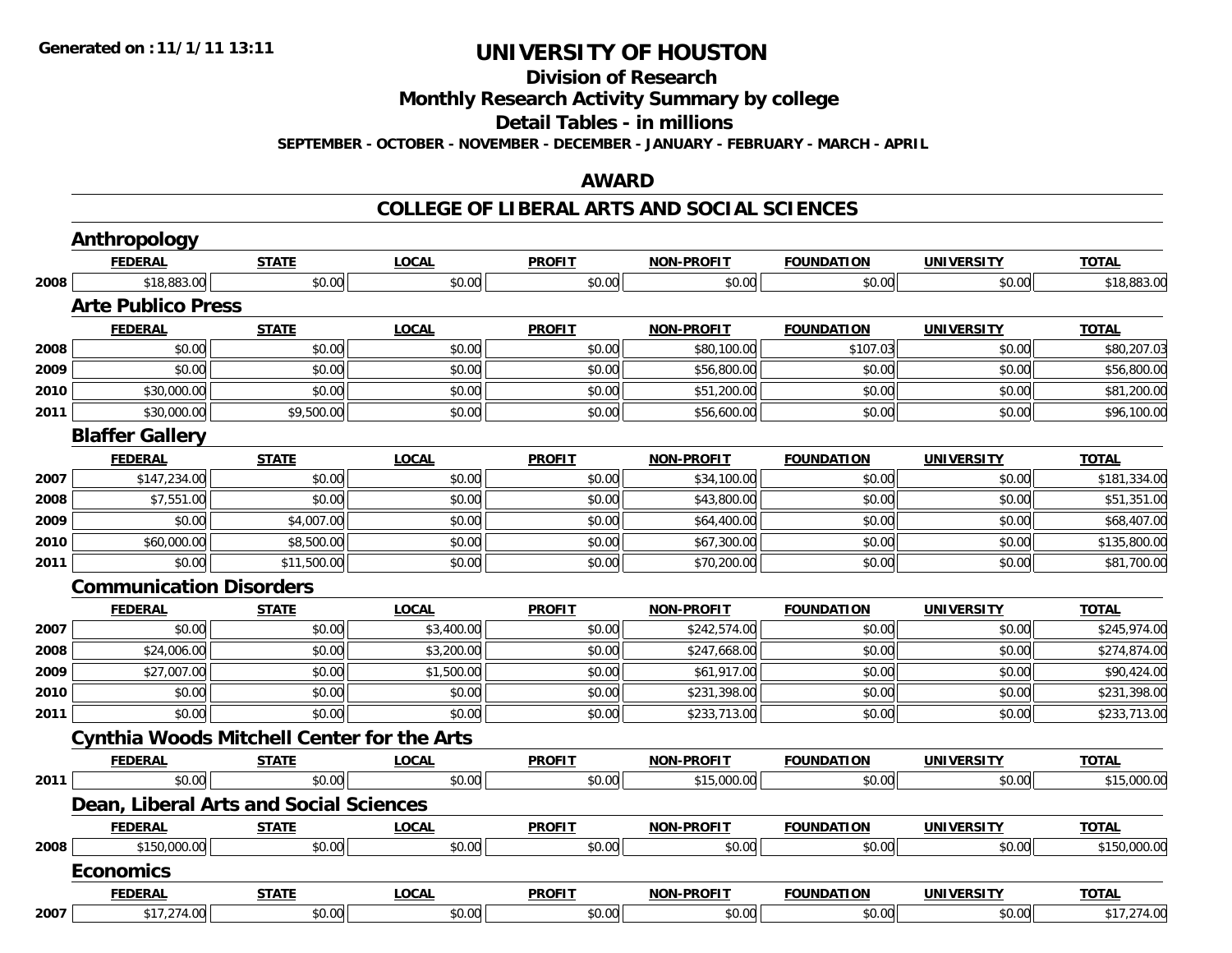# UNIVERSITY OF HOUSTON

## Division of Research

## Monthly Research Activity Summary by college

## Detail Tables - in millions

**SEPTEMBER - OCTOBER - NOVEMBER - DECEMBER - JANUARY - FEBRUARY - MARCH - APRIL**

## AWARD

## COLLEGE OF LIBERAL ARTS AND SOCIAL SCIENCES

### Anthropology

| | FEDERAL | STATE | LOCAL | PROFIT | NON-PROFIT | FOUNDATION | UNIVERSITY | TOTAL |
|---|---|---|---|---|---|---|---|---|
| 2008 | $18,883.00 | $0.00 | $0.00 | $0.00 | $0.00 | $0.00 | $0.00 | $18,883.00 |

### Arte Publico Press

| | FEDERAL | STATE | LOCAL | PROFIT | NON-PROFIT | FOUNDATION | UNIVERSITY | TOTAL |
|---|---|---|---|---|---|---|---|---|
| 2008 | $0.00 | $0.00 | $0.00 | $0.00 | $80,100.00 | $107.03 | $0.00 | $80,207.03 |
| 2009 | $0.00 | $0.00 | $0.00 | $0.00 | $56,800.00 | $0.00 | $0.00 | $56,800.00 |
| 2010 | $30,000.00 | $0.00 | $0.00 | $0.00 | $51,200.00 | $0.00 | $0.00 | $81,200.00 |
| 2011 | $30,000.00 | $9,500.00 | $0.00 | $0.00 | $56,600.00 | $0.00 | $0.00 | $96,100.00 |

### Blaffer Gallery

| | FEDERAL | STATE | LOCAL | PROFIT | NON-PROFIT | FOUNDATION | UNIVERSITY | TOTAL |
|---|---|---|---|---|---|---|---|---|
| 2007 | $147,234.00 | $0.00 | $0.00 | $0.00 | $34,100.00 | $0.00 | $0.00 | $181,334.00 |
| 2008 | $7,551.00 | $0.00 | $0.00 | $0.00 | $43,800.00 | $0.00 | $0.00 | $51,351.00 |
| 2009 | $0.00 | $4,007.00 | $0.00 | $0.00 | $64,400.00 | $0.00 | $0.00 | $68,407.00 |
| 2010 | $60,000.00 | $8,500.00 | $0.00 | $0.00 | $67,300.00 | $0.00 | $0.00 | $135,800.00 |
| 2011 | $0.00 | $11,500.00 | $0.00 | $0.00 | $70,200.00 | $0.00 | $0.00 | $81,700.00 |

### Communication Disorders

| | FEDERAL | STATE | LOCAL | PROFIT | NON-PROFIT | FOUNDATION | UNIVERSITY | TOTAL |
|---|---|---|---|---|---|---|---|---|
| 2007 | $0.00 | $0.00 | $3,400.00 | $0.00 | $242,574.00 | $0.00 | $0.00 | $245,974.00 |
| 2008 | $24,006.00 | $0.00 | $3,200.00 | $0.00 | $247,668.00 | $0.00 | $0.00 | $274,874.00 |
| 2009 | $27,007.00 | $0.00 | $1,500.00 | $0.00 | $61,917.00 | $0.00 | $0.00 | $90,424.00 |
| 2010 | $0.00 | $0.00 | $0.00 | $0.00 | $231,398.00 | $0.00 | $0.00 | $231,398.00 |
| 2011 | $0.00 | $0.00 | $0.00 | $0.00 | $233,713.00 | $0.00 | $0.00 | $233,713.00 |

### Cynthia Woods Mitchell Center for the Arts

| | FEDERAL | STATE | LOCAL | PROFIT | NON-PROFIT | FOUNDATION | UNIVERSITY | TOTAL |
|---|---|---|---|---|---|---|---|---|
| 2011 | $0.00 | $0.00 | $0.00 | $0.00 | $15,000.00 | $0.00 | $0.00 | $15,000.00 |

### Dean, Liberal Arts and Social Sciences

| | FEDERAL | STATE | LOCAL | PROFIT | NON-PROFIT | FOUNDATION | UNIVERSITY | TOTAL |
|---|---|---|---|---|---|---|---|---|
| 2008 | $150,000.00 | $0.00 | $0.00 | $0.00 | $0.00 | $0.00 | $0.00 | $150,000.00 |

### Economics

| | FEDERAL | STATE | LOCAL | PROFIT | NON-PROFIT | FOUNDATION | UNIVERSITY | TOTAL |
|---|---|---|---|---|---|---|---|---|
| 2007 | $17,274.00 | $0.00 | $0.00 | $0.00 | $0.00 | $0.00 | $0.00 | $17,274.00 |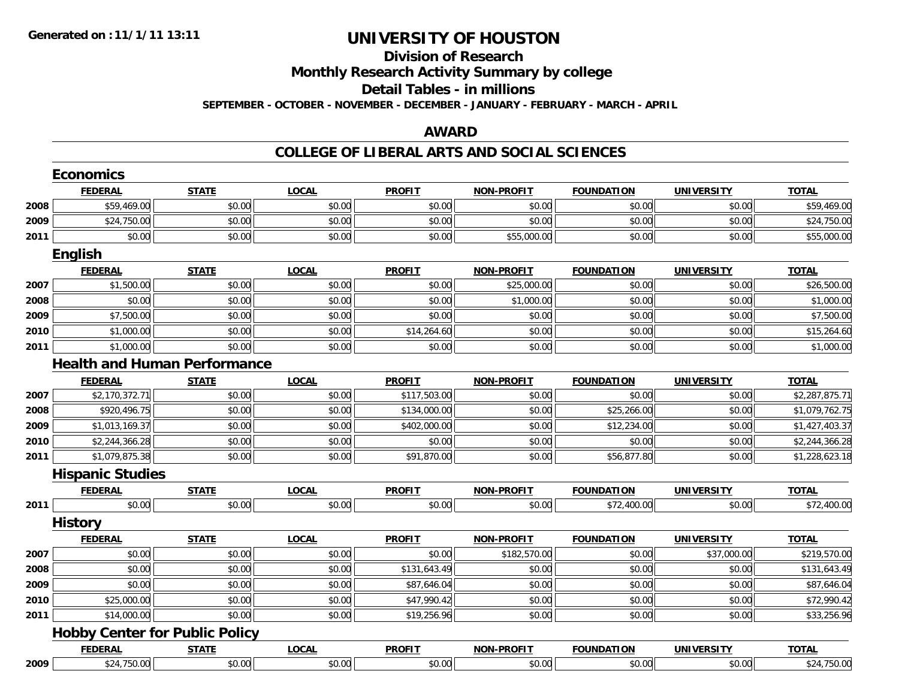**Generated on :11/1/11 13:11**

# UNIVERSITY OF HOUSTON

## Division of Research

## Monthly Research Activity Summary by college

## Detail Tables - in millions

**SEPTEMBER - OCTOBER - NOVEMBER - DECEMBER - JANUARY - FEBRUARY - MARCH - APRIL**

## AWARD

## COLLEGE OF LIBERAL ARTS AND SOCIAL SCIENCES

### Economics

| | FEDERAL | STATE | LOCAL | PROFIT | NON-PROFIT | FOUNDATION | UNIVERSITY | TOTAL |
|---|---|---|---|---|---|---|---|---|
| 2008 | $59,469.00 | $0.00 | $0.00 | $0.00 | $0.00 | $0.00 | $0.00 | $59,469.00 |
| 2009 | $24,750.00 | $0.00 | $0.00 | $0.00 | $0.00 | $0.00 | $0.00 | $24,750.00 |
| 2011 | $0.00 | $0.00 | $0.00 | $0.00 | $55,000.00 | $0.00 | $0.00 | $55,000.00 |

### English

| | FEDERAL | STATE | LOCAL | PROFIT | NON-PROFIT | FOUNDATION | UNIVERSITY | TOTAL |
|---|---|---|---|---|---|---|---|---|
| 2007 | $1,500.00 | $0.00 | $0.00 | $0.00 | $25,000.00 | $0.00 | $0.00 | $26,500.00 |
| 2008 | $0.00 | $0.00 | $0.00 | $0.00 | $1,000.00 | $0.00 | $0.00 | $1,000.00 |
| 2009 | $7,500.00 | $0.00 | $0.00 | $0.00 | $0.00 | $0.00 | $0.00 | $7,500.00 |
| 2010 | $1,000.00 | $0.00 | $0.00 | $14,264.60 | $0.00 | $0.00 | $0.00 | $15,264.60 |
| 2011 | $1,000.00 | $0.00 | $0.00 | $0.00 | $0.00 | $0.00 | $0.00 | $1,000.00 |

### Health and Human Performance

| | FEDERAL | STATE | LOCAL | PROFIT | NON-PROFIT | FOUNDATION | UNIVERSITY | TOTAL |
|---|---|---|---|---|---|---|---|---|
| 2007 | $2,170,372.71 | $0.00 | $0.00 | $117,503.00 | $0.00 | $0.00 | $0.00 | $2,287,875.71 |
| 2008 | $920,496.75 | $0.00 | $0.00 | $134,000.00 | $0.00 | $25,266.00 | $0.00 | $1,079,762.75 |
| 2009 | $1,013,169.37 | $0.00 | $0.00 | $402,000.00 | $0.00 | $12,234.00 | $0.00 | $1,427,403.37 |
| 2010 | $2,244,366.28 | $0.00 | $0.00 | $0.00 | $0.00 | $0.00 | $0.00 | $2,244,366.28 |
| 2011 | $1,079,875.38 | $0.00 | $0.00 | $91,870.00 | $0.00 | $56,877.80 | $0.00 | $1,228,623.18 |

### Hispanic Studies

| | FEDERAL | STATE | LOCAL | PROFIT | NON-PROFIT | FOUNDATION | UNIVERSITY | TOTAL |
|---|---|---|---|---|---|---|---|---|
| 2011 | $0.00 | $0.00 | $0.00 | $0.00 | $0.00 | $72,400.00 | $0.00 | $72,400.00 |

### History

| | FEDERAL | STATE | LOCAL | PROFIT | NON-PROFIT | FOUNDATION | UNIVERSITY | TOTAL |
|---|---|---|---|---|---|---|---|---|
| 2007 | $0.00 | $0.00 | $0.00 | $0.00 | $182,570.00 | $0.00 | $37,000.00 | $219,570.00 |
| 2008 | $0.00 | $0.00 | $0.00 | $131,643.49 | $0.00 | $0.00 | $0.00 | $131,643.49 |
| 2009 | $0.00 | $0.00 | $0.00 | $87,646.04 | $0.00 | $0.00 | $0.00 | $87,646.04 |
| 2010 | $25,000.00 | $0.00 | $0.00 | $47,990.42 | $0.00 | $0.00 | $0.00 | $72,990.42 |
| 2011 | $14,000.00 | $0.00 | $0.00 | $19,256.96 | $0.00 | $0.00 | $0.00 | $33,256.96 |

### Hobby Center for Public Policy

| | FEDERAL | STATE | LOCAL | PROFIT | NON-PROFIT | FOUNDATION | UNIVERSITY | TOTAL |
|---|---|---|---|---|---|---|---|---|
| 2009 | $24,750.00 | $0.00 | $0.00 | $0.00 | $0.00 | $0.00 | $0.00 | $24,750.00 |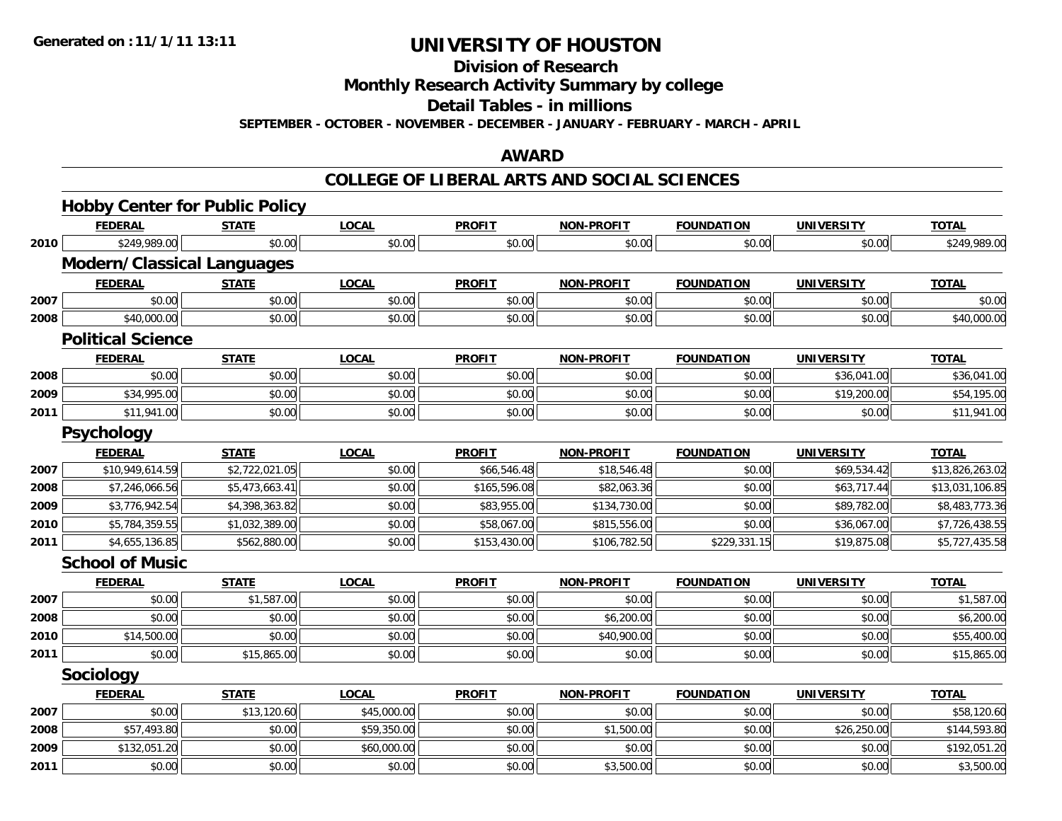**Generated on :11/1/11 13:11**

# UNIVERSITY OF HOUSTON

## Division of Research

## Monthly Research Activity Summary by college

## Detail Tables - in millions

**SEPTEMBER - OCTOBER - NOVEMBER - DECEMBER - JANUARY - FEBRUARY - MARCH - APRIL**

## AWARD

## COLLEGE OF LIBERAL ARTS AND SOCIAL SCIENCES

### Hobby Center for Public Policy

| | FEDERAL | STATE | LOCAL | PROFIT | NON-PROFIT | FOUNDATION | UNIVERSITY | TOTAL |
|---|---|---|---|---|---|---|---|---|
| 2010 | $249,989.00 | $0.00 | $0.00 | $0.00 | $0.00 | $0.00 | $0.00 | $249,989.00 |

### Modern/Classical Languages

| | FEDERAL | STATE | LOCAL | PROFIT | NON-PROFIT | FOUNDATION | UNIVERSITY | TOTAL |
|---|---|---|---|---|---|---|---|---|
| 2007 | $0.00 | $0.00 | $0.00 | $0.00 | $0.00 | $0.00 | $0.00 | $0.00 |
| 2008 | $40,000.00 | $0.00 | $0.00 | $0.00 | $0.00 | $0.00 | $0.00 | $40,000.00 |

### Political Science

| | FEDERAL | STATE | LOCAL | PROFIT | NON-PROFIT | FOUNDATION | UNIVERSITY | TOTAL |
|---|---|---|---|---|---|---|---|---|
| 2008 | $0.00 | $0.00 | $0.00 | $0.00 | $0.00 | $0.00 | $36,041.00 | $36,041.00 |
| 2009 | $34,995.00 | $0.00 | $0.00 | $0.00 | $0.00 | $0.00 | $19,200.00 | $54,195.00 |
| 2011 | $11,941.00 | $0.00 | $0.00 | $0.00 | $0.00 | $0.00 | $0.00 | $11,941.00 |

### Psychology

| | FEDERAL | STATE | LOCAL | PROFIT | NON-PROFIT | FOUNDATION | UNIVERSITY | TOTAL |
|---|---|---|---|---|---|---|---|---|
| 2007 | $10,949,614.59 | $2,722,021.05 | $0.00 | $66,546.48 | $18,546.48 | $0.00 | $69,534.42 | $13,826,263.02 |
| 2008 | $7,246,066.56 | $5,473,663.41 | $0.00 | $165,596.08 | $82,063.36 | $0.00 | $63,717.44 | $13,031,106.85 |
| 2009 | $3,776,942.54 | $4,398,363.82 | $0.00 | $83,955.00 | $134,730.00 | $0.00 | $89,782.00 | $8,483,773.36 |
| 2010 | $5,784,359.55 | $1,032,389.00 | $0.00 | $58,067.00 | $815,556.00 | $0.00 | $36,067.00 | $7,726,438.55 |
| 2011 | $4,655,136.85 | $562,880.00 | $0.00 | $153,430.00 | $106,782.50 | $229,331.15 | $19,875.08 | $5,727,435.58 |

### School of Music

| | FEDERAL | STATE | LOCAL | PROFIT | NON-PROFIT | FOUNDATION | UNIVERSITY | TOTAL |
|---|---|---|---|---|---|---|---|---|
| 2007 | $0.00 | $1,587.00 | $0.00 | $0.00 | $0.00 | $0.00 | $0.00 | $1,587.00 |
| 2008 | $0.00 | $0.00 | $0.00 | $0.00 | $6,200.00 | $0.00 | $0.00 | $6,200.00 |
| 2010 | $14,500.00 | $0.00 | $0.00 | $0.00 | $40,900.00 | $0.00 | $0.00 | $55,400.00 |
| 2011 | $0.00 | $15,865.00 | $0.00 | $0.00 | $0.00 | $0.00 | $0.00 | $15,865.00 |

### Sociology

| | FEDERAL | STATE | LOCAL | PROFIT | NON-PROFIT | FOUNDATION | UNIVERSITY | TOTAL |
|---|---|---|---|---|---|---|---|---|
| 2007 | $0.00 | $13,120.60 | $45,000.00 | $0.00 | $0.00 | $0.00 | $0.00 | $58,120.60 |
| 2008 | $57,493.80 | $0.00 | $59,350.00 | $0.00 | $1,500.00 | $0.00 | $26,250.00 | $144,593.80 |
| 2009 | $132,051.20 | $0.00 | $60,000.00 | $0.00 | $0.00 | $0.00 | $0.00 | $192,051.20 |
| 2011 | $0.00 | $0.00 | $0.00 | $0.00 | $3,500.00 | $0.00 | $0.00 | $3,500.00 |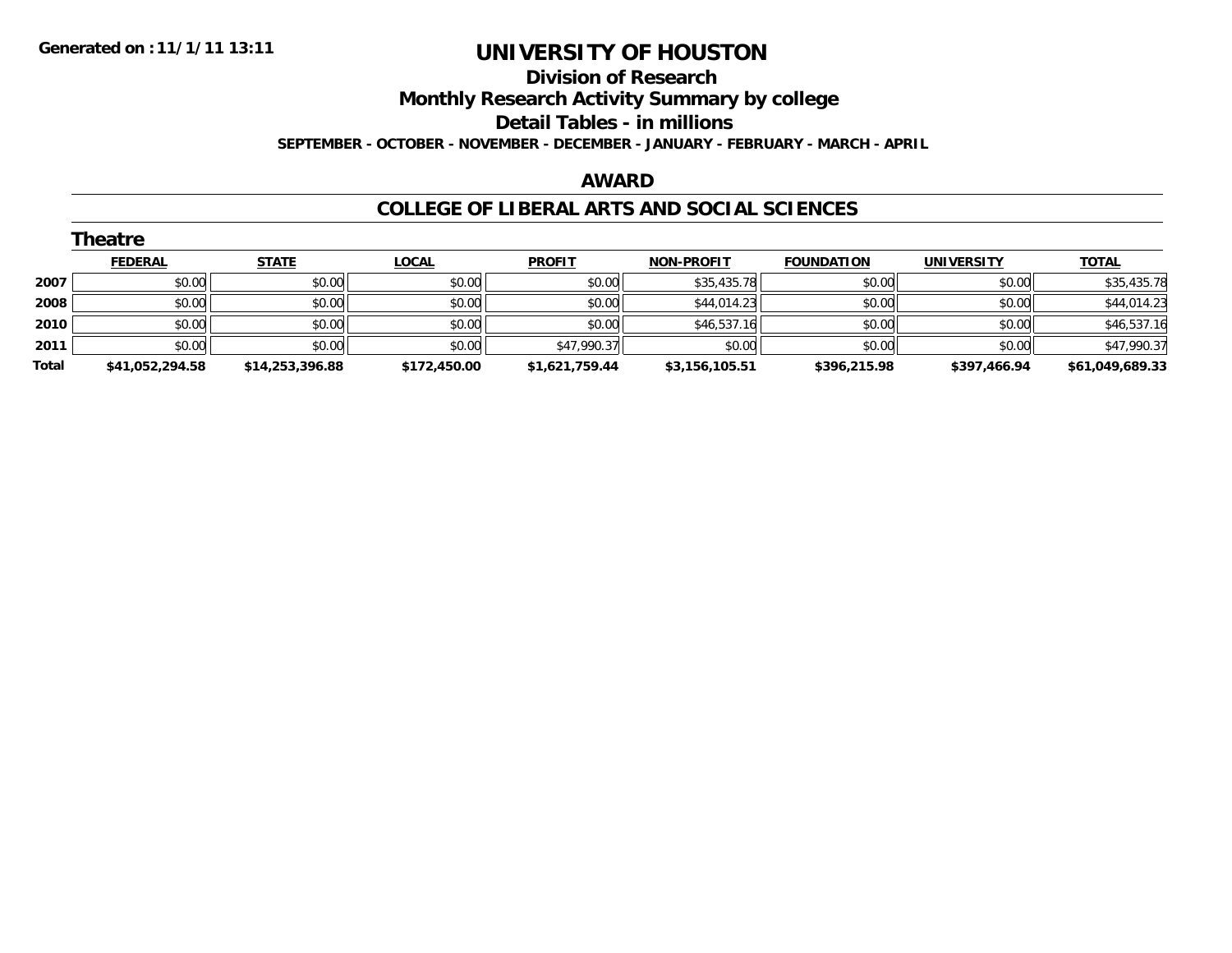Generated on :11/1/11 13:11

# UNIVERSITY OF HOUSTON

## Division of Research

## Monthly Research Activity Summary by college

## Detail Tables - in millions

SEPTEMBER - OCTOBER - NOVEMBER - DECEMBER - JANUARY - FEBRUARY - MARCH - APRIL

### AWARD

### COLLEGE OF LIBERAL ARTS AND SOCIAL SCIENCES

#### Theatre

| | FEDERAL | STATE | LOCAL | PROFIT | NON-PROFIT | FOUNDATION | UNIVERSITY | TOTAL |
|---|---|---|---|---|---|---|---|---|
| 2007 | $0.00 | $0.00 | $0.00 | $0.00 | $35,435.78 | $0.00 | $0.00 | $35,435.78 |
| 2008 | $0.00 | $0.00 | $0.00 | $0.00 | $44,014.23 | $0.00 | $0.00 | $44,014.23 |
| 2010 | $0.00 | $0.00 | $0.00 | $0.00 | $46,537.16 | $0.00 | $0.00 | $46,537.16 |
| 2011 | $0.00 | $0.00 | $0.00 | $47,990.37 | $0.00 | $0.00 | $0.00 | $47,990.37 |
| **Total** | **$41,052,294.58** | **$14,253,396.88** | **$172,450.00** | **$1,621,759.44** | **$3,156,105.51** | **$396,215.98** | **$397,466.94** | **$61,049,689.33** |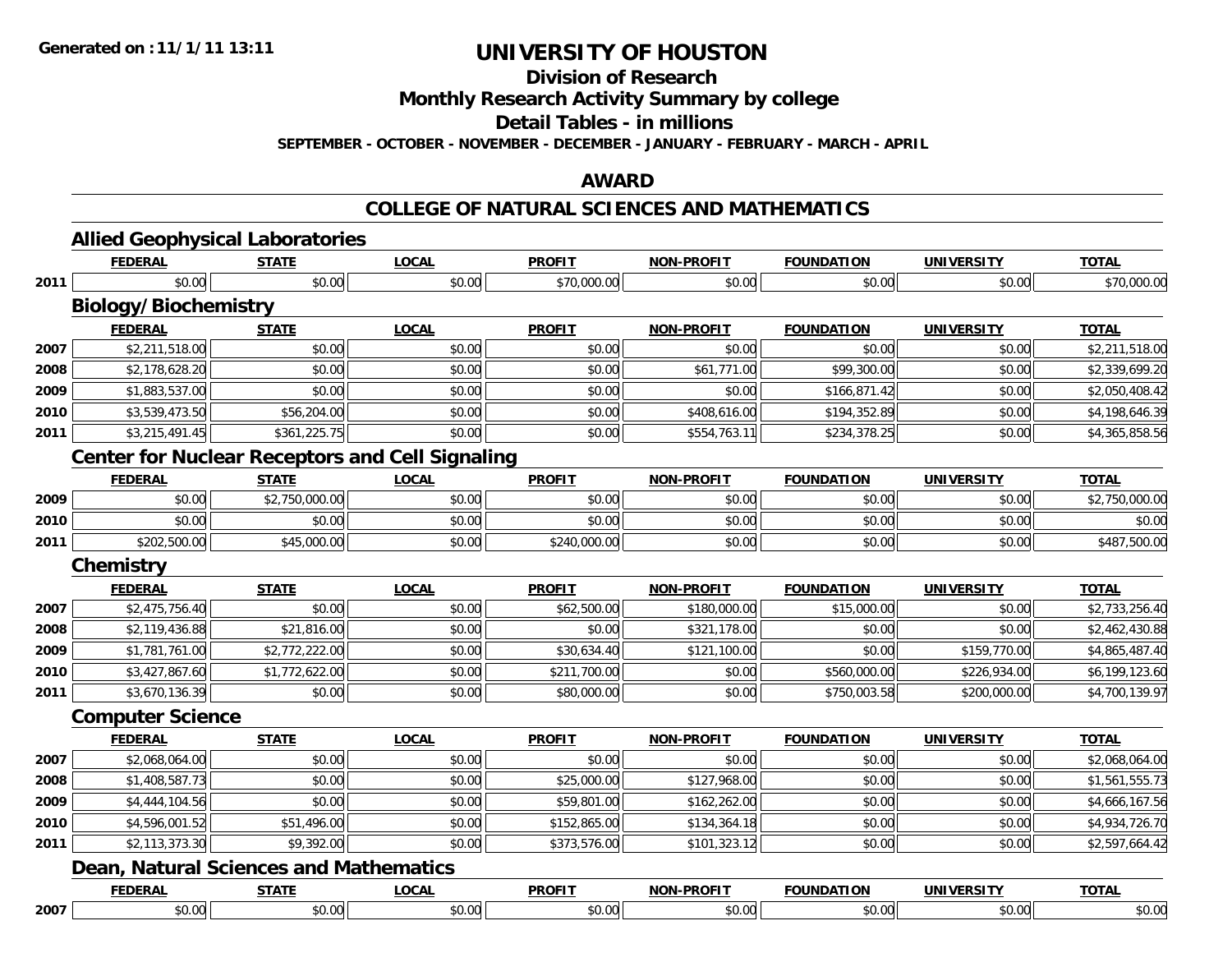# UNIVERSITY OF HOUSTON

## Division of Research

## Monthly Research Activity Summary by college

## Detail Tables - in millions

**SEPTEMBER - OCTOBER - NOVEMBER - DECEMBER - JANUARY - FEBRUARY - MARCH - APRIL**

## AWARD

## COLLEGE OF NATURAL SCIENCES AND MATHEMATICS

### Allied Geophysical Laboratories

| | FEDERAL | STATE | LOCAL | PROFIT | NON-PROFIT | FOUNDATION | UNIVERSITY | TOTAL |
|---|---|---|---|---|---|---|---|---|
| 2011 | $0.00 | $0.00 | $0.00 | $70,000.00 | $0.00 | $0.00 | $0.00 | $70,000.00 |

### Biology/Biochemistry

| | FEDERAL | STATE | LOCAL | PROFIT | NON-PROFIT | FOUNDATION | UNIVERSITY | TOTAL |
|---|---|---|---|---|---|---|---|---|
| 2007 | $2,211,518.00 | $0.00 | $0.00 | $0.00 | $0.00 | $0.00 | $0.00 | $2,211,518.00 |
| 2008 | $2,178,628.20 | $0.00 | $0.00 | $0.00 | $61,771.00 | $99,300.00 | $0.00 | $2,339,699.20 |
| 2009 | $1,883,537.00 | $0.00 | $0.00 | $0.00 | $0.00 | $166,871.42 | $0.00 | $2,050,408.42 |
| 2010 | $3,539,473.50 | $56,204.00 | $0.00 | $0.00 | $408,616.00 | $194,352.89 | $0.00 | $4,198,646.39 |
| 2011 | $3,215,491.45 | $361,225.75 | $0.00 | $0.00 | $554,763.11 | $234,378.25 | $0.00 | $4,365,858.56 |

### Center for Nuclear Receptors and Cell Signaling

| | FEDERAL | STATE | LOCAL | PROFIT | NON-PROFIT | FOUNDATION | UNIVERSITY | TOTAL |
|---|---|---|---|---|---|---|---|---|
| 2009 | $0.00 | $2,750,000.00 | $0.00 | $0.00 | $0.00 | $0.00 | $0.00 | $2,750,000.00 |
| 2010 | $0.00 | $0.00 | $0.00 | $0.00 | $0.00 | $0.00 | $0.00 | $0.00 |
| 2011 | $202,500.00 | $45,000.00 | $0.00 | $240,000.00 | $0.00 | $0.00 | $0.00 | $487,500.00 |

### Chemistry

| | FEDERAL | STATE | LOCAL | PROFIT | NON-PROFIT | FOUNDATION | UNIVERSITY | TOTAL |
|---|---|---|---|---|---|---|---|---|
| 2007 | $2,475,756.40 | $0.00 | $0.00 | $62,500.00 | $180,000.00 | $15,000.00 | $0.00 | $2,733,256.40 |
| 2008 | $2,119,436.88 | $21,816.00 | $0.00 | $0.00 | $321,178.00 | $0.00 | $0.00 | $2,462,430.88 |
| 2009 | $1,781,761.00 | $2,772,222.00 | $0.00 | $30,634.40 | $121,100.00 | $0.00 | $159,770.00 | $4,865,487.40 |
| 2010 | $3,427,867.60 | $1,772,622.00 | $0.00 | $211,700.00 | $0.00 | $560,000.00 | $226,934.00 | $6,199,123.60 |
| 2011 | $3,670,136.39 | $0.00 | $0.00 | $80,000.00 | $0.00 | $750,003.58 | $200,000.00 | $4,700,139.97 |

### Computer Science

| | FEDERAL | STATE | LOCAL | PROFIT | NON-PROFIT | FOUNDATION | UNIVERSITY | TOTAL |
|---|---|---|---|---|---|---|---|---|
| 2007 | $2,068,064.00 | $0.00 | $0.00 | $0.00 | $0.00 | $0.00 | $0.00 | $2,068,064.00 |
| 2008 | $1,408,587.73 | $0.00 | $0.00 | $25,000.00 | $127,968.00 | $0.00 | $0.00 | $1,561,555.73 |
| 2009 | $4,444,104.56 | $0.00 | $0.00 | $59,801.00 | $162,262.00 | $0.00 | $0.00 | $4,666,167.56 |
| 2010 | $4,596,001.52 | $51,496.00 | $0.00 | $152,865.00 | $134,364.18 | $0.00 | $0.00 | $4,934,726.70 |
| 2011 | $2,113,373.30 | $9,392.00 | $0.00 | $373,576.00 | $101,323.12 | $0.00 | $0.00 | $2,597,664.42 |

### Dean, Natural Sciences and Mathematics

| | FEDERAL | STATE | LOCAL | PROFIT | NON-PROFIT | FOUNDATION | UNIVERSITY | TOTAL |
|---|---|---|---|---|---|---|---|---|
| 2007 | $0.00 | $0.00 | $0.00 | $0.00 | $0.00 | $0.00 | $0.00 | $0.00 |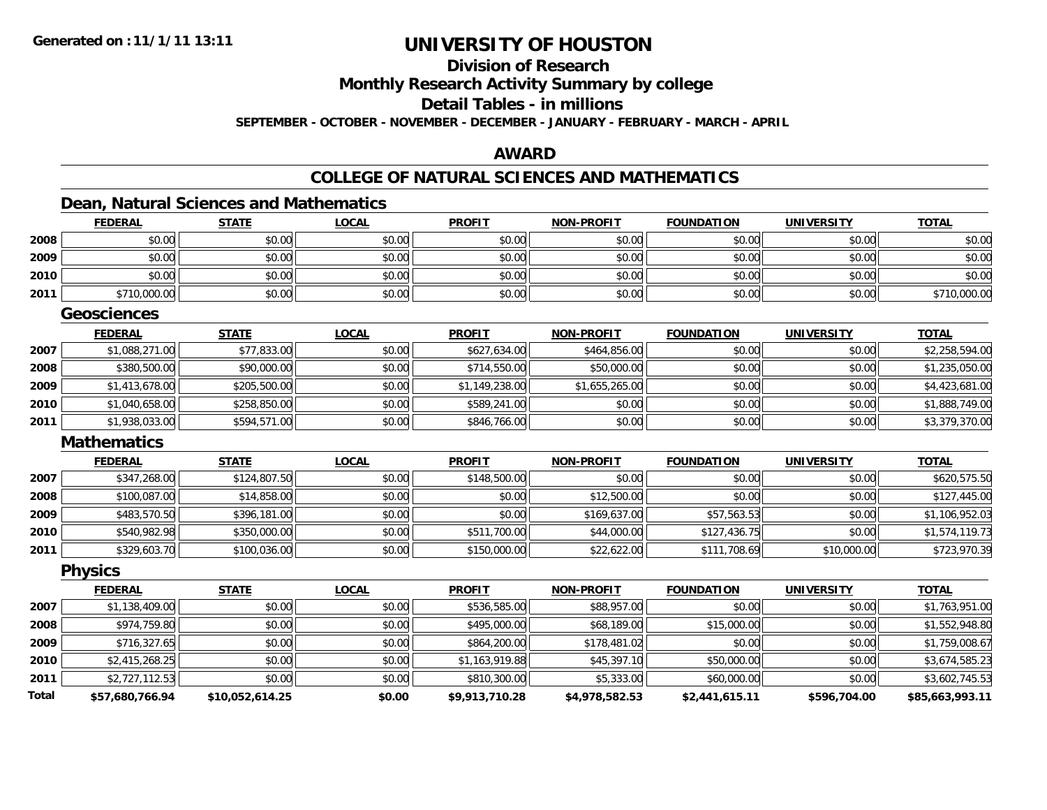Generated on :11/1/11 13:11

# UNIVERSITY OF HOUSTON

## Division of Research

## Monthly Research Activity Summary by college

## Detail Tables - in millions

SEPTEMBER - OCTOBER - NOVEMBER - DECEMBER - JANUARY - FEBRUARY - MARCH - APRIL

## AWARD

## COLLEGE OF NATURAL SCIENCES AND MATHEMATICS

### Dean, Natural Sciences and Mathematics

| | FEDERAL | STATE | LOCAL | PROFIT | NON-PROFIT | FOUNDATION | UNIVERSITY | TOTAL |
|---|---|---|---|---|---|---|---|---|
| 2008 | $0.00 | $0.00 | $0.00 | $0.00 | $0.00 | $0.00 | $0.00 | $0.00 |
| 2009 | $0.00 | $0.00 | $0.00 | $0.00 | $0.00 | $0.00 | $0.00 | $0.00 |
| 2010 | $0.00 | $0.00 | $0.00 | $0.00 | $0.00 | $0.00 | $0.00 | $0.00 |
| 2011 | $710,000.00 | $0.00 | $0.00 | $0.00 | $0.00 | $0.00 | $0.00 | $710,000.00 |

### Geosciences

| | FEDERAL | STATE | LOCAL | PROFIT | NON-PROFIT | FOUNDATION | UNIVERSITY | TOTAL |
|---|---|---|---|---|---|---|---|---|
| 2007 | $1,088,271.00 | $77,833.00 | $0.00 | $627,634.00 | $464,856.00 | $0.00 | $0.00 | $2,258,594.00 |
| 2008 | $380,500.00 | $90,000.00 | $0.00 | $714,550.00 | $50,000.00 | $0.00 | $0.00 | $1,235,050.00 |
| 2009 | $1,413,678.00 | $205,500.00 | $0.00 | $1,149,238.00 | $1,655,265.00 | $0.00 | $0.00 | $4,423,681.00 |
| 2010 | $1,040,658.00 | $258,850.00 | $0.00 | $589,241.00 | $0.00 | $0.00 | $0.00 | $1,888,749.00 |
| 2011 | $1,938,033.00 | $594,571.00 | $0.00 | $846,766.00 | $0.00 | $0.00 | $0.00 | $3,379,370.00 |

### Mathematics

| | FEDERAL | STATE | LOCAL | PROFIT | NON-PROFIT | FOUNDATION | UNIVERSITY | TOTAL |
|---|---|---|---|---|---|---|---|---|
| 2007 | $347,268.00 | $124,807.50 | $0.00 | $148,500.00 | $0.00 | $0.00 | $0.00 | $620,575.50 |
| 2008 | $100,087.00 | $14,858.00 | $0.00 | $0.00 | $12,500.00 | $0.00 | $0.00 | $127,445.00 |
| 2009 | $483,570.50 | $396,181.00 | $0.00 | $0.00 | $169,637.00 | $57,563.53 | $0.00 | $1,106,952.03 |
| 2010 | $540,982.98 | $350,000.00 | $0.00 | $511,700.00 | $44,000.00 | $127,436.75 | $0.00 | $1,574,119.73 |
| 2011 | $329,603.70 | $100,036.00 | $0.00 | $150,000.00 | $22,622.00 | $111,708.69 | $10,000.00 | $723,970.39 |

### Physics

| | FEDERAL | STATE | LOCAL | PROFIT | NON-PROFIT | FOUNDATION | UNIVERSITY | TOTAL |
|---|---|---|---|---|---|---|---|---|
| 2007 | $1,138,409.00 | $0.00 | $0.00 | $536,585.00 | $88,957.00 | $0.00 | $0.00 | $1,763,951.00 |
| 2008 | $974,759.80 | $0.00 | $0.00 | $495,000.00 | $68,189.00 | $15,000.00 | $0.00 | $1,552,948.80 |
| 2009 | $716,327.65 | $0.00 | $0.00 | $864,200.00 | $178,481.02 | $0.00 | $0.00 | $1,759,008.67 |
| 2010 | $2,415,268.25 | $0.00 | $0.00 | $1,163,919.88 | $45,397.10 | $50,000.00 | $0.00 | $3,674,585.23 |
| 2011 | $2,727,112.53 | $0.00 | $0.00 | $810,300.00 | $5,333.00 | $60,000.00 | $0.00 | $3,602,745.53 |
| **Total** | **$57,680,766.94** | **$10,052,614.25** | **$0.00** | **$9,913,710.28** | **$4,978,582.53** | **$2,441,615.11** | **$596,704.00** | **$85,663,993.11** |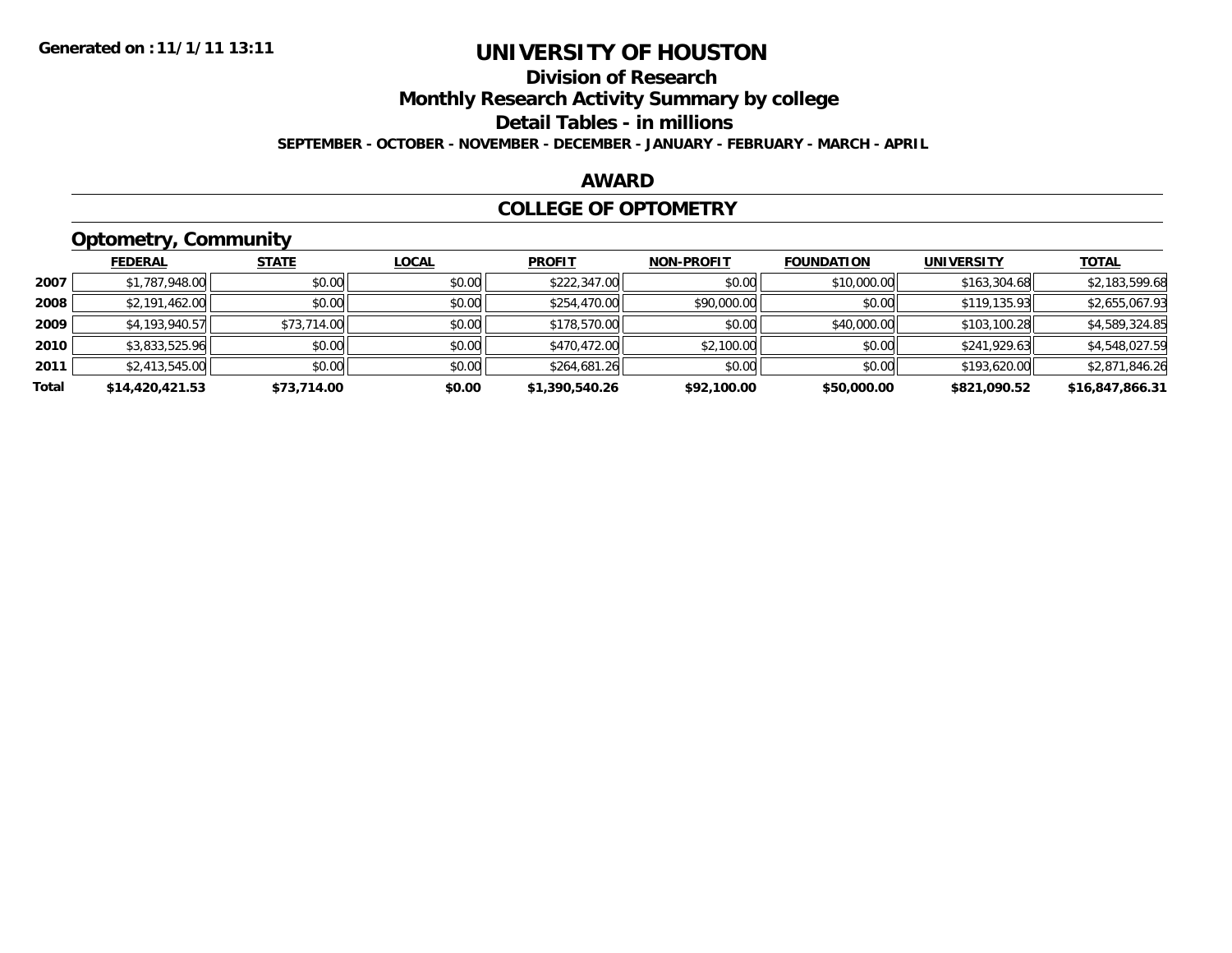# UNIVERSITY OF HOUSTON

## Division of Research

## Monthly Research Activity Summary by college

## Detail Tables - in millions

**SEPTEMBER - OCTOBER - NOVEMBER - DECEMBER - JANUARY - FEBRUARY - MARCH - APRIL**

## AWARD

## COLLEGE OF OPTOMETRY

### Optometry, Community

| | FEDERAL | STATE | LOCAL | PROFIT | NON-PROFIT | FOUNDATION | UNIVERSITY | TOTAL |
|---|---|---|---|---|---|---|---|---|
| 2007 | $1,787,948.00 | $0.00 | $0.00 | $222,347.00 | $0.00 | $10,000.00 | $163,304.68 | $2,183,599.68 |
| 2008 | $2,191,462.00 | $0.00 | $0.00 | $254,470.00 | $90,000.00 | $0.00 | $119,135.93 | $2,655,067.93 |
| 2009 | $4,193,940.57 | $73,714.00 | $0.00 | $178,570.00 | $0.00 | $40,000.00 | $103,100.28 | $4,589,324.85 |
| 2010 | $3,833,525.96 | $0.00 | $0.00 | $470,472.00 | $2,100.00 | $0.00 | $241,929.63 | $4,548,027.59 |
| 2011 | $2,413,545.00 | $0.00 | $0.00 | $264,681.26 | $0.00 | $0.00 | $193,620.00 | $2,871,846.26 |
| **Total** | **$14,420,421.53** | **$73,714.00** | **$0.00** | **$1,390,540.26** | **$92,100.00** | **$50,000.00** | **$821,090.52** | **$16,847,866.31** |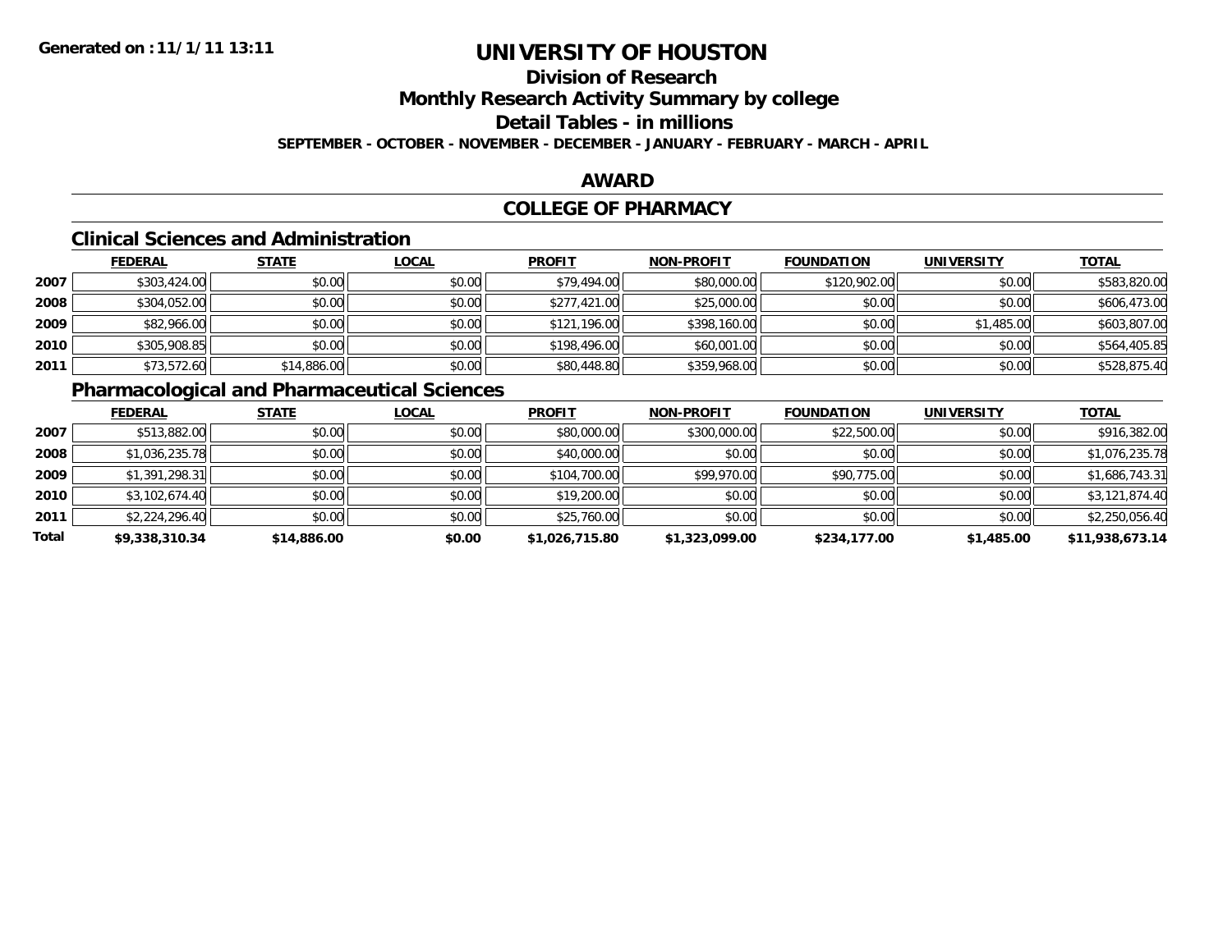**Generated on :11/1/11 13:11**

# UNIVERSITY OF HOUSTON

## Division of Research

## Monthly Research Activity Summary by college

## Detail Tables - in millions

**SEPTEMBER - OCTOBER - NOVEMBER - DECEMBER - JANUARY - FEBRUARY - MARCH - APRIL**

## AWARD

## COLLEGE OF PHARMACY

### Clinical Sciences and Administration

| | FEDERAL | STATE | LOCAL | PROFIT | NON-PROFIT | FOUNDATION | UNIVERSITY | TOTAL |
|---|---|---|---|---|---|---|---|---|
| 2007 | $303,424.00 | $0.00 | $0.00 | $79,494.00 | $80,000.00 | $120,902.00 | $0.00 | $583,820.00 |
| 2008 | $304,052.00 | $0.00 | $0.00 | $277,421.00 | $25,000.00 | $0.00 | $0.00 | $606,473.00 |
| 2009 | $82,966.00 | $0.00 | $0.00 | $121,196.00 | $398,160.00 | $0.00 | $1,485.00 | $603,807.00 |
| 2010 | $305,908.85 | $0.00 | $0.00 | $198,496.00 | $60,001.00 | $0.00 | $0.00 | $564,405.85 |
| 2011 | $73,572.60 | $14,886.00 | $0.00 | $80,448.80 | $359,968.00 | $0.00 | $0.00 | $528,875.40 |

### Pharmacological and Pharmaceutical Sciences

| | FEDERAL | STATE | LOCAL | PROFIT | NON-PROFIT | FOUNDATION | UNIVERSITY | TOTAL |
|---|---|---|---|---|---|---|---|---|
| 2007 | $513,882.00 | $0.00 | $0.00 | $80,000.00 | $300,000.00 | $22,500.00 | $0.00 | $916,382.00 |
| 2008 | $1,036,235.78 | $0.00 | $0.00 | $40,000.00 | $0.00 | $0.00 | $0.00 | $1,076,235.78 |
| 2009 | $1,391,298.31 | $0.00 | $0.00 | $104,700.00 | $99,970.00 | $90,775.00 | $0.00 | $1,686,743.31 |
| 2010 | $3,102,674.40 | $0.00 | $0.00 | $19,200.00 | $0.00 | $0.00 | $0.00 | $3,121,874.40 |
| 2011 | $2,224,296.40 | $0.00 | $0.00 | $25,760.00 | $0.00 | $0.00 | $0.00 | $2,250,056.40 |
| **Total** | **$9,338,310.34** | **$14,886.00** | **$0.00** | **$1,026,715.80** | **$1,323,099.00** | **$234,177.00** | **$1,485.00** | **$11,938,673.14** |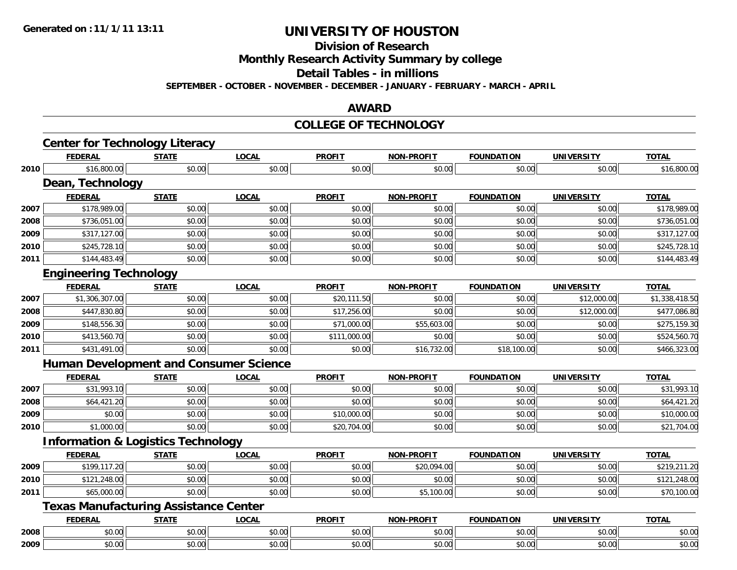**Generated on :11/1/11 13:11**

# UNIVERSITY OF HOUSTON

## Division of Research

## Monthly Research Activity Summary by college

## Detail Tables - in millions

**SEPTEMBER - OCTOBER - NOVEMBER - DECEMBER - JANUARY - FEBRUARY - MARCH - APRIL**

## AWARD

## COLLEGE OF TECHNOLOGY

### Center for Technology Literacy

| | FEDERAL | STATE | LOCAL | PROFIT | NON-PROFIT | FOUNDATION | UNIVERSITY | TOTAL |
|---|---|---|---|---|---|---|---|---|
| 2010 | $16,800.00 | $0.00 | $0.00 | $0.00 | $0.00 | $0.00 | $0.00 | $16,800.00 |

### Dean, Technology

| | FEDERAL | STATE | LOCAL | PROFIT | NON-PROFIT | FOUNDATION | UNIVERSITY | TOTAL |
|---|---|---|---|---|---|---|---|---|
| 2007 | $178,989.00 | $0.00 | $0.00 | $0.00 | $0.00 | $0.00 | $0.00 | $178,989.00 |
| 2008 | $736,051.00 | $0.00 | $0.00 | $0.00 | $0.00 | $0.00 | $0.00 | $736,051.00 |
| 2009 | $317,127.00 | $0.00 | $0.00 | $0.00 | $0.00 | $0.00 | $0.00 | $317,127.00 |
| 2010 | $245,728.10 | $0.00 | $0.00 | $0.00 | $0.00 | $0.00 | $0.00 | $245,728.10 |
| 2011 | $144,483.49 | $0.00 | $0.00 | $0.00 | $0.00 | $0.00 | $0.00 | $144,483.49 |

### Engineering Technology

| | FEDERAL | STATE | LOCAL | PROFIT | NON-PROFIT | FOUNDATION | UNIVERSITY | TOTAL |
|---|---|---|---|---|---|---|---|---|
| 2007 | $1,306,307.00 | $0.00 | $0.00 | $20,111.50 | $0.00 | $0.00 | $12,000.00 | $1,338,418.50 |
| 2008 | $447,830.80 | $0.00 | $0.00 | $17,256.00 | $0.00 | $0.00 | $12,000.00 | $477,086.80 |
| 2009 | $148,556.30 | $0.00 | $0.00 | $71,000.00 | $55,603.00 | $0.00 | $0.00 | $275,159.30 |
| 2010 | $413,560.70 | $0.00 | $0.00 | $111,000.00 | $0.00 | $0.00 | $0.00 | $524,560.70 |
| 2011 | $431,491.00 | $0.00 | $0.00 | $0.00 | $16,732.00 | $18,100.00 | $0.00 | $466,323.00 |

### Human Development and Consumer Science

| | FEDERAL | STATE | LOCAL | PROFIT | NON-PROFIT | FOUNDATION | UNIVERSITY | TOTAL |
|---|---|---|---|---|---|---|---|---|
| 2007 | $31,993.10 | $0.00 | $0.00 | $0.00 | $0.00 | $0.00 | $0.00 | $31,993.10 |
| 2008 | $64,421.20 | $0.00 | $0.00 | $0.00 | $0.00 | $0.00 | $0.00 | $64,421.20 |
| 2009 | $0.00 | $0.00 | $0.00 | $10,000.00 | $0.00 | $0.00 | $0.00 | $10,000.00 |
| 2010 | $1,000.00 | $0.00 | $0.00 | $20,704.00 | $0.00 | $0.00 | $0.00 | $21,704.00 |

### Information & Logistics Technology

| | FEDERAL | STATE | LOCAL | PROFIT | NON-PROFIT | FOUNDATION | UNIVERSITY | TOTAL |
|---|---|---|---|---|---|---|---|---|
| 2009 | $199,117.20 | $0.00 | $0.00 | $0.00 | $20,094.00 | $0.00 | $0.00 | $219,211.20 |
| 2010 | $121,248.00 | $0.00 | $0.00 | $0.00 | $0.00 | $0.00 | $0.00 | $121,248.00 |
| 2011 | $65,000.00 | $0.00 | $0.00 | $0.00 | $5,100.00 | $0.00 | $0.00 | $70,100.00 |

### Texas Manufacturing Assistance Center

| | FEDERAL | STATE | LOCAL | PROFIT | NON-PROFIT | FOUNDATION | UNIVERSITY | TOTAL |
|---|---|---|---|---|---|---|---|---|
| 2008 | $0.00 | $0.00 | $0.00 | $0.00 | $0.00 | $0.00 | $0.00 | $0.00 |
| 2009 | $0.00 | $0.00 | $0.00 | $0.00 | $0.00 | $0.00 | $0.00 | $0.00 |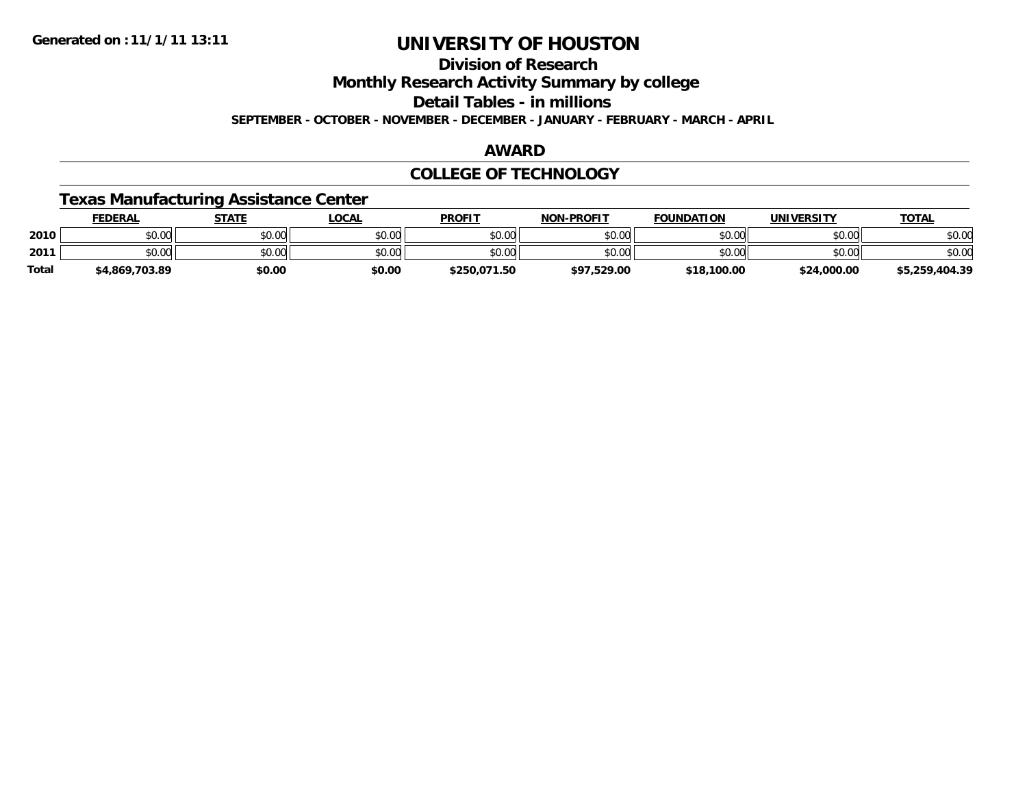Generated on :11/1/11 13:11

# UNIVERSITY OF HOUSTON

## Division of Research

## Monthly Research Activity Summary by college

## Detail Tables - in millions

**SEPTEMBER - OCTOBER - NOVEMBER - DECEMBER - JANUARY - FEBRUARY - MARCH - APRIL**

## AWARD

## COLLEGE OF TECHNOLOGY

### Texas Manufacturing Assistance Center

| | FEDERAL | STATE | LOCAL | PROFIT | NON-PROFIT | FOUNDATION | UNIVERSITY | TOTAL |
|---|---|---|---|---|---|---|---|---|
| 2010 | $0.00 | $0.00 | $0.00 | $0.00 | $0.00 | $0.00 | $0.00 | $0.00 |
| 2011 | $0.00 | $0.00 | $0.00 | $0.00 | $0.00 | $0.00 | $0.00 | $0.00 |
| Total | $4,869,703.89 | $0.00 | $0.00 | $250,071.50 | $97,529.00 | $18,100.00 | $24,000.00 | $5,259,404.39 |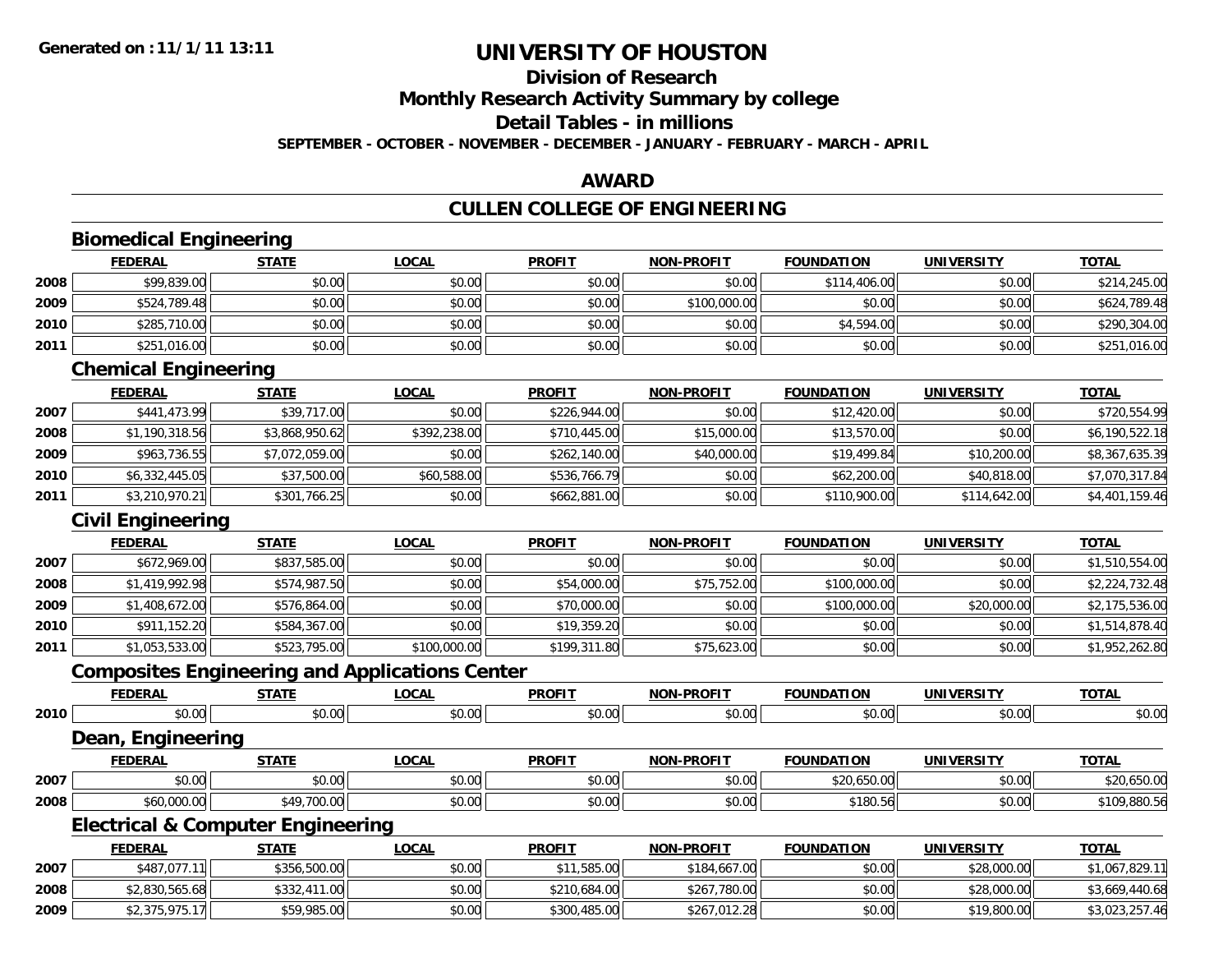**Generated on :11/1/11 13:11**

# UNIVERSITY OF HOUSTON

## Division of Research

## Monthly Research Activity Summary by college

## Detail Tables - in millions

**SEPTEMBER - OCTOBER - NOVEMBER - DECEMBER - JANUARY - FEBRUARY - MARCH - APRIL**

## AWARD

## CULLEN COLLEGE OF ENGINEERING

### Biomedical Engineering

| | FEDERAL | STATE | LOCAL | PROFIT | NON-PROFIT | FOUNDATION | UNIVERSITY | TOTAL |
|---|---|---|---|---|---|---|---|---|
| 2008 | $99,839.00 | $0.00 | $0.00 | $0.00 | $0.00 | $114,406.00 | $0.00 | $214,245.00 |
| 2009 | $524,789.48 | $0.00 | $0.00 | $0.00 | $100,000.00 | $0.00 | $0.00 | $624,789.48 |
| 2010 | $285,710.00 | $0.00 | $0.00 | $0.00 | $0.00 | $4,594.00 | $0.00 | $290,304.00 |
| 2011 | $251,016.00 | $0.00 | $0.00 | $0.00 | $0.00 | $0.00 | $0.00 | $251,016.00 |

### Chemical Engineering

| | FEDERAL | STATE | LOCAL | PROFIT | NON-PROFIT | FOUNDATION | UNIVERSITY | TOTAL |
|---|---|---|---|---|---|---|---|---|
| 2007 | $441,473.99 | $39,717.00 | $0.00 | $226,944.00 | $0.00 | $12,420.00 | $0.00 | $720,554.99 |
| 2008 | $1,190,318.56 | $3,868,950.62 | $392,238.00 | $710,445.00 | $15,000.00 | $13,570.00 | $0.00 | $6,190,522.18 |
| 2009 | $963,736.55 | $7,072,059.00 | $0.00 | $262,140.00 | $40,000.00 | $19,499.84 | $10,200.00 | $8,367,635.39 |
| 2010 | $6,332,445.05 | $37,500.00 | $60,588.00 | $536,766.79 | $0.00 | $62,200.00 | $40,818.00 | $7,070,317.84 |
| 2011 | $3,210,970.21 | $301,766.25 | $0.00 | $662,881.00 | $0.00 | $110,900.00 | $114,642.00 | $4,401,159.46 |

### Civil Engineering

| | FEDERAL | STATE | LOCAL | PROFIT | NON-PROFIT | FOUNDATION | UNIVERSITY | TOTAL |
|---|---|---|---|---|---|---|---|---|
| 2007 | $672,969.00 | $837,585.00 | $0.00 | $0.00 | $0.00 | $0.00 | $0.00 | $1,510,554.00 |
| 2008 | $1,419,992.98 | $574,987.50 | $0.00 | $54,000.00 | $75,752.00 | $100,000.00 | $0.00 | $2,224,732.48 |
| 2009 | $1,408,672.00 | $576,864.00 | $0.00 | $70,000.00 | $0.00 | $100,000.00 | $20,000.00 | $2,175,536.00 |
| 2010 | $911,152.20 | $584,367.00 | $0.00 | $19,359.20 | $0.00 | $0.00 | $0.00 | $1,514,878.40 |
| 2011 | $1,053,533.00 | $523,795.00 | $100,000.00 | $199,311.80 | $75,623.00 | $0.00 | $0.00 | $1,952,262.80 |

### Composites Engineering and Applications Center

| | FEDERAL | STATE | LOCAL | PROFIT | NON-PROFIT | FOUNDATION | UNIVERSITY | TOTAL |
|---|---|---|---|---|---|---|---|---|
| 2010 | $0.00 | $0.00 | $0.00 | $0.00 | $0.00 | $0.00 | $0.00 | $0.00 |

### Dean, Engineering

| | FEDERAL | STATE | LOCAL | PROFIT | NON-PROFIT | FOUNDATION | UNIVERSITY | TOTAL |
|---|---|---|---|---|---|---|---|---|
| 2007 | $0.00 | $0.00 | $0.00 | $0.00 | $0.00 | $20,650.00 | $0.00 | $20,650.00 |
| 2008 | $60,000.00 | $49,700.00 | $0.00 | $0.00 | $0.00 | $180.56 | $0.00 | $109,880.56 |

### Electrical & Computer Engineering

| | FEDERAL | STATE | LOCAL | PROFIT | NON-PROFIT | FOUNDATION | UNIVERSITY | TOTAL |
|---|---|---|---|---|---|---|---|---|
| 2007 | $487,077.11 | $356,500.00 | $0.00 | $11,585.00 | $184,667.00 | $0.00 | $28,000.00 | $1,067,829.11 |
| 2008 | $2,830,565.68 | $332,411.00 | $0.00 | $210,684.00 | $267,780.00 | $0.00 | $28,000.00 | $3,669,440.68 |
| 2009 | $2,375,975.17 | $59,985.00 | $0.00 | $300,485.00 | $267,012.28 | $0.00 | $19,800.00 | $3,023,257.46 |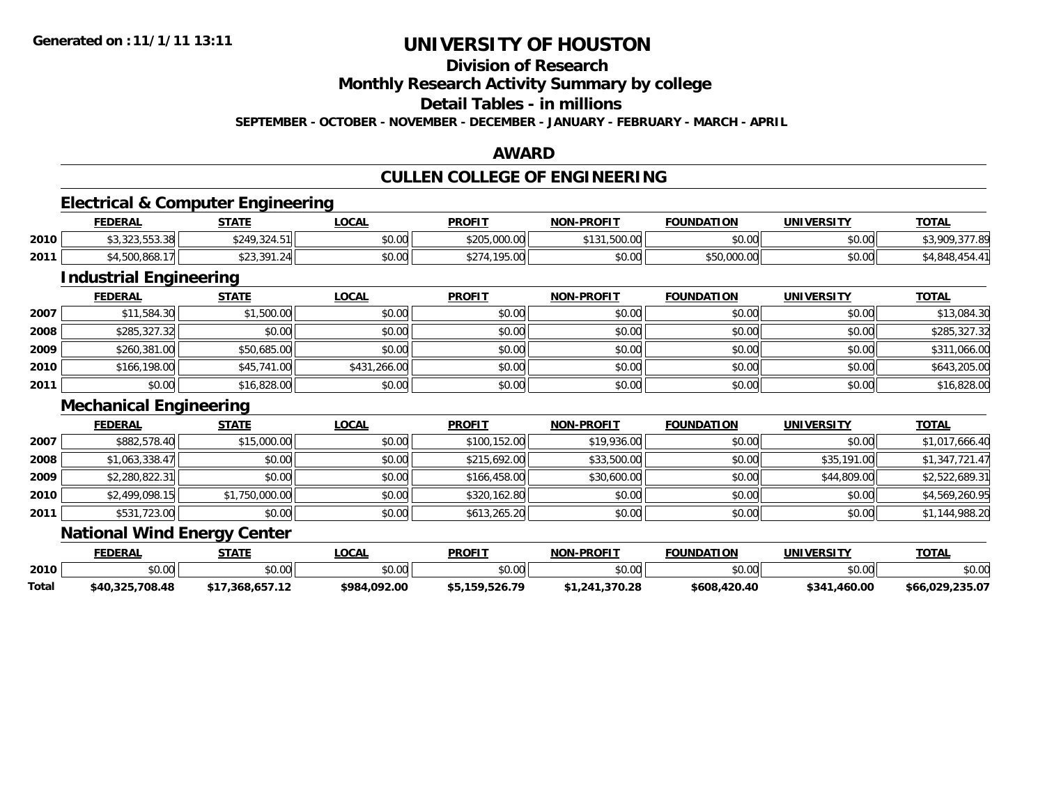**Generated on :11/1/11 13:11**

# UNIVERSITY OF HOUSTON

## Division of Research

## Monthly Research Activity Summary by college

## Detail Tables - in millions

**SEPTEMBER - OCTOBER - NOVEMBER - DECEMBER - JANUARY - FEBRUARY - MARCH - APRIL**

## AWARD

## CULLEN COLLEGE OF ENGINEERING

### Electrical & Computer Engineering

| | FEDERAL | STATE | LOCAL | PROFIT | NON-PROFIT | FOUNDATION | UNIVERSITY | TOTAL |
|---|---|---|---|---|---|---|---|---|
| 2010 | $3,323,553.38 | $249,324.51 | $0.00 | $205,000.00 | $131,500.00 | $0.00 | $0.00 | $3,909,377.89 |
| 2011 | $4,500,868.17 | $23,391.24 | $0.00 | $274,195.00 | $0.00 | $50,000.00 | $0.00 | $4,848,454.41 |

### Industrial Engineering

| | FEDERAL | STATE | LOCAL | PROFIT | NON-PROFIT | FOUNDATION | UNIVERSITY | TOTAL |
|---|---|---|---|---|---|---|---|---|
| 2007 | $11,584.30 | $1,500.00 | $0.00 | $0.00 | $0.00 | $0.00 | $0.00 | $13,084.30 |
| 2008 | $285,327.32 | $0.00 | $0.00 | $0.00 | $0.00 | $0.00 | $0.00 | $285,327.32 |
| 2009 | $260,381.00 | $50,685.00 | $0.00 | $0.00 | $0.00 | $0.00 | $0.00 | $311,066.00 |
| 2010 | $166,198.00 | $45,741.00 | $431,266.00 | $0.00 | $0.00 | $0.00 | $0.00 | $643,205.00 |
| 2011 | $0.00 | $16,828.00 | $0.00 | $0.00 | $0.00 | $0.00 | $0.00 | $16,828.00 |

### Mechanical Engineering

| | FEDERAL | STATE | LOCAL | PROFIT | NON-PROFIT | FOUNDATION | UNIVERSITY | TOTAL |
|---|---|---|---|---|---|---|---|---|
| 2007 | $882,578.40 | $15,000.00 | $0.00 | $100,152.00 | $19,936.00 | $0.00 | $0.00 | $1,017,666.40 |
| 2008 | $1,063,338.47 | $0.00 | $0.00 | $215,692.00 | $33,500.00 | $0.00 | $35,191.00 | $1,347,721.47 |
| 2009 | $2,280,822.31 | $0.00 | $0.00 | $166,458.00 | $30,600.00 | $0.00 | $44,809.00 | $2,522,689.31 |
| 2010 | $2,499,098.15 | $1,750,000.00 | $0.00 | $320,162.80 | $0.00 | $0.00 | $0.00 | $4,569,260.95 |
| 2011 | $531,723.00 | $0.00 | $0.00 | $613,265.20 | $0.00 | $0.00 | $0.00 | $1,144,988.20 |

### National Wind Energy Center

| | FEDERAL | STATE | LOCAL | PROFIT | NON-PROFIT | FOUNDATION | UNIVERSITY | TOTAL |
|---|---|---|---|---|---|---|---|---|
| 2010 | $0.00 | $0.00 | $0.00 | $0.00 | $0.00 | $0.00 | $0.00 | $0.00 |
| **Total** | **$40,325,708.48** | **$17,368,657.12** | **$984,092.00** | **$5,159,526.79** | **$1,241,370.28** | **$608,420.40** | **$341,460.00** | **$66,029,235.07** |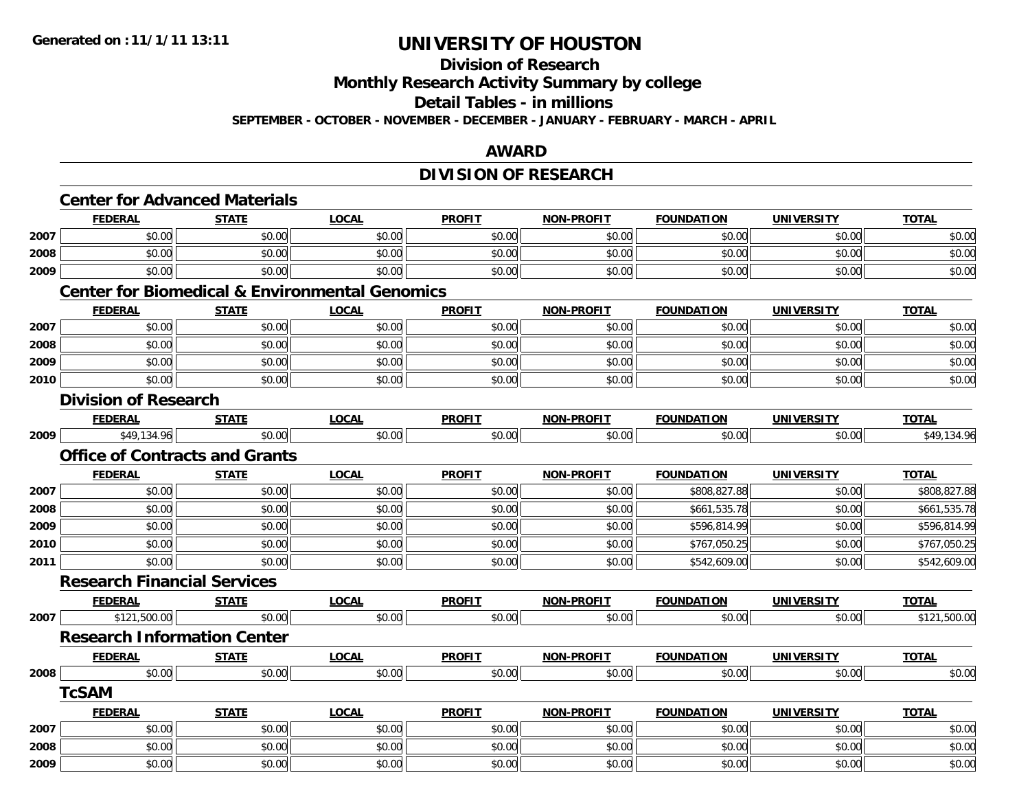**Generated on :11/1/11 13:11**

# UNIVERSITY OF HOUSTON

## Division of Research

## Monthly Research Activity Summary by college

## Detail Tables - in millions

**SEPTEMBER - OCTOBER - NOVEMBER - DECEMBER - JANUARY - FEBRUARY - MARCH - APRIL**

## AWARD

## DIVISION OF RESEARCH

### Center for Advanced Materials

| | FEDERAL | STATE | LOCAL | PROFIT | NON-PROFIT | FOUNDATION | UNIVERSITY | TOTAL |
|---|---|---|---|---|---|---|---|---|
| 2007 | $0.00 | $0.00 | $0.00 | $0.00 | $0.00 | $0.00 | $0.00 | $0.00 |
| 2008 | $0.00 | $0.00 | $0.00 | $0.00 | $0.00 | $0.00 | $0.00 | $0.00 |
| 2009 | $0.00 | $0.00 | $0.00 | $0.00 | $0.00 | $0.00 | $0.00 | $0.00 |

### Center for Biomedical & Environmental Genomics

| | FEDERAL | STATE | LOCAL | PROFIT | NON-PROFIT | FOUNDATION | UNIVERSITY | TOTAL |
|---|---|---|---|---|---|---|---|---|
| 2007 | $0.00 | $0.00 | $0.00 | $0.00 | $0.00 | $0.00 | $0.00 | $0.00 |
| 2008 | $0.00 | $0.00 | $0.00 | $0.00 | $0.00 | $0.00 | $0.00 | $0.00 |
| 2009 | $0.00 | $0.00 | $0.00 | $0.00 | $0.00 | $0.00 | $0.00 | $0.00 |
| 2010 | $0.00 | $0.00 | $0.00 | $0.00 | $0.00 | $0.00 | $0.00 | $0.00 |

### Division of Research

| | FEDERAL | STATE | LOCAL | PROFIT | NON-PROFIT | FOUNDATION | UNIVERSITY | TOTAL |
|---|---|---|---|---|---|---|---|---|
| 2009 | $49,134.96 | $0.00 | $0.00 | $0.00 | $0.00 | $0.00 | $0.00 | $49,134.96 |

### Office of Contracts and Grants

| | FEDERAL | STATE | LOCAL | PROFIT | NON-PROFIT | FOUNDATION | UNIVERSITY | TOTAL |
|---|---|---|---|---|---|---|---|---|
| 2007 | $0.00 | $0.00 | $0.00 | $0.00 | $0.00 | $808,827.88 | $0.00 | $808,827.88 |
| 2008 | $0.00 | $0.00 | $0.00 | $0.00 | $0.00 | $661,535.78 | $0.00 | $661,535.78 |
| 2009 | $0.00 | $0.00 | $0.00 | $0.00 | $0.00 | $596,814.99 | $0.00 | $596,814.99 |
| 2010 | $0.00 | $0.00 | $0.00 | $0.00 | $0.00 | $767,050.25 | $0.00 | $767,050.25 |
| 2011 | $0.00 | $0.00 | $0.00 | $0.00 | $0.00 | $542,609.00 | $0.00 | $542,609.00 |

### Research Financial Services

| | FEDERAL | STATE | LOCAL | PROFIT | NON-PROFIT | FOUNDATION | UNIVERSITY | TOTAL |
|---|---|---|---|---|---|---|---|---|
| 2007 | $121,500.00 | $0.00 | $0.00 | $0.00 | $0.00 | $0.00 | $0.00 | $121,500.00 |

### Research Information Center

| | FEDERAL | STATE | LOCAL | PROFIT | NON-PROFIT | FOUNDATION | UNIVERSITY | TOTAL |
|---|---|---|---|---|---|---|---|---|
| 2008 | $0.00 | $0.00 | $0.00 | $0.00 | $0.00 | $0.00 | $0.00 | $0.00 |

### TcSAM

| | FEDERAL | STATE | LOCAL | PROFIT | NON-PROFIT | FOUNDATION | UNIVERSITY | TOTAL |
|---|---|---|---|---|---|---|---|---|
| 2007 | $0.00 | $0.00 | $0.00 | $0.00 | $0.00 | $0.00 | $0.00 | $0.00 |
| 2008 | $0.00 | $0.00 | $0.00 | $0.00 | $0.00 | $0.00 | $0.00 | $0.00 |
| 2009 | $0.00 | $0.00 | $0.00 | $0.00 | $0.00 | $0.00 | $0.00 | $0.00 |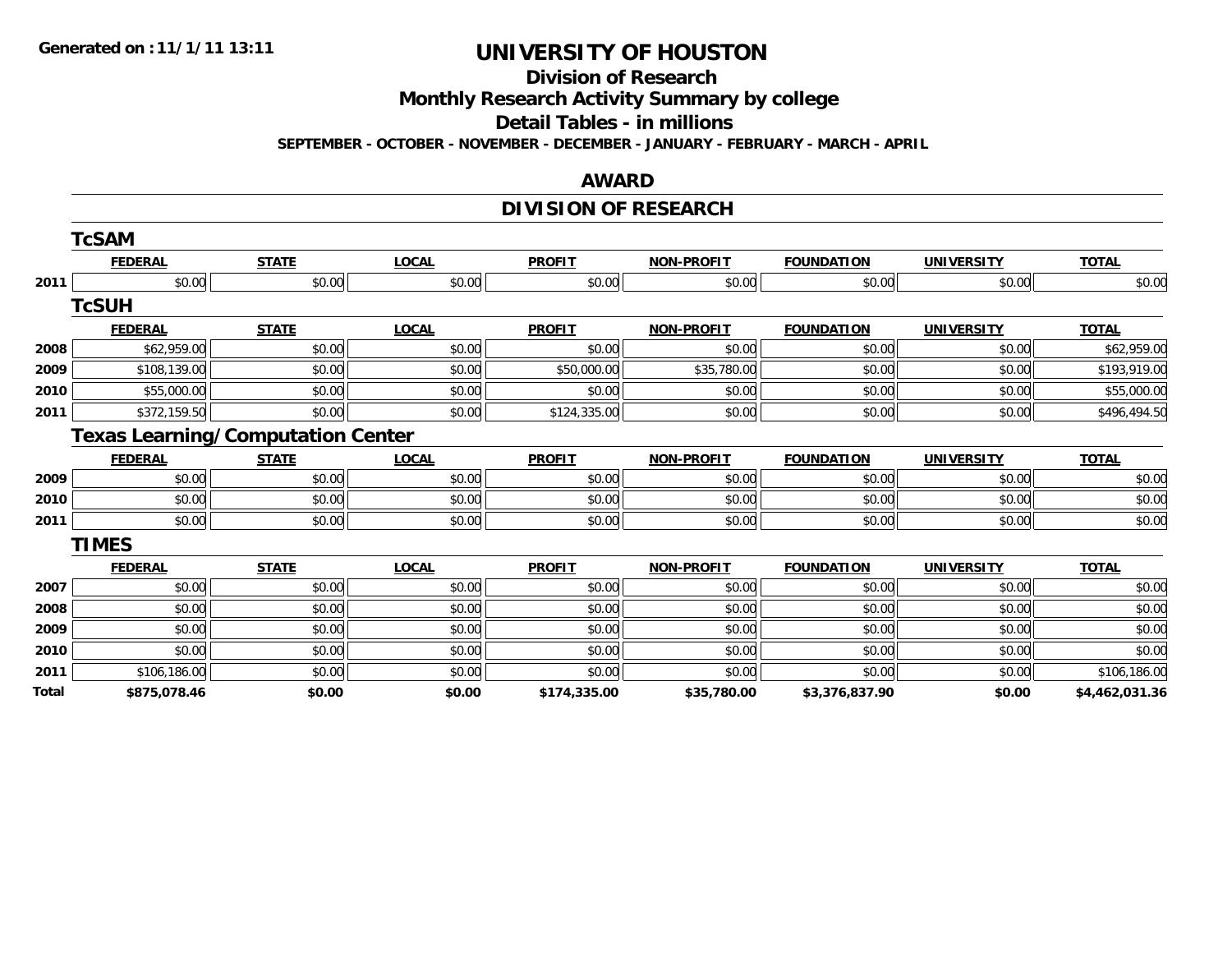**Generated on :11/1/11 13:11**

# UNIVERSITY OF HOUSTON

## Division of Research

## Monthly Research Activity Summary by college

## Detail Tables - in millions

**SEPTEMBER - OCTOBER - NOVEMBER - DECEMBER - JANUARY - FEBRUARY - MARCH - APRIL**

## AWARD

## DIVISION OF RESEARCH

### TcSAM

| | FEDERAL | STATE | LOCAL | PROFIT | NON-PROFIT | FOUNDATION | UNIVERSITY | TOTAL |
|---|---|---|---|---|---|---|---|---|
| 2011 | $0.00 | $0.00 | $0.00 | $0.00 | $0.00 | $0.00 | $0.00 | $0.00 |

### TcSUH

| | FEDERAL | STATE | LOCAL | PROFIT | NON-PROFIT | FOUNDATION | UNIVERSITY | TOTAL |
|---|---|---|---|---|---|---|---|---|
| 2008 | $62,959.00 | $0.00 | $0.00 | $0.00 | $0.00 | $0.00 | $0.00 | $62,959.00 |
| 2009 | $108,139.00 | $0.00 | $0.00 | $50,000.00 | $35,780.00 | $0.00 | $0.00 | $193,919.00 |
| 2010 | $55,000.00 | $0.00 | $0.00 | $0.00 | $0.00 | $0.00 | $0.00 | $55,000.00 |
| 2011 | $372,159.50 | $0.00 | $0.00 | $124,335.00 | $0.00 | $0.00 | $0.00 | $496,494.50 |

### Texas Learning/Computation Center

| | FEDERAL | STATE | LOCAL | PROFIT | NON-PROFIT | FOUNDATION | UNIVERSITY | TOTAL |
|---|---|---|---|---|---|---|---|---|
| 2009 | $0.00 | $0.00 | $0.00 | $0.00 | $0.00 | $0.00 | $0.00 | $0.00 |
| 2010 | $0.00 | $0.00 | $0.00 | $0.00 | $0.00 | $0.00 | $0.00 | $0.00 |
| 2011 | $0.00 | $0.00 | $0.00 | $0.00 | $0.00 | $0.00 | $0.00 | $0.00 |

### TIMES

| | FEDERAL | STATE | LOCAL | PROFIT | NON-PROFIT | FOUNDATION | UNIVERSITY | TOTAL |
|---|---|---|---|---|---|---|---|---|
| 2007 | $0.00 | $0.00 | $0.00 | $0.00 | $0.00 | $0.00 | $0.00 | $0.00 |
| 2008 | $0.00 | $0.00 | $0.00 | $0.00 | $0.00 | $0.00 | $0.00 | $0.00 |
| 2009 | $0.00 | $0.00 | $0.00 | $0.00 | $0.00 | $0.00 | $0.00 | $0.00 |
| 2010 | $0.00 | $0.00 | $0.00 | $0.00 | $0.00 | $0.00 | $0.00 | $0.00 |
| 2011 | $106,186.00 | $0.00 | $0.00 | $0.00 | $0.00 | $0.00 | $0.00 | $106,186.00 |
| **Total** | **$875,078.46** | **$0.00** | **$0.00** | **$174,335.00** | **$35,780.00** | **$3,376,837.90** | **$0.00** | **$4,462,031.36** |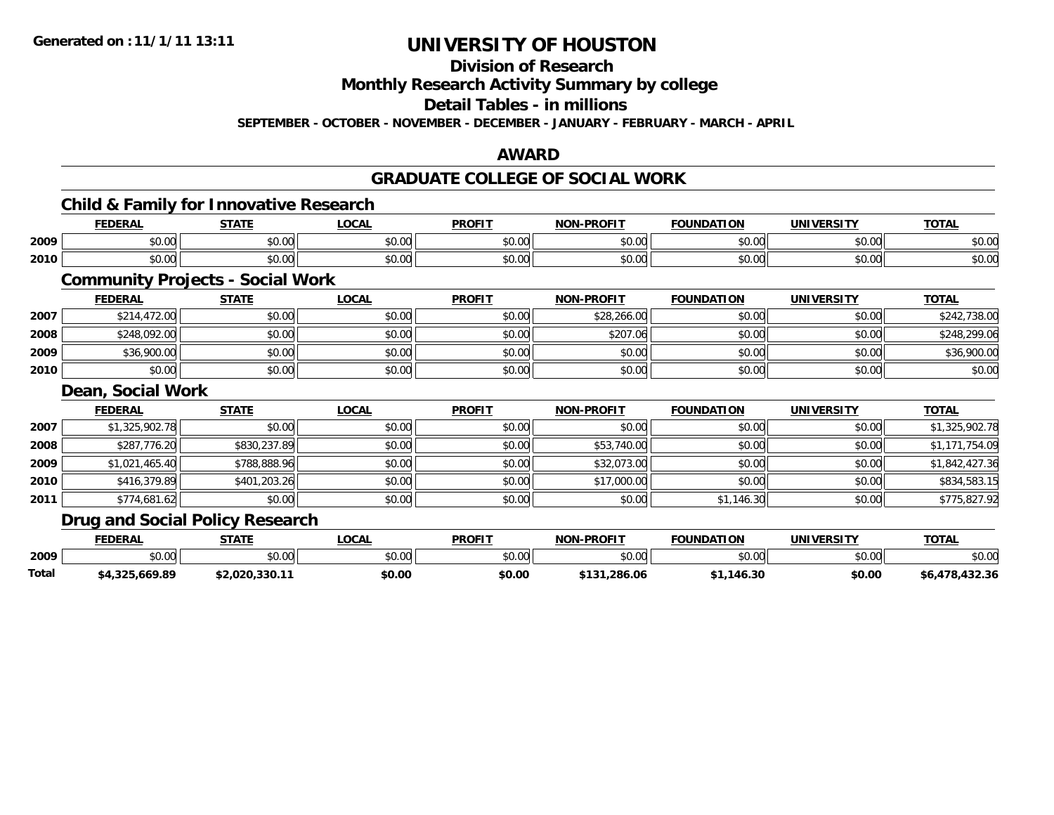**Generated on :11/1/11 13:11**

# UNIVERSITY OF HOUSTON

## Division of Research

## Monthly Research Activity Summary by college

## Detail Tables - in millions

**SEPTEMBER - OCTOBER - NOVEMBER - DECEMBER - JANUARY - FEBRUARY - MARCH - APRIL**

## AWARD

## GRADUATE COLLEGE OF SOCIAL WORK

### Child & Family for Innovative Research

| | FEDERAL | STATE | LOCAL | PROFIT | NON-PROFIT | FOUNDATION | UNIVERSITY | TOTAL |
|---|---|---|---|---|---|---|---|---|
| 2009 | $0.00 | $0.00 | $0.00 | $0.00 | $0.00 | $0.00 | $0.00 | $0.00 |
| 2010 | $0.00 | $0.00 | $0.00 | $0.00 | $0.00 | $0.00 | $0.00 | $0.00 |

### Community Projects - Social Work

| | FEDERAL | STATE | LOCAL | PROFIT | NON-PROFIT | FOUNDATION | UNIVERSITY | TOTAL |
|---|---|---|---|---|---|---|---|---|
| 2007 | $214,472.00 | $0.00 | $0.00 | $0.00 | $28,266.00 | $0.00 | $0.00 | $242,738.00 |
| 2008 | $248,092.00 | $0.00 | $0.00 | $0.00 | $207.06 | $0.00 | $0.00 | $248,299.06 |
| 2009 | $36,900.00 | $0.00 | $0.00 | $0.00 | $0.00 | $0.00 | $0.00 | $36,900.00 |
| 2010 | $0.00 | $0.00 | $0.00 | $0.00 | $0.00 | $0.00 | $0.00 | $0.00 |

### Dean, Social Work

| | FEDERAL | STATE | LOCAL | PROFIT | NON-PROFIT | FOUNDATION | UNIVERSITY | TOTAL |
|---|---|---|---|---|---|---|---|---|
| 2007 | $1,325,902.78 | $0.00 | $0.00 | $0.00 | $0.00 | $0.00 | $0.00 | $1,325,902.78 |
| 2008 | $287,776.20 | $830,237.89 | $0.00 | $0.00 | $53,740.00 | $0.00 | $0.00 | $1,171,754.09 |
| 2009 | $1,021,465.40 | $788,888.96 | $0.00 | $0.00 | $32,073.00 | $0.00 | $0.00 | $1,842,427.36 |
| 2010 | $416,379.89 | $401,203.26 | $0.00 | $0.00 | $17,000.00 | $0.00 | $0.00 | $834,583.15 |
| 2011 | $774,681.62 | $0.00 | $0.00 | $0.00 | $0.00 | $1,146.30 | $0.00 | $775,827.92 |

### Drug and Social Policy Research

| | FEDERAL | STATE | LOCAL | PROFIT | NON-PROFIT | FOUNDATION | UNIVERSITY | TOTAL |
|---|---|---|---|---|---|---|---|---|
| 2009 | $0.00 | $0.00 | $0.00 | $0.00 | $0.00 | $0.00 | $0.00 | $0.00 |
| **Total** | **$4,325,669.89** | **$2,020,330.11** | **$0.00** | **$0.00** | **$131,286.06** | **$1,146.30** | **$0.00** | **$6,478,432.36** |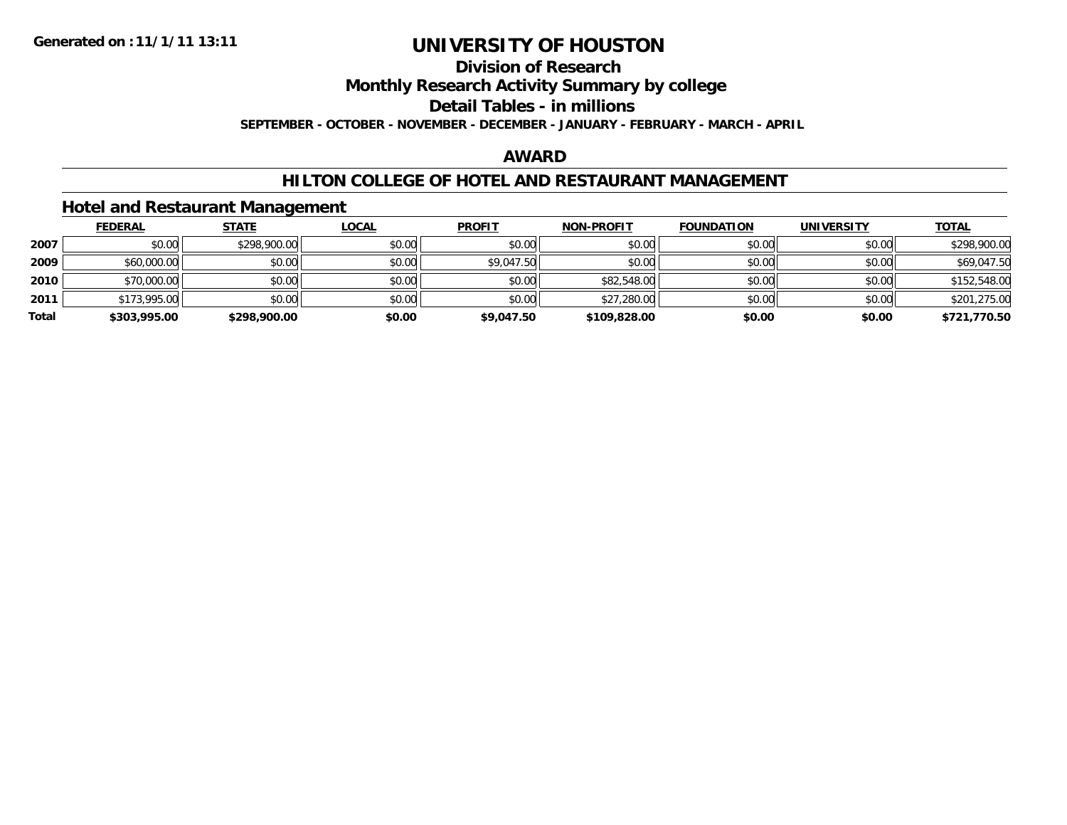Generated on :11/1/11 13:11

# UNIVERSITY OF HOUSTON

## Division of Research

## Monthly Research Activity Summary by college

## Detail Tables - in millions

**SEPTEMBER - OCTOBER - NOVEMBER - DECEMBER - JANUARY - FEBRUARY - MARCH - APRIL**

## AWARD

## HILTON COLLEGE OF HOTEL AND RESTAURANT MANAGEMENT

### Hotel and Restaurant Management

| | FEDERAL | STATE | LOCAL | PROFIT | NON-PROFIT | FOUNDATION | UNIVERSITY | TOTAL |
|---|---|---|---|---|---|---|---|---|
| 2007 | $0.00 | $298,900.00 | $0.00 | $0.00 | $0.00 | $0.00 | $0.00 | $298,900.00 |
| 2009 | $60,000.00 | $0.00 | $0.00 | $9,047.50 | $0.00 | $0.00 | $0.00 | $69,047.50 |
| 2010 | $70,000.00 | $0.00 | $0.00 | $0.00 | $82,548.00 | $0.00 | $0.00 | $152,548.00 |
| 2011 | $173,995.00 | $0.00 | $0.00 | $0.00 | $27,280.00 | $0.00 | $0.00 | $201,275.00 |
| **Total** | **$303,995.00** | **$298,900.00** | **$0.00** | **$9,047.50** | **$109,828.00** | **$0.00** | **$0.00** | **$721,770.50** |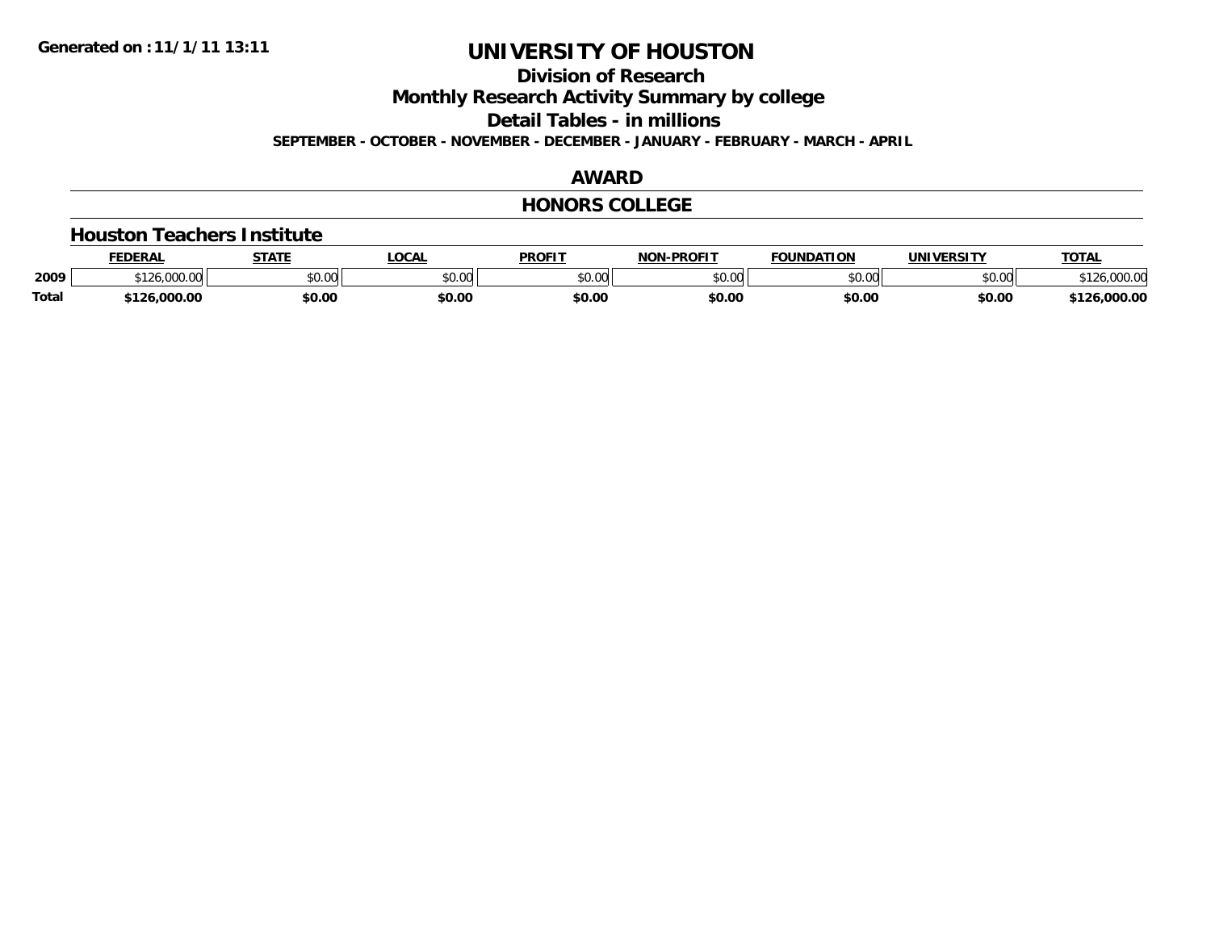# UNIVERSITY OF HOUSTON

## Division of Research

## Monthly Research Activity Summary by college

## Detail Tables - in millions

**SEPTEMBER - OCTOBER - NOVEMBER - DECEMBER - JANUARY - FEBRUARY - MARCH - APRIL**

## AWARD

## HONORS COLLEGE

### Houston Teachers Institute

| | FEDERAL | STATE | LOCAL | PROFIT | NON-PROFIT | FOUNDATION | UNIVERSITY | TOTAL |
|---|---|---|---|---|---|---|---|---|
| 2009 | $126,000.00 | $0.00 | $0.00 | $0.00 | $0.00 | $0.00 | $0.00 | $126,000.00 |
| **Total** | **$126,000.00** | **$0.00** | **$0.00** | **$0.00** | **$0.00** | **$0.00** | **$0.00** | **$126,000.00** |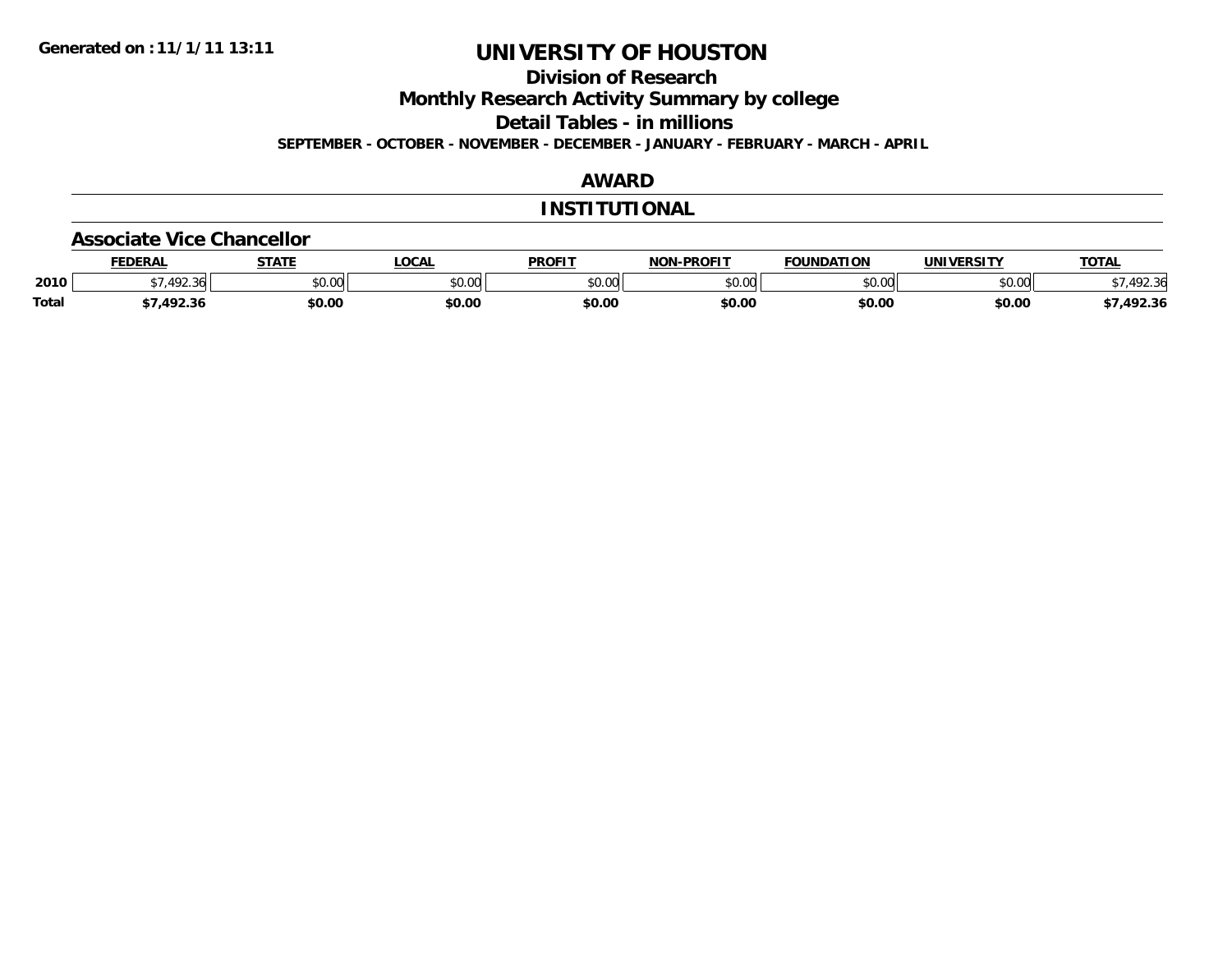**Generated on :11/1/11 13:11**

# UNIVERSITY OF HOUSTON

## Division of Research

## Monthly Research Activity Summary by college

## Detail Tables - in millions

**SEPTEMBER - OCTOBER - NOVEMBER - DECEMBER - JANUARY - FEBRUARY - MARCH - APRIL**

## AWARD

## INSTITUTIONAL

### Associate Vice Chancellor

| | FEDERAL | STATE | LOCAL | PROFIT | NON-PROFIT | FOUNDATION | UNIVERSITY | TOTAL |
|---|---|---|---|---|---|---|---|---|
| 2010 | $7,492.36 | $0.00 | $0.00 | $0.00 | $0.00 | $0.00 | $0.00 | $7,492.36 |
| **Total** | **$7,492.36** | **$0.00** | **$0.00** | **$0.00** | **$0.00** | **$0.00** | **$0.00** | **$7,492.36** |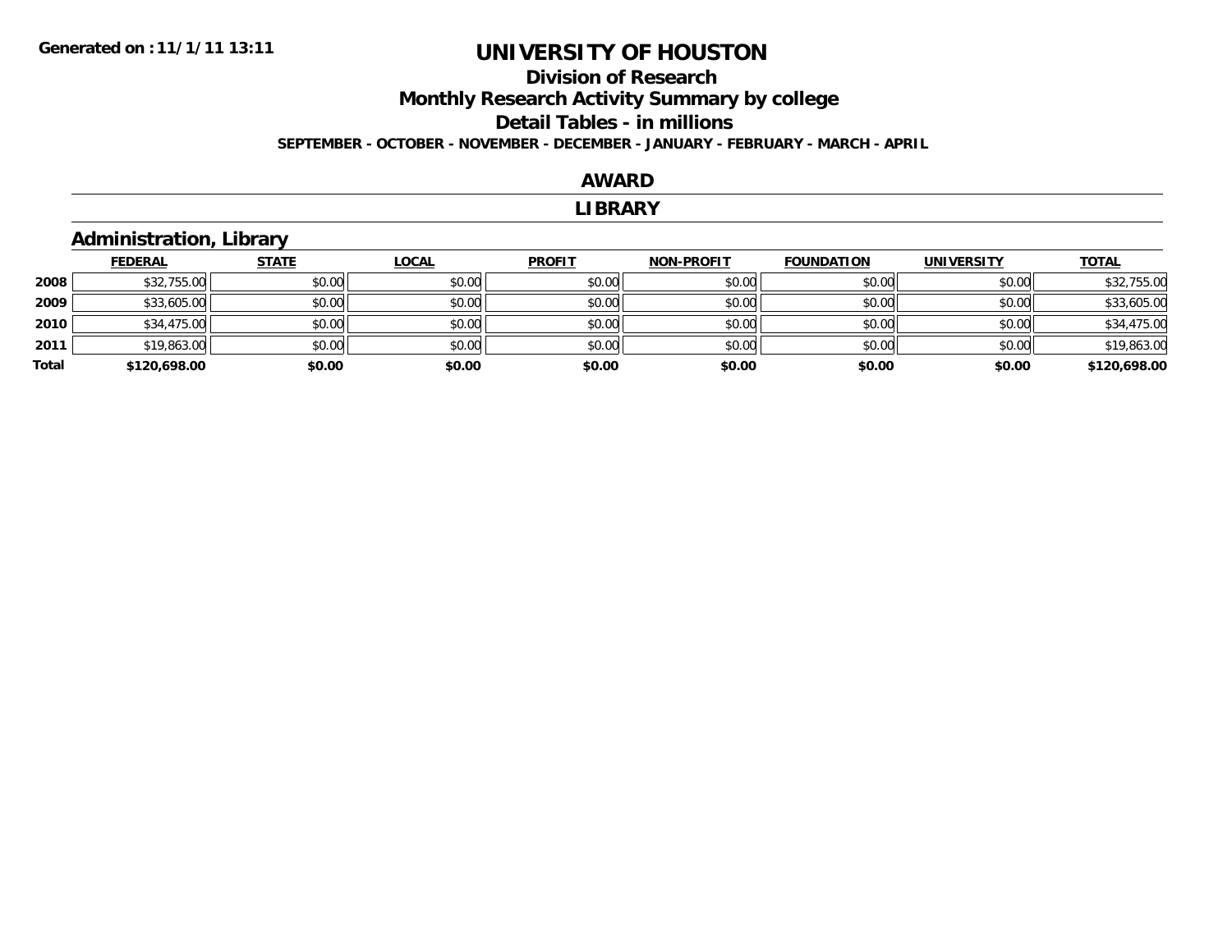# UNIVERSITY OF HOUSTON

## Division of Research

## Monthly Research Activity Summary by college

## Detail Tables - in millions

**SEPTEMBER - OCTOBER - NOVEMBER - DECEMBER - JANUARY - FEBRUARY - MARCH - APRIL**

**Generated on : 11/1/11 13:11**

## AWARD

## LIBRARY

### Administration, Library

| | FEDERAL | STATE | LOCAL | PROFIT | NON-PROFIT | FOUNDATION | UNIVERSITY | TOTAL |
|---|---|---|---|---|---|---|---|---|
| 2008 | $32,755.00 | $0.00 | $0.00 | $0.00 | $0.00 | $0.00 | $0.00 | $32,755.00 |
| 2009 | $33,605.00 | $0.00 | $0.00 | $0.00 | $0.00 | $0.00 | $0.00 | $33,605.00 |
| 2010 | $34,475.00 | $0.00 | $0.00 | $0.00 | $0.00 | $0.00 | $0.00 | $34,475.00 |
| 2011 | $19,863.00 | $0.00 | $0.00 | $0.00 | $0.00 | $0.00 | $0.00 | $19,863.00 |
| **Total** | **$120,698.00** | **$0.00** | **$0.00** | **$0.00** | **$0.00** | **$0.00** | **$0.00** | **$120,698.00** |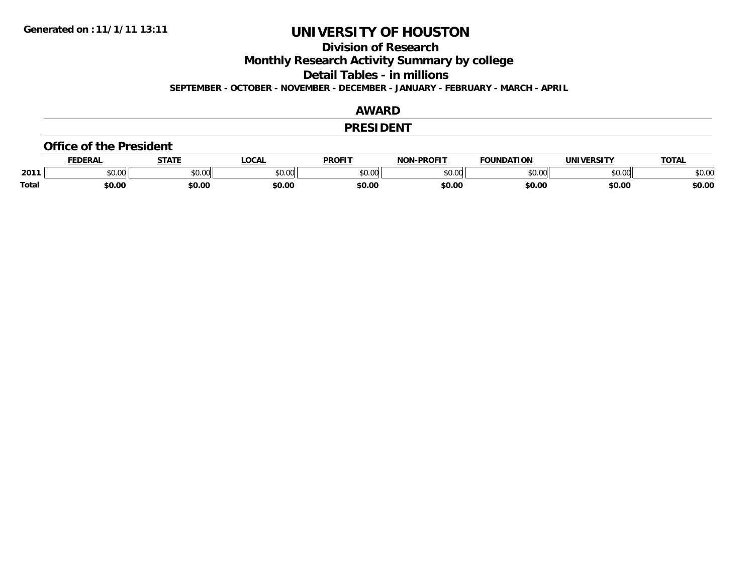**Generated on :11/1/11 13:11**

# UNIVERSITY OF HOUSTON

## Division of Research

## Monthly Research Activity Summary by college

## Detail Tables - in millions

**SEPTEMBER - OCTOBER - NOVEMBER - DECEMBER - JANUARY - FEBRUARY - MARCH - APRIL**

## AWARD

## PRESIDENT

### Office of the President

| | FEDERAL | STATE | LOCAL | PROFIT | NON-PROFIT | FOUNDATION | UNIVERSITY | TOTAL |
|---|---|---|---|---|---|---|---|---|
| 2011 | $0.00 | $0.00 | $0.00 | $0.00 | $0.00 | $0.00 | $0.00 | $0.00 |
| **Total** | **$0.00** | **$0.00** | **$0.00** | **$0.00** | **$0.00** | **$0.00** | **$0.00** | **$0.00** |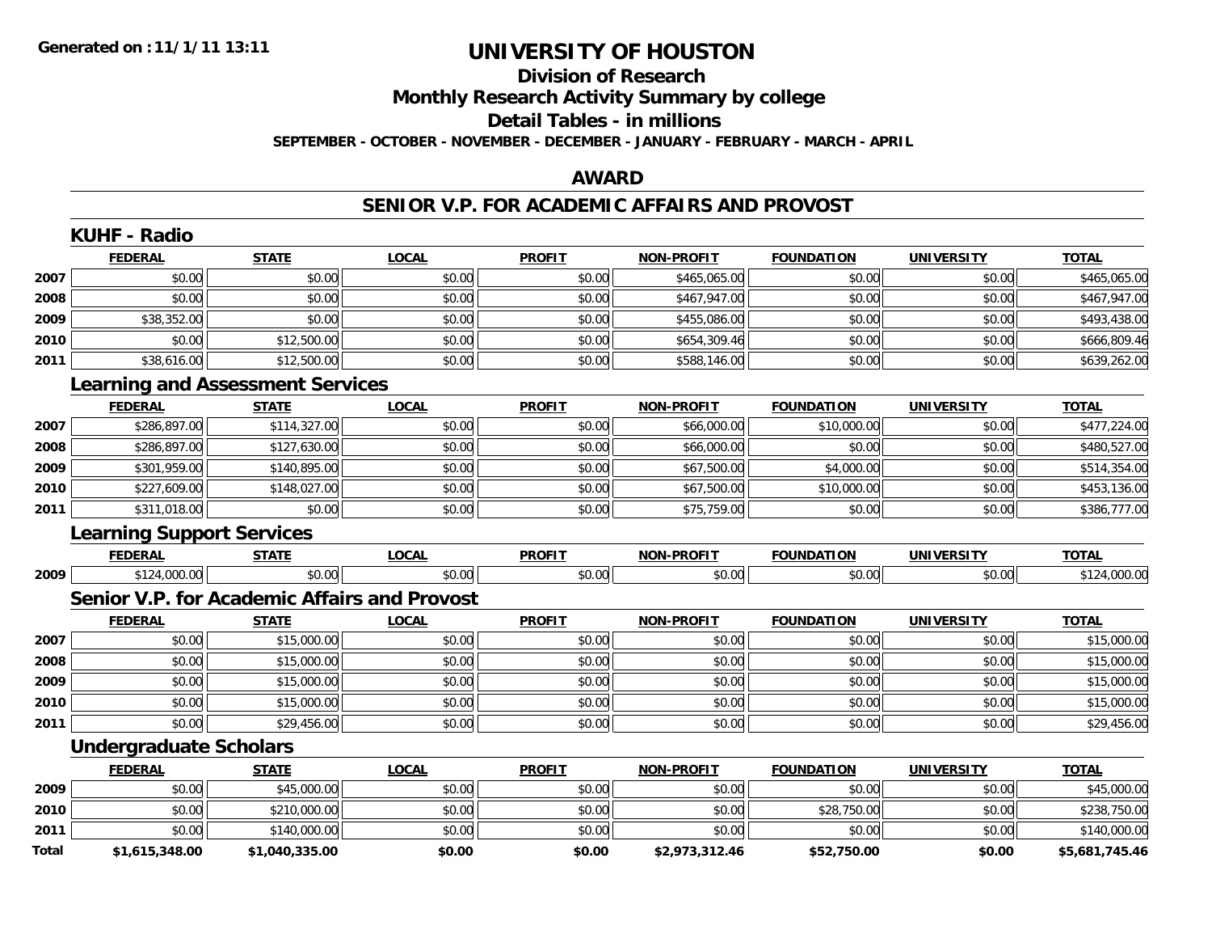# UNIVERSITY OF HOUSTON

## Division of Research

## Monthly Research Activity Summary by college

## Detail Tables - in millions

**SEPTEMBER - OCTOBER - NOVEMBER - DECEMBER - JANUARY - FEBRUARY - MARCH - APRIL**

**Generated on : 11/1/11 13:11**

## AWARD

## SENIOR V.P. FOR ACADEMIC AFFAIRS AND PROVOST

### KUHF - Radio

| | FEDERAL | STATE | LOCAL | PROFIT | NON-PROFIT | FOUNDATION | UNIVERSITY | TOTAL |
|---|---|---|---|---|---|---|---|---|
| 2007 | $0.00 | $0.00 | $0.00 | $0.00 | $465,065.00 | $0.00 | $0.00 | $465,065.00 |
| 2008 | $0.00 | $0.00 | $0.00 | $0.00 | $467,947.00 | $0.00 | $0.00 | $467,947.00 |
| 2009 | $38,352.00 | $0.00 | $0.00 | $0.00 | $455,086.00 | $0.00 | $0.00 | $493,438.00 |
| 2010 | $0.00 | $12,500.00 | $0.00 | $0.00 | $654,309.46 | $0.00 | $0.00 | $666,809.46 |
| 2011 | $38,616.00 | $12,500.00 | $0.00 | $0.00 | $588,146.00 | $0.00 | $0.00 | $639,262.00 |

### Learning and Assessment Services

| | FEDERAL | STATE | LOCAL | PROFIT | NON-PROFIT | FOUNDATION | UNIVERSITY | TOTAL |
|---|---|---|---|---|---|---|---|---|
| 2007 | $286,897.00 | $114,327.00 | $0.00 | $0.00 | $66,000.00 | $10,000.00 | $0.00 | $477,224.00 |
| 2008 | $286,897.00 | $127,630.00 | $0.00 | $0.00 | $66,000.00 | $0.00 | $0.00 | $480,527.00 |
| 2009 | $301,959.00 | $140,895.00 | $0.00 | $0.00 | $67,500.00 | $4,000.00 | $0.00 | $514,354.00 |
| 2010 | $227,609.00 | $148,027.00 | $0.00 | $0.00 | $67,500.00 | $10,000.00 | $0.00 | $453,136.00 |
| 2011 | $311,018.00 | $0.00 | $0.00 | $0.00 | $75,759.00 | $0.00 | $0.00 | $386,777.00 |

### Learning Support Services

| | FEDERAL | STATE | LOCAL | PROFIT | NON-PROFIT | FOUNDATION | UNIVERSITY | TOTAL |
|---|---|---|---|---|---|---|---|---|
| 2009 | $124,000.00 | $0.00 | $0.00 | $0.00 | $0.00 | $0.00 | $0.00 | $124,000.00 |

### Senior V.P. for Academic Affairs and Provost

| | FEDERAL | STATE | LOCAL | PROFIT | NON-PROFIT | FOUNDATION | UNIVERSITY | TOTAL |
|---|---|---|---|---|---|---|---|---|
| 2007 | $0.00 | $15,000.00 | $0.00 | $0.00 | $0.00 | $0.00 | $0.00 | $15,000.00 |
| 2008 | $0.00 | $15,000.00 | $0.00 | $0.00 | $0.00 | $0.00 | $0.00 | $15,000.00 |
| 2009 | $0.00 | $15,000.00 | $0.00 | $0.00 | $0.00 | $0.00 | $0.00 | $15,000.00 |
| 2010 | $0.00 | $15,000.00 | $0.00 | $0.00 | $0.00 | $0.00 | $0.00 | $15,000.00 |
| 2011 | $0.00 | $29,456.00 | $0.00 | $0.00 | $0.00 | $0.00 | $0.00 | $29,456.00 |

### Undergraduate Scholars

| | FEDERAL | STATE | LOCAL | PROFIT | NON-PROFIT | FOUNDATION | UNIVERSITY | TOTAL |
|---|---|---|---|---|---|---|---|---|
| 2009 | $0.00 | $45,000.00 | $0.00 | $0.00 | $0.00 | $0.00 | $0.00 | $45,000.00 |
| 2010 | $0.00 | $210,000.00 | $0.00 | $0.00 | $0.00 | $28,750.00 | $0.00 | $238,750.00 |
| 2011 | $0.00 | $140,000.00 | $0.00 | $0.00 | $0.00 | $0.00 | $0.00 | $140,000.00 |
| **Total** | **$1,615,348.00** | **$1,040,335.00** | **$0.00** | **$0.00** | **$2,973,312.46** | **$52,750.00** | **$0.00** | **$5,681,745.46** |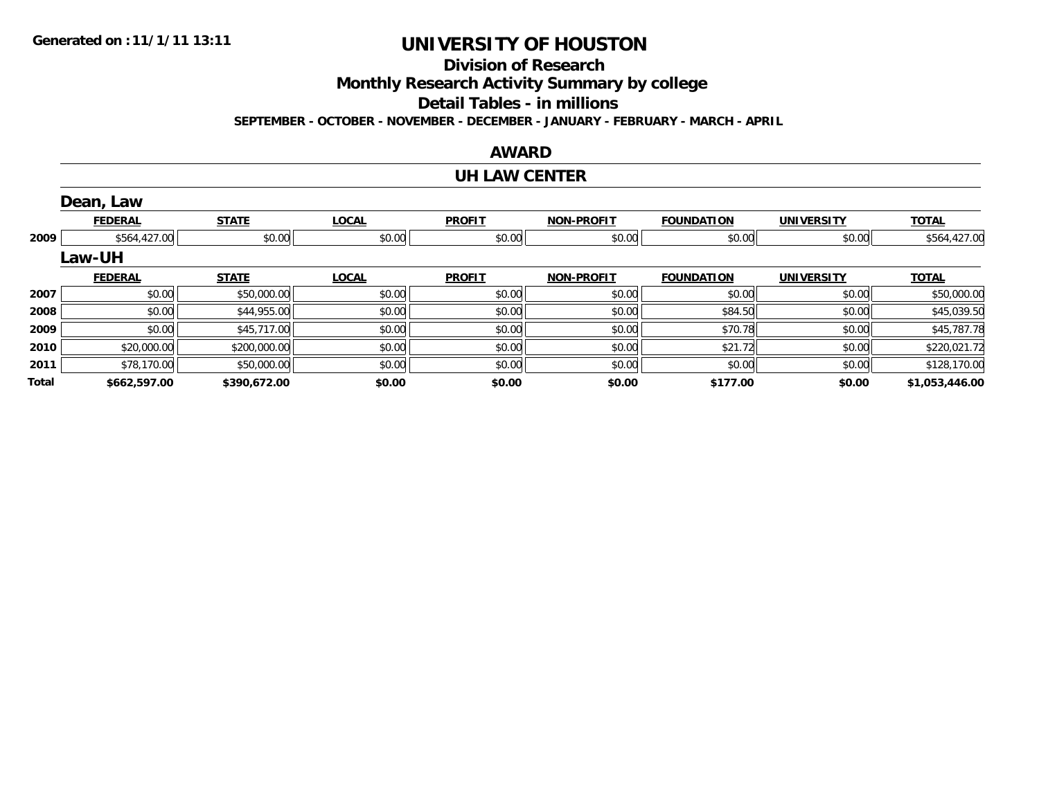Generated on :11/1/11 13:11

# UNIVERSITY OF HOUSTON

## Division of Research

## Monthly Research Activity Summary by college

## Detail Tables - in millions

**SEPTEMBER - OCTOBER - NOVEMBER - DECEMBER - JANUARY - FEBRUARY - MARCH - APRIL**

## AWARD

## UH LAW CENTER

### Dean, Law

| | FEDERAL | STATE | LOCAL | PROFIT | NON-PROFIT | FOUNDATION | UNIVERSITY | TOTAL |
|---|---|---|---|---|---|---|---|---|
| 2009 | $564,427.00 | $0.00 | $0.00 | $0.00 | $0.00 | $0.00 | $0.00 | $564,427.00 |

### Law-UH

| | FEDERAL | STATE | LOCAL | PROFIT | NON-PROFIT | FOUNDATION | UNIVERSITY | TOTAL |
|---|---|---|---|---|---|---|---|---|
| 2007 | $0.00 | $50,000.00 | $0.00 | $0.00 | $0.00 | $0.00 | $0.00 | $50,000.00 |
| 2008 | $0.00 | $44,955.00 | $0.00 | $0.00 | $0.00 | $84.50 | $0.00 | $45,039.50 |
| 2009 | $0.00 | $45,717.00 | $0.00 | $0.00 | $0.00 | $70.78 | $0.00 | $45,787.78 |
| 2010 | $20,000.00 | $200,000.00 | $0.00 | $0.00 | $0.00 | $21.72 | $0.00 | $220,021.72 |
| 2011 | $78,170.00 | $50,000.00 | $0.00 | $0.00 | $0.00 | $0.00 | $0.00 | $128,170.00 |
| **Total** | **$662,597.00** | **$390,672.00** | **$0.00** | **$0.00** | **$0.00** | **$177.00** | **$0.00** | **$1,053,446.00** |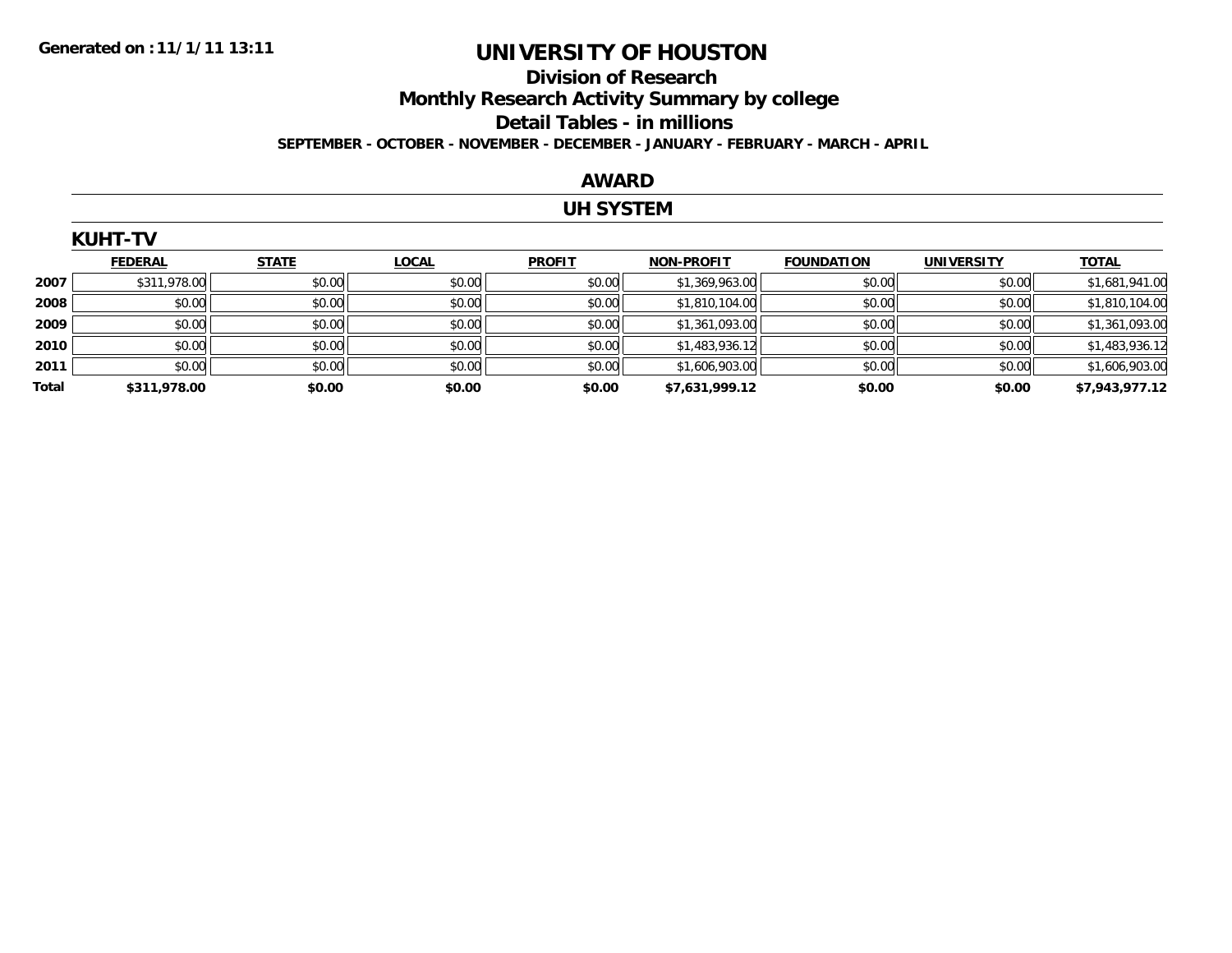**Generated on :11/1/11 13:11**

# UNIVERSITY OF HOUSTON

## Division of Research

## Monthly Research Activity Summary by college

## Detail Tables - in millions

**SEPTEMBER - OCTOBER - NOVEMBER - DECEMBER - JANUARY - FEBRUARY - MARCH - APRIL**

## AWARD

## UH SYSTEM

### KUHT-TV

| | FEDERAL | STATE | LOCAL | PROFIT | NON-PROFIT | FOUNDATION | UNIVERSITY | TOTAL |
|---|---|---|---|---|---|---|---|---|
| 2007 | $311,978.00 | $0.00 | $0.00 | $0.00 | $1,369,963.00 | $0.00 | $0.00 | $1,681,941.00 |
| 2008 | $0.00 | $0.00 | $0.00 | $0.00 | $1,810,104.00 | $0.00 | $0.00 | $1,810,104.00 |
| 2009 | $0.00 | $0.00 | $0.00 | $0.00 | $1,361,093.00 | $0.00 | $0.00 | $1,361,093.00 |
| 2010 | $0.00 | $0.00 | $0.00 | $0.00 | $1,483,936.12 | $0.00 | $0.00 | $1,483,936.12 |
| 2011 | $0.00 | $0.00 | $0.00 | $0.00 | $1,606,903.00 | $0.00 | $0.00 | $1,606,903.00 |
| **Total** | **$311,978.00** | **$0.00** | **$0.00** | **$0.00** | **$7,631,999.12** | **$0.00** | **$0.00** | **$7,943,977.12** |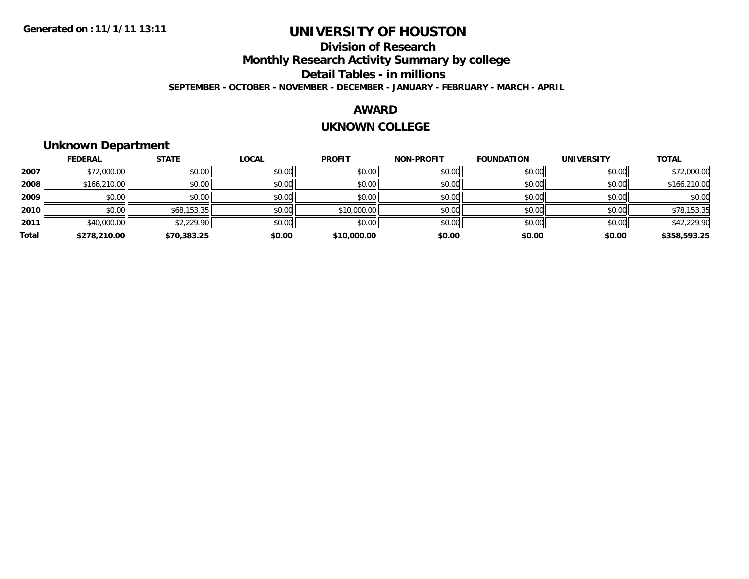Generated on :11/1/11 13:11

# UNIVERSITY OF HOUSTON

## Division of Research

## Monthly Research Activity Summary by college

## Detail Tables - in millions

**SEPTEMBER - OCTOBER - NOVEMBER - DECEMBER - JANUARY - FEBRUARY - MARCH - APRIL**

## AWARD

## UKNOWN COLLEGE

### Unknown Department

| | FEDERAL | STATE | LOCAL | PROFIT | NON-PROFIT | FOUNDATION | UNIVERSITY | TOTAL |
|---|---|---|---|---|---|---|---|---|
| 2007 | $72,000.00 | $0.00 | $0.00 | $0.00 | $0.00 | $0.00 | $0.00 | $72,000.00 |
| 2008 | $166,210.00 | $0.00 | $0.00 | $0.00 | $0.00 | $0.00 | $0.00 | $166,210.00 |
| 2009 | $0.00 | $0.00 | $0.00 | $0.00 | $0.00 | $0.00 | $0.00 | $0.00 |
| 2010 | $0.00 | $68,153.35 | $0.00 | $10,000.00 | $0.00 | $0.00 | $0.00 | $78,153.35 |
| 2011 | $40,000.00 | $2,229.90 | $0.00 | $0.00 | $0.00 | $0.00 | $0.00 | $42,229.90 |
| **Total** | **$278,210.00** | **$70,383.25** | **$0.00** | **$10,000.00** | **$0.00** | **$0.00** | **$0.00** | **$358,593.25** |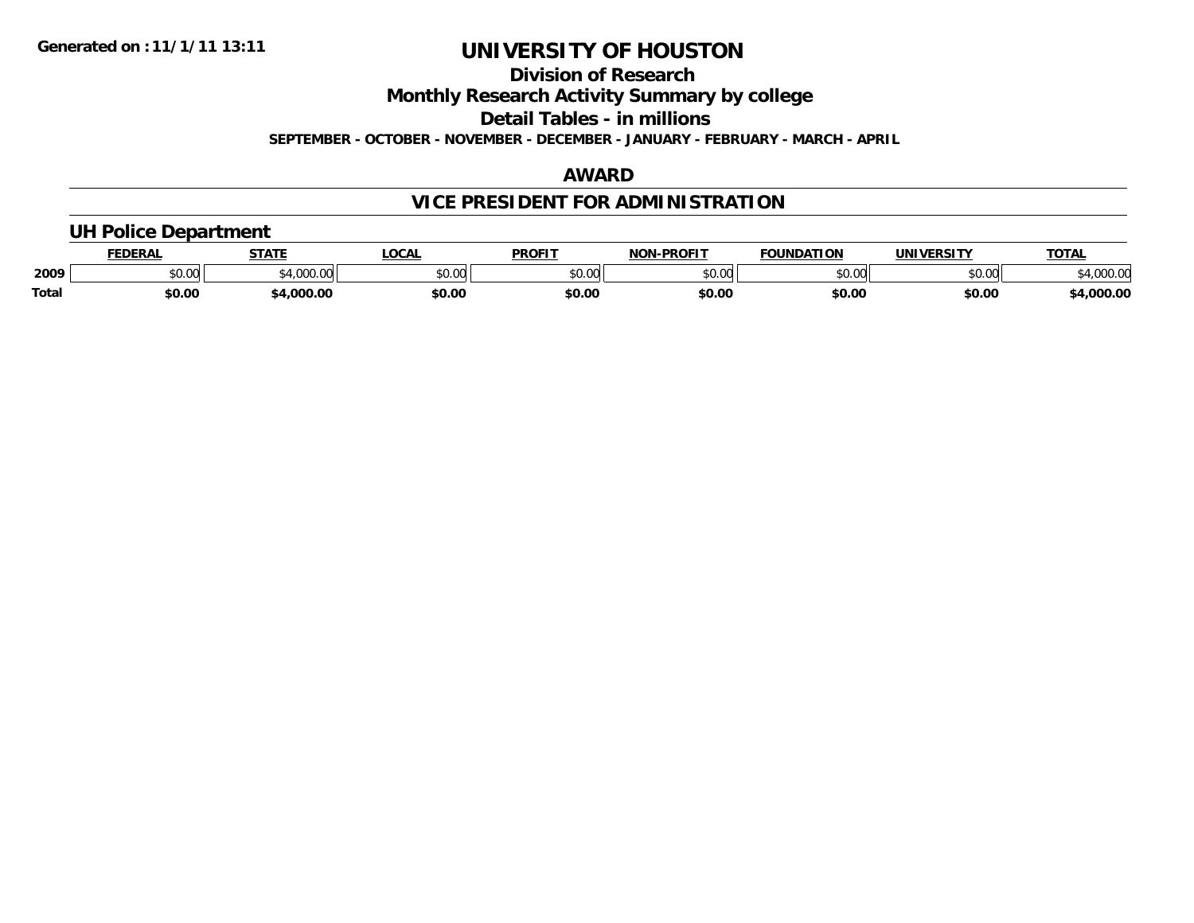**Generated on :11/1/11 13:11**

# UNIVERSITY OF HOUSTON

## Division of Research

## Monthly Research Activity Summary by college

## Detail Tables - in millions

**SEPTEMBER - OCTOBER - NOVEMBER - DECEMBER - JANUARY - FEBRUARY - MARCH - APRIL**

## AWARD

## VICE PRESIDENT FOR ADMINISTRATION

### UH Police Department

| | FEDERAL | STATE | LOCAL | PROFIT | NON-PROFIT | FOUNDATION | UNIVERSITY | TOTAL |
|---|---|---|---|---|---|---|---|---|
| 2009 | $0.00 | $4,000.00 | $0.00 | $0.00 | $0.00 | $0.00 | $0.00 | $4,000.00 |
| **Total** | **$0.00** | **$4,000.00** | **$0.00** | **$0.00** | **$0.00** | **$0.00** | **$0.00** | **$4,000.00** |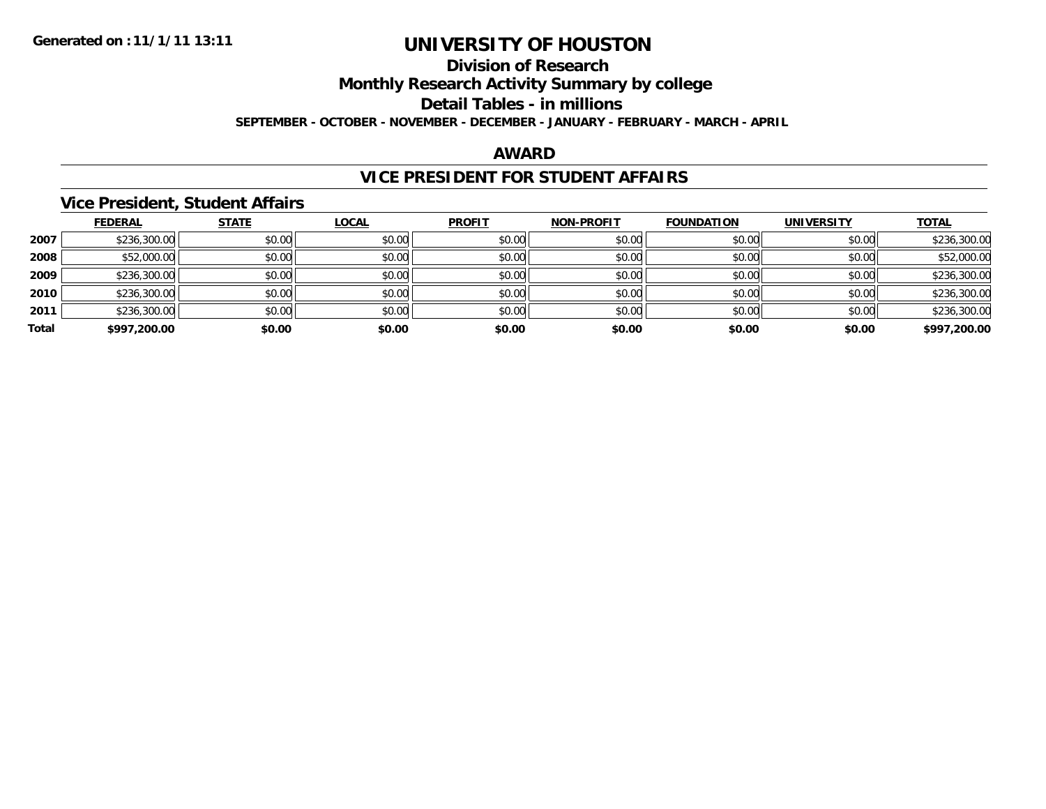Generated on :11/1/11 13:11

# UNIVERSITY OF HOUSTON

## Division of Research

## Monthly Research Activity Summary by college

## Detail Tables - in millions

**SEPTEMBER - OCTOBER - NOVEMBER - DECEMBER - JANUARY - FEBRUARY - MARCH - APRIL**

## AWARD

## VICE PRESIDENT FOR STUDENT AFFAIRS

### Vice President, Student Affairs

| | FEDERAL | STATE | LOCAL | PROFIT | NON-PROFIT | FOUNDATION | UNIVERSITY | TOTAL |
|---|---|---|---|---|---|---|---|---|
| 2007 | $236,300.00 | $0.00 | $0.00 | $0.00 | $0.00 | $0.00 | $0.00 | $236,300.00 |
| 2008 | $52,000.00 | $0.00 | $0.00 | $0.00 | $0.00 | $0.00 | $0.00 | $52,000.00 |
| 2009 | $236,300.00 | $0.00 | $0.00 | $0.00 | $0.00 | $0.00 | $0.00 | $236,300.00 |
| 2010 | $236,300.00 | $0.00 | $0.00 | $0.00 | $0.00 | $0.00 | $0.00 | $236,300.00 |
| 2011 | $236,300.00 | $0.00 | $0.00 | $0.00 | $0.00 | $0.00 | $0.00 | $236,300.00 |
| **Total** | **$997,200.00** | **$0.00** | **$0.00** | **$0.00** | **$0.00** | **$0.00** | **$0.00** | **$997,200.00** |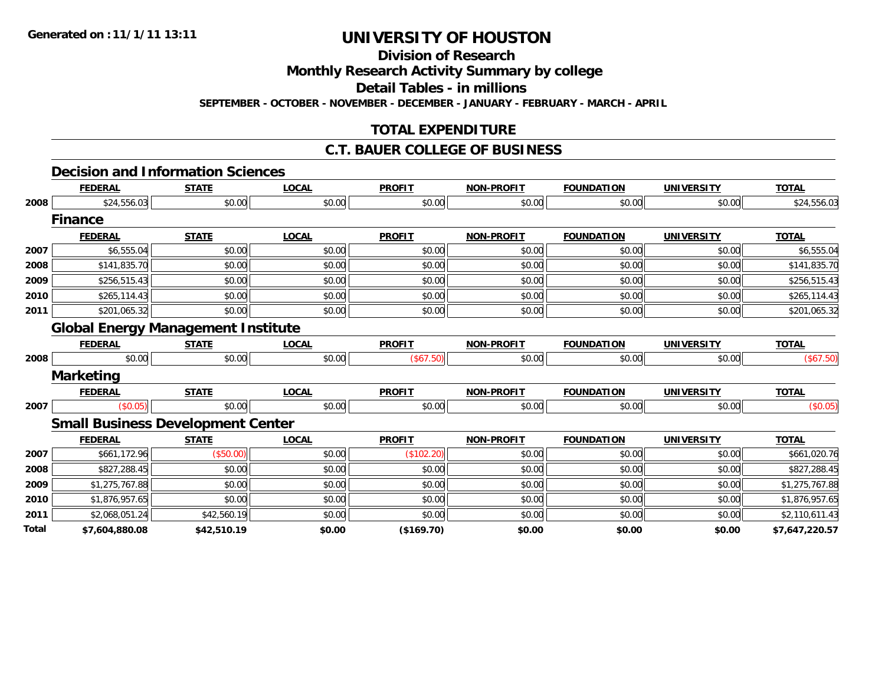# UNIVERSITY OF HOUSTON

## Division of Research

## Monthly Research Activity Summary by college

## Detail Tables - in millions

**SEPTEMBER - OCTOBER - NOVEMBER - DECEMBER - JANUARY - FEBRUARY - MARCH - APRIL**

Generated on :11/1/11 13:11

## TOTAL EXPENDITURE

## C.T. BAUER COLLEGE OF BUSINESS

### Decision and Information Sciences

| | FEDERAL | STATE | LOCAL | PROFIT | NON-PROFIT | FOUNDATION | UNIVERSITY | TOTAL |
|---|---|---|---|---|---|---|---|---|
| 2008 | $24,556.03 | $0.00 | $0.00 | $0.00 | $0.00 | $0.00 | $0.00 | $24,556.03 |

### Finance

| | FEDERAL | STATE | LOCAL | PROFIT | NON-PROFIT | FOUNDATION | UNIVERSITY | TOTAL |
|---|---|---|---|---|---|---|---|---|
| 2007 | $6,555.04 | $0.00 | $0.00 | $0.00 | $0.00 | $0.00 | $0.00 | $6,555.04 |
| 2008 | $141,835.70 | $0.00 | $0.00 | $0.00 | $0.00 | $0.00 | $0.00 | $141,835.70 |
| 2009 | $256,515.43 | $0.00 | $0.00 | $0.00 | $0.00 | $0.00 | $0.00 | $256,515.43 |
| 2010 | $265,114.43 | $0.00 | $0.00 | $0.00 | $0.00 | $0.00 | $0.00 | $265,114.43 |
| 2011 | $201,065.32 | $0.00 | $0.00 | $0.00 | $0.00 | $0.00 | $0.00 | $201,065.32 |

### Global Energy Management Institute

| | FEDERAL | STATE | LOCAL | PROFIT | NON-PROFIT | FOUNDATION | UNIVERSITY | TOTAL |
|---|---|---|---|---|---|---|---|---|
| 2008 | $0.00 | $0.00 | $0.00 | ($67.50) | $0.00 | $0.00 | $0.00 | ($67.50) |

### Marketing

| | FEDERAL | STATE | LOCAL | PROFIT | NON-PROFIT | FOUNDATION | UNIVERSITY | TOTAL |
|---|---|---|---|---|---|---|---|---|
| 2007 | ($0.05) | $0.00 | $0.00 | $0.00 | $0.00 | $0.00 | $0.00 | ($0.05) |

### Small Business Development Center

| | FEDERAL | STATE | LOCAL | PROFIT | NON-PROFIT | FOUNDATION | UNIVERSITY | TOTAL |
|---|---|---|---|---|---|---|---|---|
| 2007 | $661,172.96 | ($50.00) | $0.00 | ($102.20) | $0.00 | $0.00 | $0.00 | $661,020.76 |
| 2008 | $827,288.45 | $0.00 | $0.00 | $0.00 | $0.00 | $0.00 | $0.00 | $827,288.45 |
| 2009 | $1,275,767.88 | $0.00 | $0.00 | $0.00 | $0.00 | $0.00 | $0.00 | $1,275,767.88 |
| 2010 | $1,876,957.65 | $0.00 | $0.00 | $0.00 | $0.00 | $0.00 | $0.00 | $1,876,957.65 |
| 2011 | $2,068,051.24 | $42,560.19 | $0.00 | $0.00 | $0.00 | $0.00 | $0.00 | $2,110,611.43 |
| **Total** | **$7,604,880.08** | **$42,510.19** | **$0.00** | **($169.70)** | **$0.00** | **$0.00** | **$0.00** | **$7,647,220.57** |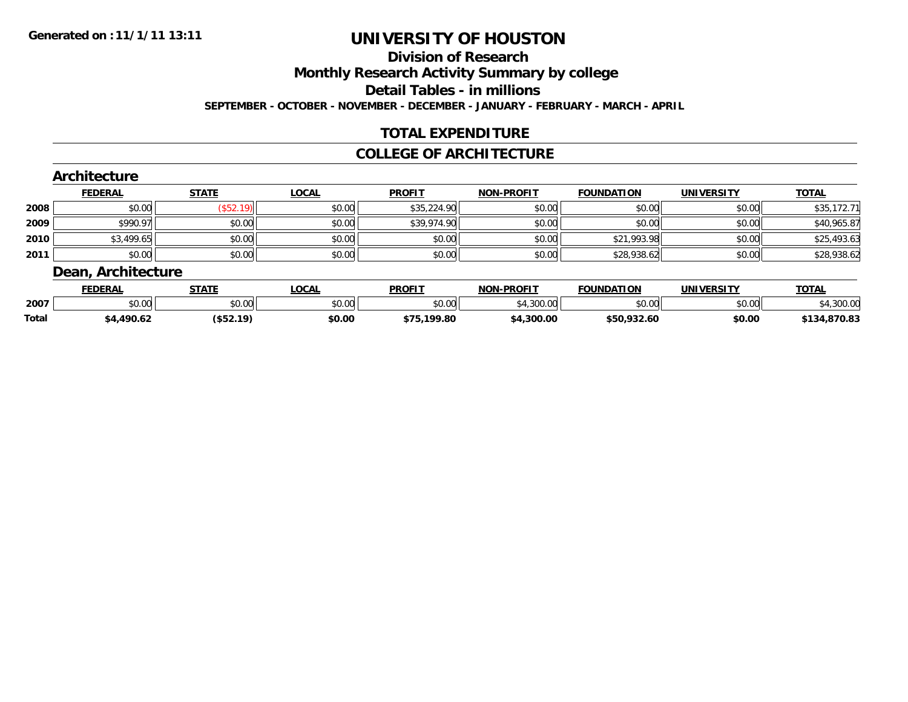**Generated on :11/1/11 13:11**

# UNIVERSITY OF HOUSTON

## Division of Research

## Monthly Research Activity Summary by college

## Detail Tables - in millions

**SEPTEMBER - OCTOBER - NOVEMBER - DECEMBER - JANUARY - FEBRUARY - MARCH - APRIL**

## TOTAL EXPENDITURE

## COLLEGE OF ARCHITECTURE

### Architecture

| | FEDERAL | STATE | LOCAL | PROFIT | NON-PROFIT | FOUNDATION | UNIVERSITY | TOTAL |
|---|---|---|---|---|---|---|---|---|
| 2008 | $0.00 | ($52.19) | $0.00 | $35,224.90 | $0.00 | $0.00 | $0.00 | $35,172.71 |
| 2009 | $990.97 | $0.00 | $0.00 | $39,974.90 | $0.00 | $0.00 | $0.00 | $40,965.87 |
| 2010 | $3,499.65 | $0.00 | $0.00 | $0.00 | $0.00 | $21,993.98 | $0.00 | $25,493.63 |
| 2011 | $0.00 | $0.00 | $0.00 | $0.00 | $0.00 | $28,938.62 | $0.00 | $28,938.62 |

### Dean, Architecture

| | FEDERAL | STATE | LOCAL | PROFIT | NON-PROFIT | FOUNDATION | UNIVERSITY | TOTAL |
|---|---|---|---|---|---|---|---|---|
| 2007 | $0.00 | $0.00 | $0.00 | $0.00 | $4,300.00 | $0.00 | $0.00 | $4,300.00 |
| **Total** | **$4,490.62** | **($52.19)** | **$0.00** | **$75,199.80** | **$4,300.00** | **$50,932.60** | **$0.00** | **$134,870.83** |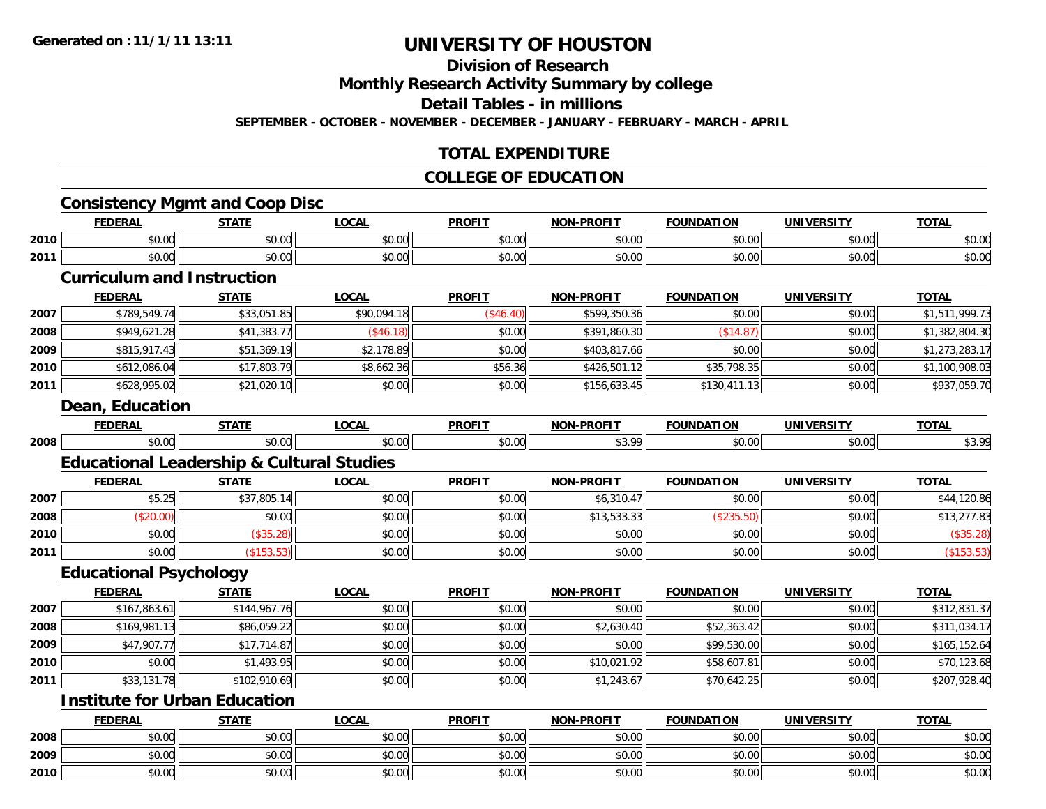**Generated on :11/1/11 13:11**

# UNIVERSITY OF HOUSTON

## Division of Research

## Monthly Research Activity Summary by college

## Detail Tables - in millions

**SEPTEMBER - OCTOBER - NOVEMBER - DECEMBER - JANUARY - FEBRUARY - MARCH - APRIL**

## TOTAL EXPENDITURE

## COLLEGE OF EDUCATION

### Consistency Mgmt and Coop Disc

| | FEDERAL | STATE | LOCAL | PROFIT | NON-PROFIT | FOUNDATION | UNIVERSITY | TOTAL |
|---|---|---|---|---|---|---|---|---|
| 2010 | $0.00 | $0.00 | $0.00 | $0.00 | $0.00 | $0.00 | $0.00 | $0.00 |
| 2011 | $0.00 | $0.00 | $0.00 | $0.00 | $0.00 | $0.00 | $0.00 | $0.00 |

### Curriculum and Instruction

| | FEDERAL | STATE | LOCAL | PROFIT | NON-PROFIT | FOUNDATION | UNIVERSITY | TOTAL |
|---|---|---|---|---|---|---|---|---|
| 2007 | $789,549.74 | $33,051.85 | $90,094.18 | ($46.40) | $599,350.36 | $0.00 | $0.00 | $1,511,999.73 |
| 2008 | $949,621.28 | $41,383.77 | ($46.18) | $0.00 | $391,860.30 | ($14.87) | $0.00 | $1,382,804.30 |
| 2009 | $815,917.43 | $51,369.19 | $2,178.89 | $0.00 | $403,817.66 | $0.00 | $0.00 | $1,273,283.17 |
| 2010 | $612,086.04 | $17,803.79 | $8,662.36 | $56.36 | $426,501.12 | $35,798.35 | $0.00 | $1,100,908.03 |
| 2011 | $628,995.02 | $21,020.10 | $0.00 | $0.00 | $156,633.45 | $130,411.13 | $0.00 | $937,059.70 |

### Dean, Education

| | FEDERAL | STATE | LOCAL | PROFIT | NON-PROFIT | FOUNDATION | UNIVERSITY | TOTAL |
|---|---|---|---|---|---|---|---|---|
| 2008 | $0.00 | $0.00 | $0.00 | $0.00 | $3.99 | $0.00 | $0.00 | $3.99 |

### Educational Leadership & Cultural Studies

| | FEDERAL | STATE | LOCAL | PROFIT | NON-PROFIT | FOUNDATION | UNIVERSITY | TOTAL |
|---|---|---|---|---|---|---|---|---|
| 2007 | $5.25 | $37,805.14 | $0.00 | $0.00 | $6,310.47 | $0.00 | $0.00 | $44,120.86 |
| 2008 | ($20.00) | $0.00 | $0.00 | $0.00 | $13,533.33 | ($235.50) | $0.00 | $13,277.83 |
| 2010 | $0.00 | ($35.28) | $0.00 | $0.00 | $0.00 | $0.00 | $0.00 | ($35.28) |
| 2011 | $0.00 | ($153.53) | $0.00 | $0.00 | $0.00 | $0.00 | $0.00 | ($153.53) |

### Educational Psychology

| | FEDERAL | STATE | LOCAL | PROFIT | NON-PROFIT | FOUNDATION | UNIVERSITY | TOTAL |
|---|---|---|---|---|---|---|---|---|
| 2007 | $167,863.61 | $144,967.76 | $0.00 | $0.00 | $0.00 | $0.00 | $0.00 | $312,831.37 |
| 2008 | $169,981.13 | $86,059.22 | $0.00 | $0.00 | $2,630.40 | $52,363.42 | $0.00 | $311,034.17 |
| 2009 | $47,907.77 | $17,714.87 | $0.00 | $0.00 | $0.00 | $99,530.00 | $0.00 | $165,152.64 |
| 2010 | $0.00 | $1,493.95 | $0.00 | $0.00 | $10,021.92 | $58,607.81 | $0.00 | $70,123.68 |
| 2011 | $33,131.78 | $102,910.69 | $0.00 | $0.00 | $1,243.67 | $70,642.25 | $0.00 | $207,928.40 |

### Institute for Urban Education

| | FEDERAL | STATE | LOCAL | PROFIT | NON-PROFIT | FOUNDATION | UNIVERSITY | TOTAL |
|---|---|---|---|---|---|---|---|---|
| 2008 | $0.00 | $0.00 | $0.00 | $0.00 | $0.00 | $0.00 | $0.00 | $0.00 |
| 2009 | $0.00 | $0.00 | $0.00 | $0.00 | $0.00 | $0.00 | $0.00 | $0.00 |
| 2010 | $0.00 | $0.00 | $0.00 | $0.00 | $0.00 | $0.00 | $0.00 | $0.00 |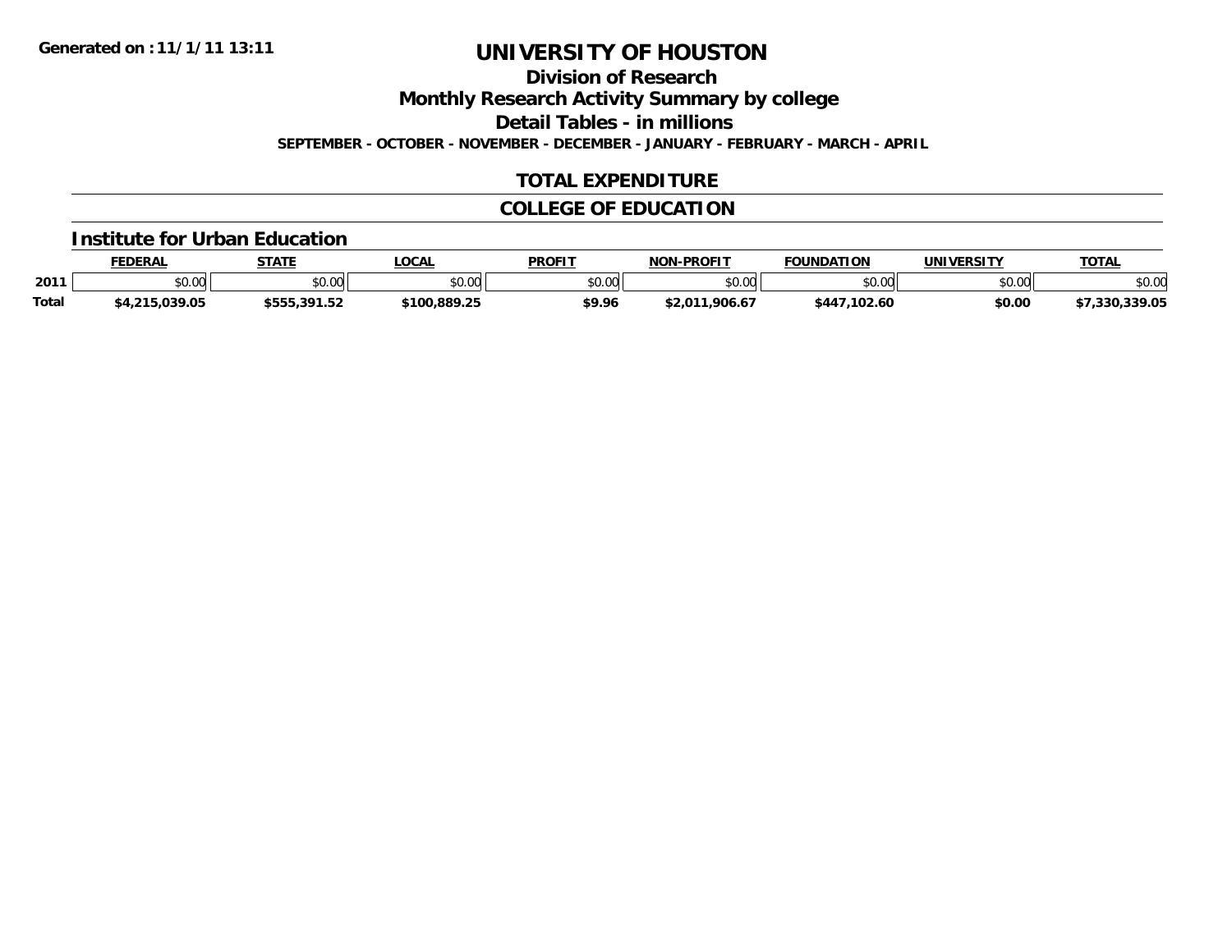Generated on :11/1/11 13:11

# UNIVERSITY OF HOUSTON

## Division of Research

## Monthly Research Activity Summary by college

## Detail Tables - in millions

**SEPTEMBER - OCTOBER - NOVEMBER - DECEMBER - JANUARY - FEBRUARY - MARCH - APRIL**

## TOTAL EXPENDITURE

## COLLEGE OF EDUCATION

### Institute for Urban Education

| | FEDERAL | STATE | LOCAL | PROFIT | NON-PROFIT | FOUNDATION | UNIVERSITY | TOTAL |
|---|---|---|---|---|---|---|---|---|
| 2011 | $0.00 | $0.00 | $0.00 | $0.00 | $0.00 | $0.00 | $0.00 | $0.00 |
| Total | $4,215,039.05 | $555,391.52 | $100,889.25 | $9.96 | $2,011,906.67 | $447,102.60 | $0.00 | $7,330,339.05 |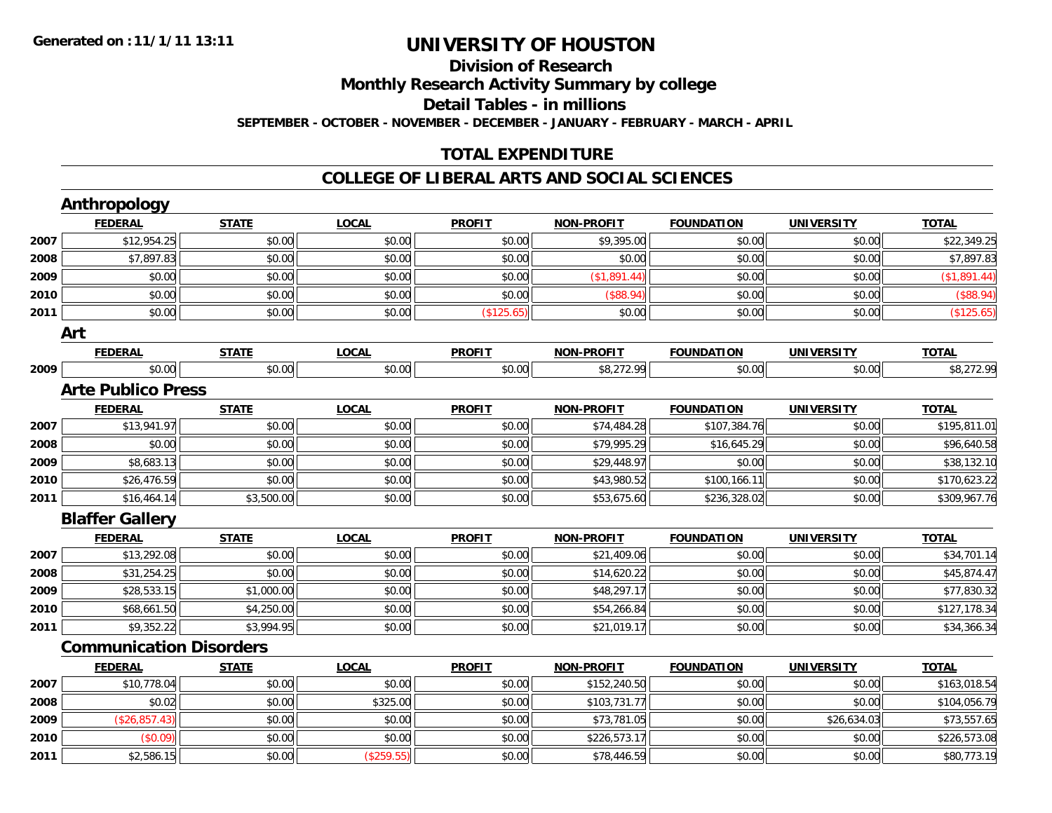**Generated on :11/1/11 13:11**

# UNIVERSITY OF HOUSTON

## Division of Research

## Monthly Research Activity Summary by college

## Detail Tables - in millions

**SEPTEMBER - OCTOBER - NOVEMBER - DECEMBER - JANUARY - FEBRUARY - MARCH - APRIL**

## TOTAL EXPENDITURE

## COLLEGE OF LIBERAL ARTS AND SOCIAL SCIENCES

### Anthropology

| | FEDERAL | STATE | LOCAL | PROFIT | NON-PROFIT | FOUNDATION | UNIVERSITY | TOTAL |
|---|---|---|---|---|---|---|---|---|
| 2007 | $12,954.25 | $0.00 | $0.00 | $0.00 | $9,395.00 | $0.00 | $0.00 | $22,349.25 |
| 2008 | $7,897.83 | $0.00 | $0.00 | $0.00 | $0.00 | $0.00 | $0.00 | $7,897.83 |
| 2009 | $0.00 | $0.00 | $0.00 | $0.00 | ($1,891.44) | $0.00 | $0.00 | ($1,891.44) |
| 2010 | $0.00 | $0.00 | $0.00 | $0.00 | ($88.94) | $0.00 | $0.00 | ($88.94) |
| 2011 | $0.00 | $0.00 | $0.00 | ($125.65) | $0.00 | $0.00 | $0.00 | ($125.65) |

### Art

| | FEDERAL | STATE | LOCAL | PROFIT | NON-PROFIT | FOUNDATION | UNIVERSITY | TOTAL |
|---|---|---|---|---|---|---|---|---|
| 2009 | $0.00 | $0.00 | $0.00 | $0.00 | $8,272.99 | $0.00 | $0.00 | $8,272.99 |

### Arte Publico Press

| | FEDERAL | STATE | LOCAL | PROFIT | NON-PROFIT | FOUNDATION | UNIVERSITY | TOTAL |
|---|---|---|---|---|---|---|---|---|
| 2007 | $13,941.97 | $0.00 | $0.00 | $0.00 | $74,484.28 | $107,384.76 | $0.00 | $195,811.01 |
| 2008 | $0.00 | $0.00 | $0.00 | $0.00 | $79,995.29 | $16,645.29 | $0.00 | $96,640.58 |
| 2009 | $8,683.13 | $0.00 | $0.00 | $0.00 | $29,448.97 | $0.00 | $0.00 | $38,132.10 |
| 2010 | $26,476.59 | $0.00 | $0.00 | $0.00 | $43,980.52 | $100,166.11 | $0.00 | $170,623.22 |
| 2011 | $16,464.14 | $3,500.00 | $0.00 | $0.00 | $53,675.60 | $236,328.02 | $0.00 | $309,967.76 |

### Blaffer Gallery

| | FEDERAL | STATE | LOCAL | PROFIT | NON-PROFIT | FOUNDATION | UNIVERSITY | TOTAL |
|---|---|---|---|---|---|---|---|---|
| 2007 | $13,292.08 | $0.00 | $0.00 | $0.00 | $21,409.06 | $0.00 | $0.00 | $34,701.14 |
| 2008 | $31,254.25 | $0.00 | $0.00 | $0.00 | $14,620.22 | $0.00 | $0.00 | $45,874.47 |
| 2009 | $28,533.15 | $1,000.00 | $0.00 | $0.00 | $48,297.17 | $0.00 | $0.00 | $77,830.32 |
| 2010 | $68,661.50 | $4,250.00 | $0.00 | $0.00 | $54,266.84 | $0.00 | $0.00 | $127,178.34 |
| 2011 | $9,352.22 | $3,994.95 | $0.00 | $0.00 | $21,019.17 | $0.00 | $0.00 | $34,366.34 |

### Communication Disorders

| | FEDERAL | STATE | LOCAL | PROFIT | NON-PROFIT | FOUNDATION | UNIVERSITY | TOTAL |
|---|---|---|---|---|---|---|---|---|
| 2007 | $10,778.04 | $0.00 | $0.00 | $0.00 | $152,240.50 | $0.00 | $0.00 | $163,018.54 |
| 2008 | $0.02 | $0.00 | $325.00 | $0.00 | $103,731.77 | $0.00 | $0.00 | $104,056.79 |
| 2009 | ($26,857.43) | $0.00 | $0.00 | $0.00 | $73,781.05 | $0.00 | $26,634.03 | $73,557.65 |
| 2010 | ($0.09) | $0.00 | $0.00 | $0.00 | $226,573.17 | $0.00 | $0.00 | $226,573.08 |
| 2011 | $2,586.15 | $0.00 | ($259.55) | $0.00 | $78,446.59 | $0.00 | $0.00 | $80,773.19 |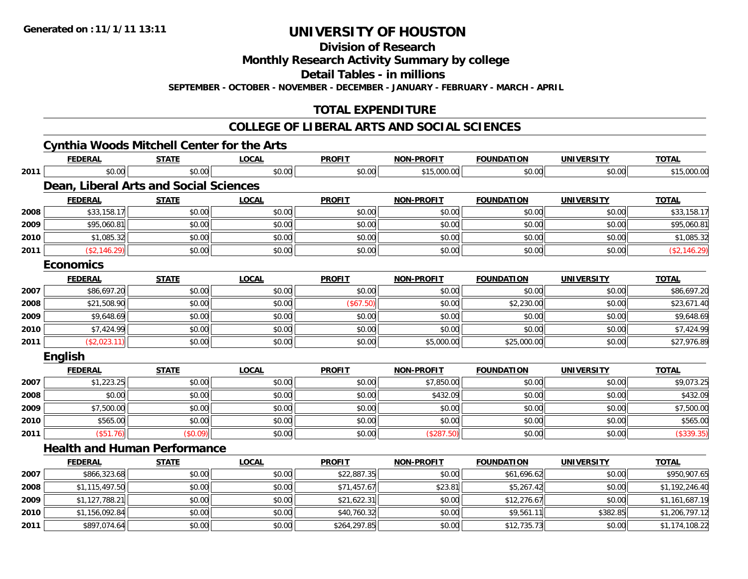**Generated on :11/1/11 13:11**

# UNIVERSITY OF HOUSTON

## Division of Research

## Monthly Research Activity Summary by college

## Detail Tables - in millions

**SEPTEMBER - OCTOBER - NOVEMBER - DECEMBER - JANUARY - FEBRUARY - MARCH - APRIL**

## TOTAL EXPENDITURE

## COLLEGE OF LIBERAL ARTS AND SOCIAL SCIENCES

### Cynthia Woods Mitchell Center for the Arts

| | FEDERAL | STATE | LOCAL | PROFIT | NON-PROFIT | FOUNDATION | UNIVERSITY | TOTAL |
|---|---|---|---|---|---|---|---|---|
| 2011 | $0.00 | $0.00 | $0.00 | $0.00 | $15,000.00 | $0.00 | $0.00 | $15,000.00 |

### Dean, Liberal Arts and Social Sciences

| | FEDERAL | STATE | LOCAL | PROFIT | NON-PROFIT | FOUNDATION | UNIVERSITY | TOTAL |
|---|---|---|---|---|---|---|---|---|
| 2008 | $33,158.17 | $0.00 | $0.00 | $0.00 | $0.00 | $0.00 | $0.00 | $33,158.17 |
| 2009 | $95,060.81 | $0.00 | $0.00 | $0.00 | $0.00 | $0.00 | $0.00 | $95,060.81 |
| 2010 | $1,085.32 | $0.00 | $0.00 | $0.00 | $0.00 | $0.00 | $0.00 | $1,085.32 |
| 2011 | ($2,146.29) | $0.00 | $0.00 | $0.00 | $0.00 | $0.00 | $0.00 | ($2,146.29) |

### Economics

| | FEDERAL | STATE | LOCAL | PROFIT | NON-PROFIT | FOUNDATION | UNIVERSITY | TOTAL |
|---|---|---|---|---|---|---|---|---|
| 2007 | $86,697.20 | $0.00 | $0.00 | $0.00 | $0.00 | $0.00 | $0.00 | $86,697.20 |
| 2008 | $21,508.90 | $0.00 | $0.00 | ($67.50) | $0.00 | $2,230.00 | $0.00 | $23,671.40 |
| 2009 | $9,648.69 | $0.00 | $0.00 | $0.00 | $0.00 | $0.00 | $0.00 | $9,648.69 |
| 2010 | $7,424.99 | $0.00 | $0.00 | $0.00 | $0.00 | $0.00 | $0.00 | $7,424.99 |
| 2011 | ($2,023.11) | $0.00 | $0.00 | $0.00 | $5,000.00 | $25,000.00 | $0.00 | $27,976.89 |

### English

| | FEDERAL | STATE | LOCAL | PROFIT | NON-PROFIT | FOUNDATION | UNIVERSITY | TOTAL |
|---|---|---|---|---|---|---|---|---|
| 2007 | $1,223.25 | $0.00 | $0.00 | $0.00 | $7,850.00 | $0.00 | $0.00 | $9,073.25 |
| 2008 | $0.00 | $0.00 | $0.00 | $0.00 | $432.09 | $0.00 | $0.00 | $432.09 |
| 2009 | $7,500.00 | $0.00 | $0.00 | $0.00 | $0.00 | $0.00 | $0.00 | $7,500.00 |
| 2010 | $565.00 | $0.00 | $0.00 | $0.00 | $0.00 | $0.00 | $0.00 | $565.00 |
| 2011 | ($51.76) | ($0.09) | $0.00 | $0.00 | ($287.50) | $0.00 | $0.00 | ($339.35) |

### Health and Human Performance

| | FEDERAL | STATE | LOCAL | PROFIT | NON-PROFIT | FOUNDATION | UNIVERSITY | TOTAL |
|---|---|---|---|---|---|---|---|---|
| 2007 | $866,323.68 | $0.00 | $0.00 | $22,887.35 | $0.00 | $61,696.62 | $0.00 | $950,907.65 |
| 2008 | $1,115,497.50 | $0.00 | $0.00 | $71,457.67 | $23.81 | $5,267.42 | $0.00 | $1,192,246.40 |
| 2009 | $1,127,788.21 | $0.00 | $0.00 | $21,622.31 | $0.00 | $12,276.67 | $0.00 | $1,161,687.19 |
| 2010 | $1,156,092.84 | $0.00 | $0.00 | $40,760.32 | $0.00 | $9,561.11 | $382.85 | $1,206,797.12 |
| 2011 | $897,074.64 | $0.00 | $0.00 | $264,297.85 | $0.00 | $12,735.73 | $0.00 | $1,174,108.22 |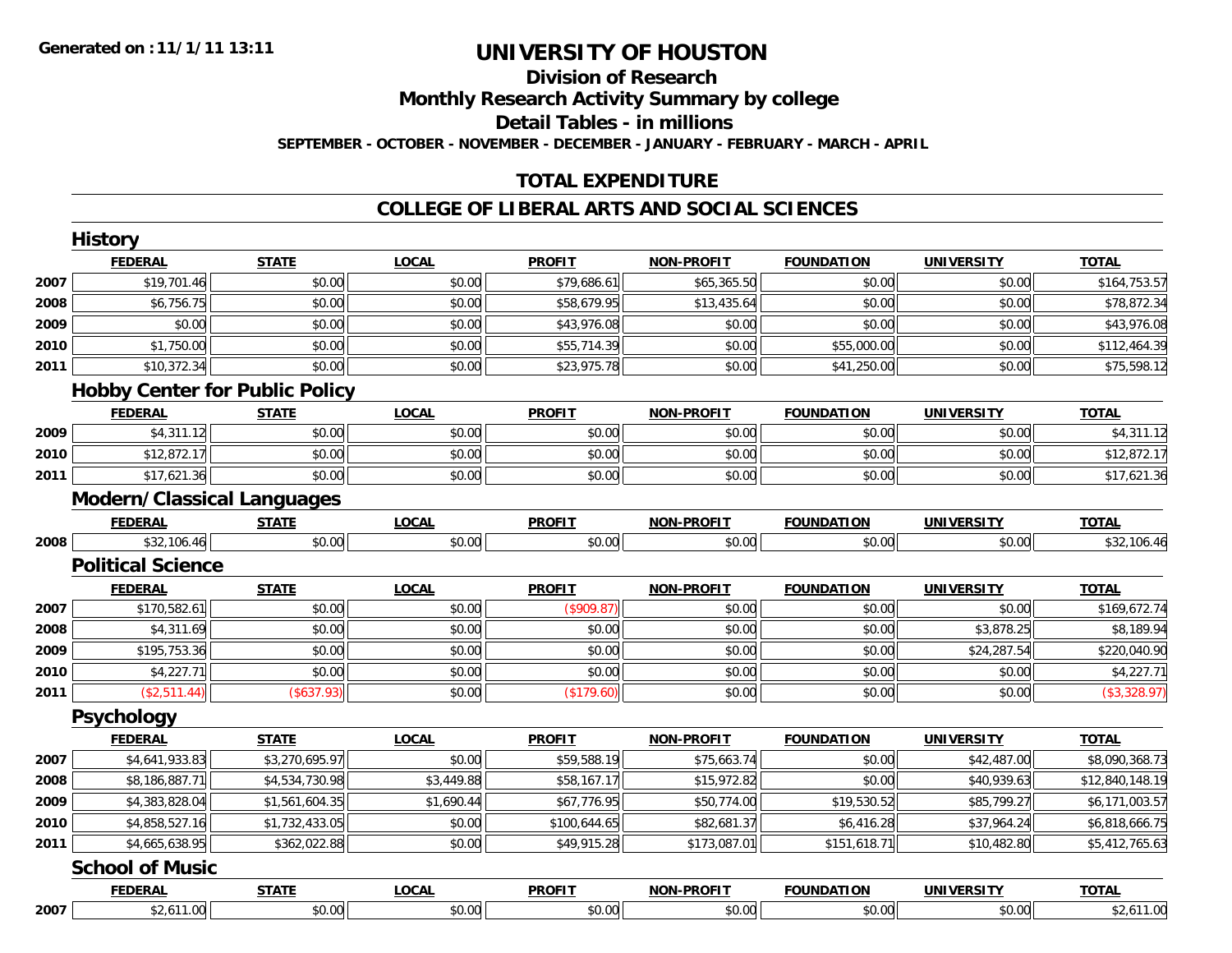**Generated on :11/1/11 13:11**

# UNIVERSITY OF HOUSTON

## Division of Research

## Monthly Research Activity Summary by college

## Detail Tables - in millions

**SEPTEMBER - OCTOBER - NOVEMBER - DECEMBER - JANUARY - FEBRUARY - MARCH - APRIL**

## TOTAL EXPENDITURE

## COLLEGE OF LIBERAL ARTS AND SOCIAL SCIENCES

### History

| | FEDERAL | STATE | LOCAL | PROFIT | NON-PROFIT | FOUNDATION | UNIVERSITY | TOTAL |
|---|---|---|---|---|---|---|---|---|
| 2007 | $19,701.46 | $0.00 | $0.00 | $79,686.61 | $65,365.50 | $0.00 | $0.00 | $164,753.57 |
| 2008 | $6,756.75 | $0.00 | $0.00 | $58,679.95 | $13,435.64 | $0.00 | $0.00 | $78,872.34 |
| 2009 | $0.00 | $0.00 | $0.00 | $43,976.08 | $0.00 | $0.00 | $0.00 | $43,976.08 |
| 2010 | $1,750.00 | $0.00 | $0.00 | $55,714.39 | $0.00 | $55,000.00 | $0.00 | $112,464.39 |
| 2011 | $10,372.34 | $0.00 | $0.00 | $23,975.78 | $0.00 | $41,250.00 | $0.00 | $75,598.12 |

### Hobby Center for Public Policy

| | FEDERAL | STATE | LOCAL | PROFIT | NON-PROFIT | FOUNDATION | UNIVERSITY | TOTAL |
|---|---|---|---|---|---|---|---|---|
| 2009 | $4,311.12 | $0.00 | $0.00 | $0.00 | $0.00 | $0.00 | $0.00 | $4,311.12 |
| 2010 | $12,872.17 | $0.00 | $0.00 | $0.00 | $0.00 | $0.00 | $0.00 | $12,872.17 |
| 2011 | $17,621.36 | $0.00 | $0.00 | $0.00 | $0.00 | $0.00 | $0.00 | $17,621.36 |

### Modern/Classical Languages

| | FEDERAL | STATE | LOCAL | PROFIT | NON-PROFIT | FOUNDATION | UNIVERSITY | TOTAL |
|---|---|---|---|---|---|---|---|---|
| 2008 | $32,106.46 | $0.00 | $0.00 | $0.00 | $0.00 | $0.00 | $0.00 | $32,106.46 |

### Political Science

| | FEDERAL | STATE | LOCAL | PROFIT | NON-PROFIT | FOUNDATION | UNIVERSITY | TOTAL |
|---|---|---|---|---|---|---|---|---|
| 2007 | $170,582.61 | $0.00 | $0.00 | ($909.87) | $0.00 | $0.00 | $0.00 | $169,672.74 |
| 2008 | $4,311.69 | $0.00 | $0.00 | $0.00 | $0.00 | $0.00 | $3,878.25 | $8,189.94 |
| 2009 | $195,753.36 | $0.00 | $0.00 | $0.00 | $0.00 | $0.00 | $24,287.54 | $220,040.90 |
| 2010 | $4,227.71 | $0.00 | $0.00 | $0.00 | $0.00 | $0.00 | $0.00 | $4,227.71 |
| 2011 | ($2,511.44) | ($637.93) | $0.00 | ($179.60) | $0.00 | $0.00 | $0.00 | ($3,328.97) |

### Psychology

| | FEDERAL | STATE | LOCAL | PROFIT | NON-PROFIT | FOUNDATION | UNIVERSITY | TOTAL |
|---|---|---|---|---|---|---|---|---|
| 2007 | $4,641,933.83 | $3,270,695.97 | $0.00 | $59,588.19 | $75,663.74 | $0.00 | $42,487.00 | $8,090,368.73 |
| 2008 | $8,186,887.71 | $4,534,730.98 | $3,449.88 | $58,167.17 | $15,972.82 | $0.00 | $40,939.63 | $12,840,148.19 |
| 2009 | $4,383,828.04 | $1,561,604.35 | $1,690.44 | $67,776.95 | $50,774.00 | $19,530.52 | $85,799.27 | $6,171,003.57 |
| 2010 | $4,858,527.16 | $1,732,433.05 | $0.00 | $100,644.65 | $82,681.37 | $6,416.28 | $37,964.24 | $6,818,666.75 |
| 2011 | $4,665,638.95 | $362,022.88 | $0.00 | $49,915.28 | $173,087.01 | $151,618.71 | $10,482.80 | $5,412,765.63 |

### School of Music

| | FEDERAL | STATE | LOCAL | PROFIT | NON-PROFIT | FOUNDATION | UNIVERSITY | TOTAL |
|---|---|---|---|---|---|---|---|---|
| 2007 | $2,611.00 | $0.00 | $0.00 | $0.00 | $0.00 | $0.00 | $0.00 | $2,611.00 |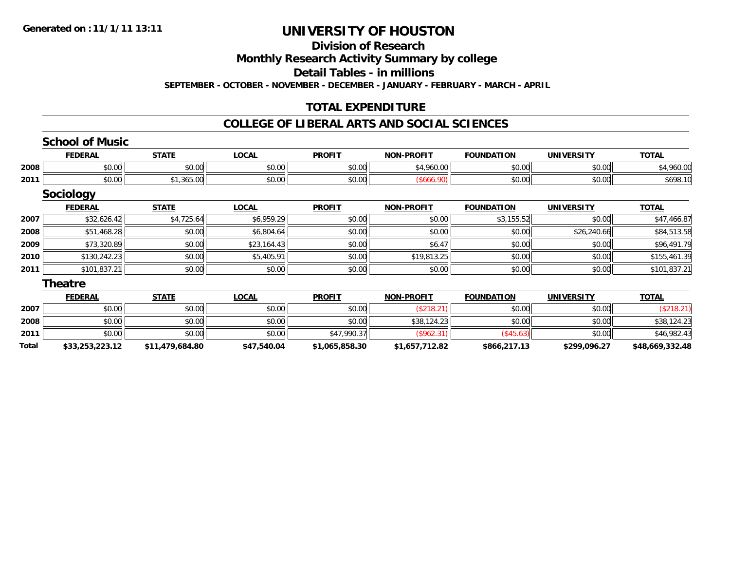**Generated on :11/1/11 13:11**

# UNIVERSITY OF HOUSTON

## Division of Research

## Monthly Research Activity Summary by college

## Detail Tables - in millions

**SEPTEMBER - OCTOBER - NOVEMBER - DECEMBER - JANUARY - FEBRUARY - MARCH - APRIL**

## TOTAL EXPENDITURE

## COLLEGE OF LIBERAL ARTS AND SOCIAL SCIENCES

### School of Music

| | FEDERAL | STATE | LOCAL | PROFIT | NON-PROFIT | FOUNDATION | UNIVERSITY | TOTAL |
|---|---|---|---|---|---|---|---|---|
| 2008 | $0.00 | $0.00 | $0.00 | $0.00 | $4,960.00 | $0.00 | $0.00 | $4,960.00 |
| 2011 | $0.00 | $1,365.00 | $0.00 | $0.00 | ($666.90) | $0.00 | $0.00 | $698.10 |

### Sociology

| | FEDERAL | STATE | LOCAL | PROFIT | NON-PROFIT | FOUNDATION | UNIVERSITY | TOTAL |
|---|---|---|---|---|---|---|---|---|
| 2007 | $32,626.42 | $4,725.64 | $6,959.29 | $0.00 | $0.00 | $3,155.52 | $0.00 | $47,466.87 |
| 2008 | $51,468.28 | $0.00 | $6,804.64 | $0.00 | $0.00 | $0.00 | $26,240.66 | $84,513.58 |
| 2009 | $73,320.89 | $0.00 | $23,164.43 | $0.00 | $6.47 | $0.00 | $0.00 | $96,491.79 |
| 2010 | $130,242.23 | $0.00 | $5,405.91 | $0.00 | $19,813.25 | $0.00 | $0.00 | $155,461.39 |
| 2011 | $101,837.21 | $0.00 | $0.00 | $0.00 | $0.00 | $0.00 | $0.00 | $101,837.21 |

### Theatre

| | FEDERAL | STATE | LOCAL | PROFIT | NON-PROFIT | FOUNDATION | UNIVERSITY | TOTAL |
|---|---|---|---|---|---|---|---|---|
| 2007 | $0.00 | $0.00 | $0.00 | $0.00 | ($218.21) | $0.00 | $0.00 | ($218.21) |
| 2008 | $0.00 | $0.00 | $0.00 | $0.00 | $38,124.23 | $0.00 | $0.00 | $38,124.23 |
| 2011 | $0.00 | $0.00 | $0.00 | $47,990.37 | ($962.31) | ($45.63) | $0.00 | $46,982.43 |
| **Total** | **$33,253,223.12** | **$11,479,684.80** | **$47,540.04** | **$1,065,858.30** | **$1,657,712.82** | **$866,217.13** | **$299,096.27** | **$48,669,332.48** |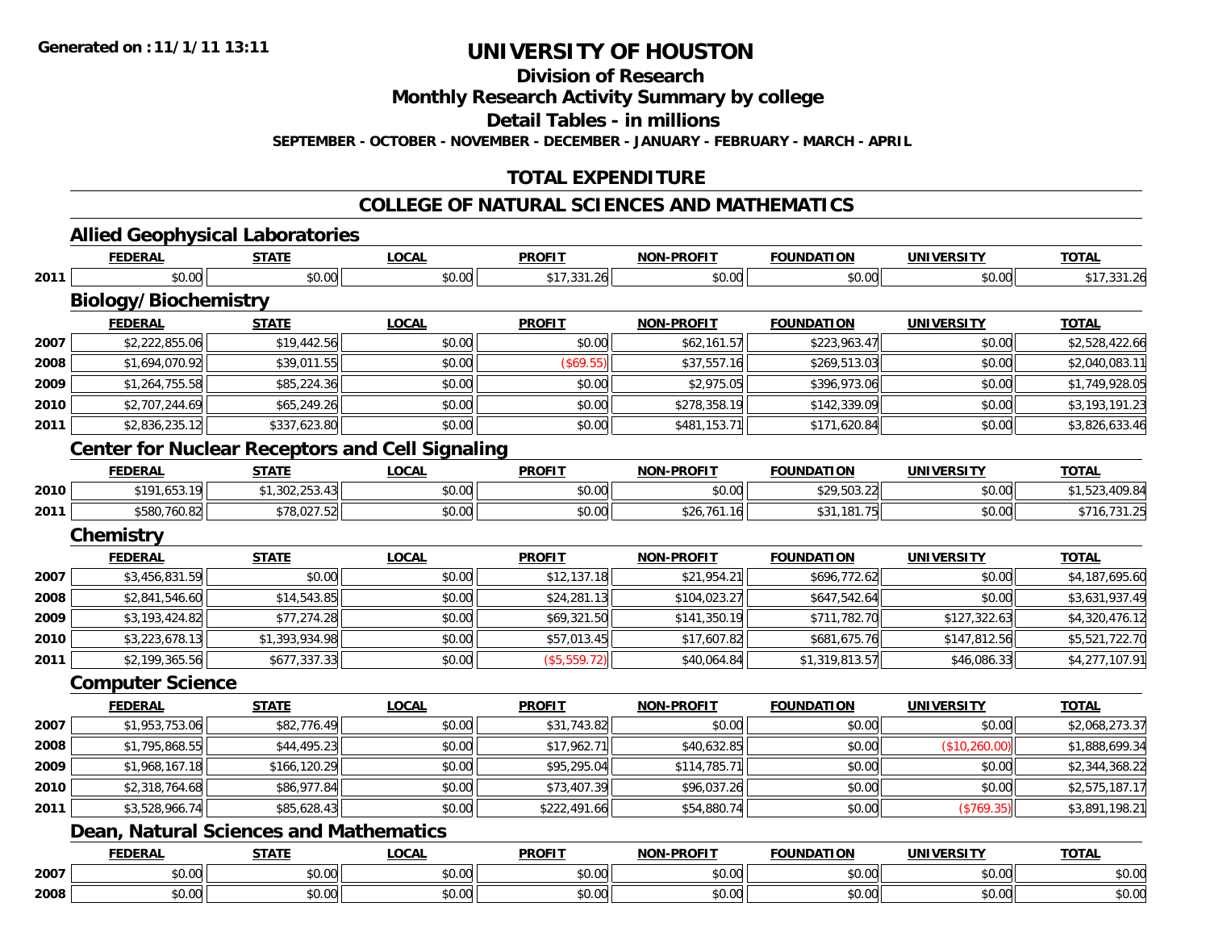Generated on :11/1/11 13:11

# UNIVERSITY OF HOUSTON

## Division of Research

## Monthly Research Activity Summary by college

## Detail Tables - in millions

SEPTEMBER - OCTOBER - NOVEMBER - DECEMBER - JANUARY - FEBRUARY - MARCH - APRIL

## TOTAL EXPENDITURE

## COLLEGE OF NATURAL SCIENCES AND MATHEMATICS

### Allied Geophysical Laboratories

| | FEDERAL | STATE | LOCAL | PROFIT | NON-PROFIT | FOUNDATION | UNIVERSITY | TOTAL |
|---|---|---|---|---|---|---|---|---|
| 2011 | $0.00 | $0.00 | $0.00 | $17,331.26 | $0.00 | $0.00 | $0.00 | $17,331.26 |

### Biology/Biochemistry

| | FEDERAL | STATE | LOCAL | PROFIT | NON-PROFIT | FOUNDATION | UNIVERSITY | TOTAL |
|---|---|---|---|---|---|---|---|---|
| 2007 | $2,222,855.06 | $19,442.56 | $0.00 | $0.00 | $62,161.57 | $223,963.47 | $0.00 | $2,528,422.66 |
| 2008 | $1,694,070.92 | $39,011.55 | $0.00 | ($69.55) | $37,557.16 | $269,513.03 | $0.00 | $2,040,083.11 |
| 2009 | $1,264,755.58 | $85,224.36 | $0.00 | $0.00 | $2,975.05 | $396,973.06 | $0.00 | $1,749,928.05 |
| 2010 | $2,707,244.69 | $65,249.26 | $0.00 | $0.00 | $278,358.19 | $142,339.09 | $0.00 | $3,193,191.23 |
| 2011 | $2,836,235.12 | $337,623.80 | $0.00 | $0.00 | $481,153.71 | $171,620.84 | $0.00 | $3,826,633.46 |

### Center for Nuclear Receptors and Cell Signaling

| | FEDERAL | STATE | LOCAL | PROFIT | NON-PROFIT | FOUNDATION | UNIVERSITY | TOTAL |
|---|---|---|---|---|---|---|---|---|
| 2010 | $191,653.19 | $1,302,253.43 | $0.00 | $0.00 | $0.00 | $29,503.22 | $0.00 | $1,523,409.84 |
| 2011 | $580,760.82 | $78,027.52 | $0.00 | $0.00 | $26,761.16 | $31,181.75 | $0.00 | $716,731.25 |

### Chemistry

| | FEDERAL | STATE | LOCAL | PROFIT | NON-PROFIT | FOUNDATION | UNIVERSITY | TOTAL |
|---|---|---|---|---|---|---|---|---|
| 2007 | $3,456,831.59 | $0.00 | $0.00 | $12,137.18 | $21,954.21 | $696,772.62 | $0.00 | $4,187,695.60 |
| 2008 | $2,841,546.60 | $14,543.85 | $0.00 | $24,281.13 | $104,023.27 | $647,542.64 | $0.00 | $3,631,937.49 |
| 2009 | $3,193,424.82 | $77,274.28 | $0.00 | $69,321.50 | $141,350.19 | $711,782.70 | $127,322.63 | $4,320,476.12 |
| 2010 | $3,223,678.13 | $1,393,934.98 | $0.00 | $57,013.45 | $17,607.82 | $681,675.76 | $147,812.56 | $5,521,722.70 |
| 2011 | $2,199,365.56 | $677,337.33 | $0.00 | ($5,559.72) | $40,064.84 | $1,319,813.57 | $46,086.33 | $4,277,107.91 |

### Computer Science

| | FEDERAL | STATE | LOCAL | PROFIT | NON-PROFIT | FOUNDATION | UNIVERSITY | TOTAL |
|---|---|---|---|---|---|---|---|---|
| 2007 | $1,953,753.06 | $82,776.49 | $0.00 | $31,743.82 | $0.00 | $0.00 | $0.00 | $2,068,273.37 |
| 2008 | $1,795,868.55 | $44,495.23 | $0.00 | $17,962.71 | $40,632.85 | $0.00 | ($10,260.00) | $1,888,699.34 |
| 2009 | $1,968,167.18 | $166,120.29 | $0.00 | $95,295.04 | $114,785.71 | $0.00 | $0.00 | $2,344,368.22 |
| 2010 | $2,318,764.68 | $86,977.84 | $0.00 | $73,407.39 | $96,037.26 | $0.00 | $0.00 | $2,575,187.17 |
| 2011 | $3,528,966.74 | $85,628.43 | $0.00 | $222,491.66 | $54,880.74 | $0.00 | ($769.35) | $3,891,198.21 |

### Dean, Natural Sciences and Mathematics

| | FEDERAL | STATE | LOCAL | PROFIT | NON-PROFIT | FOUNDATION | UNIVERSITY | TOTAL |
|---|---|---|---|---|---|---|---|---|
| 2007 | $0.00 | $0.00 | $0.00 | $0.00 | $0.00 | $0.00 | $0.00 | $0.00 |
| 2008 | $0.00 | $0.00 | $0.00 | $0.00 | $0.00 | $0.00 | $0.00 | $0.00 |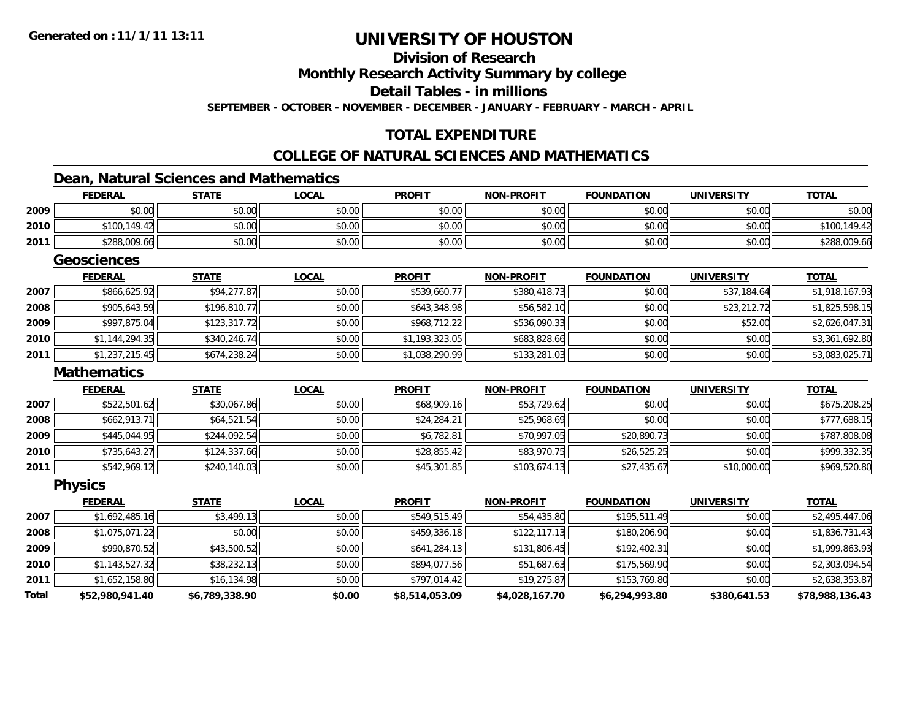**Generated on :11/1/11 13:11**

# UNIVERSITY OF HOUSTON

## Division of Research

## Monthly Research Activity Summary by college

## Detail Tables - in millions

**SEPTEMBER - OCTOBER - NOVEMBER - DECEMBER - JANUARY - FEBRUARY - MARCH - APRIL**

## TOTAL EXPENDITURE

## COLLEGE OF NATURAL SCIENCES AND MATHEMATICS

### Dean, Natural Sciences and Mathematics

| | FEDERAL | STATE | LOCAL | PROFIT | NON-PROFIT | FOUNDATION | UNIVERSITY | TOTAL |
|---|---|---|---|---|---|---|---|---|
| 2009 | $0.00 | $0.00 | $0.00 | $0.00 | $0.00 | $0.00 | $0.00 | $0.00 |
| 2010 | $100,149.42 | $0.00 | $0.00 | $0.00 | $0.00 | $0.00 | $0.00 | $100,149.42 |
| 2011 | $288,009.66 | $0.00 | $0.00 | $0.00 | $0.00 | $0.00 | $0.00 | $288,009.66 |

### Geosciences

| | FEDERAL | STATE | LOCAL | PROFIT | NON-PROFIT | FOUNDATION | UNIVERSITY | TOTAL |
|---|---|---|---|---|---|---|---|---|
| 2007 | $866,625.92 | $94,277.87 | $0.00 | $539,660.77 | $380,418.73 | $0.00 | $37,184.64 | $1,918,167.93 |
| 2008 | $905,643.59 | $196,810.77 | $0.00 | $643,348.98 | $56,582.10 | $0.00 | $23,212.72 | $1,825,598.15 |
| 2009 | $997,875.04 | $123,317.72 | $0.00 | $968,712.22 | $536,090.33 | $0.00 | $52.00 | $2,626,047.31 |
| 2010 | $1,144,294.35 | $340,246.74 | $0.00 | $1,193,323.05 | $683,828.66 | $0.00 | $0.00 | $3,361,692.80 |
| 2011 | $1,237,215.45 | $674,238.24 | $0.00 | $1,038,290.99 | $133,281.03 | $0.00 | $0.00 | $3,083,025.71 |

### Mathematics

| | FEDERAL | STATE | LOCAL | PROFIT | NON-PROFIT | FOUNDATION | UNIVERSITY | TOTAL |
|---|---|---|---|---|---|---|---|---|
| 2007 | $522,501.62 | $30,067.86 | $0.00 | $68,909.16 | $53,729.62 | $0.00 | $0.00 | $675,208.25 |
| 2008 | $662,913.71 | $64,521.54 | $0.00 | $24,284.21 | $25,968.69 | $0.00 | $0.00 | $777,688.15 |
| 2009 | $445,044.95 | $244,092.54 | $0.00 | $6,782.81 | $70,997.05 | $20,890.73 | $0.00 | $787,808.08 |
| 2010 | $735,643.27 | $124,337.66 | $0.00 | $28,855.42 | $83,970.75 | $26,525.25 | $0.00 | $999,332.35 |
| 2011 | $542,969.12 | $240,140.03 | $0.00 | $45,301.85 | $103,674.13 | $27,435.67 | $10,000.00 | $969,520.80 |

### Physics

| | FEDERAL | STATE | LOCAL | PROFIT | NON-PROFIT | FOUNDATION | UNIVERSITY | TOTAL |
|---|---|---|---|---|---|---|---|---|
| 2007 | $1,692,485.16 | $3,499.13 | $0.00 | $549,515.49 | $54,435.80 | $195,511.49 | $0.00 | $2,495,447.06 |
| 2008 | $1,075,071.22 | $0.00 | $0.00 | $459,336.18 | $122,117.13 | $180,206.90 | $0.00 | $1,836,731.43 |
| 2009 | $990,870.52 | $43,500.52 | $0.00 | $641,284.13 | $131,806.45 | $192,402.31 | $0.00 | $1,999,863.93 |
| 2010 | $1,143,527.32 | $38,232.13 | $0.00 | $894,077.56 | $51,687.63 | $175,569.90 | $0.00 | $2,303,094.54 |
| 2011 | $1,652,158.80 | $16,134.98 | $0.00 | $797,014.42 | $19,275.87 | $153,769.80 | $0.00 | $2,638,353.87 |
| **Total** | **$52,980,941.40** | **$6,789,338.90** | **$0.00** | **$8,514,053.09** | **$4,028,167.70** | **$6,294,993.80** | **$380,641.53** | **$78,988,136.43** |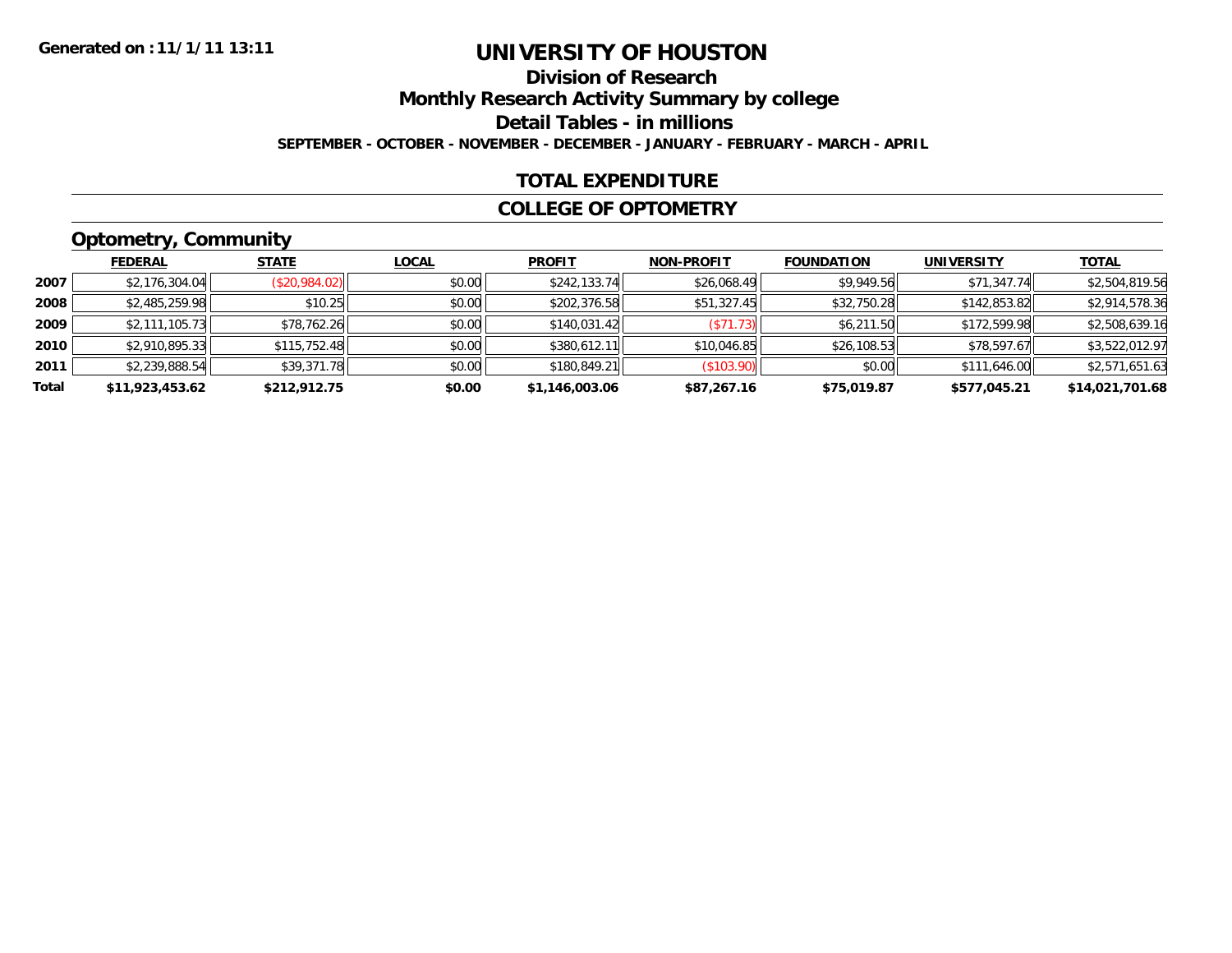**Generated on :11/1/11 13:11**

# UNIVERSITY OF HOUSTON

## Division of Research

## Monthly Research Activity Summary by college

## Detail Tables - in millions

**SEPTEMBER - OCTOBER - NOVEMBER - DECEMBER - JANUARY - FEBRUARY - MARCH - APRIL**

## TOTAL EXPENDITURE

## COLLEGE OF OPTOMETRY

### Optometry, Community

| | FEDERAL | STATE | LOCAL | PROFIT | NON-PROFIT | FOUNDATION | UNIVERSITY | TOTAL |
|---|---|---|---|---|---|---|---|---|
| 2007 | $2,176,304.04 | ($20,984.02) | $0.00 | $242,133.74 | $26,068.49 | $9,949.56 | $71,347.74 | $2,504,819.56 |
| 2008 | $2,485,259.98 | $10.25 | $0.00 | $202,376.58 | $51,327.45 | $32,750.28 | $142,853.82 | $2,914,578.36 |
| 2009 | $2,111,105.73 | $78,762.26 | $0.00 | $140,031.42 | ($71.73) | $6,211.50 | $172,599.98 | $2,508,639.16 |
| 2010 | $2,910,895.33 | $115,752.48 | $0.00 | $380,612.11 | $10,046.85 | $26,108.53 | $78,597.67 | $3,522,012.97 |
| 2011 | $2,239,888.54 | $39,371.78 | $0.00 | $180,849.21 | ($103.90) | $0.00 | $111,646.00 | $2,571,651.63 |
| **Total** | **$11,923,453.62** | **$212,912.75** | **$0.00** | **$1,146,003.06** | **$87,267.16** | **$75,019.87** | **$577,045.21** | **$14,021,701.68** |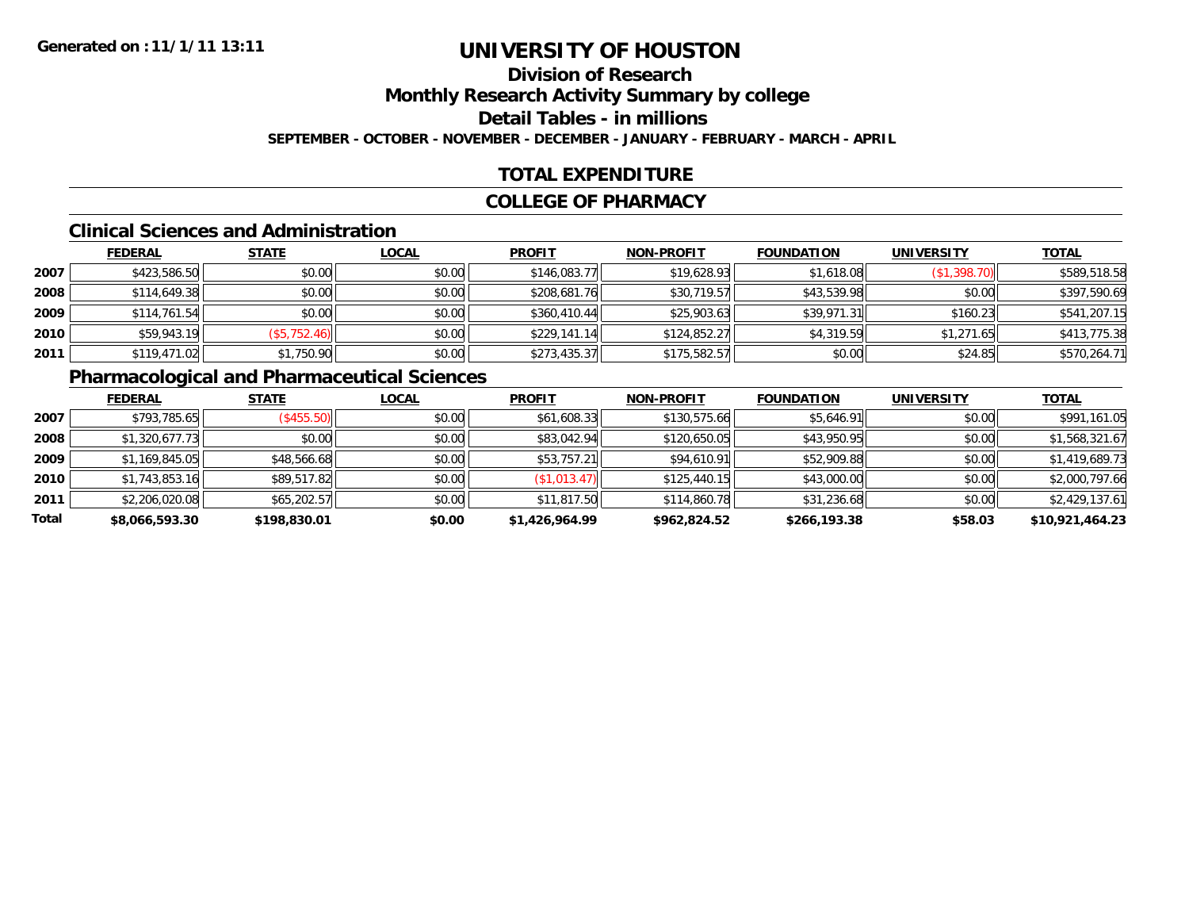Generated on :11/1/11 13:11

# UNIVERSITY OF HOUSTON

## Division of Research

## Monthly Research Activity Summary by college

## Detail Tables - in millions

SEPTEMBER - OCTOBER - NOVEMBER - DECEMBER - JANUARY - FEBRUARY - MARCH - APRIL

## TOTAL EXPENDITURE

## COLLEGE OF PHARMACY

### Clinical Sciences and Administration

| | FEDERAL | STATE | LOCAL | PROFIT | NON-PROFIT | FOUNDATION | UNIVERSITY | TOTAL |
|---|---|---|---|---|---|---|---|---|
| 2007 | $423,586.50 | $0.00 | $0.00 | $146,083.77 | $19,628.93 | $1,618.08 | ($1,398.70) | $589,518.58 |
| 2008 | $114,649.38 | $0.00 | $0.00 | $208,681.76 | $30,719.57 | $43,539.98 | $0.00 | $397,590.69 |
| 2009 | $114,761.54 | $0.00 | $0.00 | $360,410.44 | $25,903.63 | $39,971.31 | $160.23 | $541,207.15 |
| 2010 | $59,943.19 | ($5,752.46) | $0.00 | $229,141.14 | $124,852.27 | $4,319.59 | $1,271.65 | $413,775.38 |
| 2011 | $119,471.02 | $1,750.90 | $0.00 | $273,435.37 | $175,582.57 | $0.00 | $24.85 | $570,264.71 |

### Pharmacological and Pharmaceutical Sciences

| | FEDERAL | STATE | LOCAL | PROFIT | NON-PROFIT | FOUNDATION | UNIVERSITY | TOTAL |
|---|---|---|---|---|---|---|---|---|
| 2007 | $793,785.65 | ($455.50) | $0.00 | $61,608.33 | $130,575.66 | $5,646.91 | $0.00 | $991,161.05 |
| 2008 | $1,320,677.73 | $0.00 | $0.00 | $83,042.94 | $120,650.05 | $43,950.95 | $0.00 | $1,568,321.67 |
| 2009 | $1,169,845.05 | $48,566.68 | $0.00 | $53,757.21 | $94,610.91 | $52,909.88 | $0.00 | $1,419,689.73 |
| 2010 | $1,743,853.16 | $89,517.82 | $0.00 | ($1,013.47) | $125,440.15 | $43,000.00 | $0.00 | $2,000,797.66 |
| 2011 | $2,206,020.08 | $65,202.57 | $0.00 | $11,817.50 | $114,860.78 | $31,236.68 | $0.00 | $2,429,137.61 |
| **Total** | **$8,066,593.30** | **$198,830.01** | **$0.00** | **$1,426,964.99** | **$962,824.52** | **$266,193.38** | **$58.03** | **$10,921,464.23** |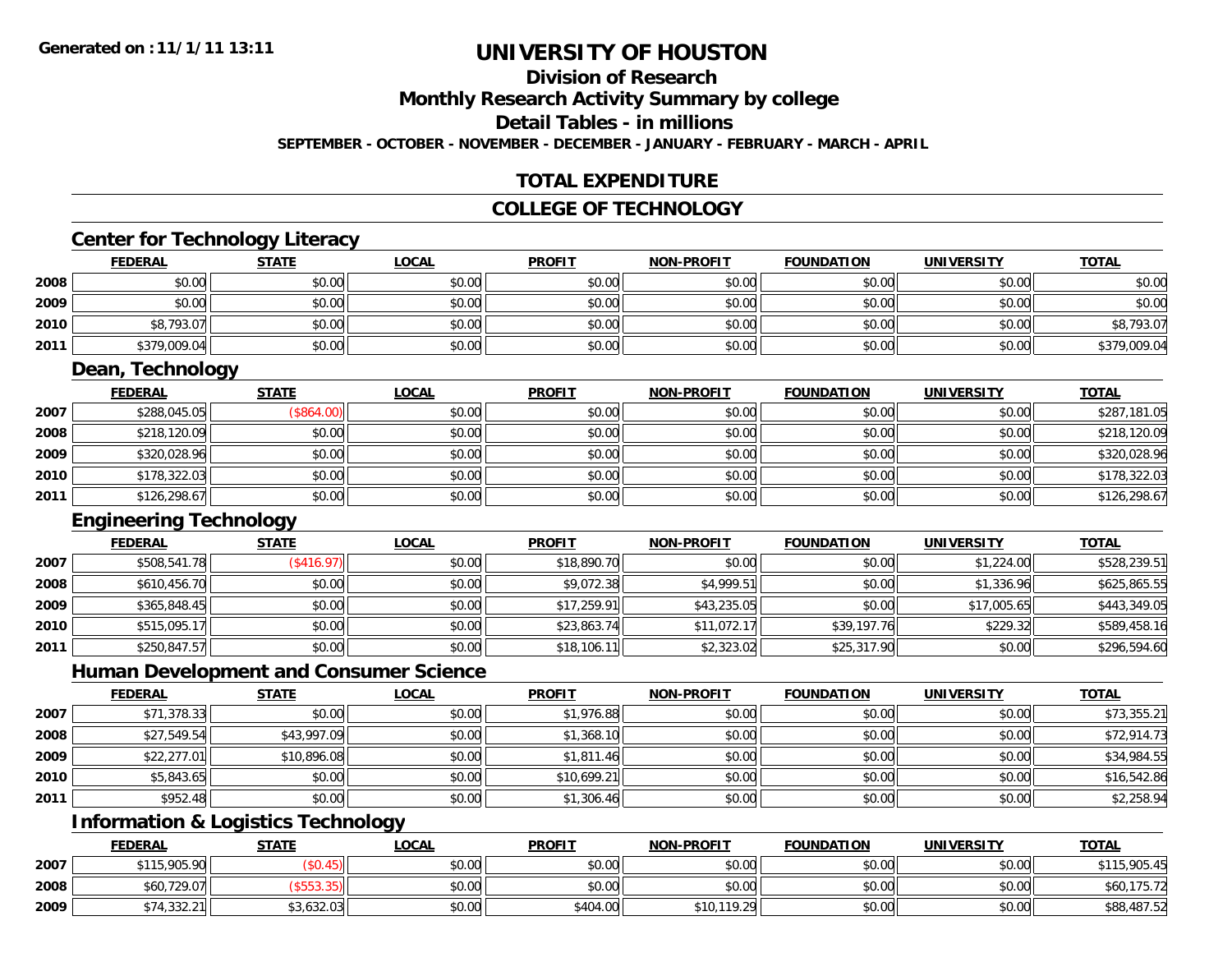**Generated on : 11/1/11 13:11**

# UNIVERSITY OF HOUSTON

## Division of Research

## Monthly Research Activity Summary by college

## Detail Tables - in millions

**SEPTEMBER - OCTOBER - NOVEMBER - DECEMBER - JANUARY - FEBRUARY - MARCH - APRIL**

## TOTAL EXPENDITURE

## COLLEGE OF TECHNOLOGY

### Center for Technology Literacy

| | FEDERAL | STATE | LOCAL | PROFIT | NON-PROFIT | FOUNDATION | UNIVERSITY | TOTAL |
|---|---|---|---|---|---|---|---|---|
| 2008 | $0.00 | $0.00 | $0.00 | $0.00 | $0.00 | $0.00 | $0.00 | $0.00 |
| 2009 | $0.00 | $0.00 | $0.00 | $0.00 | $0.00 | $0.00 | $0.00 | $0.00 |
| 2010 | $8,793.07 | $0.00 | $0.00 | $0.00 | $0.00 | $0.00 | $0.00 | $8,793.07 |
| 2011 | $379,009.04 | $0.00 | $0.00 | $0.00 | $0.00 | $0.00 | $0.00 | $379,009.04 |

### Dean, Technology

| | FEDERAL | STATE | LOCAL | PROFIT | NON-PROFIT | FOUNDATION | UNIVERSITY | TOTAL |
|---|---|---|---|---|---|---|---|---|
| 2007 | $288,045.05 | ($864.00) | $0.00 | $0.00 | $0.00 | $0.00 | $0.00 | $287,181.05 |
| 2008 | $218,120.09 | $0.00 | $0.00 | $0.00 | $0.00 | $0.00 | $0.00 | $218,120.09 |
| 2009 | $320,028.96 | $0.00 | $0.00 | $0.00 | $0.00 | $0.00 | $0.00 | $320,028.96 |
| 2010 | $178,322.03 | $0.00 | $0.00 | $0.00 | $0.00 | $0.00 | $0.00 | $178,322.03 |
| 2011 | $126,298.67 | $0.00 | $0.00 | $0.00 | $0.00 | $0.00 | $0.00 | $126,298.67 |

### Engineering Technology

| | FEDERAL | STATE | LOCAL | PROFIT | NON-PROFIT | FOUNDATION | UNIVERSITY | TOTAL |
|---|---|---|---|---|---|---|---|---|
| 2007 | $508,541.78 | ($416.97) | $0.00 | $18,890.70 | $0.00 | $0.00 | $1,224.00 | $528,239.51 |
| 2008 | $610,456.70 | $0.00 | $0.00 | $9,072.38 | $4,999.51 | $0.00 | $1,336.96 | $625,865.55 |
| 2009 | $365,848.45 | $0.00 | $0.00 | $17,259.91 | $43,235.05 | $0.00 | $17,005.65 | $443,349.05 |
| 2010 | $515,095.17 | $0.00 | $0.00 | $23,863.74 | $11,072.17 | $39,197.76 | $229.32 | $589,458.16 |
| 2011 | $250,847.57 | $0.00 | $0.00 | $18,106.11 | $2,323.02 | $25,317.90 | $0.00 | $296,594.60 |

### Human Development and Consumer Science

| | FEDERAL | STATE | LOCAL | PROFIT | NON-PROFIT | FOUNDATION | UNIVERSITY | TOTAL |
|---|---|---|---|---|---|---|---|---|
| 2007 | $71,378.33 | $0.00 | $0.00 | $1,976.88 | $0.00 | $0.00 | $0.00 | $73,355.21 |
| 2008 | $27,549.54 | $43,997.09 | $0.00 | $1,368.10 | $0.00 | $0.00 | $0.00 | $72,914.73 |
| 2009 | $22,277.01 | $10,896.08 | $0.00 | $1,811.46 | $0.00 | $0.00 | $0.00 | $34,984.55 |
| 2010 | $5,843.65 | $0.00 | $0.00 | $10,699.21 | $0.00 | $0.00 | $0.00 | $16,542.86 |
| 2011 | $952.48 | $0.00 | $0.00 | $1,306.46 | $0.00 | $0.00 | $0.00 | $2,258.94 |

### Information & Logistics Technology

| | FEDERAL | STATE | LOCAL | PROFIT | NON-PROFIT | FOUNDATION | UNIVERSITY | TOTAL |
|---|---|---|---|---|---|---|---|---|
| 2007 | $115,905.90 | ($0.45) | $0.00 | $0.00 | $0.00 | $0.00 | $0.00 | $115,905.45 |
| 2008 | $60,729.07 | ($553.35) | $0.00 | $0.00 | $0.00 | $0.00 | $0.00 | $60,175.72 |
| 2009 | $74,332.21 | $3,632.03 | $0.00 | $404.00 | $10,119.29 | $0.00 | $0.00 | $88,487.52 |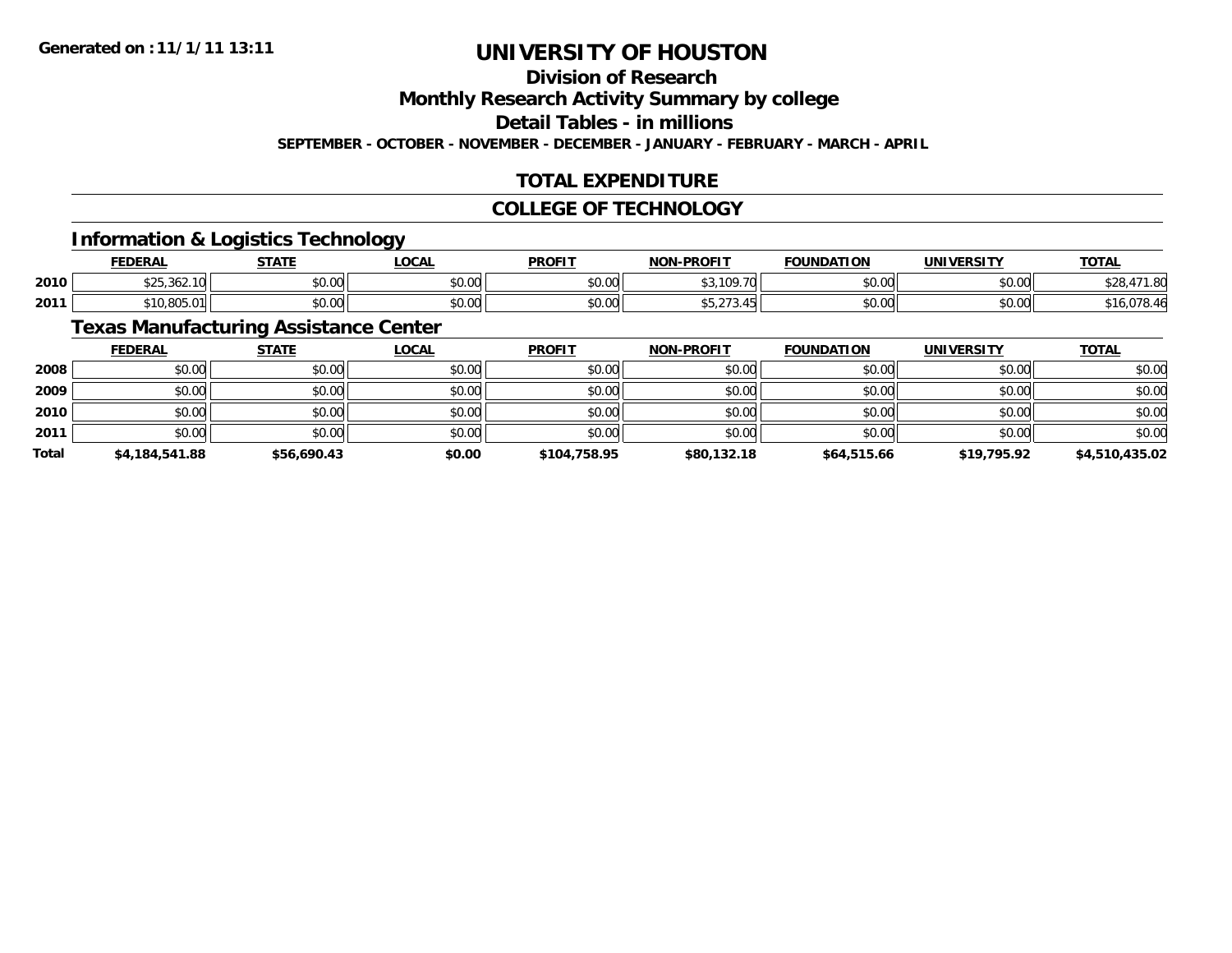Generated on :11/1/11 13:11

# UNIVERSITY OF HOUSTON

## Division of Research

## Monthly Research Activity Summary by college

## Detail Tables - in millions

**SEPTEMBER - OCTOBER - NOVEMBER - DECEMBER - JANUARY - FEBRUARY - MARCH - APRIL**

## TOTAL EXPENDITURE

## COLLEGE OF TECHNOLOGY

### Information & Logistics Technology

| | FEDERAL | STATE | LOCAL | PROFIT | NON-PROFIT | FOUNDATION | UNIVERSITY | TOTAL |
|---|---|---|---|---|---|---|---|---|
| 2010 | $25,362.10 | $0.00 | $0.00 | $0.00 | $3,109.70 | $0.00 | $0.00 | $28,471.80 |
| 2011 | $10,805.01 | $0.00 | $0.00 | $0.00 | $5,273.45 | $0.00 | $0.00 | $16,078.46 |

### Texas Manufacturing Assistance Center

| | FEDERAL | STATE | LOCAL | PROFIT | NON-PROFIT | FOUNDATION | UNIVERSITY | TOTAL |
|---|---|---|---|---|---|---|---|---|
| 2008 | $0.00 | $0.00 | $0.00 | $0.00 | $0.00 | $0.00 | $0.00 | $0.00 |
| 2009 | $0.00 | $0.00 | $0.00 | $0.00 | $0.00 | $0.00 | $0.00 | $0.00 |
| 2010 | $0.00 | $0.00 | $0.00 | $0.00 | $0.00 | $0.00 | $0.00 | $0.00 |
| 2011 | $0.00 | $0.00 | $0.00 | $0.00 | $0.00 | $0.00 | $0.00 | $0.00 |
| **Total** | **$4,184,541.88** | **$56,690.43** | **$0.00** | **$104,758.95** | **$80,132.18** | **$64,515.66** | **$19,795.92** | **$4,510,435.02** |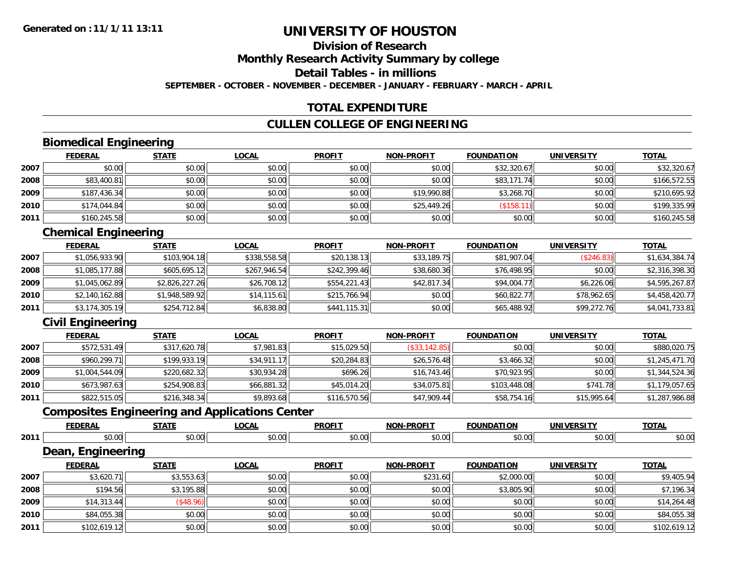Generated on :11/1/11 13:11

# UNIVERSITY OF HOUSTON

## Division of Research

## Monthly Research Activity Summary by college

## Detail Tables - in millions

SEPTEMBER - OCTOBER - NOVEMBER - DECEMBER - JANUARY - FEBRUARY - MARCH - APRIL

## TOTAL EXPENDITURE

## CULLEN COLLEGE OF ENGINEERING

### Biomedical Engineering

| | FEDERAL | STATE | LOCAL | PROFIT | NON-PROFIT | FOUNDATION | UNIVERSITY | TOTAL |
|---|---|---|---|---|---|---|---|---|
| 2007 | $0.00 | $0.00 | $0.00 | $0.00 | $0.00 | $32,320.67 | $0.00 | $32,320.67 |
| 2008 | $83,400.81 | $0.00 | $0.00 | $0.00 | $0.00 | $83,171.74 | $0.00 | $166,572.55 |
| 2009 | $187,436.34 | $0.00 | $0.00 | $0.00 | $19,990.88 | $3,268.70 | $0.00 | $210,695.92 |
| 2010 | $174,044.84 | $0.00 | $0.00 | $0.00 | $25,449.26 | ($158.11) | $0.00 | $199,335.99 |
| 2011 | $160,245.58 | $0.00 | $0.00 | $0.00 | $0.00 | $0.00 | $0.00 | $160,245.58 |

### Chemical Engineering

| | FEDERAL | STATE | LOCAL | PROFIT | NON-PROFIT | FOUNDATION | UNIVERSITY | TOTAL |
|---|---|---|---|---|---|---|---|---|
| 2007 | $1,056,933.90 | $103,904.18 | $338,558.58 | $20,138.13 | $33,189.75 | $81,907.04 | ($246.83) | $1,634,384.74 |
| 2008 | $1,085,177.88 | $605,695.12 | $267,946.54 | $242,399.46 | $38,680.36 | $76,498.95 | $0.00 | $2,316,398.30 |
| 2009 | $1,045,062.89 | $2,826,227.26 | $26,708.12 | $554,221.43 | $42,817.34 | $94,004.77 | $6,226.06 | $4,595,267.87 |
| 2010 | $2,140,162.88 | $1,948,589.92 | $14,115.61 | $215,766.94 | $0.00 | $60,822.77 | $78,962.65 | $4,458,420.77 |
| 2011 | $3,174,305.19 | $254,712.84 | $6,838.80 | $441,115.31 | $0.00 | $65,488.92 | $99,272.76 | $4,041,733.81 |

### Civil Engineering

| | FEDERAL | STATE | LOCAL | PROFIT | NON-PROFIT | FOUNDATION | UNIVERSITY | TOTAL |
|---|---|---|---|---|---|---|---|---|
| 2007 | $572,531.49 | $317,620.78 | $7,981.83 | $15,029.50 | ($33,142.85) | $0.00 | $0.00 | $880,020.75 |
| 2008 | $960,299.71 | $199,933.19 | $34,911.17 | $20,284.83 | $26,576.48 | $3,466.32 | $0.00 | $1,245,471.70 |
| 2009 | $1,004,544.09 | $220,682.32 | $30,934.28 | $696.26 | $16,743.46 | $70,923.95 | $0.00 | $1,344,524.36 |
| 2010 | $673,987.63 | $254,908.83 | $66,881.32 | $45,014.20 | $34,075.81 | $103,448.08 | $741.78 | $1,179,057.65 |
| 2011 | $822,515.05 | $216,348.34 | $9,893.68 | $116,570.56 | $47,909.44 | $58,754.16 | $15,995.64 | $1,287,986.88 |

### Composites Engineering and Applications Center

| | FEDERAL | STATE | LOCAL | PROFIT | NON-PROFIT | FOUNDATION | UNIVERSITY | TOTAL |
|---|---|---|---|---|---|---|---|---|
| 2011 | $0.00 | $0.00 | $0.00 | $0.00 | $0.00 | $0.00 | $0.00 | $0.00 |

### Dean, Engineering

| | FEDERAL | STATE | LOCAL | PROFIT | NON-PROFIT | FOUNDATION | UNIVERSITY | TOTAL |
|---|---|---|---|---|---|---|---|---|
| 2007 | $3,620.71 | $3,553.63 | $0.00 | $0.00 | $231.60 | $2,000.00 | $0.00 | $9,405.94 |
| 2008 | $194.56 | $3,195.88 | $0.00 | $0.00 | $0.00 | $3,805.90 | $0.00 | $7,196.34 |
| 2009 | $14,313.44 | ($48.96) | $0.00 | $0.00 | $0.00 | $0.00 | $0.00 | $14,264.48 |
| 2010 | $84,055.38 | $0.00 | $0.00 | $0.00 | $0.00 | $0.00 | $0.00 | $84,055.38 |
| 2011 | $102,619.12 | $0.00 | $0.00 | $0.00 | $0.00 | $0.00 | $0.00 | $102,619.12 |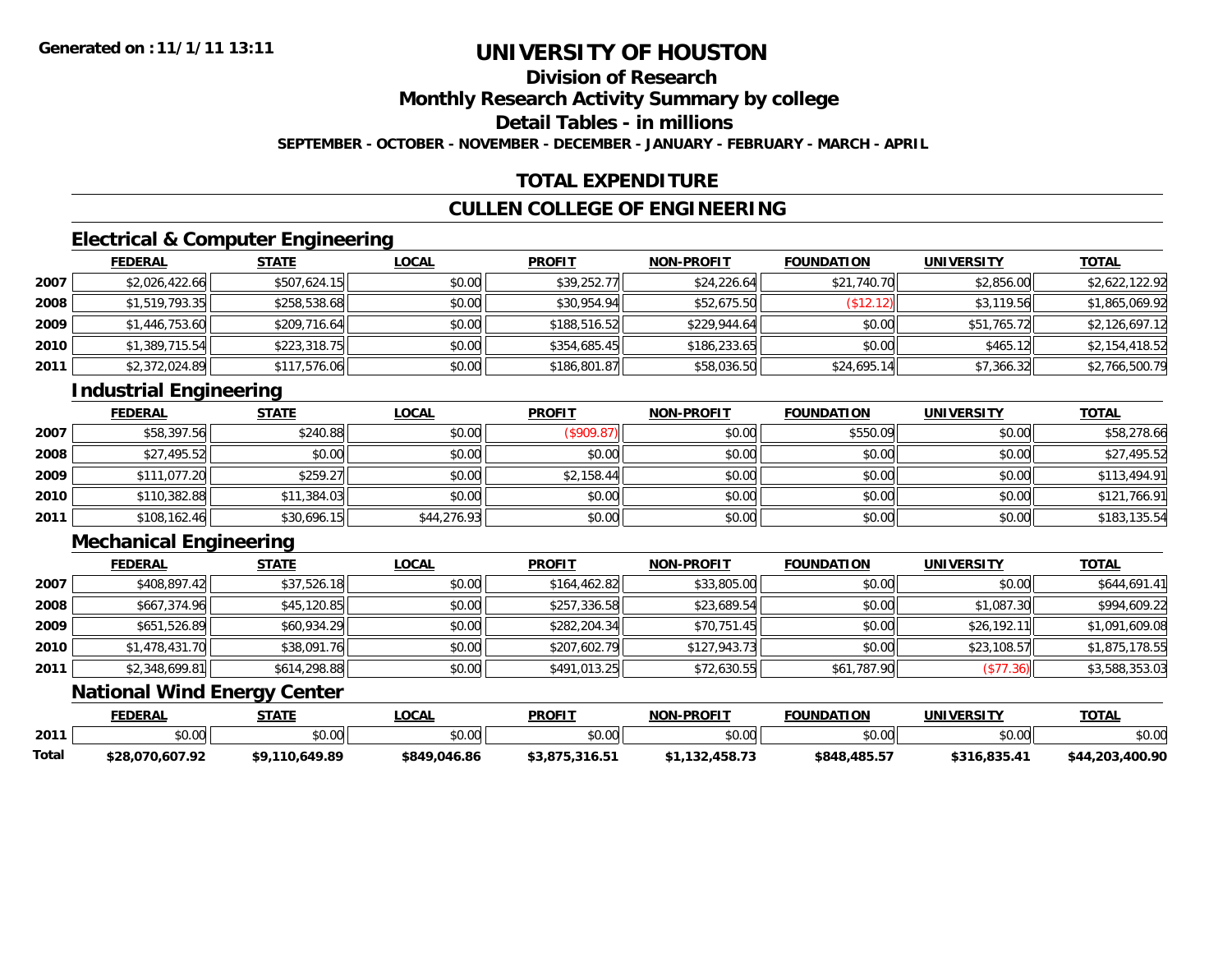Generated on :11/1/11 13:11

# UNIVERSITY OF HOUSTON

## Division of Research

## Monthly Research Activity Summary by college

## Detail Tables - in millions

**SEPTEMBER - OCTOBER - NOVEMBER - DECEMBER - JANUARY - FEBRUARY - MARCH - APRIL**

## TOTAL EXPENDITURE

## CULLEN COLLEGE OF ENGINEERING

### Electrical & Computer Engineering

| | FEDERAL | STATE | LOCAL | PROFIT | NON-PROFIT | FOUNDATION | UNIVERSITY | TOTAL |
|---|---|---|---|---|---|---|---|---|
| 2007 | $2,026,422.66 | $507,624.15 | $0.00 | $39,252.77 | $24,226.64 | $21,740.70 | $2,856.00 | $2,622,122.92 |
| 2008 | $1,519,793.35 | $258,538.68 | $0.00 | $30,954.94 | $52,675.50 | ($12.12) | $3,119.56 | $1,865,069.92 |
| 2009 | $1,446,753.60 | $209,716.64 | $0.00 | $188,516.52 | $229,944.64 | $0.00 | $51,765.72 | $2,126,697.12 |
| 2010 | $1,389,715.54 | $223,318.75 | $0.00 | $354,685.45 | $186,233.65 | $0.00 | $465.12 | $2,154,418.52 |
| 2011 | $2,372,024.89 | $117,576.06 | $0.00 | $186,801.87 | $58,036.50 | $24,695.14 | $7,366.32 | $2,766,500.79 |

### Industrial Engineering

| | FEDERAL | STATE | LOCAL | PROFIT | NON-PROFIT | FOUNDATION | UNIVERSITY | TOTAL |
|---|---|---|---|---|---|---|---|---|
| 2007 | $58,397.56 | $240.88 | $0.00 | ($909.87) | $0.00 | $550.09 | $0.00 | $58,278.66 |
| 2008 | $27,495.52 | $0.00 | $0.00 | $0.00 | $0.00 | $0.00 | $0.00 | $27,495.52 |
| 2009 | $111,077.20 | $259.27 | $0.00 | $2,158.44 | $0.00 | $0.00 | $0.00 | $113,494.91 |
| 2010 | $110,382.88 | $11,384.03 | $0.00 | $0.00 | $0.00 | $0.00 | $0.00 | $121,766.91 |
| 2011 | $108,162.46 | $30,696.15 | $44,276.93 | $0.00 | $0.00 | $0.00 | $0.00 | $183,135.54 |

### Mechanical Engineering

| | FEDERAL | STATE | LOCAL | PROFIT | NON-PROFIT | FOUNDATION | UNIVERSITY | TOTAL |
|---|---|---|---|---|---|---|---|---|
| 2007 | $408,897.42 | $37,526.18 | $0.00 | $164,462.82 | $33,805.00 | $0.00 | $0.00 | $644,691.41 |
| 2008 | $667,374.96 | $45,120.85 | $0.00 | $257,336.58 | $23,689.54 | $0.00 | $1,087.30 | $994,609.22 |
| 2009 | $651,526.89 | $60,934.29 | $0.00 | $282,204.34 | $70,751.45 | $0.00 | $26,192.11 | $1,091,609.08 |
| 2010 | $1,478,431.70 | $38,091.76 | $0.00 | $207,602.79 | $127,943.73 | $0.00 | $23,108.57 | $1,875,178.55 |
| 2011 | $2,348,699.81 | $614,298.88 | $0.00 | $491,013.25 | $72,630.55 | $61,787.90 | ($77.36) | $3,588,353.03 |

### National Wind Energy Center

| | FEDERAL | STATE | LOCAL | PROFIT | NON-PROFIT | FOUNDATION | UNIVERSITY | TOTAL |
|---|---|---|---|---|---|---|---|---|
| 2011 | $0.00 | $0.00 | $0.00 | $0.00 | $0.00 | $0.00 | $0.00 | $0.00 |
| **Total** | **$28,070,607.92** | **$9,110,649.89** | **$849,046.86** | **$3,875,316.51** | **$1,132,458.73** | **$848,485.57** | **$316,835.41** | **$44,203,400.90** |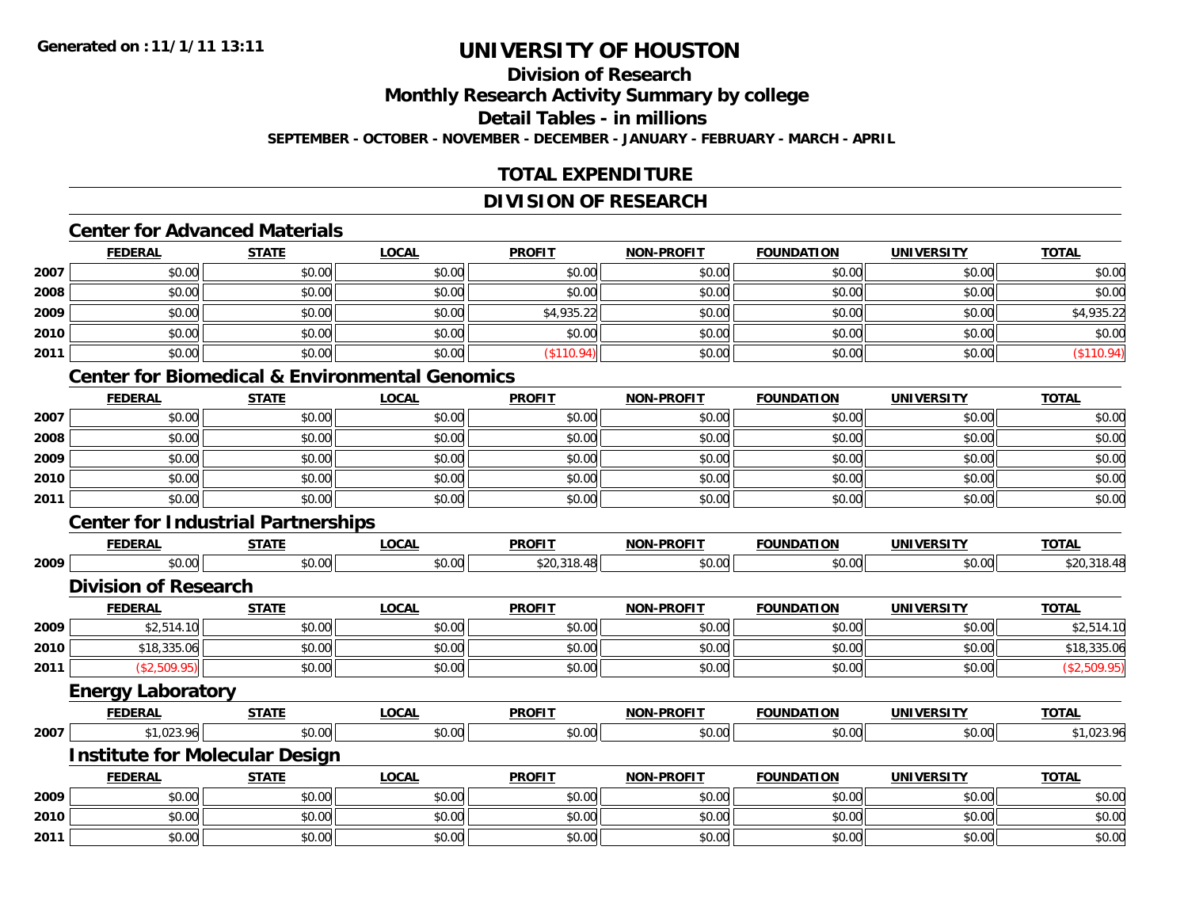# UNIVERSITY OF HOUSTON

## Division of Research

## Monthly Research Activity Summary by college

## Detail Tables - in millions

**SEPTEMBER - OCTOBER - NOVEMBER - DECEMBER - JANUARY - FEBRUARY - MARCH - APRIL**

## TOTAL EXPENDITURE

## DIVISION OF RESEARCH

### Center for Advanced Materials

| | FEDERAL | STATE | LOCAL | PROFIT | NON-PROFIT | FOUNDATION | UNIVERSITY | TOTAL |
|---|---|---|---|---|---|---|---|---|
| 2007 | $0.00 | $0.00 | $0.00 | $0.00 | $0.00 | $0.00 | $0.00 | $0.00 |
| 2008 | $0.00 | $0.00 | $0.00 | $0.00 | $0.00 | $0.00 | $0.00 | $0.00 |
| 2009 | $0.00 | $0.00 | $0.00 | $4,935.22 | $0.00 | $0.00 | $0.00 | $4,935.22 |
| 2010 | $0.00 | $0.00 | $0.00 | $0.00 | $0.00 | $0.00 | $0.00 | $0.00 |
| 2011 | $0.00 | $0.00 | $0.00 | ($110.94) | $0.00 | $0.00 | $0.00 | ($110.94) |

### Center for Biomedical & Environmental Genomics

| | FEDERAL | STATE | LOCAL | PROFIT | NON-PROFIT | FOUNDATION | UNIVERSITY | TOTAL |
|---|---|---|---|---|---|---|---|---|
| 2007 | $0.00 | $0.00 | $0.00 | $0.00 | $0.00 | $0.00 | $0.00 | $0.00 |
| 2008 | $0.00 | $0.00 | $0.00 | $0.00 | $0.00 | $0.00 | $0.00 | $0.00 |
| 2009 | $0.00 | $0.00 | $0.00 | $0.00 | $0.00 | $0.00 | $0.00 | $0.00 |
| 2010 | $0.00 | $0.00 | $0.00 | $0.00 | $0.00 | $0.00 | $0.00 | $0.00 |
| 2011 | $0.00 | $0.00 | $0.00 | $0.00 | $0.00 | $0.00 | $0.00 | $0.00 |

### Center for Industrial Partnerships

| | FEDERAL | STATE | LOCAL | PROFIT | NON-PROFIT | FOUNDATION | UNIVERSITY | TOTAL |
|---|---|---|---|---|---|---|---|---|
| 2009 | $0.00 | $0.00 | $0.00 | $20,318.48 | $0.00 | $0.00 | $0.00 | $20,318.48 |

### Division of Research

| | FEDERAL | STATE | LOCAL | PROFIT | NON-PROFIT | FOUNDATION | UNIVERSITY | TOTAL |
|---|---|---|---|---|---|---|---|---|
| 2009 | $2,514.10 | $0.00 | $0.00 | $0.00 | $0.00 | $0.00 | $0.00 | $2,514.10 |
| 2010 | $18,335.06 | $0.00 | $0.00 | $0.00 | $0.00 | $0.00 | $0.00 | $18,335.06 |
| 2011 | ($2,509.95) | $0.00 | $0.00 | $0.00 | $0.00 | $0.00 | $0.00 | ($2,509.95) |

### Energy Laboratory

| | FEDERAL | STATE | LOCAL | PROFIT | NON-PROFIT | FOUNDATION | UNIVERSITY | TOTAL |
|---|---|---|---|---|---|---|---|---|
| 2007 | $1,023.96 | $0.00 | $0.00 | $0.00 | $0.00 | $0.00 | $0.00 | $1,023.96 |

### Institute for Molecular Design

| | FEDERAL | STATE | LOCAL | PROFIT | NON-PROFIT | FOUNDATION | UNIVERSITY | TOTAL |
|---|---|---|---|---|---|---|---|---|
| 2009 | $0.00 | $0.00 | $0.00 | $0.00 | $0.00 | $0.00 | $0.00 | $0.00 |
| 2010 | $0.00 | $0.00 | $0.00 | $0.00 | $0.00 | $0.00 | $0.00 | $0.00 |
| 2011 | $0.00 | $0.00 | $0.00 | $0.00 | $0.00 | $0.00 | $0.00 | $0.00 |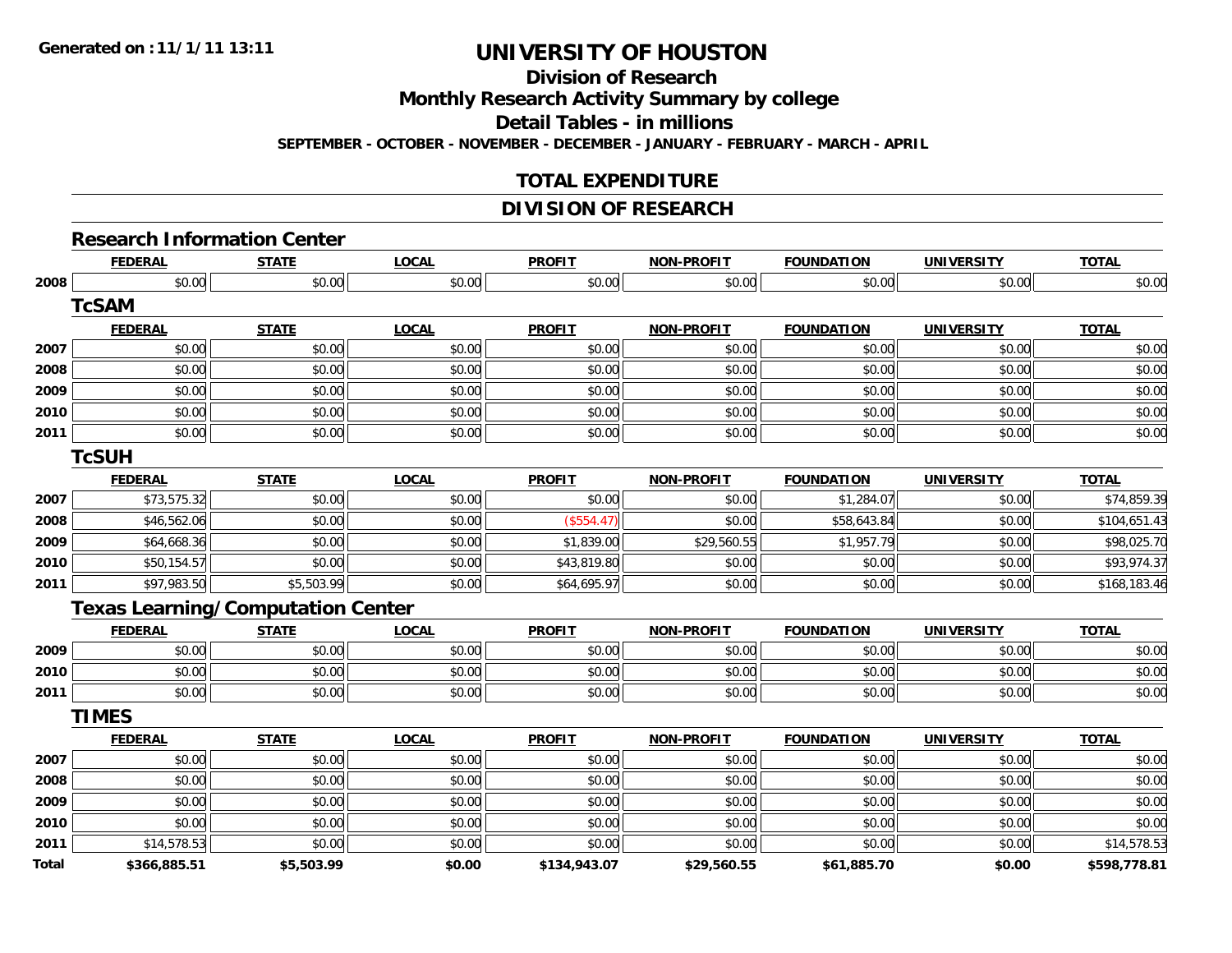**Generated on :11/1/11 13:11**

# UNIVERSITY OF HOUSTON

## Division of Research

## Monthly Research Activity Summary by college

## Detail Tables - in millions

**SEPTEMBER - OCTOBER - NOVEMBER - DECEMBER - JANUARY - FEBRUARY - MARCH - APRIL**

## TOTAL EXPENDITURE

## DIVISION OF RESEARCH

### Research Information Center

| | FEDERAL | STATE | LOCAL | PROFIT | NON-PROFIT | FOUNDATION | UNIVERSITY | TOTAL |
|---|---|---|---|---|---|---|---|---|
| 2008 | $0.00 | $0.00 | $0.00 | $0.00 | $0.00 | $0.00 | $0.00 | $0.00 |

### TcSAM

| | FEDERAL | STATE | LOCAL | PROFIT | NON-PROFIT | FOUNDATION | UNIVERSITY | TOTAL |
|---|---|---|---|---|---|---|---|---|
| 2007 | $0.00 | $0.00 | $0.00 | $0.00 | $0.00 | $0.00 | $0.00 | $0.00 |
| 2008 | $0.00 | $0.00 | $0.00 | $0.00 | $0.00 | $0.00 | $0.00 | $0.00 |
| 2009 | $0.00 | $0.00 | $0.00 | $0.00 | $0.00 | $0.00 | $0.00 | $0.00 |
| 2010 | $0.00 | $0.00 | $0.00 | $0.00 | $0.00 | $0.00 | $0.00 | $0.00 |
| 2011 | $0.00 | $0.00 | $0.00 | $0.00 | $0.00 | $0.00 | $0.00 | $0.00 |

### TcSUH

| | FEDERAL | STATE | LOCAL | PROFIT | NON-PROFIT | FOUNDATION | UNIVERSITY | TOTAL |
|---|---|---|---|---|---|---|---|---|
| 2007 | $73,575.32 | $0.00 | $0.00 | $0.00 | $0.00 | $1,284.07 | $0.00 | $74,859.39 |
| 2008 | $46,562.06 | $0.00 | $0.00 | ($554.47) | $0.00 | $58,643.84 | $0.00 | $104,651.43 |
| 2009 | $64,668.36 | $0.00 | $0.00 | $1,839.00 | $29,560.55 | $1,957.79 | $0.00 | $98,025.70 |
| 2010 | $50,154.57 | $0.00 | $0.00 | $43,819.80 | $0.00 | $0.00 | $0.00 | $93,974.37 |
| 2011 | $97,983.50 | $5,503.99 | $0.00 | $64,695.97 | $0.00 | $0.00 | $0.00 | $168,183.46 |

### Texas Learning/Computation Center

| | FEDERAL | STATE | LOCAL | PROFIT | NON-PROFIT | FOUNDATION | UNIVERSITY | TOTAL |
|---|---|---|---|---|---|---|---|---|
| 2009 | $0.00 | $0.00 | $0.00 | $0.00 | $0.00 | $0.00 | $0.00 | $0.00 |
| 2010 | $0.00 | $0.00 | $0.00 | $0.00 | $0.00 | $0.00 | $0.00 | $0.00 |
| 2011 | $0.00 | $0.00 | $0.00 | $0.00 | $0.00 | $0.00 | $0.00 | $0.00 |

### TIMES

| | FEDERAL | STATE | LOCAL | PROFIT | NON-PROFIT | FOUNDATION | UNIVERSITY | TOTAL |
|---|---|---|---|---|---|---|---|---|
| 2007 | $0.00 | $0.00 | $0.00 | $0.00 | $0.00 | $0.00 | $0.00 | $0.00 |
| 2008 | $0.00 | $0.00 | $0.00 | $0.00 | $0.00 | $0.00 | $0.00 | $0.00 |
| 2009 | $0.00 | $0.00 | $0.00 | $0.00 | $0.00 | $0.00 | $0.00 | $0.00 |
| 2010 | $0.00 | $0.00 | $0.00 | $0.00 | $0.00 | $0.00 | $0.00 | $0.00 |
| 2011 | $14,578.53 | $0.00 | $0.00 | $0.00 | $0.00 | $0.00 | $0.00 | $14,578.53 |
| **Total** | **$366,885.51** | **$5,503.99** | **$0.00** | **$134,943.07** | **$29,560.55** | **$61,885.70** | **$0.00** | **$598,778.81** |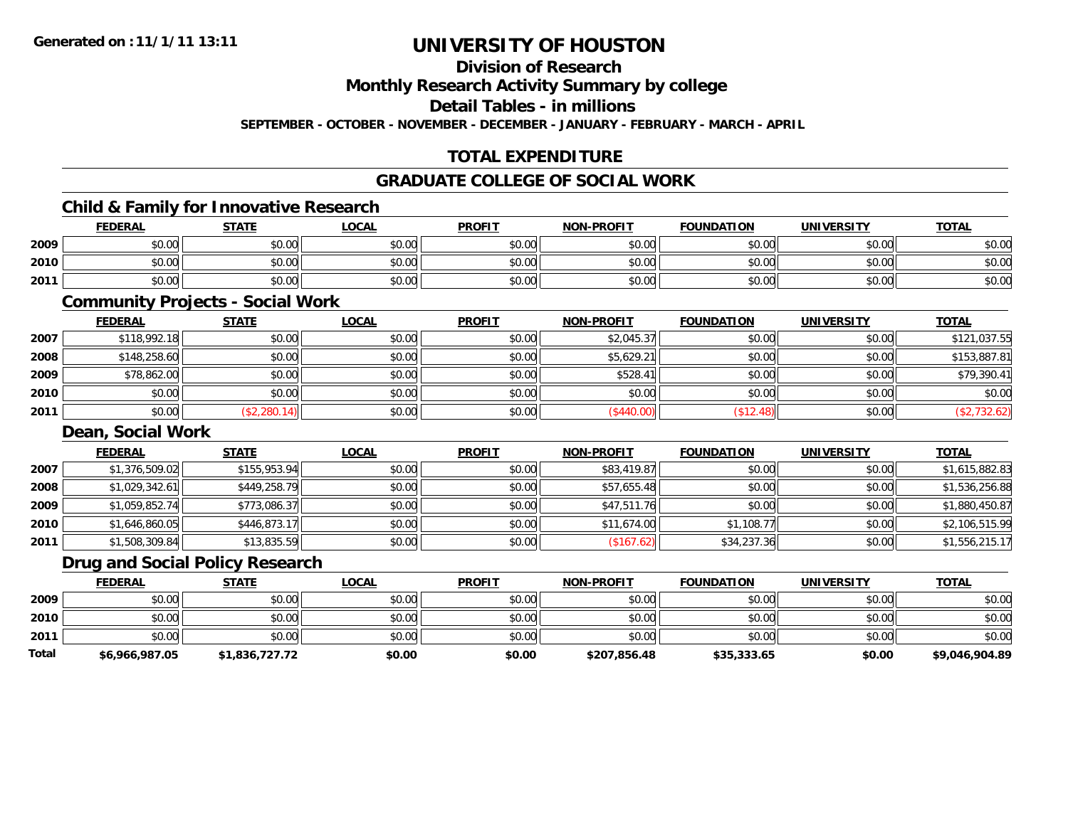**Generated on :11/1/11 13:11**

# UNIVERSITY OF HOUSTON

## Division of Research

## Monthly Research Activity Summary by college

## Detail Tables - in millions

**SEPTEMBER - OCTOBER - NOVEMBER - DECEMBER - JANUARY - FEBRUARY - MARCH - APRIL**

## TOTAL EXPENDITURE

## GRADUATE COLLEGE OF SOCIAL WORK

### Child & Family for Innovative Research

| | FEDERAL | STATE | LOCAL | PROFIT | NON-PROFIT | FOUNDATION | UNIVERSITY | TOTAL |
|---|---|---|---|---|---|---|---|---|
| 2009 | $0.00 | $0.00 | $0.00 | $0.00 | $0.00 | $0.00 | $0.00 | $0.00 |
| 2010 | $0.00 | $0.00 | $0.00 | $0.00 | $0.00 | $0.00 | $0.00 | $0.00 |
| 2011 | $0.00 | $0.00 | $0.00 | $0.00 | $0.00 | $0.00 | $0.00 | $0.00 |

### Community Projects - Social Work

| | FEDERAL | STATE | LOCAL | PROFIT | NON-PROFIT | FOUNDATION | UNIVERSITY | TOTAL |
|---|---|---|---|---|---|---|---|---|
| 2007 | $118,992.18 | $0.00 | $0.00 | $0.00 | $2,045.37 | $0.00 | $0.00 | $121,037.55 |
| 2008 | $148,258.60 | $0.00 | $0.00 | $0.00 | $5,629.21 | $0.00 | $0.00 | $153,887.81 |
| 2009 | $78,862.00 | $0.00 | $0.00 | $0.00 | $528.41 | $0.00 | $0.00 | $79,390.41 |
| 2010 | $0.00 | $0.00 | $0.00 | $0.00 | $0.00 | $0.00 | $0.00 | $0.00 |
| 2011 | $0.00 | ($2,280.14) | $0.00 | $0.00 | ($440.00) | ($12.48) | $0.00 | ($2,732.62) |

### Dean, Social Work

| | FEDERAL | STATE | LOCAL | PROFIT | NON-PROFIT | FOUNDATION | UNIVERSITY | TOTAL |
|---|---|---|---|---|---|---|---|---|
| 2007 | $1,376,509.02 | $155,953.94 | $0.00 | $0.00 | $83,419.87 | $0.00 | $0.00 | $1,615,882.83 |
| 2008 | $1,029,342.61 | $449,258.79 | $0.00 | $0.00 | $57,655.48 | $0.00 | $0.00 | $1,536,256.88 |
| 2009 | $1,059,852.74 | $773,086.37 | $0.00 | $0.00 | $47,511.76 | $0.00 | $0.00 | $1,880,450.87 |
| 2010 | $1,646,860.05 | $446,873.17 | $0.00 | $0.00 | $11,674.00 | $1,108.77 | $0.00 | $2,106,515.99 |
| 2011 | $1,508,309.84 | $13,835.59 | $0.00 | $0.00 | ($167.62) | $34,237.36 | $0.00 | $1,556,215.17 |

### Drug and Social Policy Research

| | FEDERAL | STATE | LOCAL | PROFIT | NON-PROFIT | FOUNDATION | UNIVERSITY | TOTAL |
|---|---|---|---|---|---|---|---|---|
| 2009 | $0.00 | $0.00 | $0.00 | $0.00 | $0.00 | $0.00 | $0.00 | $0.00 |
| 2010 | $0.00 | $0.00 | $0.00 | $0.00 | $0.00 | $0.00 | $0.00 | $0.00 |
| 2011 | $0.00 | $0.00 | $0.00 | $0.00 | $0.00 | $0.00 | $0.00 | $0.00 |
| **Total** | **$6,966,987.05** | **$1,836,727.72** | **$0.00** | **$0.00** | **$207,856.48** | **$35,333.65** | **$0.00** | **$9,046,904.89** |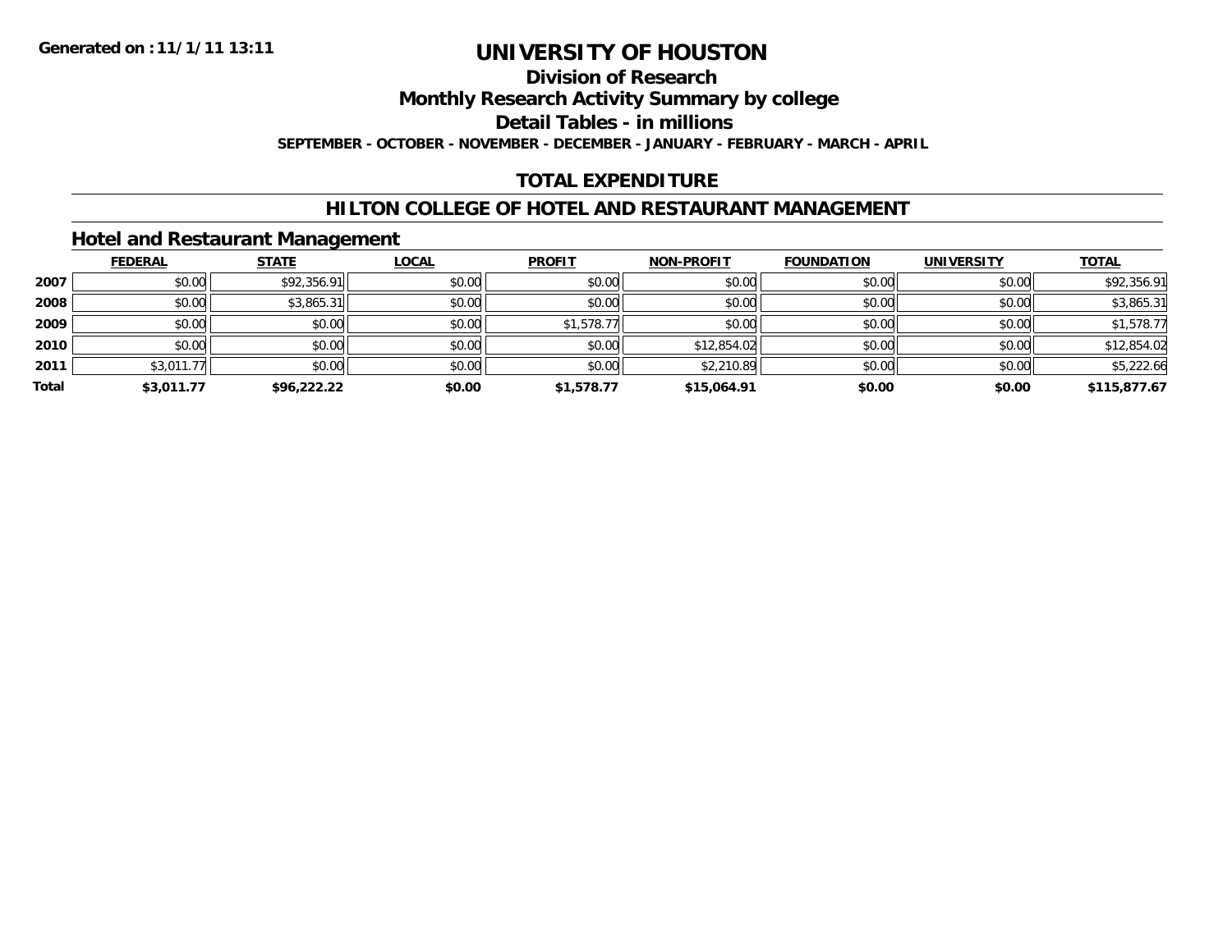**Generated on :11/1/11 13:11**

# UNIVERSITY OF HOUSTON

## Division of Research

## Monthly Research Activity Summary by college

## Detail Tables - in millions

**SEPTEMBER - OCTOBER - NOVEMBER - DECEMBER - JANUARY - FEBRUARY - MARCH - APRIL**

## TOTAL EXPENDITURE

## HILTON COLLEGE OF HOTEL AND RESTAURANT MANAGEMENT

### Hotel and Restaurant Management

| | FEDERAL | STATE | LOCAL | PROFIT | NON-PROFIT | FOUNDATION | UNIVERSITY | TOTAL |
|---|---|---|---|---|---|---|---|---|
| **2007** | $0.00 | $92,356.91 | $0.00 | $0.00 | $0.00 | $0.00 | $0.00 | $92,356.91 |
| **2008** | $0.00 | $3,865.31 | $0.00 | $0.00 | $0.00 | $0.00 | $0.00 | $3,865.31 |
| **2009** | $0.00 | $0.00 | $0.00 | $1,578.77 | $0.00 | $0.00 | $0.00 | $1,578.77 |
| **2010** | $0.00 | $0.00 | $0.00 | $0.00 | $12,854.02 | $0.00 | $0.00 | $12,854.02 |
| **2011** | $3,011.77 | $0.00 | $0.00 | $0.00 | $2,210.89 | $0.00 | $0.00 | $5,222.66 |
| **Total** | **$3,011.77** | **$96,222.22** | **$0.00** | **$1,578.77** | **$15,064.91** | **$0.00** | **$0.00** | **$115,877.67** |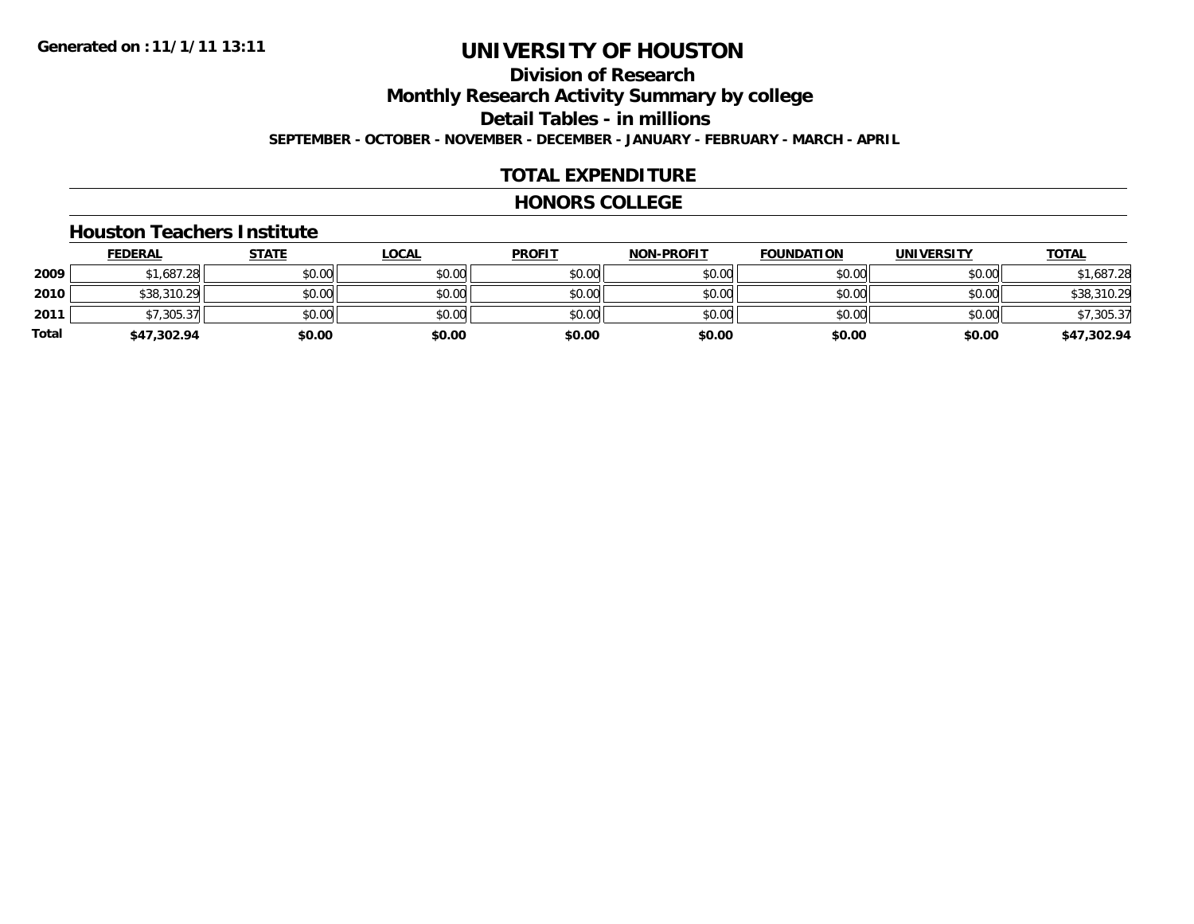**Generated on :11/1/11 13:11**

# UNIVERSITY OF HOUSTON

## Division of Research

## Monthly Research Activity Summary by college

## Detail Tables - in millions

**SEPTEMBER - OCTOBER - NOVEMBER - DECEMBER - JANUARY - FEBRUARY - MARCH - APRIL**

## TOTAL EXPENDITURE

## HONORS COLLEGE

### Houston Teachers Institute

| | FEDERAL | STATE | LOCAL | PROFIT | NON-PROFIT | FOUNDATION | UNIVERSITY | TOTAL |
|---|---|---|---|---|---|---|---|---|
| 2009 | $1,687.28 | $0.00 | $0.00 | $0.00 | $0.00 | $0.00 | $0.00 | $1,687.28 |
| 2010 | $38,310.29 | $0.00 | $0.00 | $0.00 | $0.00 | $0.00 | $0.00 | $38,310.29 |
| 2011 | $7,305.37 | $0.00 | $0.00 | $0.00 | $0.00 | $0.00 | $0.00 | $7,305.37 |
| **Total** | **$47,302.94** | **$0.00** | **$0.00** | **$0.00** | **$0.00** | **$0.00** | **$0.00** | **$47,302.94** |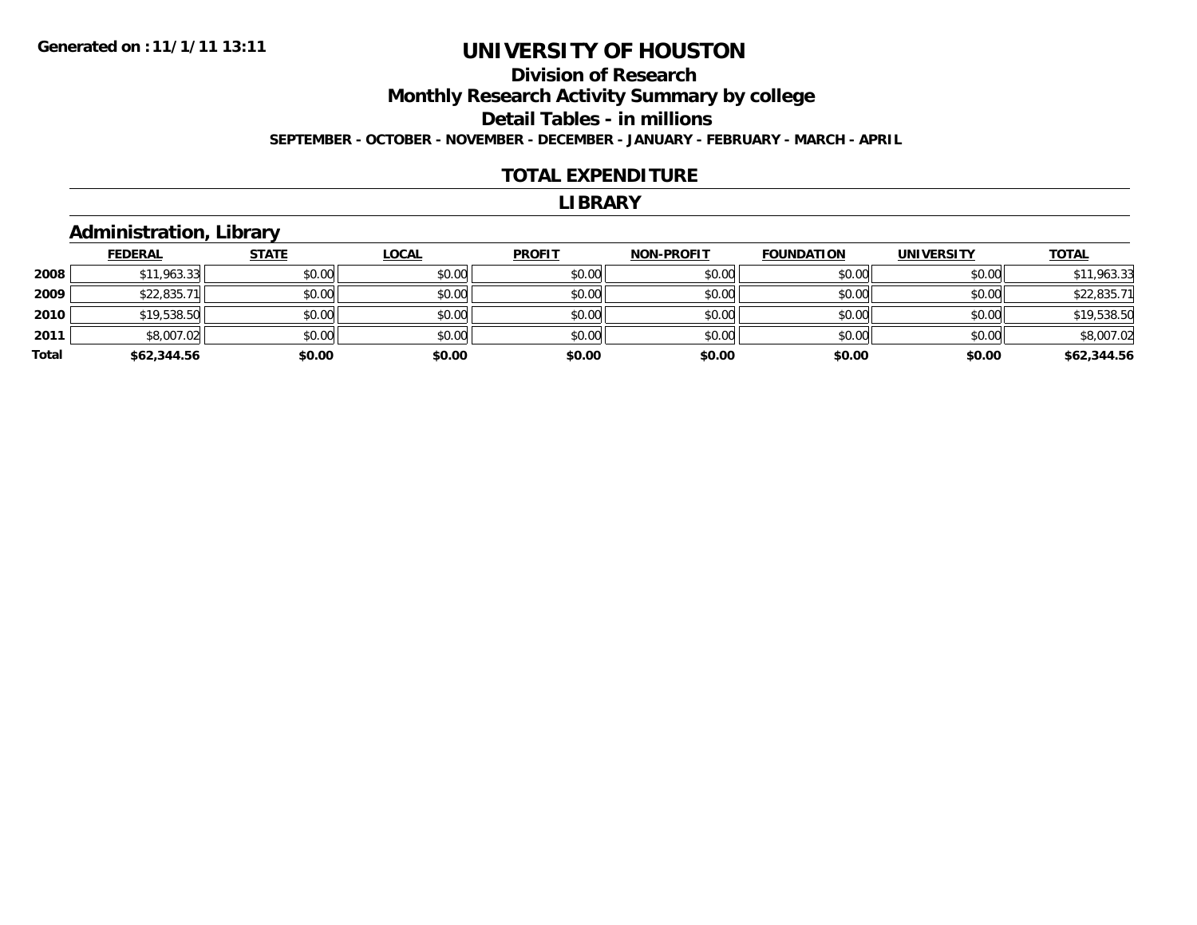**Generated on :11/1/11 13:11**

# UNIVERSITY OF HOUSTON

## Division of Research

## Monthly Research Activity Summary by college

## Detail Tables - in millions

**SEPTEMBER - OCTOBER - NOVEMBER - DECEMBER - JANUARY - FEBRUARY - MARCH - APRIL**

## TOTAL EXPENDITURE

## LIBRARY

### Administration, Library

| | FEDERAL | STATE | LOCAL | PROFIT | NON-PROFIT | FOUNDATION | UNIVERSITY | TOTAL |
|---|---|---|---|---|---|---|---|---|
| **2008** | $11,963.33 | $0.00 | $0.00 | $0.00 | $0.00 | $0.00 | $0.00 | $11,963.33 |
| **2009** | $22,835.71 | $0.00 | $0.00 | $0.00 | $0.00 | $0.00 | $0.00 | $22,835.71 |
| **2010** | $19,538.50 | $0.00 | $0.00 | $0.00 | $0.00 | $0.00 | $0.00 | $19,538.50 |
| **2011** | $8,007.02 | $0.00 | $0.00 | $0.00 | $0.00 | $0.00 | $0.00 | $8,007.02 |
| **Total** | **$62,344.56** | **$0.00** | **$0.00** | **$0.00** | **$0.00** | **$0.00** | **$0.00** | **$62,344.56** |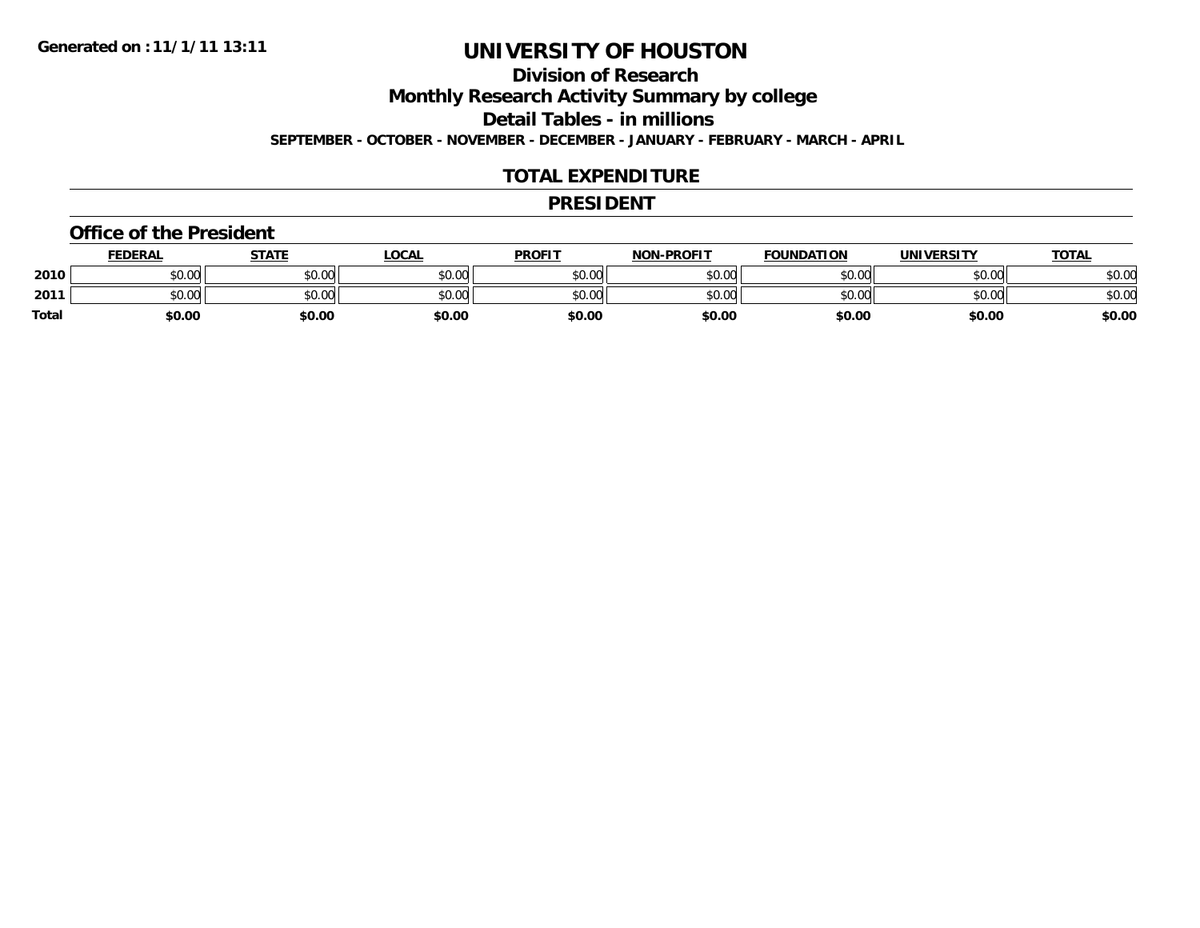Generated on :11/1/11 13:11

# UNIVERSITY OF HOUSTON

## Division of Research

## Monthly Research Activity Summary by college

## Detail Tables - in millions

**SEPTEMBER - OCTOBER - NOVEMBER - DECEMBER - JANUARY - FEBRUARY - MARCH - APRIL**

## TOTAL EXPENDITURE

## PRESIDENT

### Office of the President

| | FEDERAL | STATE | LOCAL | PROFIT | NON-PROFIT | FOUNDATION | UNIVERSITY | TOTAL |
|---|---|---|---|---|---|---|---|---|
| 2010 | $0.00 | $0.00 | $0.00 | $0.00 | $0.00 | $0.00 | $0.00 | $0.00 |
| 2011 | $0.00 | $0.00 | $0.00 | $0.00 | $0.00 | $0.00 | $0.00 | $0.00 |
| Total | $0.00 | $0.00 | $0.00 | $0.00 | $0.00 | $0.00 | $0.00 | $0.00 |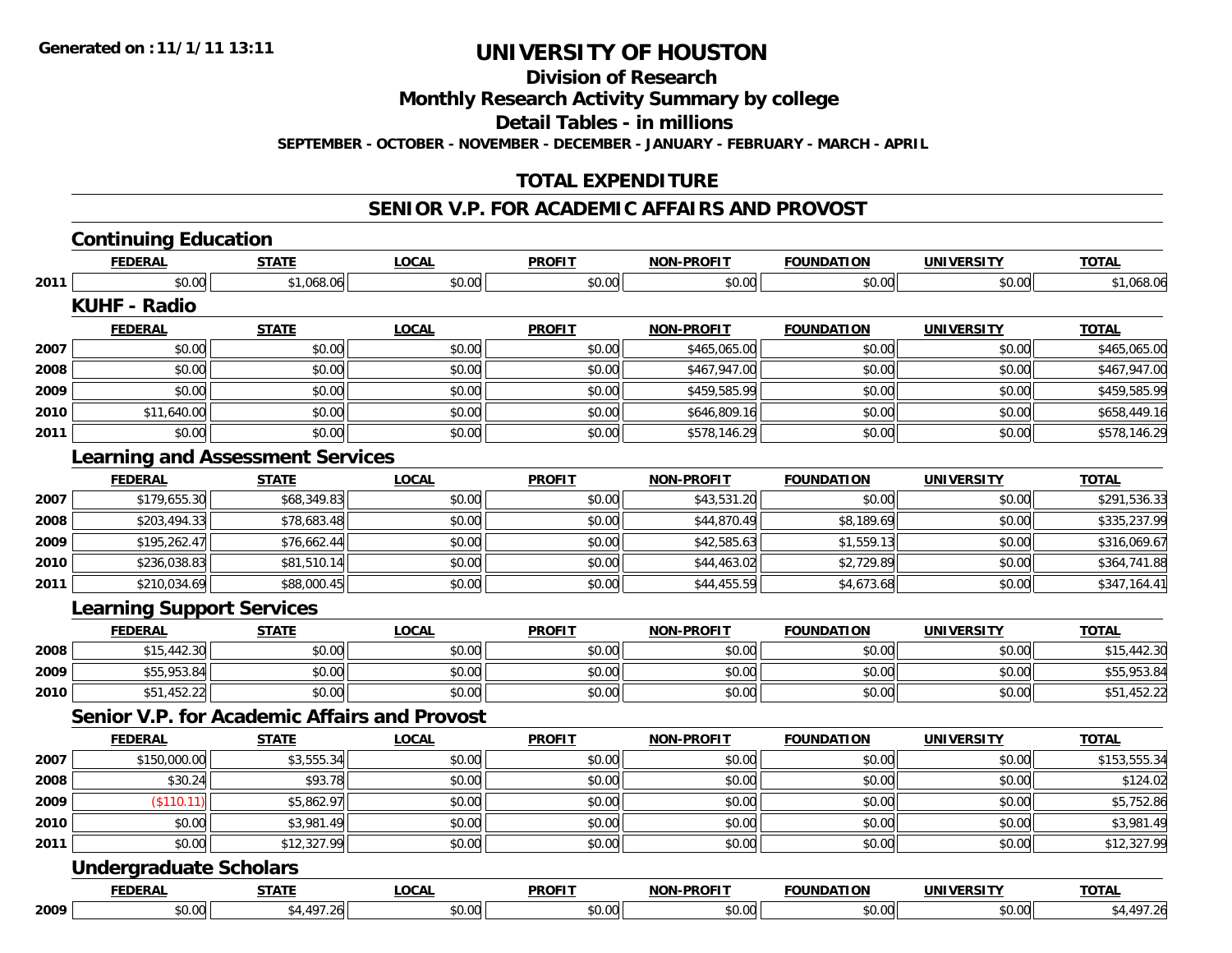Generated on :11/1/11 13:11

# UNIVERSITY OF HOUSTON

## Division of Research

## Monthly Research Activity Summary by college

## Detail Tables - in millions

SEPTEMBER - OCTOBER - NOVEMBER - DECEMBER - JANUARY - FEBRUARY - MARCH - APRIL

## TOTAL EXPENDITURE

## SENIOR V.P. FOR ACADEMIC AFFAIRS AND PROVOST

### Continuing Education

| | FEDERAL | STATE | LOCAL | PROFIT | NON-PROFIT | FOUNDATION | UNIVERSITY | TOTAL |
|---|---|---|---|---|---|---|---|---|
| 2011 | $0.00 | $1,068.06 | $0.00 | $0.00 | $0.00 | $0.00 | $0.00 | $1,068.06 |

### KUHF - Radio

| | FEDERAL | STATE | LOCAL | PROFIT | NON-PROFIT | FOUNDATION | UNIVERSITY | TOTAL |
|---|---|---|---|---|---|---|---|---|
| 2007 | $0.00 | $0.00 | $0.00 | $0.00 | $465,065.00 | $0.00 | $0.00 | $465,065.00 |
| 2008 | $0.00 | $0.00 | $0.00 | $0.00 | $467,947.00 | $0.00 | $0.00 | $467,947.00 |
| 2009 | $0.00 | $0.00 | $0.00 | $0.00 | $459,585.99 | $0.00 | $0.00 | $459,585.99 |
| 2010 | $11,640.00 | $0.00 | $0.00 | $0.00 | $646,809.16 | $0.00 | $0.00 | $658,449.16 |
| 2011 | $0.00 | $0.00 | $0.00 | $0.00 | $578,146.29 | $0.00 | $0.00 | $578,146.29 |

### Learning and Assessment Services

| | FEDERAL | STATE | LOCAL | PROFIT | NON-PROFIT | FOUNDATION | UNIVERSITY | TOTAL |
|---|---|---|---|---|---|---|---|---|
| 2007 | $179,655.30 | $68,349.83 | $0.00 | $0.00 | $43,531.20 | $0.00 | $0.00 | $291,536.33 |
| 2008 | $203,494.33 | $78,683.48 | $0.00 | $0.00 | $44,870.49 | $8,189.69 | $0.00 | $335,237.99 |
| 2009 | $195,262.47 | $76,662.44 | $0.00 | $0.00 | $42,585.63 | $1,559.13 | $0.00 | $316,069.67 |
| 2010 | $236,038.83 | $81,510.14 | $0.00 | $0.00 | $44,463.02 | $2,729.89 | $0.00 | $364,741.88 |
| 2011 | $210,034.69 | $88,000.45 | $0.00 | $0.00 | $44,455.59 | $4,673.68 | $0.00 | $347,164.41 |

### Learning Support Services

| | FEDERAL | STATE | LOCAL | PROFIT | NON-PROFIT | FOUNDATION | UNIVERSITY | TOTAL |
|---|---|---|---|---|---|---|---|---|
| 2008 | $15,442.30 | $0.00 | $0.00 | $0.00 | $0.00 | $0.00 | $0.00 | $15,442.30 |
| 2009 | $55,953.84 | $0.00 | $0.00 | $0.00 | $0.00 | $0.00 | $0.00 | $55,953.84 |
| 2010 | $51,452.22 | $0.00 | $0.00 | $0.00 | $0.00 | $0.00 | $0.00 | $51,452.22 |

### Senior V.P. for Academic Affairs and Provost

| | FEDERAL | STATE | LOCAL | PROFIT | NON-PROFIT | FOUNDATION | UNIVERSITY | TOTAL |
|---|---|---|---|---|---|---|---|---|
| 2007 | $150,000.00 | $3,555.34 | $0.00 | $0.00 | $0.00 | $0.00 | $0.00 | $153,555.34 |
| 2008 | $30.24 | $93.78 | $0.00 | $0.00 | $0.00 | $0.00 | $0.00 | $124.02 |
| 2009 | ($110.11) | $5,862.97 | $0.00 | $0.00 | $0.00 | $0.00 | $0.00 | $5,752.86 |
| 2010 | $0.00 | $3,981.49 | $0.00 | $0.00 | $0.00 | $0.00 | $0.00 | $3,981.49 |
| 2011 | $0.00 | $12,327.99 | $0.00 | $0.00 | $0.00 | $0.00 | $0.00 | $12,327.99 |

### Undergraduate Scholars

| | FEDERAL | STATE | LOCAL | PROFIT | NON-PROFIT | FOUNDATION | UNIVERSITY | TOTAL |
|---|---|---|---|---|---|---|---|---|
| 2009 | $0.00 | $4,497.26 | $0.00 | $0.00 | $0.00 | $0.00 | $0.00 | $4,497.26 |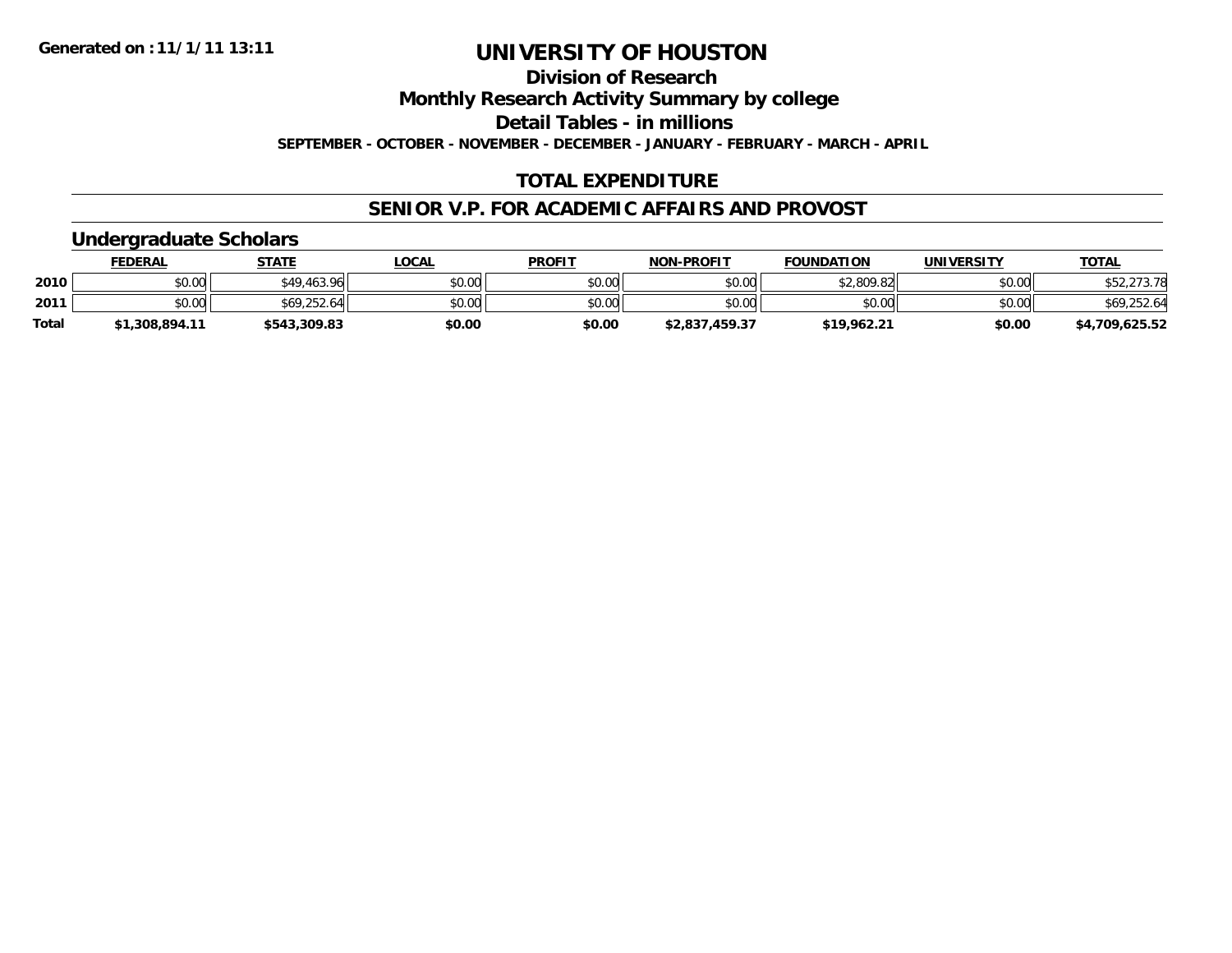**Generated on :11/1/11 13:11**

# UNIVERSITY OF HOUSTON

## Division of Research

## Monthly Research Activity Summary by college

## Detail Tables - in millions

**SEPTEMBER - OCTOBER - NOVEMBER - DECEMBER - JANUARY - FEBRUARY - MARCH - APRIL**

## TOTAL EXPENDITURE

## SENIOR V.P. FOR ACADEMIC AFFAIRS AND PROVOST

### Undergraduate Scholars

| | FEDERAL | STATE | LOCAL | PROFIT | NON-PROFIT | FOUNDATION | UNIVERSITY | TOTAL |
|---|---|---|---|---|---|---|---|---|
| **2010** | $0.00 | $49,463.96 | $0.00 | $0.00 | $0.00 | $2,809.82 | $0.00 | $52,273.78 |
| **2011** | $0.00 | $69,252.64 | $0.00 | $0.00 | $0.00 | $0.00 | $0.00 | $69,252.64 |
| **Total** | **$1,308,894.11** | **$543,309.83** | **$0.00** | **$0.00** | **$2,837,459.37** | **$19,962.21** | **$0.00** | **$4,709,625.52** |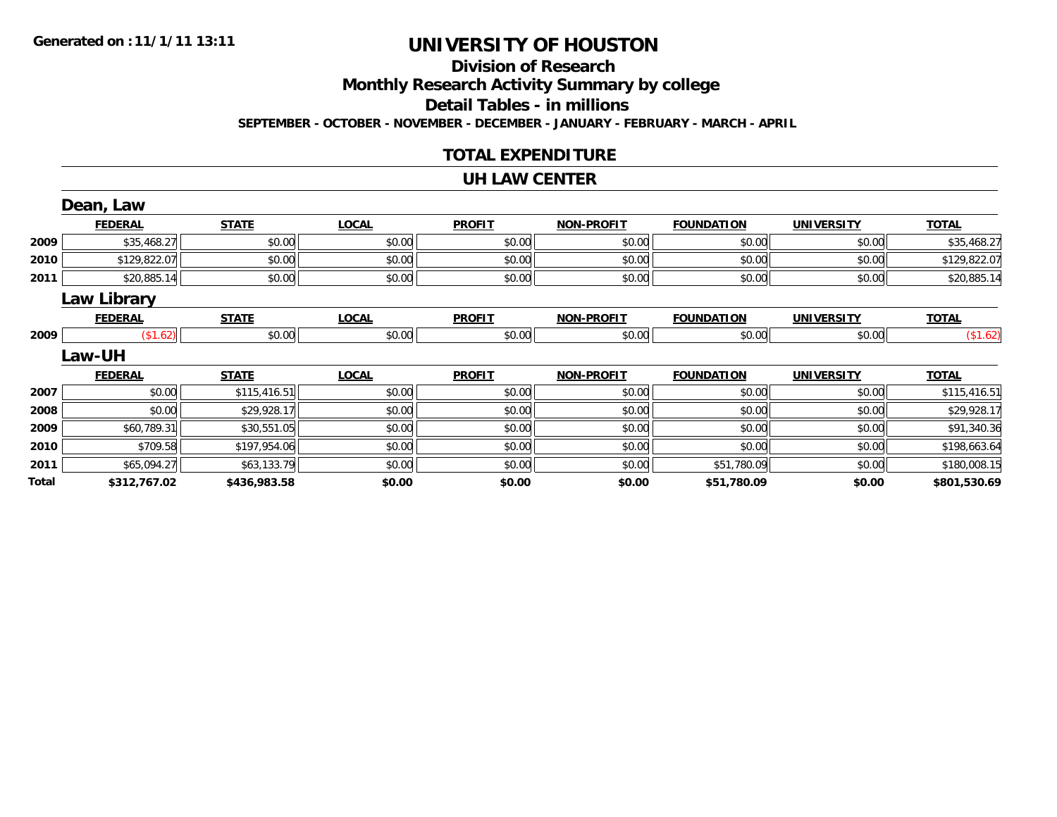Generated on :11/1/11 13:11

# UNIVERSITY OF HOUSTON

## Division of Research

## Monthly Research Activity Summary by college

## Detail Tables - in millions

**SEPTEMBER - OCTOBER - NOVEMBER - DECEMBER - JANUARY - FEBRUARY - MARCH - APRIL**

## TOTAL EXPENDITURE

## UH LAW CENTER

### Dean, Law

| | FEDERAL | STATE | LOCAL | PROFIT | NON-PROFIT | FOUNDATION | UNIVERSITY | TOTAL |
|---|---|---|---|---|---|---|---|---|
| 2009 | $35,468.27 | $0.00 | $0.00 | $0.00 | $0.00 | $0.00 | $0.00 | $35,468.27 |
| 2010 | $129,822.07 | $0.00 | $0.00 | $0.00 | $0.00 | $0.00 | $0.00 | $129,822.07 |
| 2011 | $20,885.14 | $0.00 | $0.00 | $0.00 | $0.00 | $0.00 | $0.00 | $20,885.14 |

### Law Library

| | FEDERAL | STATE | LOCAL | PROFIT | NON-PROFIT | FOUNDATION | UNIVERSITY | TOTAL |
|---|---|---|---|---|---|---|---|---|
| 2009 | ($1.62) | $0.00 | $0.00 | $0.00 | $0.00 | $0.00 | $0.00 | ($1.62) |

### Law-UH

| | FEDERAL | STATE | LOCAL | PROFIT | NON-PROFIT | FOUNDATION | UNIVERSITY | TOTAL |
|---|---|---|---|---|---|---|---|---|
| 2007 | $0.00 | $115,416.51 | $0.00 | $0.00 | $0.00 | $0.00 | $0.00 | $115,416.51 |
| 2008 | $0.00 | $29,928.17 | $0.00 | $0.00 | $0.00 | $0.00 | $0.00 | $29,928.17 |
| 2009 | $60,789.31 | $30,551.05 | $0.00 | $0.00 | $0.00 | $0.00 | $0.00 | $91,340.36 |
| 2010 | $709.58 | $197,954.06 | $0.00 | $0.00 | $0.00 | $0.00 | $0.00 | $198,663.64 |
| 2011 | $65,094.27 | $63,133.79 | $0.00 | $0.00 | $0.00 | $51,780.09 | $0.00 | $180,008.15 |
| **Total** | **$312,767.02** | **$436,983.58** | **$0.00** | **$0.00** | **$0.00** | **$51,780.09** | **$0.00** | **$801,530.69** |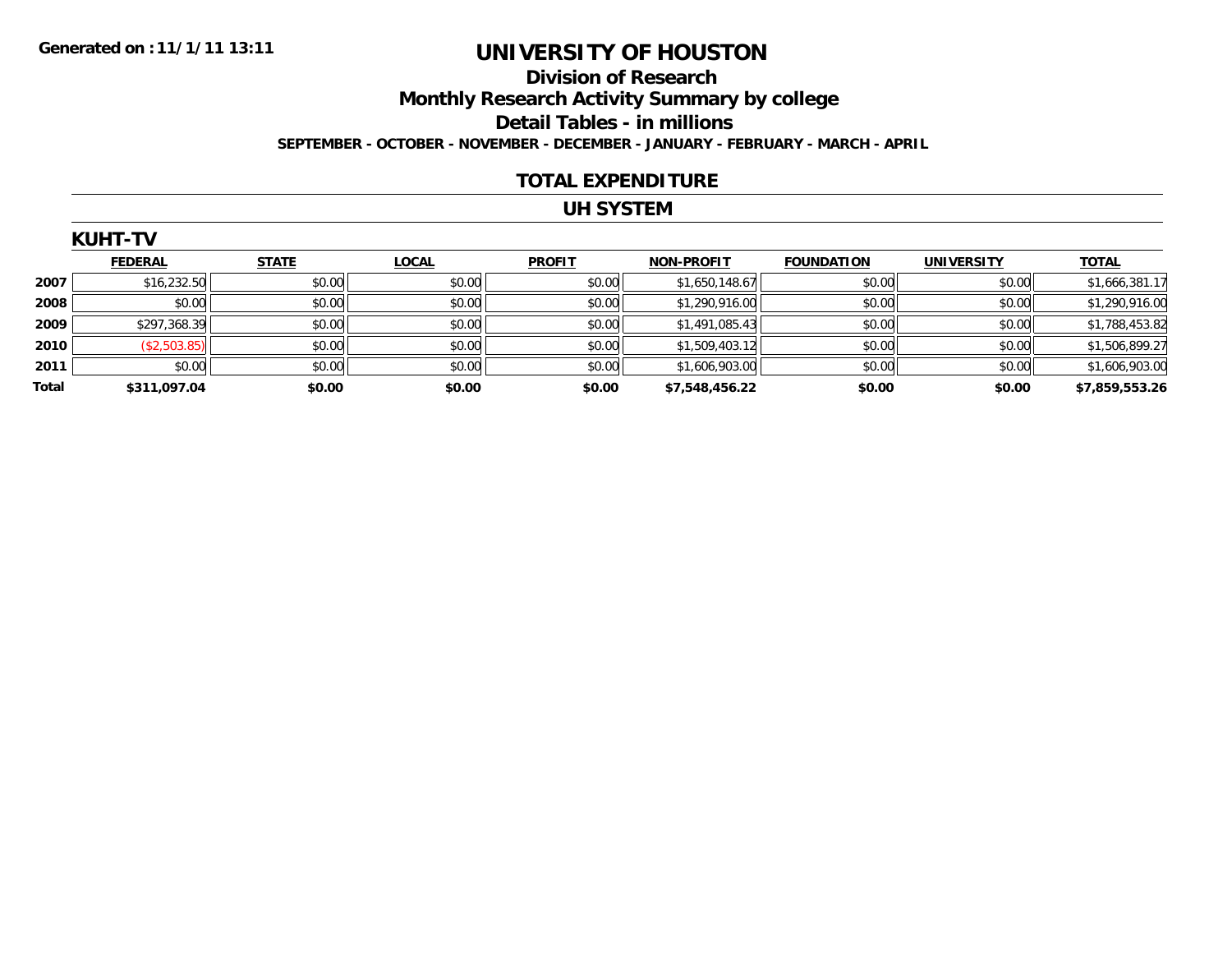Generated on :11/1/11 13:11

# UNIVERSITY OF HOUSTON

## Division of Research

## Monthly Research Activity Summary by college

## Detail Tables - in millions

**SEPTEMBER - OCTOBER - NOVEMBER - DECEMBER - JANUARY - FEBRUARY - MARCH - APRIL**

## TOTAL EXPENDITURE

## UH SYSTEM

### KUHT-TV

| | FEDERAL | STATE | LOCAL | PROFIT | NON-PROFIT | FOUNDATION | UNIVERSITY | TOTAL |
|---|---|---|---|---|---|---|---|---|
| 2007 | $16,232.50 | $0.00 | $0.00 | $0.00 | $1,650,148.67 | $0.00 | $0.00 | $1,666,381.17 |
| 2008 | $0.00 | $0.00 | $0.00 | $0.00 | $1,290,916.00 | $0.00 | $0.00 | $1,290,916.00 |
| 2009 | $297,368.39 | $0.00 | $0.00 | $0.00 | $1,491,085.43 | $0.00 | $0.00 | $1,788,453.82 |
| 2010 | ($2,503.85) | $0.00 | $0.00 | $0.00 | $1,509,403.12 | $0.00 | $0.00 | $1,506,899.27 |
| 2011 | $0.00 | $0.00 | $0.00 | $0.00 | $1,606,903.00 | $0.00 | $0.00 | $1,606,903.00 |
| **Total** | **$311,097.04** | **$0.00** | **$0.00** | **$0.00** | **$7,548,456.22** | **$0.00** | **$0.00** | **$7,859,553.26** |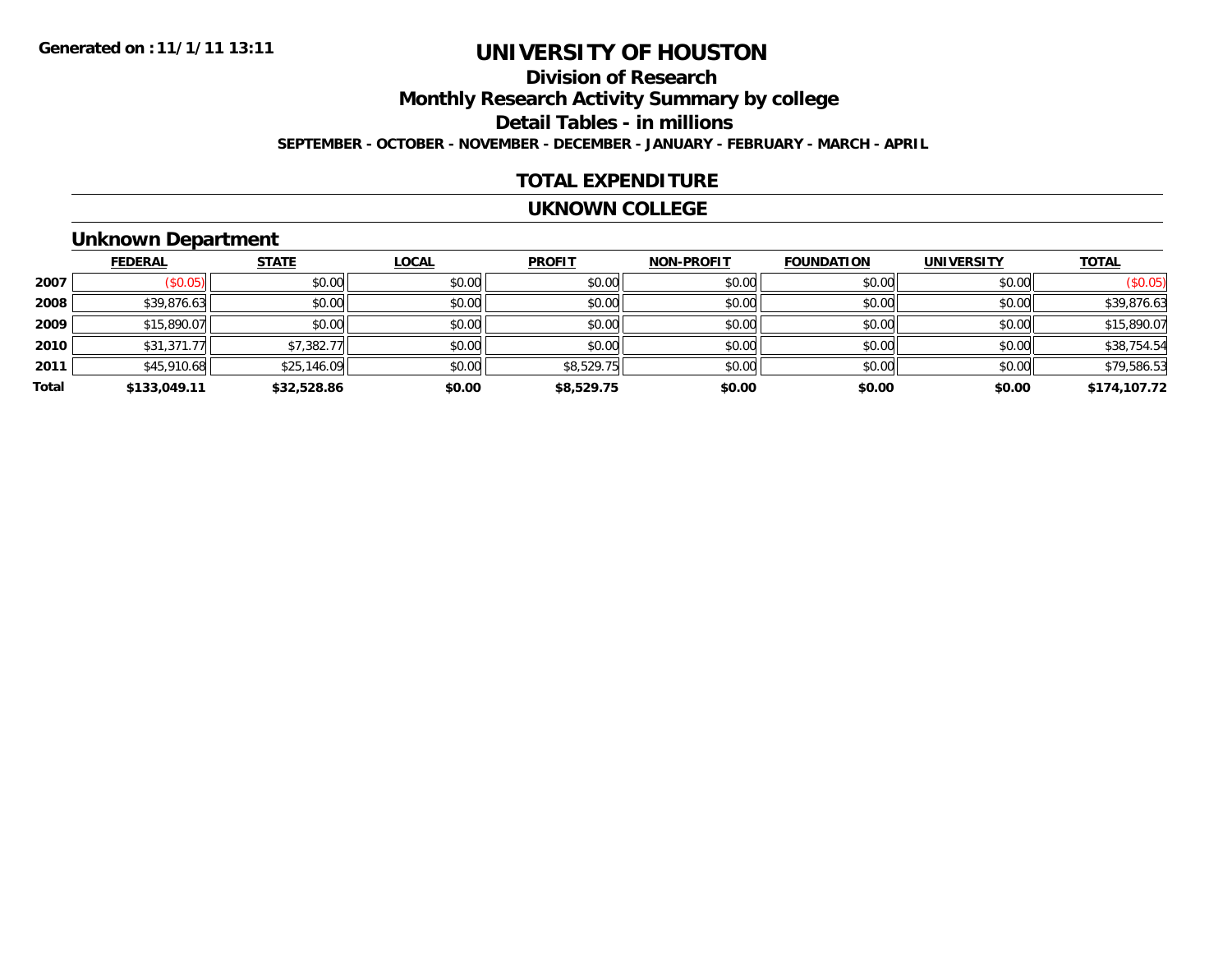Generated on :11/1/11 13:11

# UNIVERSITY OF HOUSTON

## Division of Research

## Monthly Research Activity Summary by college

## Detail Tables - in millions

**SEPTEMBER - OCTOBER - NOVEMBER - DECEMBER - JANUARY - FEBRUARY - MARCH - APRIL**

## TOTAL EXPENDITURE

## UKNOWN COLLEGE

### Unknown Department

| | FEDERAL | STATE | LOCAL | PROFIT | NON-PROFIT | FOUNDATION | UNIVERSITY | TOTAL |
|---|---|---|---|---|---|---|---|---|
| 2007 | ($0.05) | $0.00 | $0.00 | $0.00 | $0.00 | $0.00 | $0.00 | ($0.05) |
| 2008 | $39,876.63 | $0.00 | $0.00 | $0.00 | $0.00 | $0.00 | $0.00 | $39,876.63 |
| 2009 | $15,890.07 | $0.00 | $0.00 | $0.00 | $0.00 | $0.00 | $0.00 | $15,890.07 |
| 2010 | $31,371.77 | $7,382.77 | $0.00 | $0.00 | $0.00 | $0.00 | $0.00 | $38,754.54 |
| 2011 | $45,910.68 | $25,146.09 | $0.00 | $8,529.75 | $0.00 | $0.00 | $0.00 | $79,586.53 |
| **Total** | **$133,049.11** | **$32,528.86** | **$0.00** | **$8,529.75** | **$0.00** | **$0.00** | **$0.00** | **$174,107.72** |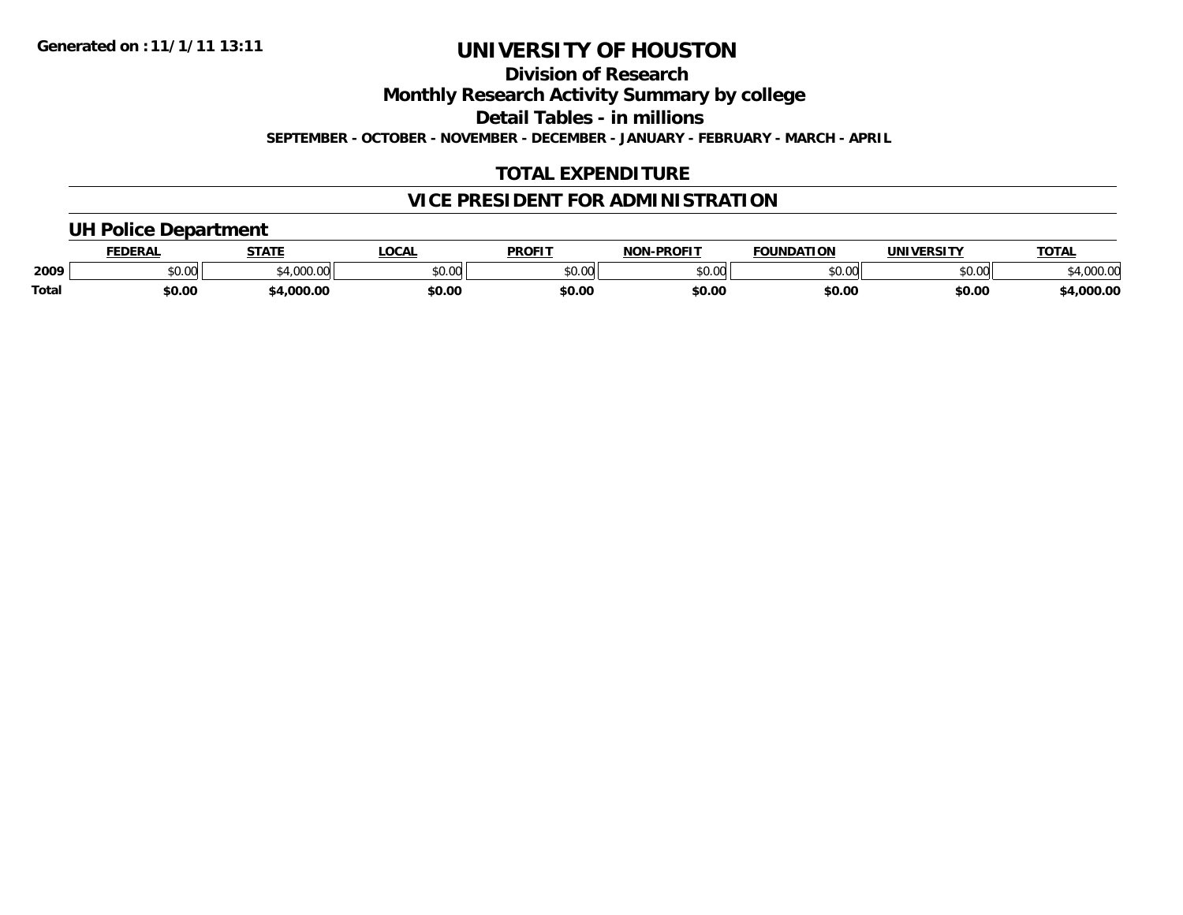**Generated on :11/1/11 13:11**

# UNIVERSITY OF HOUSTON

## Division of Research

## Monthly Research Activity Summary by college

## Detail Tables - in millions

**SEPTEMBER - OCTOBER - NOVEMBER - DECEMBER - JANUARY - FEBRUARY - MARCH - APRIL**

## TOTAL EXPENDITURE

## VICE PRESIDENT FOR ADMINISTRATION

### UH Police Department

| | FEDERAL | STATE | LOCAL | PROFIT | NON-PROFIT | FOUNDATION | UNIVERSITY | TOTAL |
|---|---|---|---|---|---|---|---|---|
| 2009 | $0.00 | $4,000.00 | $0.00 | $0.00 | $0.00 | $0.00 | $0.00 | $4,000.00 |
| **Total** | **$0.00** | **$4,000.00** | **$0.00** | **$0.00** | **$0.00** | **$0.00** | **$0.00** | **$4,000.00** |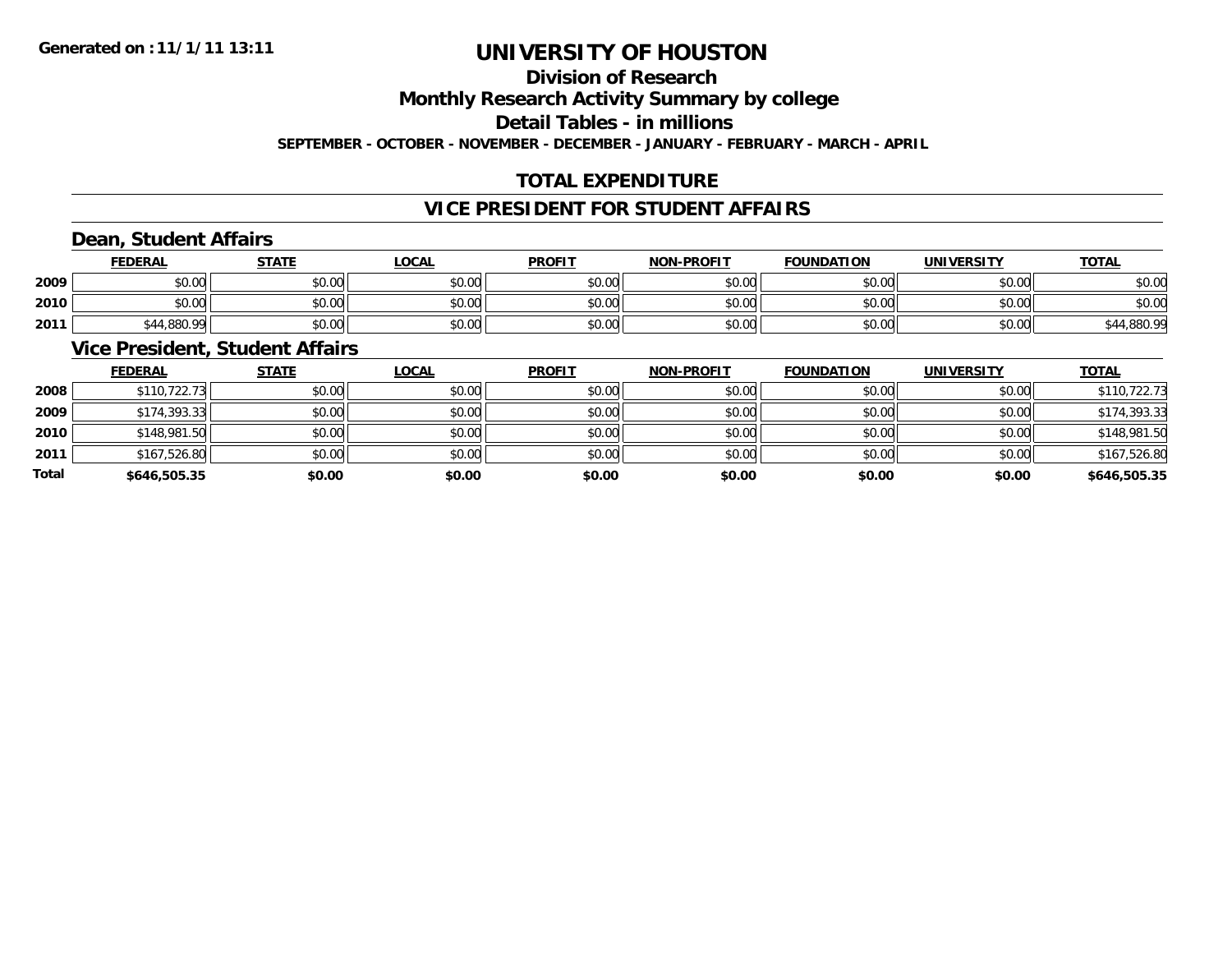**Generated on :11/1/11 13:11**

# UNIVERSITY OF HOUSTON

## Division of Research

## Monthly Research Activity Summary by college

## Detail Tables - in millions

**SEPTEMBER - OCTOBER - NOVEMBER - DECEMBER - JANUARY - FEBRUARY - MARCH - APRIL**

## TOTAL EXPENDITURE

## VICE PRESIDENT FOR STUDENT AFFAIRS

### Dean, Student Affairs

| | FEDERAL | STATE | LOCAL | PROFIT | NON-PROFIT | FOUNDATION | UNIVERSITY | TOTAL |
|---|---|---|---|---|---|---|---|---|
| 2009 | $0.00 | $0.00 | $0.00 | $0.00 | $0.00 | $0.00 | $0.00 | $0.00 |
| 2010 | $0.00 | $0.00 | $0.00 | $0.00 | $0.00 | $0.00 | $0.00 | $0.00 |
| 2011 | $44,880.99 | $0.00 | $0.00 | $0.00 | $0.00 | $0.00 | $0.00 | $44,880.99 |

### Vice President, Student Affairs

| | FEDERAL | STATE | LOCAL | PROFIT | NON-PROFIT | FOUNDATION | UNIVERSITY | TOTAL |
|---|---|---|---|---|---|---|---|---|
| 2008 | $110,722.73 | $0.00 | $0.00 | $0.00 | $0.00 | $0.00 | $0.00 | $110,722.73 |
| 2009 | $174,393.33 | $0.00 | $0.00 | $0.00 | $0.00 | $0.00 | $0.00 | $174,393.33 |
| 2010 | $148,981.50 | $0.00 | $0.00 | $0.00 | $0.00 | $0.00 | $0.00 | $148,981.50 |
| 2011 | $167,526.80 | $0.00 | $0.00 | $0.00 | $0.00 | $0.00 | $0.00 | $167,526.80 |
| **Total** | **$646,505.35** | **$0.00** | **$0.00** | **$0.00** | **$0.00** | **$0.00** | **$0.00** | **$646,505.35** |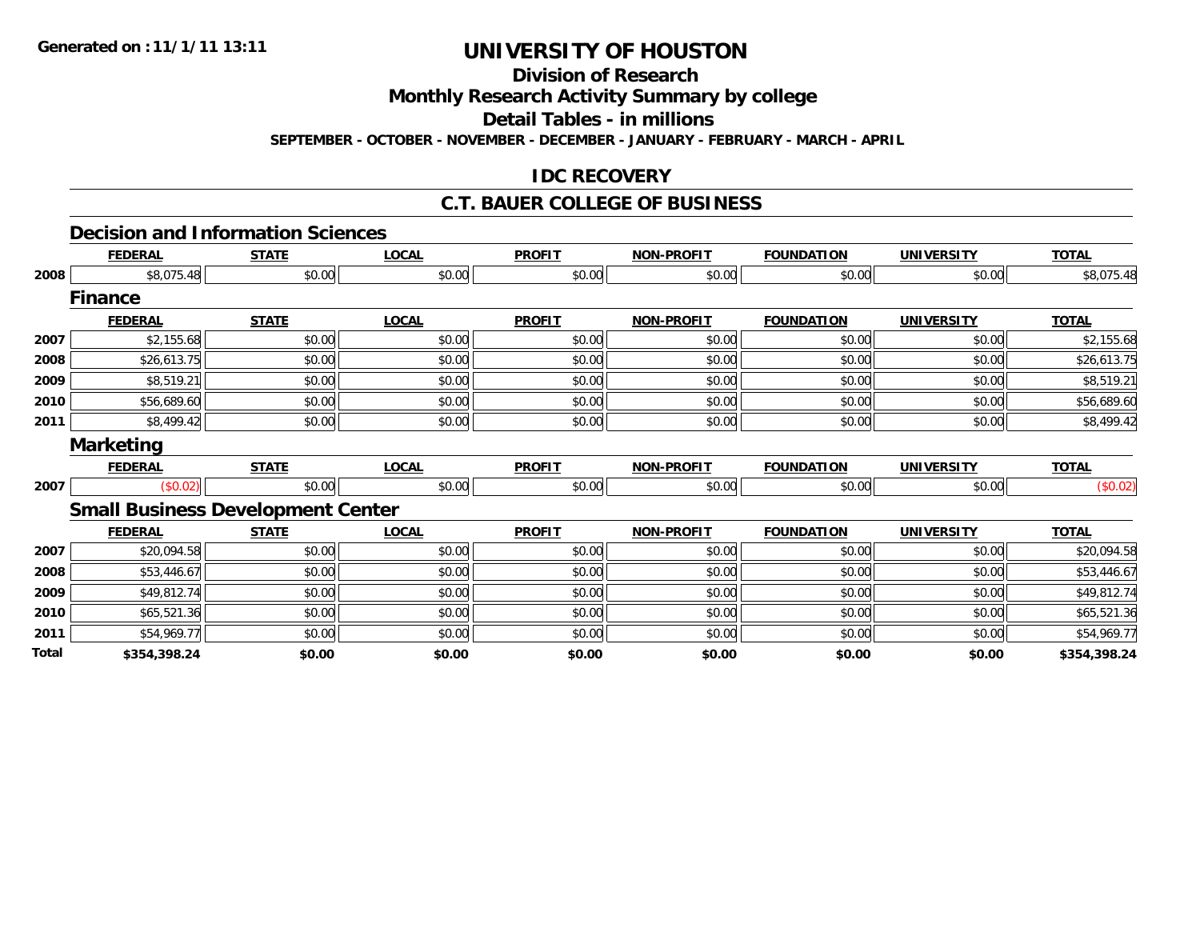Generated on :11/1/11 13:11

# UNIVERSITY OF HOUSTON

## Division of Research

## Monthly Research Activity Summary by college

## Detail Tables - in millions

**SEPTEMBER - OCTOBER - NOVEMBER - DECEMBER - JANUARY - FEBRUARY - MARCH - APRIL**

## IDC RECOVERY

## C.T. BAUER COLLEGE OF BUSINESS

### Decision and Information Sciences

| | FEDERAL | STATE | LOCAL | PROFIT | NON-PROFIT | FOUNDATION | UNIVERSITY | TOTAL |
|---|---|---|---|---|---|---|---|---|
| 2008 | $8,075.48 | $0.00 | $0.00 | $0.00 | $0.00 | $0.00 | $0.00 | $8,075.48 |

### Finance

| | FEDERAL | STATE | LOCAL | PROFIT | NON-PROFIT | FOUNDATION | UNIVERSITY | TOTAL |
|---|---|---|---|---|---|---|---|---|
| 2007 | $2,155.68 | $0.00 | $0.00 | $0.00 | $0.00 | $0.00 | $0.00 | $2,155.68 |
| 2008 | $26,613.75 | $0.00 | $0.00 | $0.00 | $0.00 | $0.00 | $0.00 | $26,613.75 |
| 2009 | $8,519.21 | $0.00 | $0.00 | $0.00 | $0.00 | $0.00 | $0.00 | $8,519.21 |
| 2010 | $56,689.60 | $0.00 | $0.00 | $0.00 | $0.00 | $0.00 | $0.00 | $56,689.60 |
| 2011 | $8,499.42 | $0.00 | $0.00 | $0.00 | $0.00 | $0.00 | $0.00 | $8,499.42 |

### Marketing

| | FEDERAL | STATE | LOCAL | PROFIT | NON-PROFIT | FOUNDATION | UNIVERSITY | TOTAL |
|---|---|---|---|---|---|---|---|---|
| 2007 | ($0.02) | $0.00 | $0.00 | $0.00 | $0.00 | $0.00 | $0.00 | ($0.02) |

### Small Business Development Center

| | FEDERAL | STATE | LOCAL | PROFIT | NON-PROFIT | FOUNDATION | UNIVERSITY | TOTAL |
|---|---|---|---|---|---|---|---|---|
| 2007 | $20,094.58 | $0.00 | $0.00 | $0.00 | $0.00 | $0.00 | $0.00 | $20,094.58 |
| 2008 | $53,446.67 | $0.00 | $0.00 | $0.00 | $0.00 | $0.00 | $0.00 | $53,446.67 |
| 2009 | $49,812.74 | $0.00 | $0.00 | $0.00 | $0.00 | $0.00 | $0.00 | $49,812.74 |
| 2010 | $65,521.36 | $0.00 | $0.00 | $0.00 | $0.00 | $0.00 | $0.00 | $65,521.36 |
| 2011 | $54,969.77 | $0.00 | $0.00 | $0.00 | $0.00 | $0.00 | $0.00 | $54,969.77 |
| **Total** | **$354,398.24** | **$0.00** | **$0.00** | **$0.00** | **$0.00** | **$0.00** | **$0.00** | **$354,398.24** |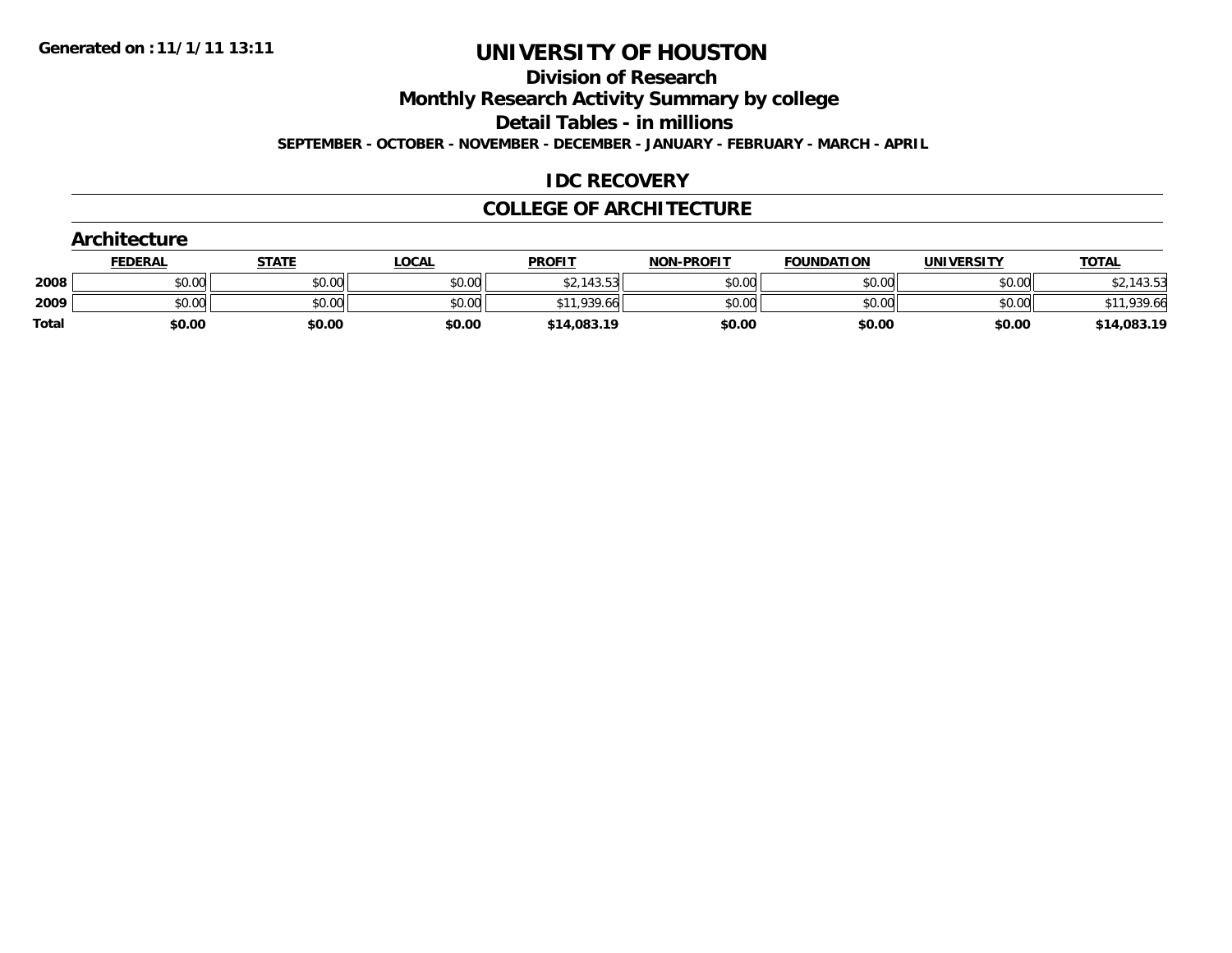**Generated on :11/1/11 13:11**

# UNIVERSITY OF HOUSTON

## Division of Research

## Monthly Research Activity Summary by college

## Detail Tables - in millions

**SEPTEMBER - OCTOBER - NOVEMBER - DECEMBER - JANUARY - FEBRUARY - MARCH - APRIL**

## IDC RECOVERY

## COLLEGE OF ARCHITECTURE

### Architecture

| | FEDERAL | STATE | LOCAL | PROFIT | NON-PROFIT | FOUNDATION | UNIVERSITY | TOTAL |
|---|---|---|---|---|---|---|---|---|
| 2008 | $0.00 | $0.00 | $0.00 | $2,143.53 | $0.00 | $0.00 | $0.00 | $2,143.53 |
| 2009 | $0.00 | $0.00 | $0.00 | $11,939.66 | $0.00 | $0.00 | $0.00 | $11,939.66 |
| **Total** | **$0.00** | **$0.00** | **$0.00** | **$14,083.19** | **$0.00** | **$0.00** | **$0.00** | **$14,083.19** |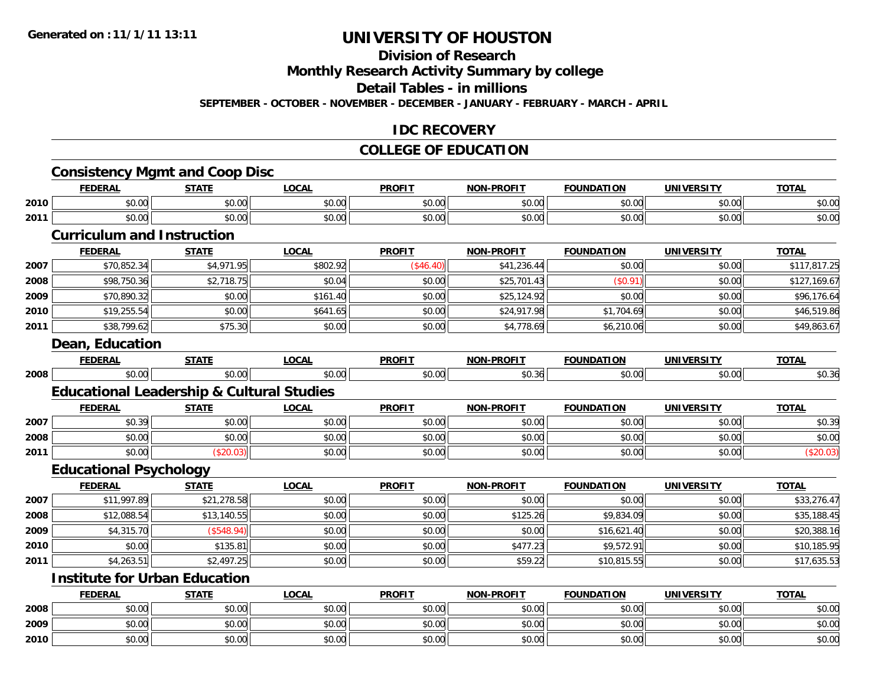**Generated on :11/1/11 13:11**

# UNIVERSITY OF HOUSTON

## Division of Research

## Monthly Research Activity Summary by college

## Detail Tables - in millions

**SEPTEMBER - OCTOBER - NOVEMBER - DECEMBER - JANUARY - FEBRUARY - MARCH - APRIL**

## IDC RECOVERY

## COLLEGE OF EDUCATION

### Consistency Mgmt and Coop Disc

| | FEDERAL | STATE | LOCAL | PROFIT | NON-PROFIT | FOUNDATION | UNIVERSITY | TOTAL |
|---|---|---|---|---|---|---|---|---|
| 2010 | $0.00 | $0.00 | $0.00 | $0.00 | $0.00 | $0.00 | $0.00 | $0.00 |
| 2011 | $0.00 | $0.00 | $0.00 | $0.00 | $0.00 | $0.00 | $0.00 | $0.00 |

### Curriculum and Instruction

| | FEDERAL | STATE | LOCAL | PROFIT | NON-PROFIT | FOUNDATION | UNIVERSITY | TOTAL |
|---|---|---|---|---|---|---|---|---|
| 2007 | $70,852.34 | $4,971.95 | $802.92 | ($46.40) | $41,236.44 | $0.00 | $0.00 | $117,817.25 |
| 2008 | $98,750.36 | $2,718.75 | $0.04 | $0.00 | $25,701.43 | ($0.91) | $0.00 | $127,169.67 |
| 2009 | $70,890.32 | $0.00 | $161.40 | $0.00 | $25,124.92 | $0.00 | $0.00 | $96,176.64 |
| 2010 | $19,255.54 | $0.00 | $641.65 | $0.00 | $24,917.98 | $1,704.69 | $0.00 | $46,519.86 |
| 2011 | $38,799.62 | $75.30 | $0.00 | $0.00 | $4,778.69 | $6,210.06 | $0.00 | $49,863.67 |

### Dean, Education

| | FEDERAL | STATE | LOCAL | PROFIT | NON-PROFIT | FOUNDATION | UNIVERSITY | TOTAL |
|---|---|---|---|---|---|---|---|---|
| 2008 | $0.00 | $0.00 | $0.00 | $0.00 | $0.36 | $0.00 | $0.00 | $0.36 |

### Educational Leadership & Cultural Studies

| | FEDERAL | STATE | LOCAL | PROFIT | NON-PROFIT | FOUNDATION | UNIVERSITY | TOTAL |
|---|---|---|---|---|---|---|---|---|
| 2007 | $0.39 | $0.00 | $0.00 | $0.00 | $0.00 | $0.00 | $0.00 | $0.39 |
| 2008 | $0.00 | $0.00 | $0.00 | $0.00 | $0.00 | $0.00 | $0.00 | $0.00 |
| 2011 | $0.00 | ($20.03) | $0.00 | $0.00 | $0.00 | $0.00 | $0.00 | ($20.03) |

### Educational Psychology

| | FEDERAL | STATE | LOCAL | PROFIT | NON-PROFIT | FOUNDATION | UNIVERSITY | TOTAL |
|---|---|---|---|---|---|---|---|---|
| 2007 | $11,997.89 | $21,278.58 | $0.00 | $0.00 | $0.00 | $0.00 | $0.00 | $33,276.47 |
| 2008 | $12,088.54 | $13,140.55 | $0.00 | $0.00 | $125.26 | $9,834.09 | $0.00 | $35,188.45 |
| 2009 | $4,315.70 | ($548.94) | $0.00 | $0.00 | $0.00 | $16,621.40 | $0.00 | $20,388.16 |
| 2010 | $0.00 | $135.81 | $0.00 | $0.00 | $477.23 | $9,572.91 | $0.00 | $10,185.95 |
| 2011 | $4,263.51 | $2,497.25 | $0.00 | $0.00 | $59.22 | $10,815.55 | $0.00 | $17,635.53 |

### Institute for Urban Education

| | FEDERAL | STATE | LOCAL | PROFIT | NON-PROFIT | FOUNDATION | UNIVERSITY | TOTAL |
|---|---|---|---|---|---|---|---|---|
| 2008 | $0.00 | $0.00 | $0.00 | $0.00 | $0.00 | $0.00 | $0.00 | $0.00 |
| 2009 | $0.00 | $0.00 | $0.00 | $0.00 | $0.00 | $0.00 | $0.00 | $0.00 |
| 2010 | $0.00 | $0.00 | $0.00 | $0.00 | $0.00 | $0.00 | $0.00 | $0.00 |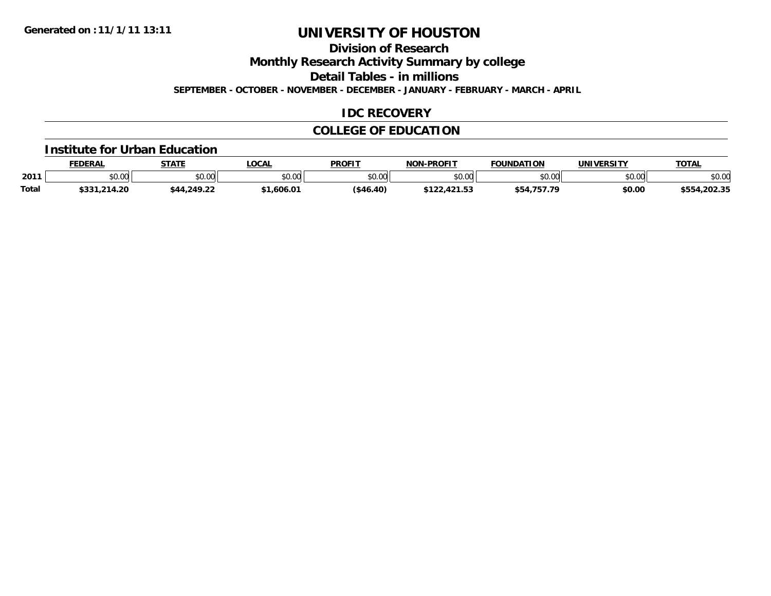Generated on :11/1/11 13:11

# UNIVERSITY OF HOUSTON

## Division of Research

## Monthly Research Activity Summary by college

## Detail Tables - in millions

**SEPTEMBER - OCTOBER - NOVEMBER - DECEMBER - JANUARY - FEBRUARY - MARCH - APRIL**

## IDC RECOVERY

## COLLEGE OF EDUCATION

### Institute for Urban Education

| | FEDERAL | STATE | LOCAL | PROFIT | NON-PROFIT | FOUNDATION | UNIVERSITY | TOTAL |
|---|---|---|---|---|---|---|---|---|
| 2011 | $0.00 | $0.00 | $0.00 | $0.00 | $0.00 | $0.00 | $0.00 | $0.00 |
| Total | $331,214.20 | $44,249.22 | $1,606.01 | ($46.40) | $122,421.53 | $54,757.79 | $0.00 | $554,202.35 |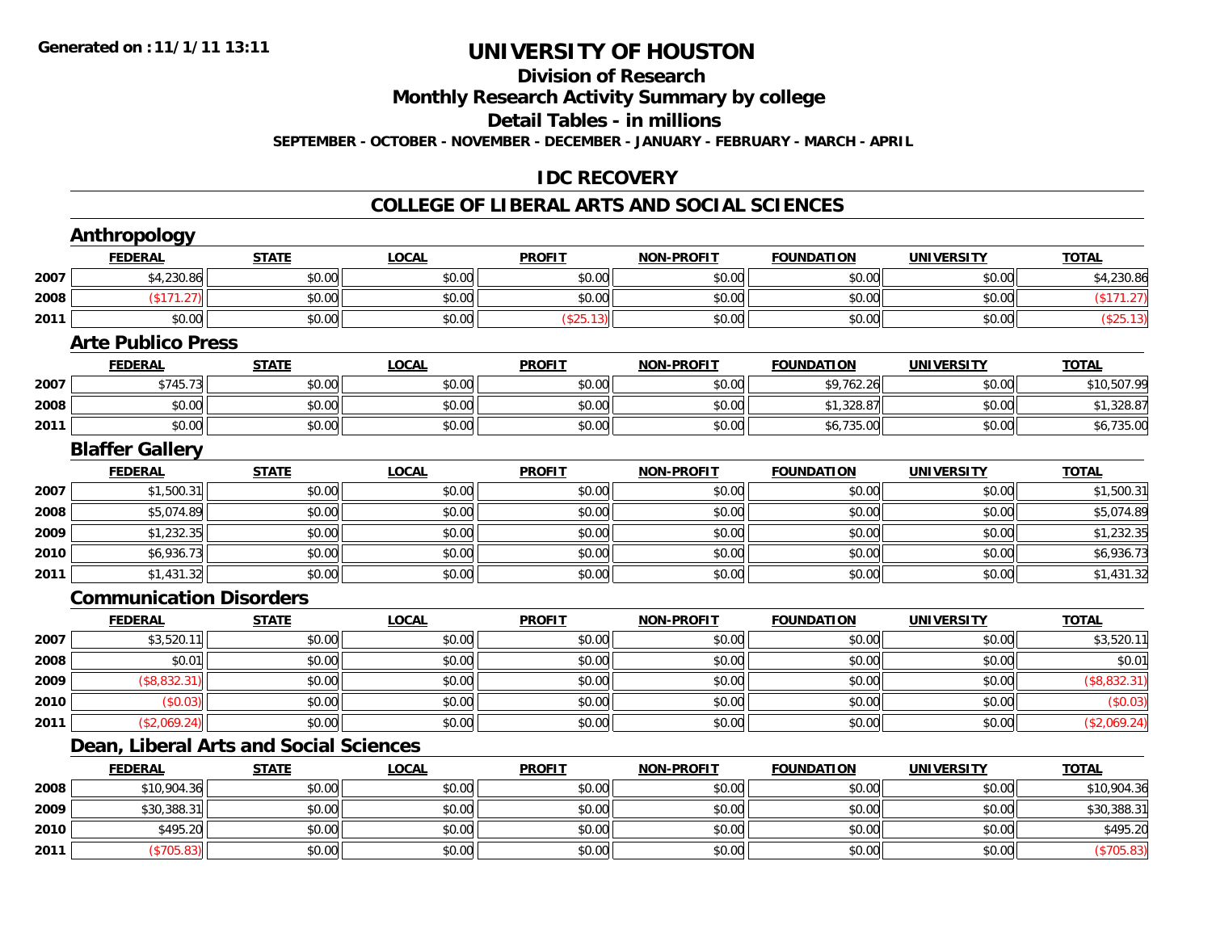# UNIVERSITY OF HOUSTON

## Division of Research

## Monthly Research Activity Summary by college

## Detail Tables - in millions

**SEPTEMBER - OCTOBER - NOVEMBER - DECEMBER - JANUARY - FEBRUARY - MARCH - APRIL**

## IDC RECOVERY

## COLLEGE OF LIBERAL ARTS AND SOCIAL SCIENCES

### Anthropology

| | FEDERAL | STATE | LOCAL | PROFIT | NON-PROFIT | FOUNDATION | UNIVERSITY | TOTAL |
|---|---|---|---|---|---|---|---|---|
| 2007 | $4,230.86 | $0.00 | $0.00 | $0.00 | $0.00 | $0.00 | $0.00 | $4,230.86 |
| 2008 | ($171.27) | $0.00 | $0.00 | $0.00 | $0.00 | $0.00 | $0.00 | ($171.27) |
| 2011 | $0.00 | $0.00 | $0.00 | ($25.13) | $0.00 | $0.00 | $0.00 | ($25.13) |

### Arte Publico Press

| | FEDERAL | STATE | LOCAL | PROFIT | NON-PROFIT | FOUNDATION | UNIVERSITY | TOTAL |
|---|---|---|---|---|---|---|---|---|
| 2007 | $745.73 | $0.00 | $0.00 | $0.00 | $0.00 | $9,762.26 | $0.00 | $10,507.99 |
| 2008 | $0.00 | $0.00 | $0.00 | $0.00 | $0.00 | $1,328.87 | $0.00 | $1,328.87 |
| 2011 | $0.00 | $0.00 | $0.00 | $0.00 | $0.00 | $6,735.00 | $0.00 | $6,735.00 |

### Blaffer Gallery

| | FEDERAL | STATE | LOCAL | PROFIT | NON-PROFIT | FOUNDATION | UNIVERSITY | TOTAL |
|---|---|---|---|---|---|---|---|---|
| 2007 | $1,500.31 | $0.00 | $0.00 | $0.00 | $0.00 | $0.00 | $0.00 | $1,500.31 |
| 2008 | $5,074.89 | $0.00 | $0.00 | $0.00 | $0.00 | $0.00 | $0.00 | $5,074.89 |
| 2009 | $1,232.35 | $0.00 | $0.00 | $0.00 | $0.00 | $0.00 | $0.00 | $1,232.35 |
| 2010 | $6,936.73 | $0.00 | $0.00 | $0.00 | $0.00 | $0.00 | $0.00 | $6,936.73 |
| 2011 | $1,431.32 | $0.00 | $0.00 | $0.00 | $0.00 | $0.00 | $0.00 | $1,431.32 |

### Communication Disorders

| | FEDERAL | STATE | LOCAL | PROFIT | NON-PROFIT | FOUNDATION | UNIVERSITY | TOTAL |
|---|---|---|---|---|---|---|---|---|
| 2007 | $3,520.11 | $0.00 | $0.00 | $0.00 | $0.00 | $0.00 | $0.00 | $3,520.11 |
| 2008 | $0.01 | $0.00 | $0.00 | $0.00 | $0.00 | $0.00 | $0.00 | $0.01 |
| 2009 | ($8,832.31) | $0.00 | $0.00 | $0.00 | $0.00 | $0.00 | $0.00 | ($8,832.31) |
| 2010 | ($0.03) | $0.00 | $0.00 | $0.00 | $0.00 | $0.00 | $0.00 | ($0.03) |
| 2011 | ($2,069.24) | $0.00 | $0.00 | $0.00 | $0.00 | $0.00 | $0.00 | ($2,069.24) |

### Dean, Liberal Arts and Social Sciences

| | FEDERAL | STATE | LOCAL | PROFIT | NON-PROFIT | FOUNDATION | UNIVERSITY | TOTAL |
|---|---|---|---|---|---|---|---|---|
| 2008 | $10,904.36 | $0.00 | $0.00 | $0.00 | $0.00 | $0.00 | $0.00 | $10,904.36 |
| 2009 | $30,388.31 | $0.00 | $0.00 | $0.00 | $0.00 | $0.00 | $0.00 | $30,388.31 |
| 2010 | $495.20 | $0.00 | $0.00 | $0.00 | $0.00 | $0.00 | $0.00 | $495.20 |
| 2011 | ($705.83) | $0.00 | $0.00 | $0.00 | $0.00 | $0.00 | $0.00 | ($705.83) |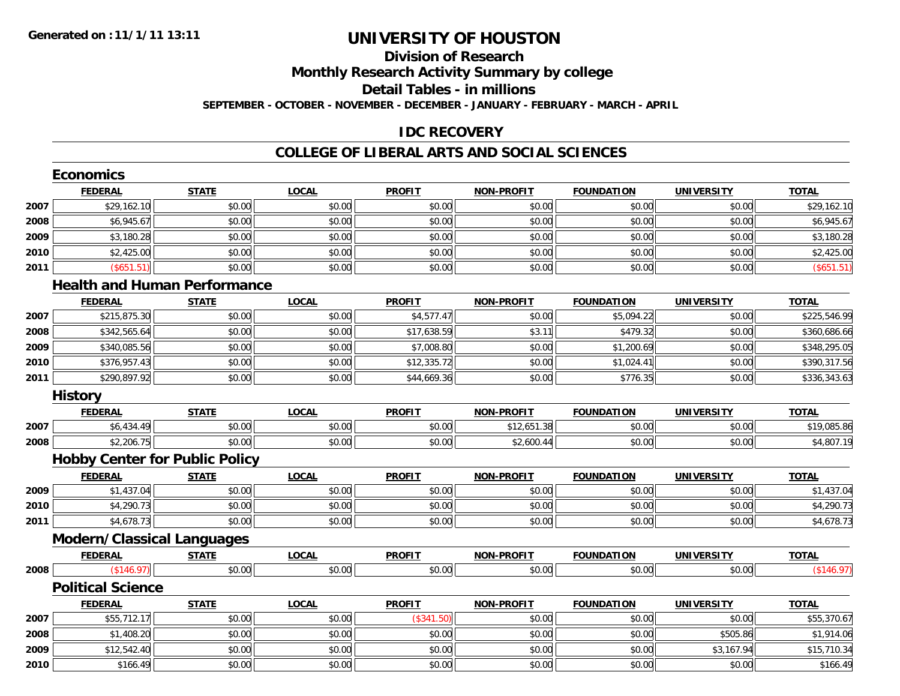**Generated on :11/1/11 13:11**

# UNIVERSITY OF HOUSTON

## Division of Research

## Monthly Research Activity Summary by college

## Detail Tables - in millions

**SEPTEMBER - OCTOBER - NOVEMBER - DECEMBER - JANUARY - FEBRUARY - MARCH - APRIL**

## IDC RECOVERY

## COLLEGE OF LIBERAL ARTS AND SOCIAL SCIENCES

### Economics

| | FEDERAL | STATE | LOCAL | PROFIT | NON-PROFIT | FOUNDATION | UNIVERSITY | TOTAL |
|---|---|---|---|---|---|---|---|---|
| 2007 | $29,162.10 | $0.00 | $0.00 | $0.00 | $0.00 | $0.00 | $0.00 | $29,162.10 |
| 2008 | $6,945.67 | $0.00 | $0.00 | $0.00 | $0.00 | $0.00 | $0.00 | $6,945.67 |
| 2009 | $3,180.28 | $0.00 | $0.00 | $0.00 | $0.00 | $0.00 | $0.00 | $3,180.28 |
| 2010 | $2,425.00 | $0.00 | $0.00 | $0.00 | $0.00 | $0.00 | $0.00 | $2,425.00 |
| 2011 | ($651.51) | $0.00 | $0.00 | $0.00 | $0.00 | $0.00 | $0.00 | ($651.51) |

### Health and Human Performance

| | FEDERAL | STATE | LOCAL | PROFIT | NON-PROFIT | FOUNDATION | UNIVERSITY | TOTAL |
|---|---|---|---|---|---|---|---|---|
| 2007 | $215,875.30 | $0.00 | $0.00 | $4,577.47 | $0.00 | $5,094.22 | $0.00 | $225,546.99 |
| 2008 | $342,565.64 | $0.00 | $0.00 | $17,638.59 | $3.11 | $479.32 | $0.00 | $360,686.66 |
| 2009 | $340,085.56 | $0.00 | $0.00 | $7,008.80 | $0.00 | $1,200.69 | $0.00 | $348,295.05 |
| 2010 | $376,957.43 | $0.00 | $0.00 | $12,335.72 | $0.00 | $1,024.41 | $0.00 | $390,317.56 |
| 2011 | $290,897.92 | $0.00 | $0.00 | $44,669.36 | $0.00 | $776.35 | $0.00 | $336,343.63 |

### History

| | FEDERAL | STATE | LOCAL | PROFIT | NON-PROFIT | FOUNDATION | UNIVERSITY | TOTAL |
|---|---|---|---|---|---|---|---|---|
| 2007 | $6,434.49 | $0.00 | $0.00 | $0.00 | $12,651.38 | $0.00 | $0.00 | $19,085.86 |
| 2008 | $2,206.75 | $0.00 | $0.00 | $0.00 | $2,600.44 | $0.00 | $0.00 | $4,807.19 |

### Hobby Center for Public Policy

| | FEDERAL | STATE | LOCAL | PROFIT | NON-PROFIT | FOUNDATION | UNIVERSITY | TOTAL |
|---|---|---|---|---|---|---|---|---|
| 2009 | $1,437.04 | $0.00 | $0.00 | $0.00 | $0.00 | $0.00 | $0.00 | $1,437.04 |
| 2010 | $4,290.73 | $0.00 | $0.00 | $0.00 | $0.00 | $0.00 | $0.00 | $4,290.73 |
| 2011 | $4,678.73 | $0.00 | $0.00 | $0.00 | $0.00 | $0.00 | $0.00 | $4,678.73 |

### Modern/Classical Languages

| | FEDERAL | STATE | LOCAL | PROFIT | NON-PROFIT | FOUNDATION | UNIVERSITY | TOTAL |
|---|---|---|---|---|---|---|---|---|
| 2008 | ($146.97) | $0.00 | $0.00 | $0.00 | $0.00 | $0.00 | $0.00 | ($146.97) |

### Political Science

| | FEDERAL | STATE | LOCAL | PROFIT | NON-PROFIT | FOUNDATION | UNIVERSITY | TOTAL |
|---|---|---|---|---|---|---|---|---|
| 2007 | $55,712.17 | $0.00 | $0.00 | ($341.50) | $0.00 | $0.00 | $0.00 | $55,370.67 |
| 2008 | $1,408.20 | $0.00 | $0.00 | $0.00 | $0.00 | $0.00 | $505.86 | $1,914.06 |
| 2009 | $12,542.40 | $0.00 | $0.00 | $0.00 | $0.00 | $0.00 | $3,167.94 | $15,710.34 |
| 2010 | $166.49 | $0.00 | $0.00 | $0.00 | $0.00 | $0.00 | $0.00 | $166.49 |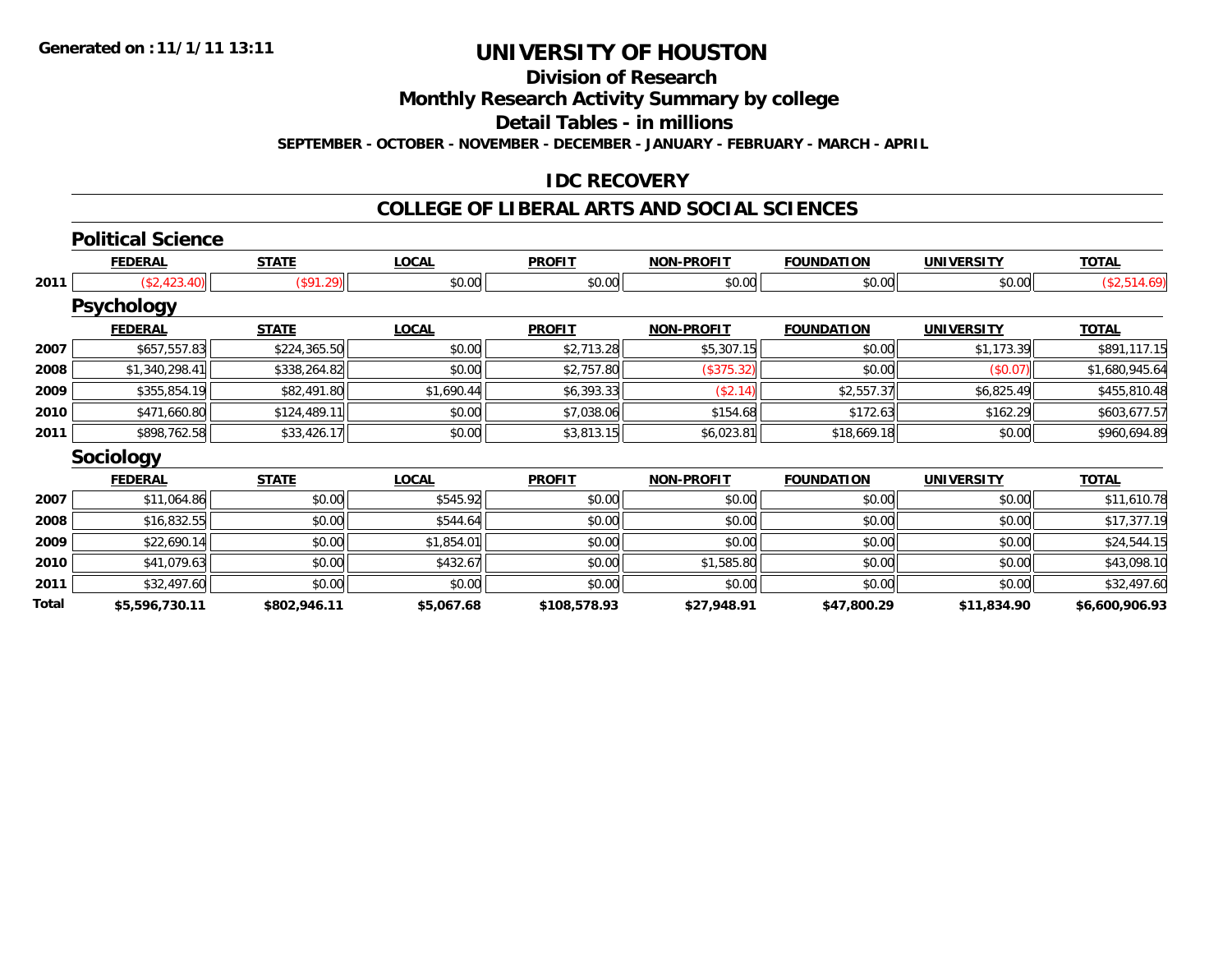Generated on :11/1/11 13:11

# UNIVERSITY OF HOUSTON

## Division of Research

## Monthly Research Activity Summary by college

## Detail Tables - in millions

**SEPTEMBER - OCTOBER - NOVEMBER - DECEMBER - JANUARY - FEBRUARY - MARCH - APRIL**

## IDC RECOVERY

## COLLEGE OF LIBERAL ARTS AND SOCIAL SCIENCES

### Political Science

| | FEDERAL | STATE | LOCAL | PROFIT | NON-PROFIT | FOUNDATION | UNIVERSITY | TOTAL |
|---|---|---|---|---|---|---|---|---|
| 2011 | ($2,423.40) | ($91.29) | $0.00 | $0.00 | $0.00 | $0.00 | $0.00 | ($2,514.69) |

### Psychology

| | FEDERAL | STATE | LOCAL | PROFIT | NON-PROFIT | FOUNDATION | UNIVERSITY | TOTAL |
|---|---|---|---|---|---|---|---|---|
| 2007 | $657,557.83 | $224,365.50 | $0.00 | $2,713.28 | $5,307.15 | $0.00 | $1,173.39 | $891,117.15 |
| 2008 | $1,340,298.41 | $338,264.82 | $0.00 | $2,757.80 | ($375.32) | $0.00 | ($0.07) | $1,680,945.64 |
| 2009 | $355,854.19 | $82,491.80 | $1,690.44 | $6,393.33 | ($2.14) | $2,557.37 | $6,825.49 | $455,810.48 |
| 2010 | $471,660.80 | $124,489.11 | $0.00 | $7,038.06 | $154.68 | $172.63 | $162.29 | $603,677.57 |
| 2011 | $898,762.58 | $33,426.17 | $0.00 | $3,813.15 | $6,023.81 | $18,669.18 | $0.00 | $960,694.89 |

### Sociology

| | FEDERAL | STATE | LOCAL | PROFIT | NON-PROFIT | FOUNDATION | UNIVERSITY | TOTAL |
|---|---|---|---|---|---|---|---|---|
| 2007 | $11,064.86 | $0.00 | $545.92 | $0.00 | $0.00 | $0.00 | $0.00 | $11,610.78 |
| 2008 | $16,832.55 | $0.00 | $544.64 | $0.00 | $0.00 | $0.00 | $0.00 | $17,377.19 |
| 2009 | $22,690.14 | $0.00 | $1,854.01 | $0.00 | $0.00 | $0.00 | $0.00 | $24,544.15 |
| 2010 | $41,079.63 | $0.00 | $432.67 | $0.00 | $1,585.80 | $0.00 | $0.00 | $43,098.10 |
| 2011 | $32,497.60 | $0.00 | $0.00 | $0.00 | $0.00 | $0.00 | $0.00 | $32,497.60 |
| **Total** | **$5,596,730.11** | **$802,946.11** | **$5,067.68** | **$108,578.93** | **$27,948.91** | **$47,800.29** | **$11,834.90** | **$6,600,906.93** |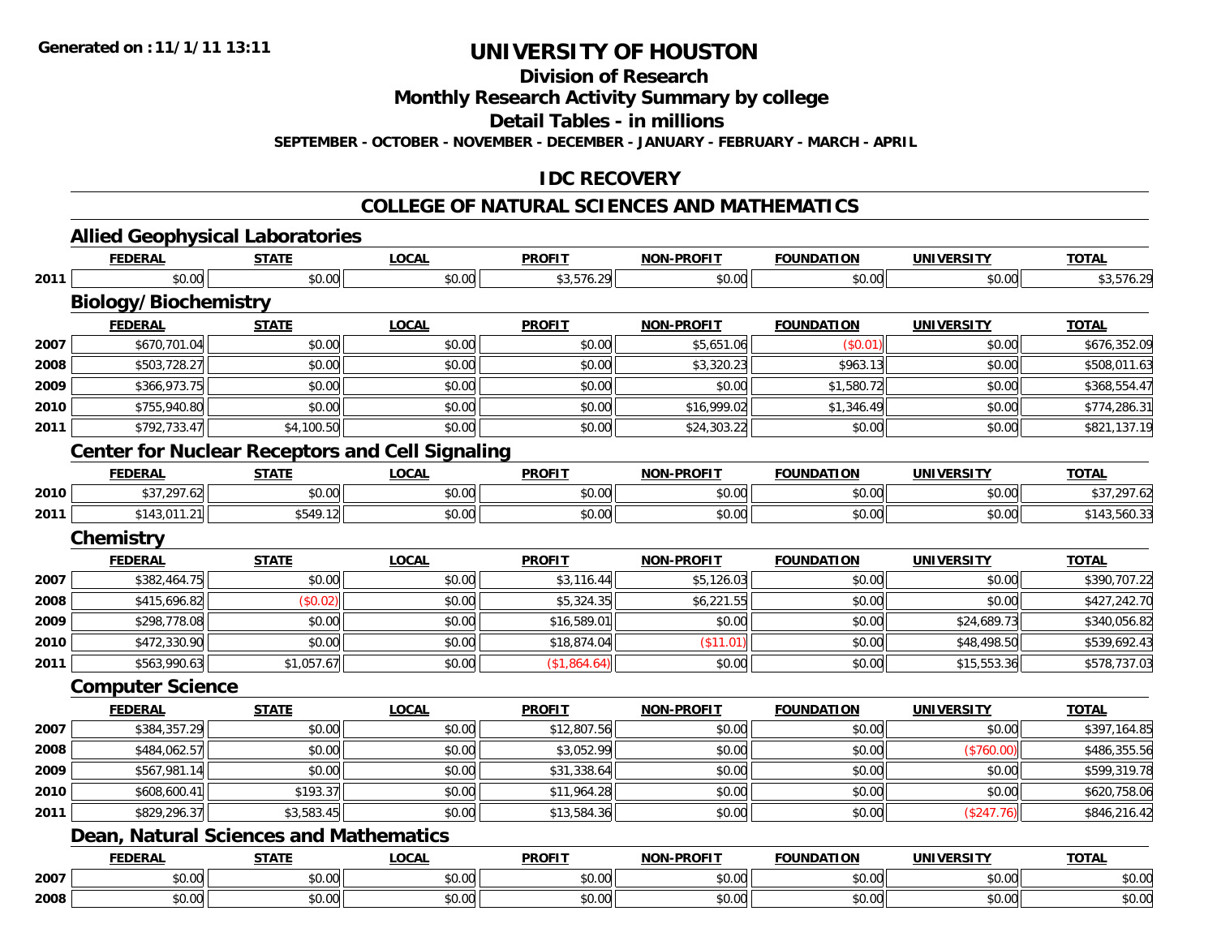Generated on :11/1/11 13:11

# UNIVERSITY OF HOUSTON

## Division of Research

## Monthly Research Activity Summary by college

## Detail Tables - in millions

SEPTEMBER - OCTOBER - NOVEMBER - DECEMBER - JANUARY - FEBRUARY - MARCH - APRIL

## IDC RECOVERY

## COLLEGE OF NATURAL SCIENCES AND MATHEMATICS

### Allied Geophysical Laboratories

| | FEDERAL | STATE | LOCAL | PROFIT | NON-PROFIT | FOUNDATION | UNIVERSITY | TOTAL |
|---|---|---|---|---|---|---|---|---|
| 2011 | $0.00 | $0.00 | $0.00 | $3,576.29 | $0.00 | $0.00 | $0.00 | $3,576.29 |

### Biology/Biochemistry

| | FEDERAL | STATE | LOCAL | PROFIT | NON-PROFIT | FOUNDATION | UNIVERSITY | TOTAL |
|---|---|---|---|---|---|---|---|---|
| 2007 | $670,701.04 | $0.00 | $0.00 | $0.00 | $5,651.06 | ($0.01) | $0.00 | $676,352.09 |
| 2008 | $503,728.27 | $0.00 | $0.00 | $0.00 | $3,320.23 | $963.13 | $0.00 | $508,011.63 |
| 2009 | $366,973.75 | $0.00 | $0.00 | $0.00 | $0.00 | $1,580.72 | $0.00 | $368,554.47 |
| 2010 | $755,940.80 | $0.00 | $0.00 | $0.00 | $16,999.02 | $1,346.49 | $0.00 | $774,286.31 |
| 2011 | $792,733.47 | $4,100.50 | $0.00 | $0.00 | $24,303.22 | $0.00 | $0.00 | $821,137.19 |

### Center for Nuclear Receptors and Cell Signaling

| | FEDERAL | STATE | LOCAL | PROFIT | NON-PROFIT | FOUNDATION | UNIVERSITY | TOTAL |
|---|---|---|---|---|---|---|---|---|
| 2010 | $37,297.62 | $0.00 | $0.00 | $0.00 | $0.00 | $0.00 | $0.00 | $37,297.62 |
| 2011 | $143,011.21 | $549.12 | $0.00 | $0.00 | $0.00 | $0.00 | $0.00 | $143,560.33 |

### Chemistry

| | FEDERAL | STATE | LOCAL | PROFIT | NON-PROFIT | FOUNDATION | UNIVERSITY | TOTAL |
|---|---|---|---|---|---|---|---|---|
| 2007 | $382,464.75 | $0.00 | $0.00 | $3,116.44 | $5,126.03 | $0.00 | $0.00 | $390,707.22 |
| 2008 | $415,696.82 | ($0.02) | $0.00 | $5,324.35 | $6,221.55 | $0.00 | $0.00 | $427,242.70 |
| 2009 | $298,778.08 | $0.00 | $0.00 | $16,589.01 | $0.00 | $0.00 | $24,689.73 | $340,056.82 |
| 2010 | $472,330.90 | $0.00 | $0.00 | $18,874.04 | ($11.01) | $0.00 | $48,498.50 | $539,692.43 |
| 2011 | $563,990.63 | $1,057.67 | $0.00 | ($1,864.64) | $0.00 | $0.00 | $15,553.36 | $578,737.03 |

### Computer Science

| | FEDERAL | STATE | LOCAL | PROFIT | NON-PROFIT | FOUNDATION | UNIVERSITY | TOTAL |
|---|---|---|---|---|---|---|---|---|
| 2007 | $384,357.29 | $0.00 | $0.00 | $12,807.56 | $0.00 | $0.00 | $0.00 | $397,164.85 |
| 2008 | $484,062.57 | $0.00 | $0.00 | $3,052.99 | $0.00 | $0.00 | ($760.00) | $486,355.56 |
| 2009 | $567,981.14 | $0.00 | $0.00 | $31,338.64 | $0.00 | $0.00 | $0.00 | $599,319.78 |
| 2010 | $608,600.41 | $193.37 | $0.00 | $11,964.28 | $0.00 | $0.00 | $0.00 | $620,758.06 |
| 2011 | $829,296.37 | $3,583.45 | $0.00 | $13,584.36 | $0.00 | $0.00 | ($247.76) | $846,216.42 |

### Dean, Natural Sciences and Mathematics

| | FEDERAL | STATE | LOCAL | PROFIT | NON-PROFIT | FOUNDATION | UNIVERSITY | TOTAL |
|---|---|---|---|---|---|---|---|---|
| 2007 | $0.00 | $0.00 | $0.00 | $0.00 | $0.00 | $0.00 | $0.00 | $0.00 |
| 2008 | $0.00 | $0.00 | $0.00 | $0.00 | $0.00 | $0.00 | $0.00 | $0.00 |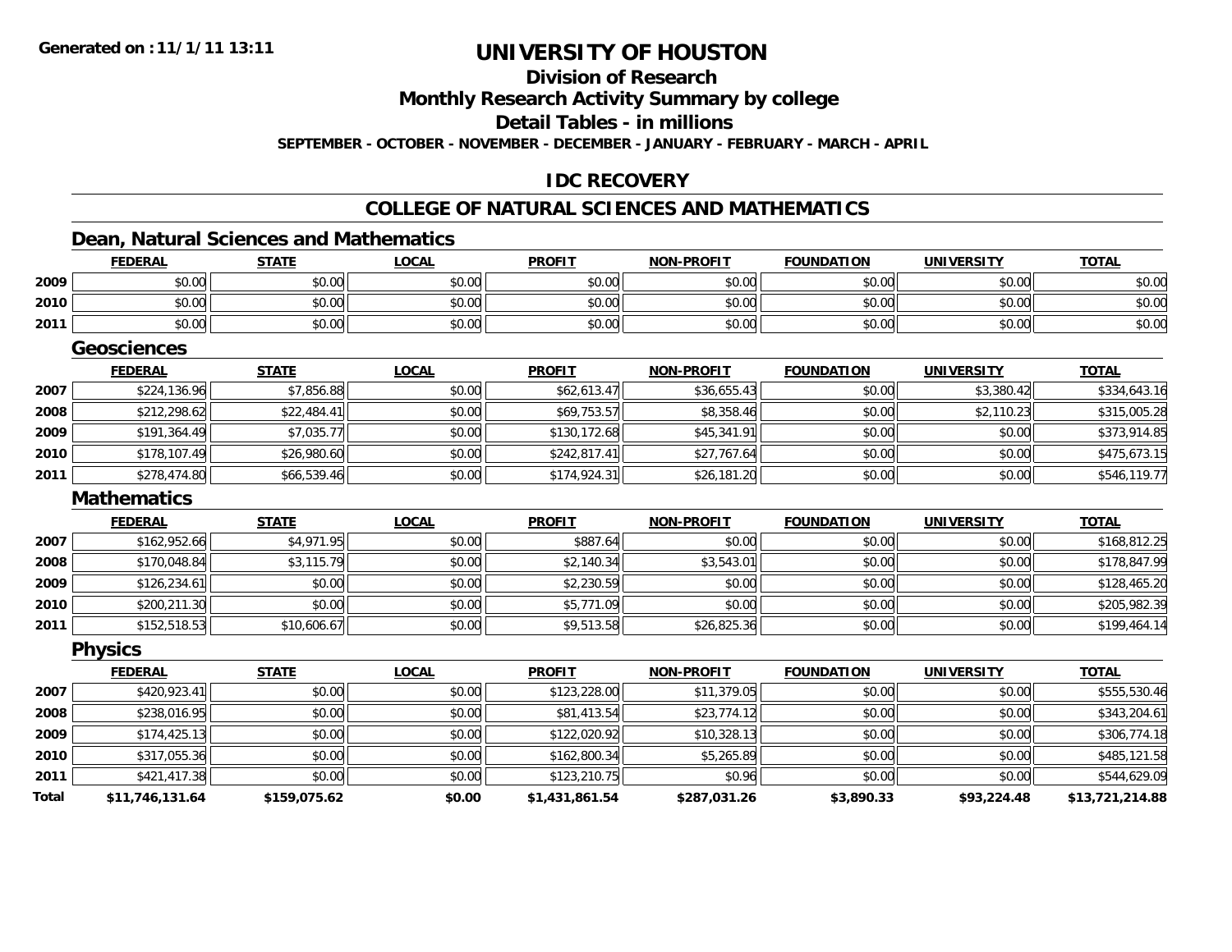**Generated on :11/1/11 13:11**

# UNIVERSITY OF HOUSTON

## Division of Research

## Monthly Research Activity Summary by college

## Detail Tables - in millions

**SEPTEMBER - OCTOBER - NOVEMBER - DECEMBER - JANUARY - FEBRUARY - MARCH - APRIL**

## IDC RECOVERY

## COLLEGE OF NATURAL SCIENCES AND MATHEMATICS

### Dean, Natural Sciences and Mathematics

| | FEDERAL | STATE | LOCAL | PROFIT | NON-PROFIT | FOUNDATION | UNIVERSITY | TOTAL |
|---|---|---|---|---|---|---|---|---|
| 2009 | $0.00 | $0.00 | $0.00 | $0.00 | $0.00 | $0.00 | $0.00 | $0.00 |
| 2010 | $0.00 | $0.00 | $0.00 | $0.00 | $0.00 | $0.00 | $0.00 | $0.00 |
| 2011 | $0.00 | $0.00 | $0.00 | $0.00 | $0.00 | $0.00 | $0.00 | $0.00 |

### Geosciences

| | FEDERAL | STATE | LOCAL | PROFIT | NON-PROFIT | FOUNDATION | UNIVERSITY | TOTAL |
|---|---|---|---|---|---|---|---|---|
| 2007 | $224,136.96 | $7,856.88 | $0.00 | $62,613.47 | $36,655.43 | $0.00 | $3,380.42 | $334,643.16 |
| 2008 | $212,298.62 | $22,484.41 | $0.00 | $69,753.57 | $8,358.46 | $0.00 | $2,110.23 | $315,005.28 |
| 2009 | $191,364.49 | $7,035.77 | $0.00 | $130,172.68 | $45,341.91 | $0.00 | $0.00 | $373,914.85 |
| 2010 | $178,107.49 | $26,980.60 | $0.00 | $242,817.41 | $27,767.64 | $0.00 | $0.00 | $475,673.15 |
| 2011 | $278,474.80 | $66,539.46 | $0.00 | $174,924.31 | $26,181.20 | $0.00 | $0.00 | $546,119.77 |

### Mathematics

| | FEDERAL | STATE | LOCAL | PROFIT | NON-PROFIT | FOUNDATION | UNIVERSITY | TOTAL |
|---|---|---|---|---|---|---|---|---|
| 2007 | $162,952.66 | $4,971.95 | $0.00 | $887.64 | $0.00 | $0.00 | $0.00 | $168,812.25 |
| 2008 | $170,048.84 | $3,115.79 | $0.00 | $2,140.34 | $3,543.01 | $0.00 | $0.00 | $178,847.99 |
| 2009 | $126,234.61 | $0.00 | $0.00 | $2,230.59 | $0.00 | $0.00 | $0.00 | $128,465.20 |
| 2010 | $200,211.30 | $0.00 | $0.00 | $5,771.09 | $0.00 | $0.00 | $0.00 | $205,982.39 |
| 2011 | $152,518.53 | $10,606.67 | $0.00 | $9,513.58 | $26,825.36 | $0.00 | $0.00 | $199,464.14 |

### Physics

| | FEDERAL | STATE | LOCAL | PROFIT | NON-PROFIT | FOUNDATION | UNIVERSITY | TOTAL |
|---|---|---|---|---|---|---|---|---|
| 2007 | $420,923.41 | $0.00 | $0.00 | $123,228.00 | $11,379.05 | $0.00 | $0.00 | $555,530.46 |
| 2008 | $238,016.95 | $0.00 | $0.00 | $81,413.54 | $23,774.12 | $0.00 | $0.00 | $343,204.61 |
| 2009 | $174,425.13 | $0.00 | $0.00 | $122,020.92 | $10,328.13 | $0.00 | $0.00 | $306,774.18 |
| 2010 | $317,055.36 | $0.00 | $0.00 | $162,800.34 | $5,265.89 | $0.00 | $0.00 | $485,121.58 |
| 2011 | $421,417.38 | $0.00 | $0.00 | $123,210.75 | $0.96 | $0.00 | $0.00 | $544,629.09 |
| **Total** | **$11,746,131.64** | **$159,075.62** | **$0.00** | **$1,431,861.54** | **$287,031.26** | **$3,890.33** | **$93,224.48** | **$13,721,214.88** |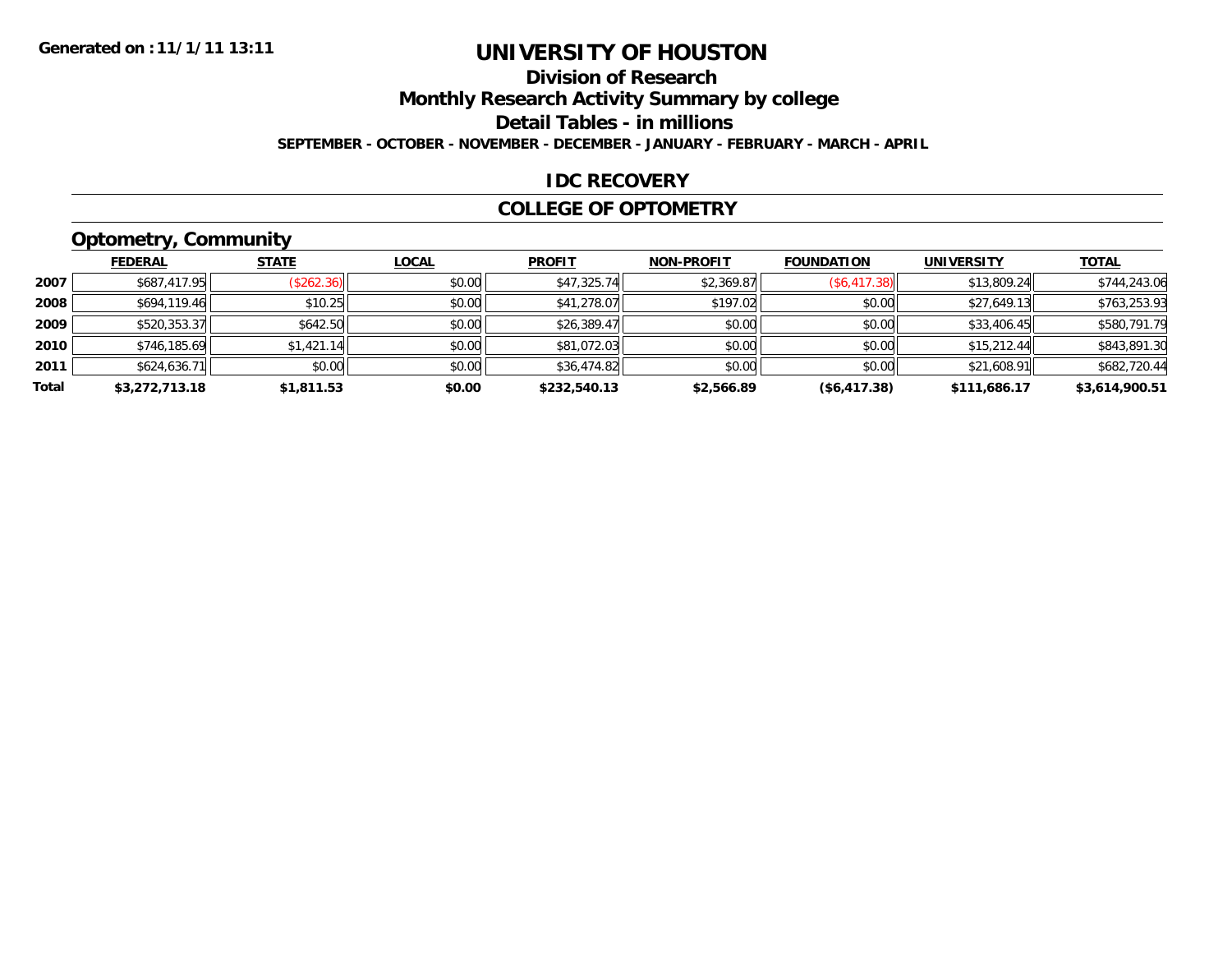**Generated on :11/1/11 13:11**

# UNIVERSITY OF HOUSTON

## Division of Research

## Monthly Research Activity Summary by college

## Detail Tables - in millions

**SEPTEMBER - OCTOBER - NOVEMBER - DECEMBER - JANUARY - FEBRUARY - MARCH - APRIL**

## IDC RECOVERY

## COLLEGE OF OPTOMETRY

### Optometry, Community

| | FEDERAL | STATE | LOCAL | PROFIT | NON-PROFIT | FOUNDATION | UNIVERSITY | TOTAL |
|---|---|---|---|---|---|---|---|---|
| 2007 | $687,417.95 | ($262.36) | $0.00 | $47,325.74 | $2,369.87 | ($6,417.38) | $13,809.24 | $744,243.06 |
| 2008 | $694,119.46 | $10.25 | $0.00 | $41,278.07 | $197.02 | $0.00 | $27,649.13 | $763,253.93 |
| 2009 | $520,353.37 | $642.50 | $0.00 | $26,389.47 | $0.00 | $0.00 | $33,406.45 | $580,791.79 |
| 2010 | $746,185.69 | $1,421.14 | $0.00 | $81,072.03 | $0.00 | $0.00 | $15,212.44 | $843,891.30 |
| 2011 | $624,636.71 | $0.00 | $0.00 | $36,474.82 | $0.00 | $0.00 | $21,608.91 | $682,720.44 |
| **Total** | **$3,272,713.18** | **$1,811.53** | **$0.00** | **$232,540.13** | **$2,566.89** | **($6,417.38)** | **$111,686.17** | **$3,614,900.51** |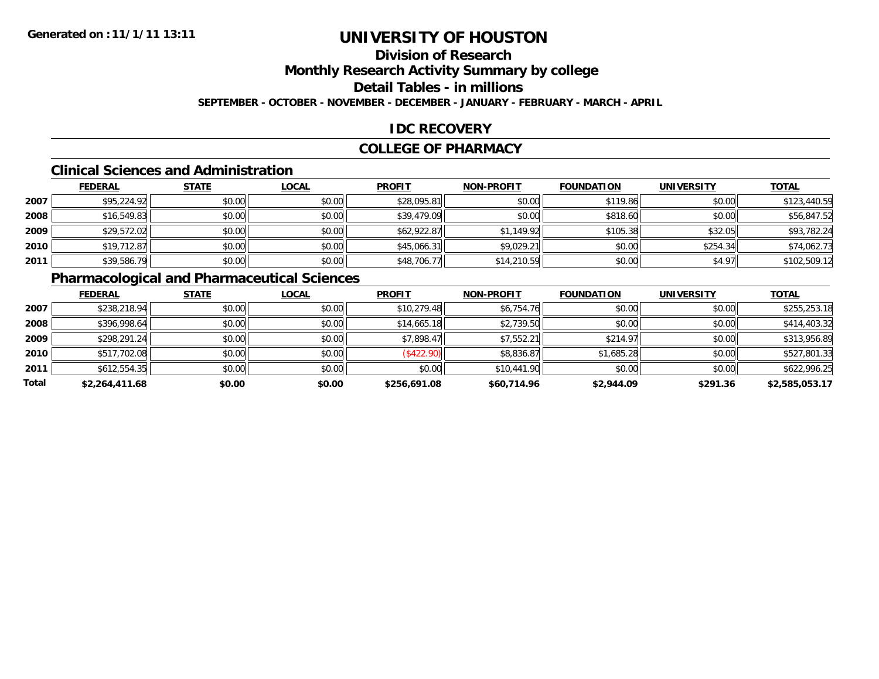# UNIVERSITY OF HOUSTON

## Division of Research

## Monthly Research Activity Summary by college

## Detail Tables - in millions

**SEPTEMBER - OCTOBER - NOVEMBER - DECEMBER - JANUARY - FEBRUARY - MARCH - APRIL**

## IDC RECOVERY

## COLLEGE OF PHARMACY

### Clinical Sciences and Administration

| | FEDERAL | STATE | LOCAL | PROFIT | NON-PROFIT | FOUNDATION | UNIVERSITY | TOTAL |
|---|---|---|---|---|---|---|---|---|
| 2007 | $95,224.92 | $0.00 | $0.00 | $28,095.81 | $0.00 | $119.86 | $0.00 | $123,440.59 |
| 2008 | $16,549.83 | $0.00 | $0.00 | $39,479.09 | $0.00 | $818.60 | $0.00 | $56,847.52 |
| 2009 | $29,572.02 | $0.00 | $0.00 | $62,922.87 | $1,149.92 | $105.38 | $32.05 | $93,782.24 |
| 2010 | $19,712.87 | $0.00 | $0.00 | $45,066.31 | $9,029.21 | $0.00 | $254.34 | $74,062.73 |
| 2011 | $39,586.79 | $0.00 | $0.00 | $48,706.77 | $14,210.59 | $0.00 | $4.97 | $102,509.12 |

### Pharmacological and Pharmaceutical Sciences

| | FEDERAL | STATE | LOCAL | PROFIT | NON-PROFIT | FOUNDATION | UNIVERSITY | TOTAL |
|---|---|---|---|---|---|---|---|---|
| 2007 | $238,218.94 | $0.00 | $0.00 | $10,279.48 | $6,754.76 | $0.00 | $0.00 | $255,253.18 |
| 2008 | $396,998.64 | $0.00 | $0.00 | $14,665.18 | $2,739.50 | $0.00 | $0.00 | $414,403.32 |
| 2009 | $298,291.24 | $0.00 | $0.00 | $7,898.47 | $7,552.21 | $214.97 | $0.00 | $313,956.89 |
| 2010 | $517,702.08 | $0.00 | $0.00 | ($422.90) | $8,836.87 | $1,685.28 | $0.00 | $527,801.33 |
| 2011 | $612,554.35 | $0.00 | $0.00 | $0.00 | $10,441.90 | $0.00 | $0.00 | $622,996.25 |
| **Total** | **$2,264,411.68** | **$0.00** | **$0.00** | **$256,691.08** | **$60,714.96** | **$2,944.09** | **$291.36** | **$2,585,053.17** |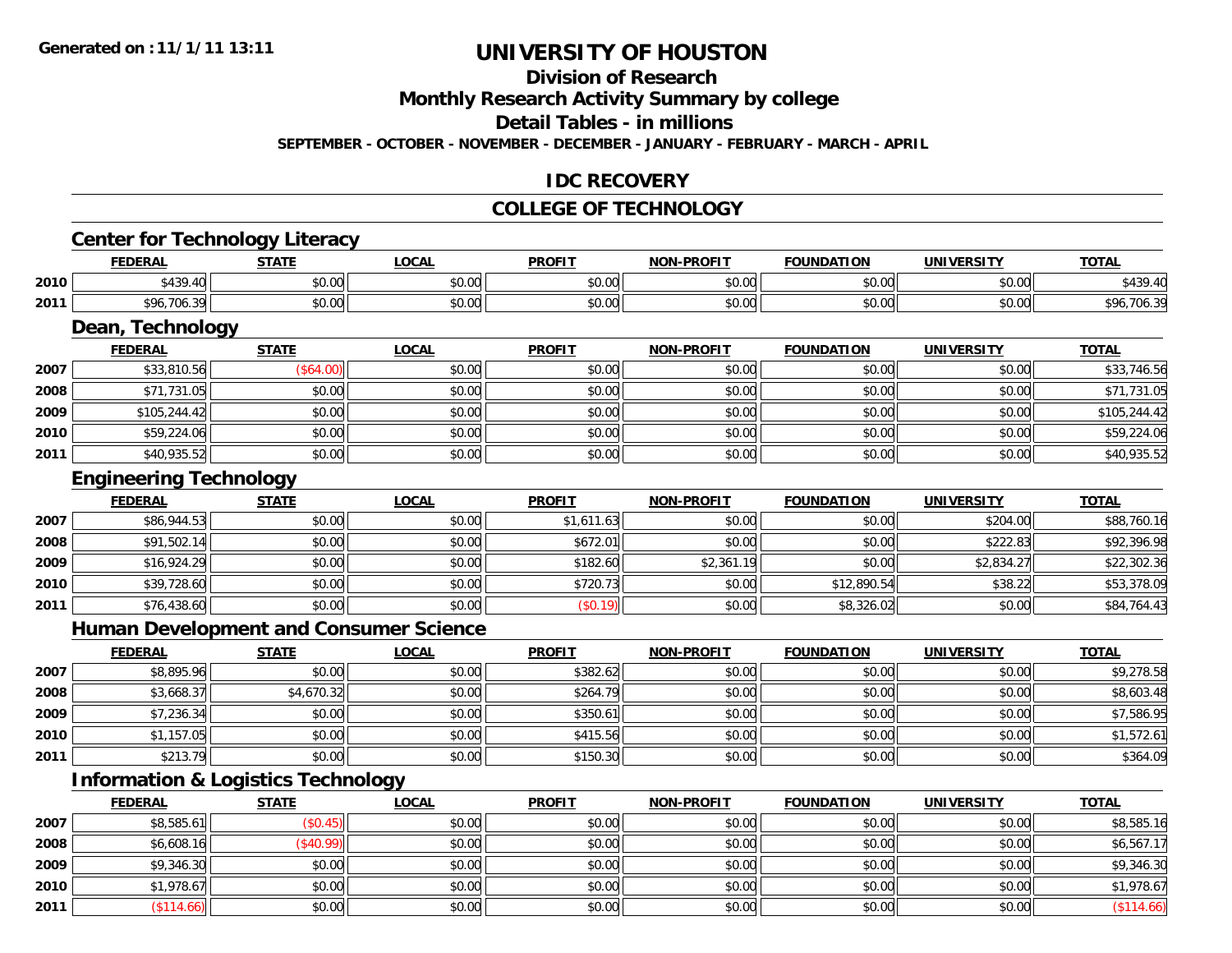# UNIVERSITY OF HOUSTON

## Division of Research

## Monthly Research Activity Summary by college

## Detail Tables - in millions

**SEPTEMBER - OCTOBER - NOVEMBER - DECEMBER - JANUARY - FEBRUARY - MARCH - APRIL**

## IDC RECOVERY

## COLLEGE OF TECHNOLOGY

### Center for Technology Literacy

| | FEDERAL | STATE | LOCAL | PROFIT | NON-PROFIT | FOUNDATION | UNIVERSITY | TOTAL |
|---|---|---|---|---|---|---|---|---|
| 2010 | $439.40 | $0.00 | $0.00 | $0.00 | $0.00 | $0.00 | $0.00 | $439.40 |
| 2011 | $96,706.39 | $0.00 | $0.00 | $0.00 | $0.00 | $0.00 | $0.00 | $96,706.39 |

### Dean, Technology

| | FEDERAL | STATE | LOCAL | PROFIT | NON-PROFIT | FOUNDATION | UNIVERSITY | TOTAL |
|---|---|---|---|---|---|---|---|---|
| 2007 | $33,810.56 | ($64.00) | $0.00 | $0.00 | $0.00 | $0.00 | $0.00 | $33,746.56 |
| 2008 | $71,731.05 | $0.00 | $0.00 | $0.00 | $0.00 | $0.00 | $0.00 | $71,731.05 |
| 2009 | $105,244.42 | $0.00 | $0.00 | $0.00 | $0.00 | $0.00 | $0.00 | $105,244.42 |
| 2010 | $59,224.06 | $0.00 | $0.00 | $0.00 | $0.00 | $0.00 | $0.00 | $59,224.06 |
| 2011 | $40,935.52 | $0.00 | $0.00 | $0.00 | $0.00 | $0.00 | $0.00 | $40,935.52 |

### Engineering Technology

| | FEDERAL | STATE | LOCAL | PROFIT | NON-PROFIT | FOUNDATION | UNIVERSITY | TOTAL |
|---|---|---|---|---|---|---|---|---|
| 2007 | $86,944.53 | $0.00 | $0.00 | $1,611.63 | $0.00 | $0.00 | $204.00 | $88,760.16 |
| 2008 | $91,502.14 | $0.00 | $0.00 | $672.01 | $0.00 | $0.00 | $222.83 | $92,396.98 |
| 2009 | $16,924.29 | $0.00 | $0.00 | $182.60 | $2,361.19 | $0.00 | $2,834.27 | $22,302.36 |
| 2010 | $39,728.60 | $0.00 | $0.00 | $720.73 | $0.00 | $12,890.54 | $38.22 | $53,378.09 |
| 2011 | $76,438.60 | $0.00 | $0.00 | ($0.19) | $0.00 | $8,326.02 | $0.00 | $84,764.43 |

### Human Development and Consumer Science

| | FEDERAL | STATE | LOCAL | PROFIT | NON-PROFIT | FOUNDATION | UNIVERSITY | TOTAL |
|---|---|---|---|---|---|---|---|---|
| 2007 | $8,895.96 | $0.00 | $0.00 | $382.62 | $0.00 | $0.00 | $0.00 | $9,278.58 |
| 2008 | $3,668.37 | $4,670.32 | $0.00 | $264.79 | $0.00 | $0.00 | $0.00 | $8,603.48 |
| 2009 | $7,236.34 | $0.00 | $0.00 | $350.61 | $0.00 | $0.00 | $0.00 | $7,586.95 |
| 2010 | $1,157.05 | $0.00 | $0.00 | $415.56 | $0.00 | $0.00 | $0.00 | $1,572.61 |
| 2011 | $213.79 | $0.00 | $0.00 | $150.30 | $0.00 | $0.00 | $0.00 | $364.09 |

### Information & Logistics Technology

| | FEDERAL | STATE | LOCAL | PROFIT | NON-PROFIT | FOUNDATION | UNIVERSITY | TOTAL |
|---|---|---|---|---|---|---|---|---|
| 2007 | $8,585.61 | ($0.45) | $0.00 | $0.00 | $0.00 | $0.00 | $0.00 | $8,585.16 |
| 2008 | $6,608.16 | ($40.99) | $0.00 | $0.00 | $0.00 | $0.00 | $0.00 | $6,567.17 |
| 2009 | $9,346.30 | $0.00 | $0.00 | $0.00 | $0.00 | $0.00 | $0.00 | $9,346.30 |
| 2010 | $1,978.67 | $0.00 | $0.00 | $0.00 | $0.00 | $0.00 | $0.00 | $1,978.67 |
| 2011 | ($114.66) | $0.00 | $0.00 | $0.00 | $0.00 | $0.00 | $0.00 | ($114.66) |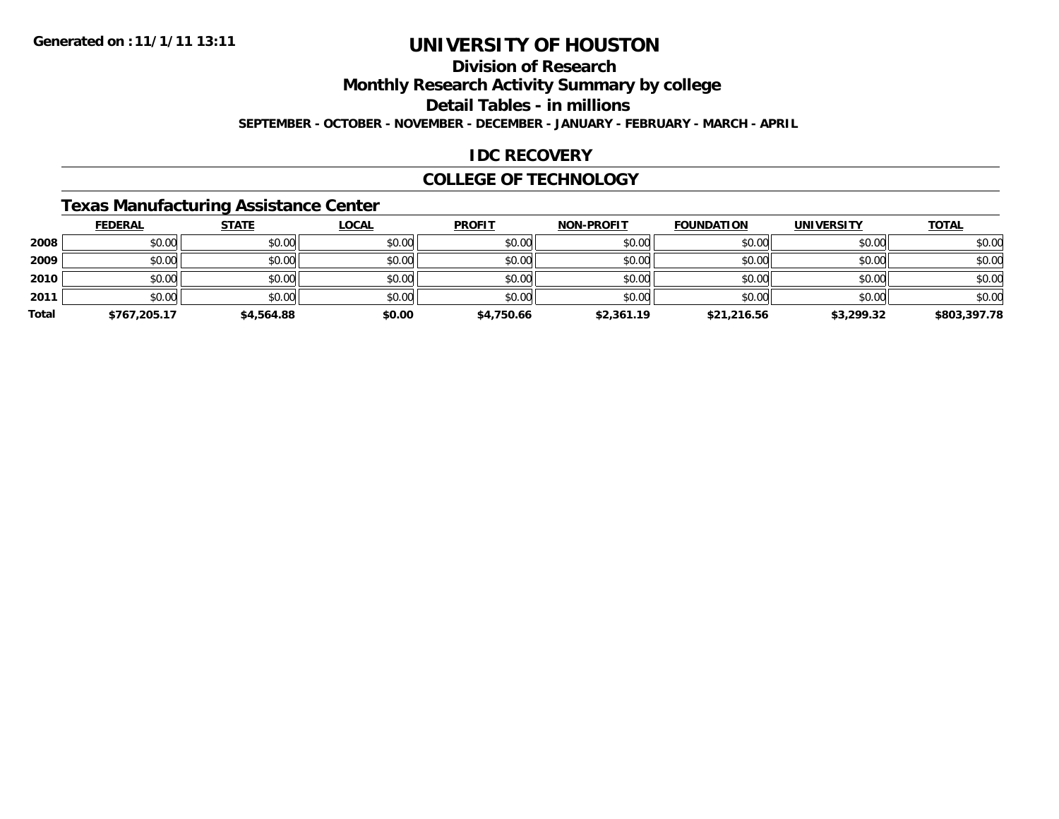# UNIVERSITY OF HOUSTON

## Division of Research

## Monthly Research Activity Summary by college

## Detail Tables - in millions

**SEPTEMBER - OCTOBER - NOVEMBER - DECEMBER - JANUARY - FEBRUARY - MARCH - APRIL**

## IDC RECOVERY

## COLLEGE OF TECHNOLOGY

### Texas Manufacturing Assistance Center

| | FEDERAL | STATE | LOCAL | PROFIT | NON-PROFIT | FOUNDATION | UNIVERSITY | TOTAL |
|---|---|---|---|---|---|---|---|---|
| 2008 | $0.00 | $0.00 | $0.00 | $0.00 | $0.00 | $0.00 | $0.00 | $0.00 |
| 2009 | $0.00 | $0.00 | $0.00 | $0.00 | $0.00 | $0.00 | $0.00 | $0.00 |
| 2010 | $0.00 | $0.00 | $0.00 | $0.00 | $0.00 | $0.00 | $0.00 | $0.00 |
| 2011 | $0.00 | $0.00 | $0.00 | $0.00 | $0.00 | $0.00 | $0.00 | $0.00 |
| **Total** | **$767,205.17** | **$4,564.88** | **$0.00** | **$4,750.66** | **$2,361.19** | **$21,216.56** | **$3,299.32** | **$803,397.78** |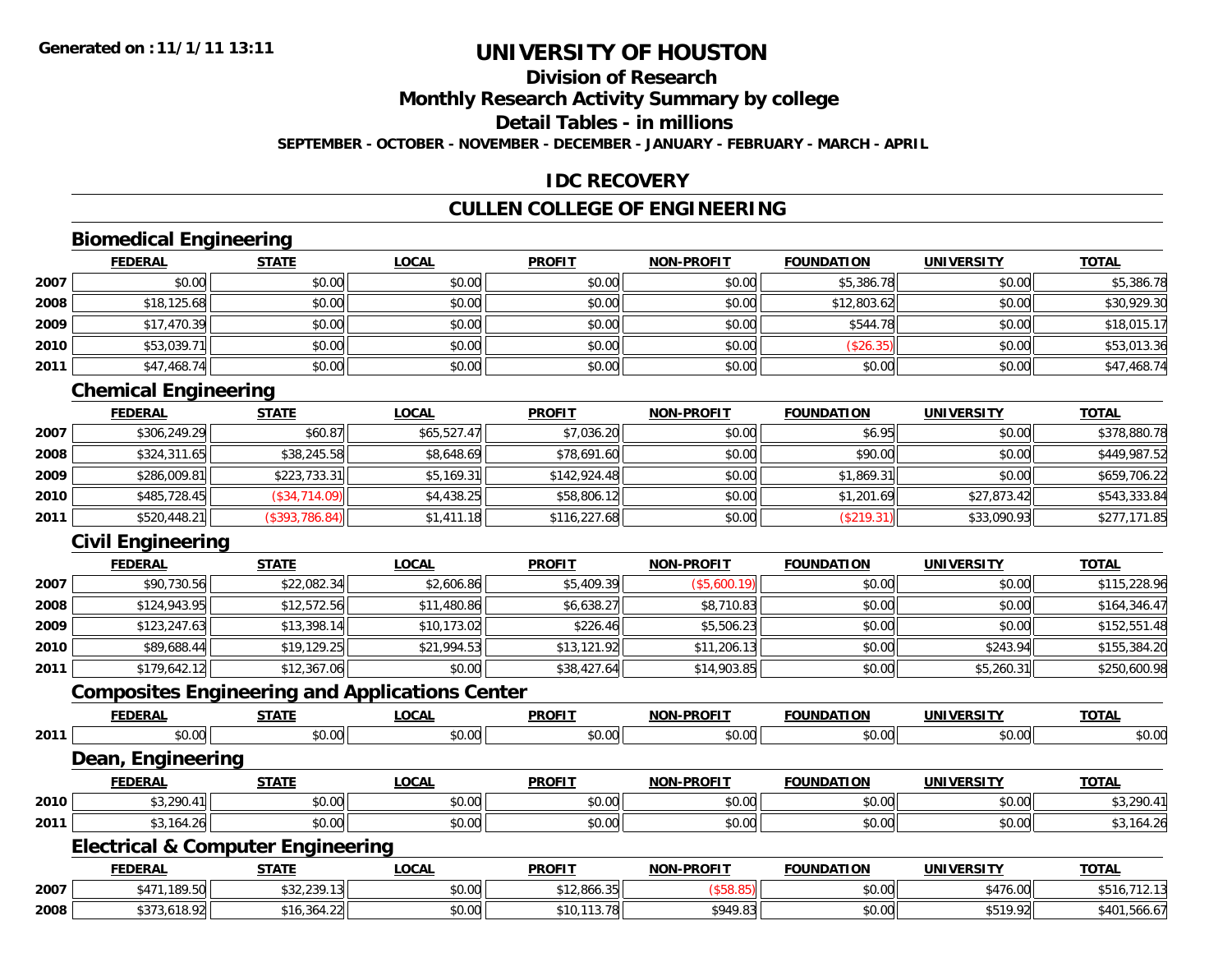**Generated on :11/1/11 13:11**

# UNIVERSITY OF HOUSTON

## Division of Research

## Monthly Research Activity Summary by college

## Detail Tables - in millions

**SEPTEMBER - OCTOBER - NOVEMBER - DECEMBER - JANUARY - FEBRUARY - MARCH - APRIL**

## IDC RECOVERY

## CULLEN COLLEGE OF ENGINEERING

### Biomedical Engineering

| | FEDERAL | STATE | LOCAL | PROFIT | NON-PROFIT | FOUNDATION | UNIVERSITY | TOTAL |
|---|---|---|---|---|---|---|---|---|
| 2007 | $0.00 | $0.00 | $0.00 | $0.00 | $0.00 | $5,386.78 | $0.00 | $5,386.78 |
| 2008 | $18,125.68 | $0.00 | $0.00 | $0.00 | $0.00 | $12,803.62 | $0.00 | $30,929.30 |
| 2009 | $17,470.39 | $0.00 | $0.00 | $0.00 | $0.00 | $544.78 | $0.00 | $18,015.17 |
| 2010 | $53,039.71 | $0.00 | $0.00 | $0.00 | $0.00 | ($26.35) | $0.00 | $53,013.36 |
| 2011 | $47,468.74 | $0.00 | $0.00 | $0.00 | $0.00 | $0.00 | $0.00 | $47,468.74 |

### Chemical Engineering

| | FEDERAL | STATE | LOCAL | PROFIT | NON-PROFIT | FOUNDATION | UNIVERSITY | TOTAL |
|---|---|---|---|---|---|---|---|---|
| 2007 | $306,249.29 | $60.87 | $65,527.47 | $7,036.20 | $0.00 | $6.95 | $0.00 | $378,880.78 |
| 2008 | $324,311.65 | $38,245.58 | $8,648.69 | $78,691.60 | $0.00 | $90.00 | $0.00 | $449,987.52 |
| 2009 | $286,009.81 | $223,733.31 | $5,169.31 | $142,924.48 | $0.00 | $1,869.31 | $0.00 | $659,706.22 |
| 2010 | $485,728.45 | ($34,714.09) | $4,438.25 | $58,806.12 | $0.00 | $1,201.69 | $27,873.42 | $543,333.84 |
| 2011 | $520,448.21 | ($393,786.84) | $1,411.18 | $116,227.68 | $0.00 | ($219.31) | $33,090.93 | $277,171.85 |

### Civil Engineering

| | FEDERAL | STATE | LOCAL | PROFIT | NON-PROFIT | FOUNDATION | UNIVERSITY | TOTAL |
|---|---|---|---|---|---|---|---|---|
| 2007 | $90,730.56 | $22,082.34 | $2,606.86 | $5,409.39 | ($5,600.19) | $0.00 | $0.00 | $115,228.96 |
| 2008 | $124,943.95 | $12,572.56 | $11,480.86 | $6,638.27 | $8,710.83 | $0.00 | $0.00 | $164,346.47 |
| 2009 | $123,247.63 | $13,398.14 | $10,173.02 | $226.46 | $5,506.23 | $0.00 | $0.00 | $152,551.48 |
| 2010 | $89,688.44 | $19,129.25 | $21,994.53 | $13,121.92 | $11,206.13 | $0.00 | $243.94 | $155,384.20 |
| 2011 | $179,642.12 | $12,367.06 | $0.00 | $38,427.64 | $14,903.85 | $0.00 | $5,260.31 | $250,600.98 |

### Composites Engineering and Applications Center

| | FEDERAL | STATE | LOCAL | PROFIT | NON-PROFIT | FOUNDATION | UNIVERSITY | TOTAL |
|---|---|---|---|---|---|---|---|---|
| 2011 | $0.00 | $0.00 | $0.00 | $0.00 | $0.00 | $0.00 | $0.00 | $0.00 |

### Dean, Engineering

| | FEDERAL | STATE | LOCAL | PROFIT | NON-PROFIT | FOUNDATION | UNIVERSITY | TOTAL |
|---|---|---|---|---|---|---|---|---|
| 2010 | $3,290.41 | $0.00 | $0.00 | $0.00 | $0.00 | $0.00 | $0.00 | $3,290.41 |
| 2011 | $3,164.26 | $0.00 | $0.00 | $0.00 | $0.00 | $0.00 | $0.00 | $3,164.26 |

### Electrical & Computer Engineering

| | FEDERAL | STATE | LOCAL | PROFIT | NON-PROFIT | FOUNDATION | UNIVERSITY | TOTAL |
|---|---|---|---|---|---|---|---|---|
| 2007 | $471,189.50 | $32,239.13 | $0.00 | $12,866.35 | ($58.85) | $0.00 | $476.00 | $516,712.13 |
| 2008 | $373,618.92 | $16,364.22 | $0.00 | $10,113.78 | $949.83 | $0.00 | $519.92 | $401,566.67 |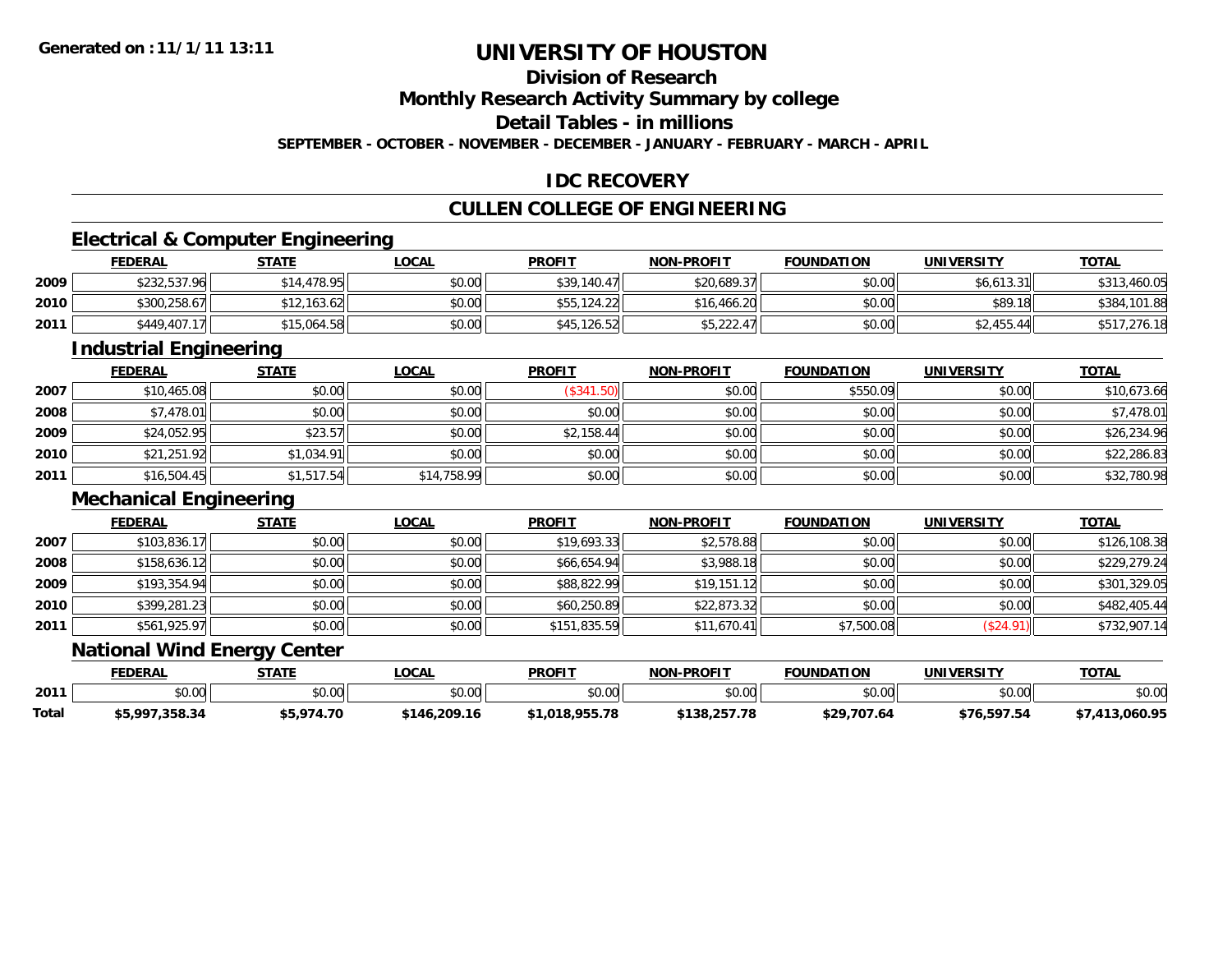**Generated on :11/1/11 13:11**

# UNIVERSITY OF HOUSTON

## Division of Research

## Monthly Research Activity Summary by college

## Detail Tables - in millions

**SEPTEMBER - OCTOBER - NOVEMBER - DECEMBER - JANUARY - FEBRUARY - MARCH - APRIL**

## IDC RECOVERY

## CULLEN COLLEGE OF ENGINEERING

### Electrical & Computer Engineering

| | FEDERAL | STATE | LOCAL | PROFIT | NON-PROFIT | FOUNDATION | UNIVERSITY | TOTAL |
|---|---|---|---|---|---|---|---|---|
| 2009 | $232,537.96 | $14,478.95 | $0.00 | $39,140.47 | $20,689.37 | $0.00 | $6,613.31 | $313,460.05 |
| 2010 | $300,258.67 | $12,163.62 | $0.00 | $55,124.22 | $16,466.20 | $0.00 | $89.18 | $384,101.88 |
| 2011 | $449,407.17 | $15,064.58 | $0.00 | $45,126.52 | $5,222.47 | $0.00 | $2,455.44 | $517,276.18 |

### Industrial Engineering

| | FEDERAL | STATE | LOCAL | PROFIT | NON-PROFIT | FOUNDATION | UNIVERSITY | TOTAL |
|---|---|---|---|---|---|---|---|---|
| 2007 | $10,465.08 | $0.00 | $0.00 | ($341.50) | $0.00 | $550.09 | $0.00 | $10,673.66 |
| 2008 | $7,478.01 | $0.00 | $0.00 | $0.00 | $0.00 | $0.00 | $0.00 | $7,478.01 |
| 2009 | $24,052.95 | $23.57 | $0.00 | $2,158.44 | $0.00 | $0.00 | $0.00 | $26,234.96 |
| 2010 | $21,251.92 | $1,034.91 | $0.00 | $0.00 | $0.00 | $0.00 | $0.00 | $22,286.83 |
| 2011 | $16,504.45 | $1,517.54 | $14,758.99 | $0.00 | $0.00 | $0.00 | $0.00 | $32,780.98 |

### Mechanical Engineering

| | FEDERAL | STATE | LOCAL | PROFIT | NON-PROFIT | FOUNDATION | UNIVERSITY | TOTAL |
|---|---|---|---|---|---|---|---|---|
| 2007 | $103,836.17 | $0.00 | $0.00 | $19,693.33 | $2,578.88 | $0.00 | $0.00 | $126,108.38 |
| 2008 | $158,636.12 | $0.00 | $0.00 | $66,654.94 | $3,988.18 | $0.00 | $0.00 | $229,279.24 |
| 2009 | $193,354.94 | $0.00 | $0.00 | $88,822.99 | $19,151.12 | $0.00 | $0.00 | $301,329.05 |
| 2010 | $399,281.23 | $0.00 | $0.00 | $60,250.89 | $22,873.32 | $0.00 | $0.00 | $482,405.44 |
| 2011 | $561,925.97 | $0.00 | $0.00 | $151,835.59 | $11,670.41 | $7,500.08 | ($24.91) | $732,907.14 |

### National Wind Energy Center

| | FEDERAL | STATE | LOCAL | PROFIT | NON-PROFIT | FOUNDATION | UNIVERSITY | TOTAL |
|---|---|---|---|---|---|---|---|---|
| 2011 | $0.00 | $0.00 | $0.00 | $0.00 | $0.00 | $0.00 | $0.00 | $0.00 |
| **Total** | **$5,997,358.34** | **$5,974.70** | **$146,209.16** | **$1,018,955.78** | **$138,257.78** | **$29,707.64** | **$76,597.54** | **$7,413,060.95** |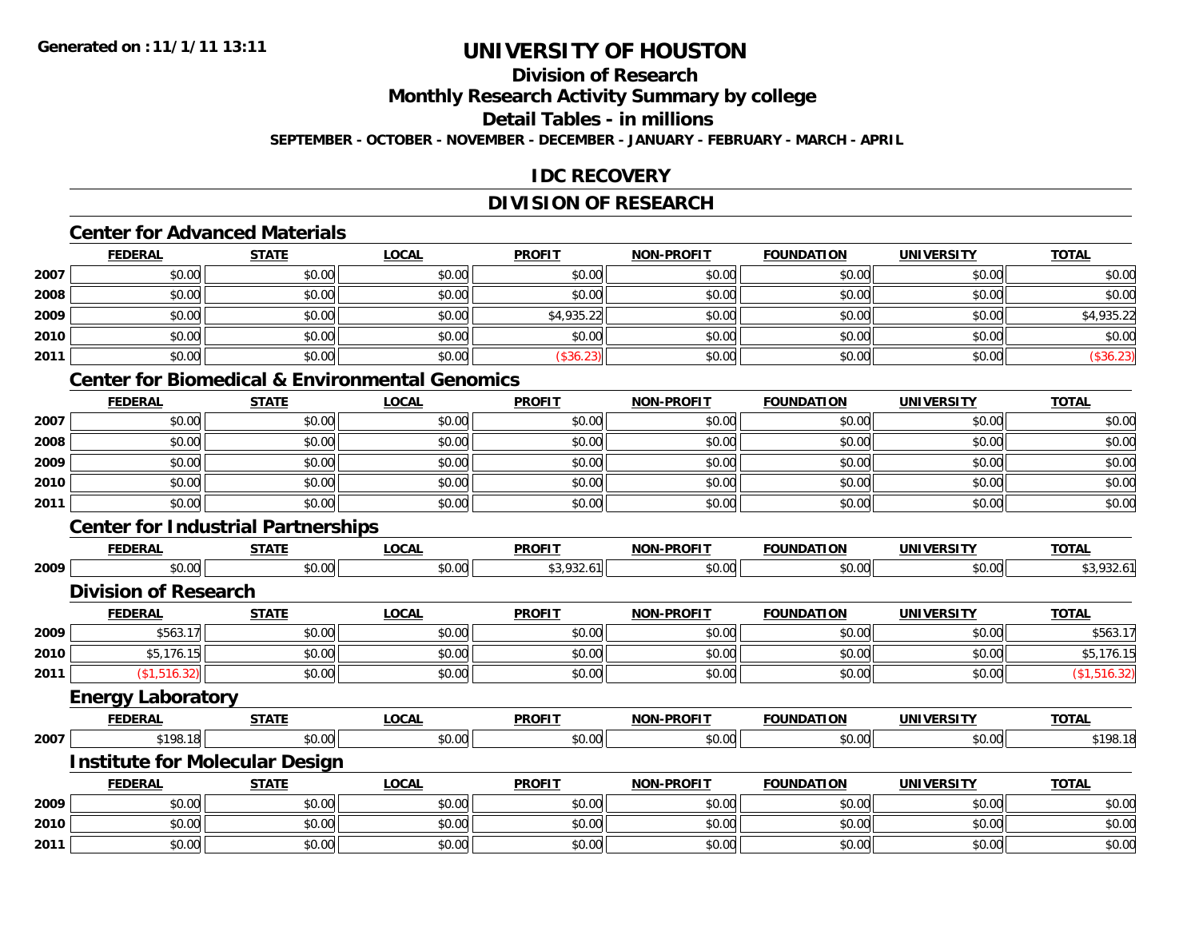**Generated on :11/1/11 13:11**

# UNIVERSITY OF HOUSTON

## Division of Research

## Monthly Research Activity Summary by college

## Detail Tables - in millions

**SEPTEMBER - OCTOBER - NOVEMBER - DECEMBER - JANUARY - FEBRUARY - MARCH - APRIL**

## IDC RECOVERY

## DIVISION OF RESEARCH

### Center for Advanced Materials

| | FEDERAL | STATE | LOCAL | PROFIT | NON-PROFIT | FOUNDATION | UNIVERSITY | TOTAL |
|---|---|---|---|---|---|---|---|---|
| 2007 | $0.00 | $0.00 | $0.00 | $0.00 | $0.00 | $0.00 | $0.00 | $0.00 |
| 2008 | $0.00 | $0.00 | $0.00 | $0.00 | $0.00 | $0.00 | $0.00 | $0.00 |
| 2009 | $0.00 | $0.00 | $0.00 | $4,935.22 | $0.00 | $0.00 | $0.00 | $4,935.22 |
| 2010 | $0.00 | $0.00 | $0.00 | $0.00 | $0.00 | $0.00 | $0.00 | $0.00 |
| 2011 | $0.00 | $0.00 | $0.00 | ($36.23) | $0.00 | $0.00 | $0.00 | ($36.23) |

### Center for Biomedical & Environmental Genomics

| | FEDERAL | STATE | LOCAL | PROFIT | NON-PROFIT | FOUNDATION | UNIVERSITY | TOTAL |
|---|---|---|---|---|---|---|---|---|
| 2007 | $0.00 | $0.00 | $0.00 | $0.00 | $0.00 | $0.00 | $0.00 | $0.00 |
| 2008 | $0.00 | $0.00 | $0.00 | $0.00 | $0.00 | $0.00 | $0.00 | $0.00 |
| 2009 | $0.00 | $0.00 | $0.00 | $0.00 | $0.00 | $0.00 | $0.00 | $0.00 |
| 2010 | $0.00 | $0.00 | $0.00 | $0.00 | $0.00 | $0.00 | $0.00 | $0.00 |
| 2011 | $0.00 | $0.00 | $0.00 | $0.00 | $0.00 | $0.00 | $0.00 | $0.00 |

### Center for Industrial Partnerships

| | FEDERAL | STATE | LOCAL | PROFIT | NON-PROFIT | FOUNDATION | UNIVERSITY | TOTAL |
|---|---|---|---|---|---|---|---|---|
| 2009 | $0.00 | $0.00 | $0.00 | $3,932.61 | $0.00 | $0.00 | $0.00 | $3,932.61 |

### Division of Research

| | FEDERAL | STATE | LOCAL | PROFIT | NON-PROFIT | FOUNDATION | UNIVERSITY | TOTAL |
|---|---|---|---|---|---|---|---|---|
| 2009 | $563.17 | $0.00 | $0.00 | $0.00 | $0.00 | $0.00 | $0.00 | $563.17 |
| 2010 | $5,176.15 | $0.00 | $0.00 | $0.00 | $0.00 | $0.00 | $0.00 | $5,176.15 |
| 2011 | ($1,516.32) | $0.00 | $0.00 | $0.00 | $0.00 | $0.00 | $0.00 | ($1,516.32) |

### Energy Laboratory

| | FEDERAL | STATE | LOCAL | PROFIT | NON-PROFIT | FOUNDATION | UNIVERSITY | TOTAL |
|---|---|---|---|---|---|---|---|---|
| 2007 | $198.18 | $0.00 | $0.00 | $0.00 | $0.00 | $0.00 | $0.00 | $198.18 |

### Institute for Molecular Design

| | FEDERAL | STATE | LOCAL | PROFIT | NON-PROFIT | FOUNDATION | UNIVERSITY | TOTAL |
|---|---|---|---|---|---|---|---|---|
| 2009 | $0.00 | $0.00 | $0.00 | $0.00 | $0.00 | $0.00 | $0.00 | $0.00 |
| 2010 | $0.00 | $0.00 | $0.00 | $0.00 | $0.00 | $0.00 | $0.00 | $0.00 |
| 2011 | $0.00 | $0.00 | $0.00 | $0.00 | $0.00 | $0.00 | $0.00 | $0.00 |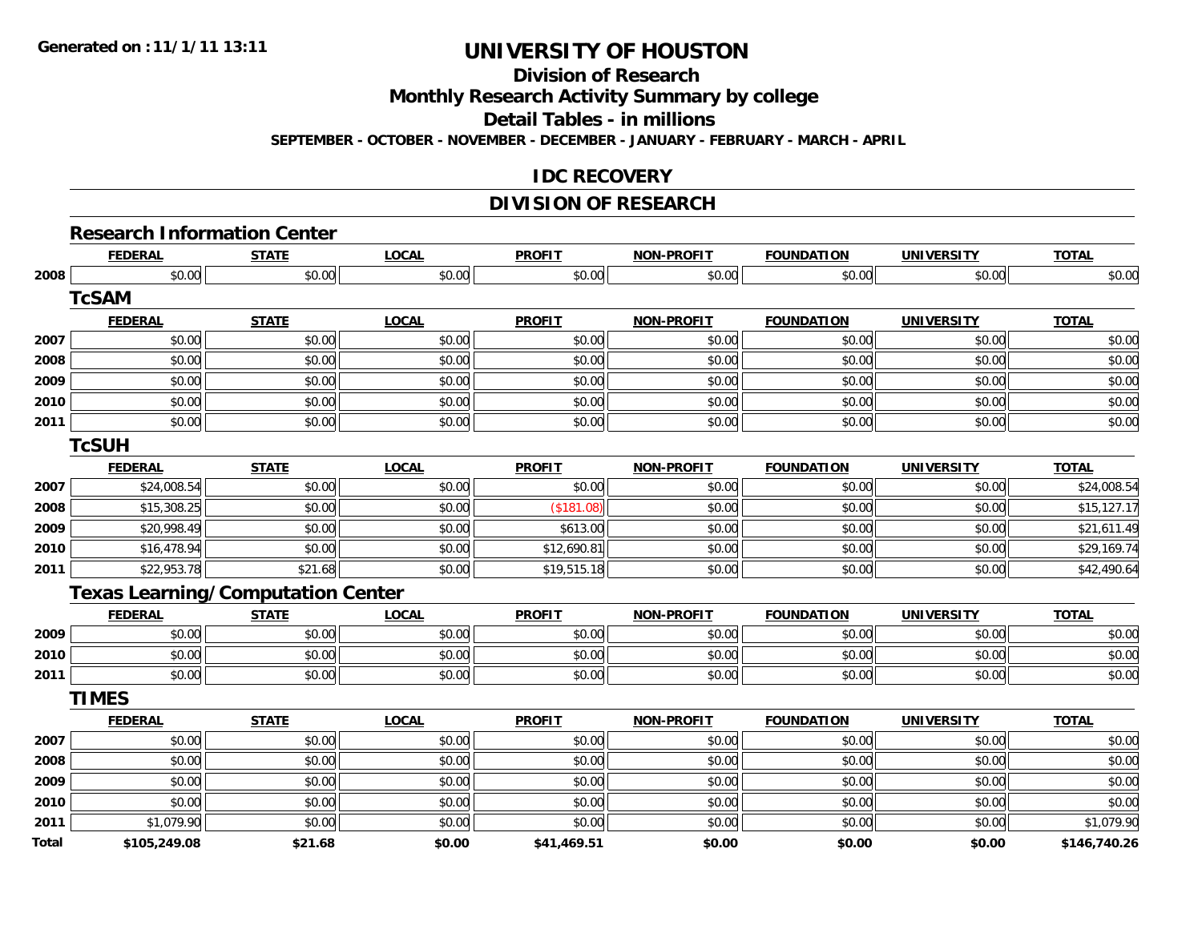Generated on :11/1/11 13:11

# UNIVERSITY OF HOUSTON

## Division of Research

## Monthly Research Activity Summary by college

## Detail Tables - in millions

SEPTEMBER - OCTOBER - NOVEMBER - DECEMBER - JANUARY - FEBRUARY - MARCH - APRIL

## IDC RECOVERY

## DIVISION OF RESEARCH

### Research Information Center

| | FEDERAL | STATE | LOCAL | PROFIT | NON-PROFIT | FOUNDATION | UNIVERSITY | TOTAL |
|---|---|---|---|---|---|---|---|---|
| 2008 | $0.00 | $0.00 | $0.00 | $0.00 | $0.00 | $0.00 | $0.00 | $0.00 |

### TcSAM

| | FEDERAL | STATE | LOCAL | PROFIT | NON-PROFIT | FOUNDATION | UNIVERSITY | TOTAL |
|---|---|---|---|---|---|---|---|---|
| 2007 | $0.00 | $0.00 | $0.00 | $0.00 | $0.00 | $0.00 | $0.00 | $0.00 |
| 2008 | $0.00 | $0.00 | $0.00 | $0.00 | $0.00 | $0.00 | $0.00 | $0.00 |
| 2009 | $0.00 | $0.00 | $0.00 | $0.00 | $0.00 | $0.00 | $0.00 | $0.00 |
| 2010 | $0.00 | $0.00 | $0.00 | $0.00 | $0.00 | $0.00 | $0.00 | $0.00 |
| 2011 | $0.00 | $0.00 | $0.00 | $0.00 | $0.00 | $0.00 | $0.00 | $0.00 |

### TcSUH

| | FEDERAL | STATE | LOCAL | PROFIT | NON-PROFIT | FOUNDATION | UNIVERSITY | TOTAL |
|---|---|---|---|---|---|---|---|---|
| 2007 | $24,008.54 | $0.00 | $0.00 | $0.00 | $0.00 | $0.00 | $0.00 | $24,008.54 |
| 2008 | $15,308.25 | $0.00 | $0.00 | ($181.08) | $0.00 | $0.00 | $0.00 | $15,127.17 |
| 2009 | $20,998.49 | $0.00 | $0.00 | $613.00 | $0.00 | $0.00 | $0.00 | $21,611.49 |
| 2010 | $16,478.94 | $0.00 | $0.00 | $12,690.81 | $0.00 | $0.00 | $0.00 | $29,169.74 |
| 2011 | $22,953.78 | $21.68 | $0.00 | $19,515.18 | $0.00 | $0.00 | $0.00 | $42,490.64 |

### Texas Learning/Computation Center

| | FEDERAL | STATE | LOCAL | PROFIT | NON-PROFIT | FOUNDATION | UNIVERSITY | TOTAL |
|---|---|---|---|---|---|---|---|---|
| 2009 | $0.00 | $0.00 | $0.00 | $0.00 | $0.00 | $0.00 | $0.00 | $0.00 |
| 2010 | $0.00 | $0.00 | $0.00 | $0.00 | $0.00 | $0.00 | $0.00 | $0.00 |
| 2011 | $0.00 | $0.00 | $0.00 | $0.00 | $0.00 | $0.00 | $0.00 | $0.00 |

### TIMES

| | FEDERAL | STATE | LOCAL | PROFIT | NON-PROFIT | FOUNDATION | UNIVERSITY | TOTAL |
|---|---|---|---|---|---|---|---|---|
| 2007 | $0.00 | $0.00 | $0.00 | $0.00 | $0.00 | $0.00 | $0.00 | $0.00 |
| 2008 | $0.00 | $0.00 | $0.00 | $0.00 | $0.00 | $0.00 | $0.00 | $0.00 |
| 2009 | $0.00 | $0.00 | $0.00 | $0.00 | $0.00 | $0.00 | $0.00 | $0.00 |
| 2010 | $0.00 | $0.00 | $0.00 | $0.00 | $0.00 | $0.00 | $0.00 | $0.00 |
| 2011 | $1,079.90 | $0.00 | $0.00 | $0.00 | $0.00 | $0.00 | $0.00 | $1,079.90 |
| **Total** | **$105,249.08** | **$21.68** | **$0.00** | **$41,469.51** | **$0.00** | **$0.00** | **$0.00** | **$146,740.26** |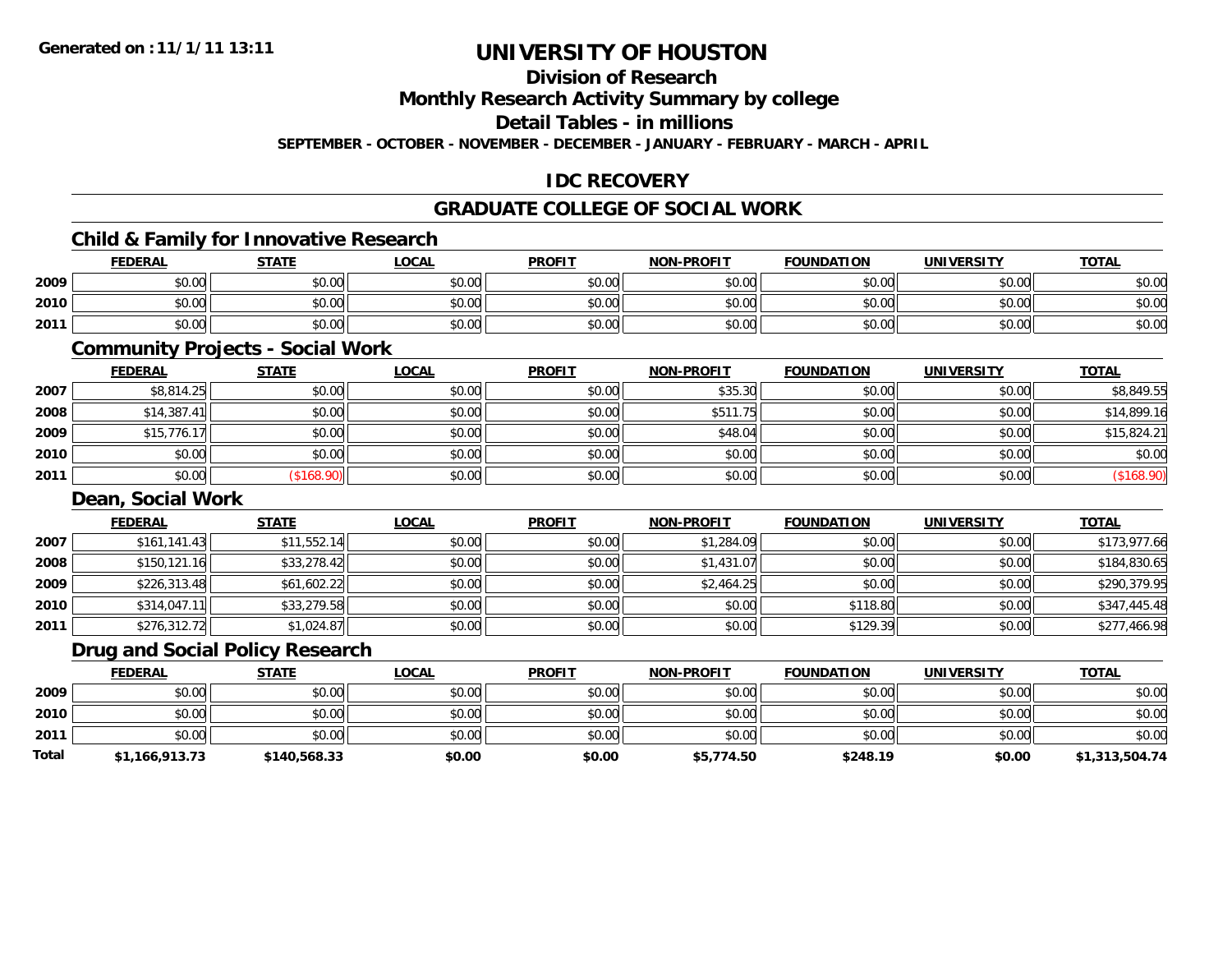**Generated on :11/1/11 13:11**

# UNIVERSITY OF HOUSTON

## Division of Research

## Monthly Research Activity Summary by college

## Detail Tables - in millions

**SEPTEMBER - OCTOBER - NOVEMBER - DECEMBER - JANUARY - FEBRUARY - MARCH - APRIL**

## IDC RECOVERY

## GRADUATE COLLEGE OF SOCIAL WORK

### Child & Family for Innovative Research

| | FEDERAL | STATE | LOCAL | PROFIT | NON-PROFIT | FOUNDATION | UNIVERSITY | TOTAL |
|---|---|---|---|---|---|---|---|---|
| 2009 | $0.00 | $0.00 | $0.00 | $0.00 | $0.00 | $0.00 | $0.00 | $0.00 |
| 2010 | $0.00 | $0.00 | $0.00 | $0.00 | $0.00 | $0.00 | $0.00 | $0.00 |
| 2011 | $0.00 | $0.00 | $0.00 | $0.00 | $0.00 | $0.00 | $0.00 | $0.00 |

### Community Projects - Social Work

| | FEDERAL | STATE | LOCAL | PROFIT | NON-PROFIT | FOUNDATION | UNIVERSITY | TOTAL |
|---|---|---|---|---|---|---|---|---|
| 2007 | $8,814.25 | $0.00 | $0.00 | $0.00 | $35.30 | $0.00 | $0.00 | $8,849.55 |
| 2008 | $14,387.41 | $0.00 | $0.00 | $0.00 | $511.75 | $0.00 | $0.00 | $14,899.16 |
| 2009 | $15,776.17 | $0.00 | $0.00 | $0.00 | $48.04 | $0.00 | $0.00 | $15,824.21 |
| 2010 | $0.00 | $0.00 | $0.00 | $0.00 | $0.00 | $0.00 | $0.00 | $0.00 |
| 2011 | $0.00 | ($168.90) | $0.00 | $0.00 | $0.00 | $0.00 | $0.00 | ($168.90) |

### Dean, Social Work

| | FEDERAL | STATE | LOCAL | PROFIT | NON-PROFIT | FOUNDATION | UNIVERSITY | TOTAL |
|---|---|---|---|---|---|---|---|---|
| 2007 | $161,141.43 | $11,552.14 | $0.00 | $0.00 | $1,284.09 | $0.00 | $0.00 | $173,977.66 |
| 2008 | $150,121.16 | $33,278.42 | $0.00 | $0.00 | $1,431.07 | $0.00 | $0.00 | $184,830.65 |
| 2009 | $226,313.48 | $61,602.22 | $0.00 | $0.00 | $2,464.25 | $0.00 | $0.00 | $290,379.95 |
| 2010 | $314,047.11 | $33,279.58 | $0.00 | $0.00 | $0.00 | $118.80 | $0.00 | $347,445.48 |
| 2011 | $276,312.72 | $1,024.87 | $0.00 | $0.00 | $0.00 | $129.39 | $0.00 | $277,466.98 |

### Drug and Social Policy Research

| | FEDERAL | STATE | LOCAL | PROFIT | NON-PROFIT | FOUNDATION | UNIVERSITY | TOTAL |
|---|---|---|---|---|---|---|---|---|
| 2009 | $0.00 | $0.00 | $0.00 | $0.00 | $0.00 | $0.00 | $0.00 | $0.00 |
| 2010 | $0.00 | $0.00 | $0.00 | $0.00 | $0.00 | $0.00 | $0.00 | $0.00 |
| 2011 | $0.00 | $0.00 | $0.00 | $0.00 | $0.00 | $0.00 | $0.00 | $0.00 |
| **Total** | **$1,166,913.73** | **$140,568.33** | **$0.00** | **$0.00** | **$5,774.50** | **$248.19** | **$0.00** | **$1,313,504.74** |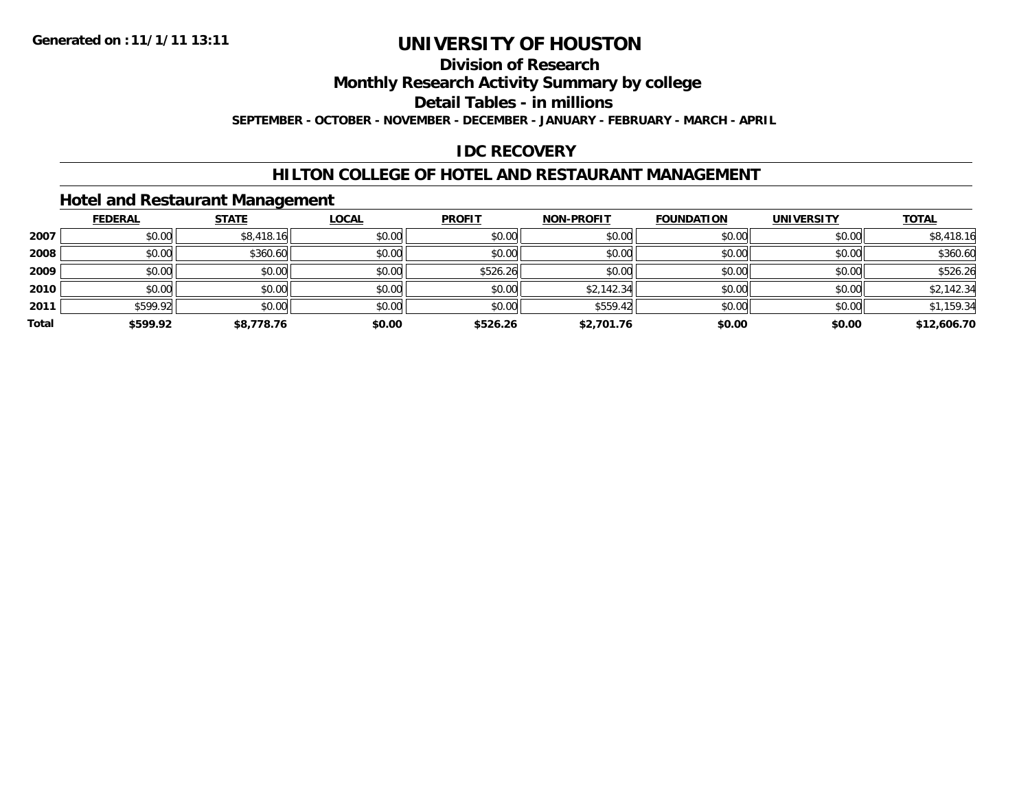**Generated on :11/1/11 13:11**

# UNIVERSITY OF HOUSTON

## Division of Research

## Monthly Research Activity Summary by college

## Detail Tables - in millions

**SEPTEMBER - OCTOBER - NOVEMBER - DECEMBER - JANUARY - FEBRUARY - MARCH - APRIL**

## IDC RECOVERY

## HILTON COLLEGE OF HOTEL AND RESTAURANT MANAGEMENT

### Hotel and Restaurant Management

| | FEDERAL | STATE | LOCAL | PROFIT | NON-PROFIT | FOUNDATION | UNIVERSITY | TOTAL |
|---|---|---|---|---|---|---|---|---|
| 2007 | $0.00 | $8,418.16 | $0.00 | $0.00 | $0.00 | $0.00 | $0.00 | $8,418.16 |
| 2008 | $0.00 | $360.60 | $0.00 | $0.00 | $0.00 | $0.00 | $0.00 | $360.60 |
| 2009 | $0.00 | $0.00 | $0.00 | $526.26 | $0.00 | $0.00 | $0.00 | $526.26 |
| 2010 | $0.00 | $0.00 | $0.00 | $0.00 | $2,142.34 | $0.00 | $0.00 | $2,142.34 |
| 2011 | $599.92 | $0.00 | $0.00 | $0.00 | $559.42 | $0.00 | $0.00 | $1,159.34 |
| **Total** | **$599.92** | **$8,778.76** | **$0.00** | **$526.26** | **$2,701.76** | **$0.00** | **$0.00** | **$12,606.70** |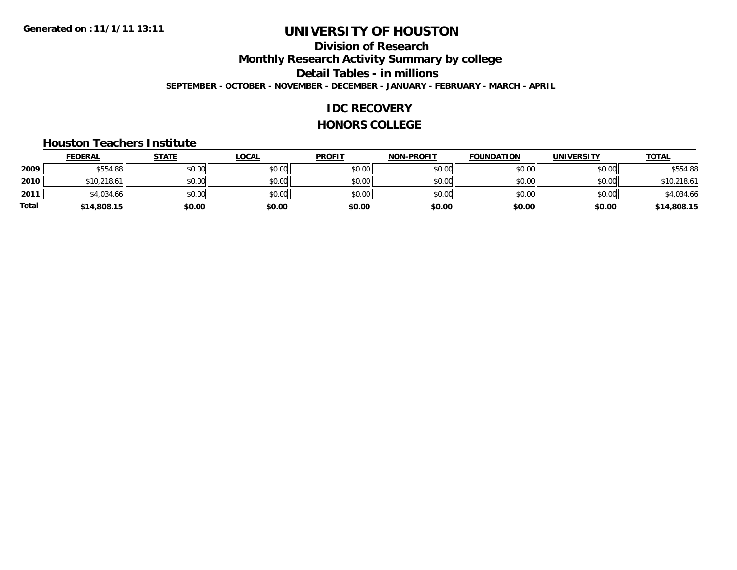**Generated on :11/1/11 13:11**

# UNIVERSITY OF HOUSTON

## Division of Research

## Monthly Research Activity Summary by college

## Detail Tables - in millions

**SEPTEMBER - OCTOBER - NOVEMBER - DECEMBER - JANUARY - FEBRUARY - MARCH - APRIL**

## IDC RECOVERY

## HONORS COLLEGE

### Houston Teachers Institute

| | FEDERAL | STATE | LOCAL | PROFIT | NON-PROFIT | FOUNDATION | UNIVERSITY | TOTAL |
|---|---|---|---|---|---|---|---|---|
| 2009 | $554.88 | $0.00 | $0.00 | $0.00 | $0.00 | $0.00 | $0.00 | $554.88 |
| 2010 | $10,218.61 | $0.00 | $0.00 | $0.00 | $0.00 | $0.00 | $0.00 | $10,218.61 |
| 2011 | $4,034.66 | $0.00 | $0.00 | $0.00 | $0.00 | $0.00 | $0.00 | $4,034.66 |
| Total | $14,808.15 | $0.00 | $0.00 | $0.00 | $0.00 | $0.00 | $0.00 | $14,808.15 |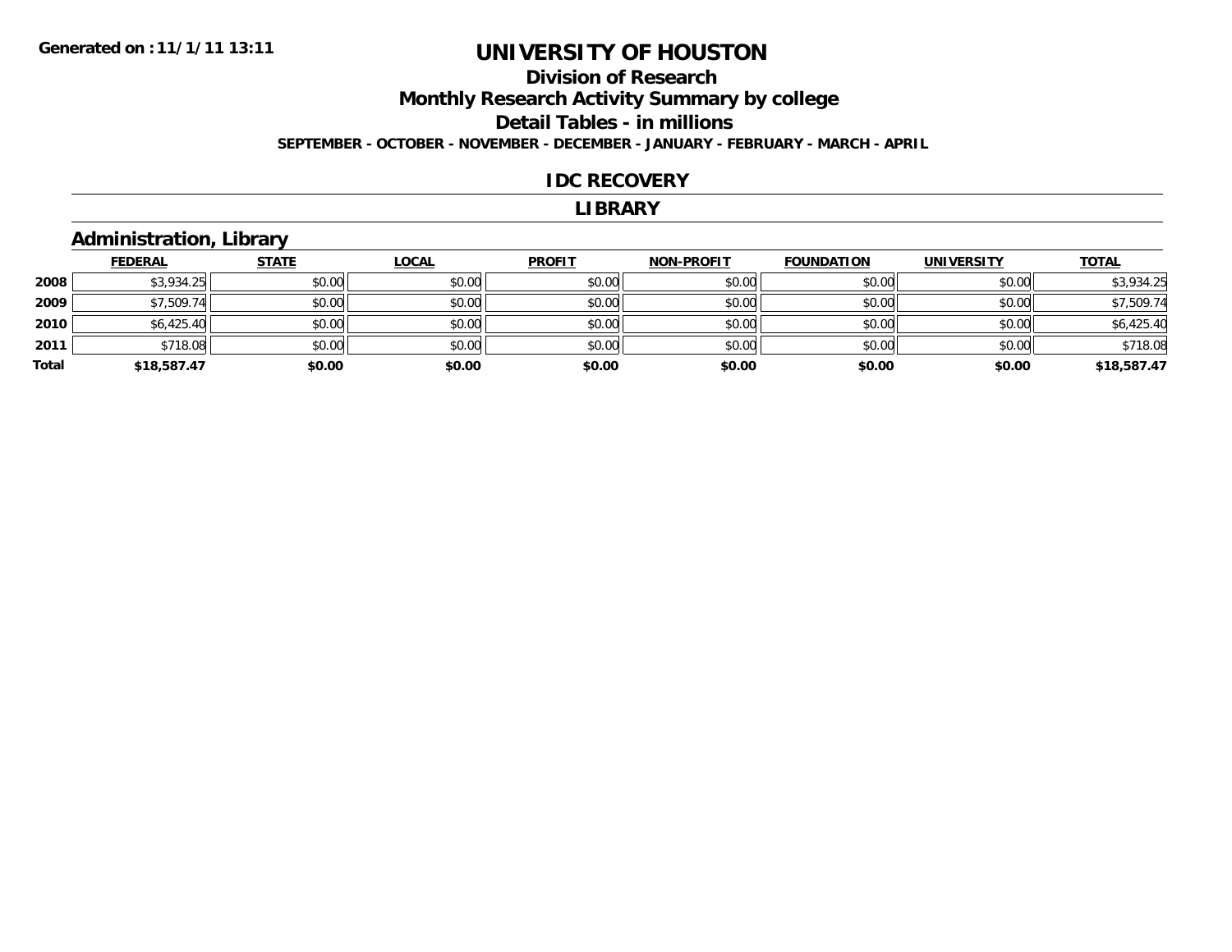**Generated on :11/1/11 13:11**

# UNIVERSITY OF HOUSTON

## Division of Research

## Monthly Research Activity Summary by college

## Detail Tables - in millions

**SEPTEMBER - OCTOBER - NOVEMBER - DECEMBER - JANUARY - FEBRUARY - MARCH - APRIL**

## IDC RECOVERY

## LIBRARY

### Administration, Library

| | FEDERAL | STATE | LOCAL | PROFIT | NON-PROFIT | FOUNDATION | UNIVERSITY | TOTAL |
|---|---|---|---|---|---|---|---|---|
| 2008 | $3,934.25 | $0.00 | $0.00 | $0.00 | $0.00 | $0.00 | $0.00 | $3,934.25 |
| 2009 | $7,509.74 | $0.00 | $0.00 | $0.00 | $0.00 | $0.00 | $0.00 | $7,509.74 |
| 2010 | $6,425.40 | $0.00 | $0.00 | $0.00 | $0.00 | $0.00 | $0.00 | $6,425.40 |
| 2011 | $718.08 | $0.00 | $0.00 | $0.00 | $0.00 | $0.00 | $0.00 | $718.08 |
| **Total** | **$18,587.47** | **$0.00** | **$0.00** | **$0.00** | **$0.00** | **$0.00** | **$0.00** | **$18,587.47** |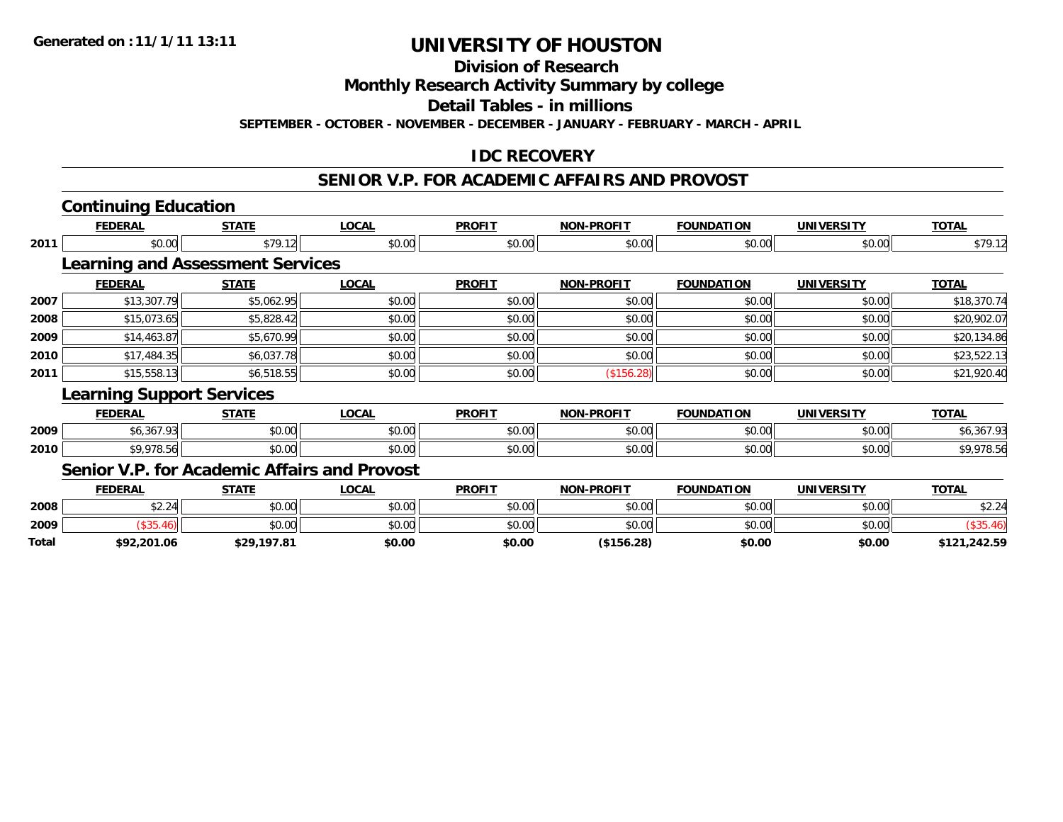**Generated on :11/1/11 13:11**

# UNIVERSITY OF HOUSTON

## Division of Research

## Monthly Research Activity Summary by college

## Detail Tables - in millions

**SEPTEMBER - OCTOBER - NOVEMBER - DECEMBER - JANUARY - FEBRUARY - MARCH - APRIL**

## IDC RECOVERY

## SENIOR V.P. FOR ACADEMIC AFFAIRS AND PROVOST

### Continuing Education

| | FEDERAL | STATE | LOCAL | PROFIT | NON-PROFIT | FOUNDATION | UNIVERSITY | TOTAL |
|---|---|---|---|---|---|---|---|---|
| 2011 | $0.00 | $79.12 | $0.00 | $0.00 | $0.00 | $0.00 | $0.00 | $79.12 |

### Learning and Assessment Services

| | FEDERAL | STATE | LOCAL | PROFIT | NON-PROFIT | FOUNDATION | UNIVERSITY | TOTAL |
|---|---|---|---|---|---|---|---|---|
| 2007 | $13,307.79 | $5,062.95 | $0.00 | $0.00 | $0.00 | $0.00 | $0.00 | $18,370.74 |
| 2008 | $15,073.65 | $5,828.42 | $0.00 | $0.00 | $0.00 | $0.00 | $0.00 | $20,902.07 |
| 2009 | $14,463.87 | $5,670.99 | $0.00 | $0.00 | $0.00 | $0.00 | $0.00 | $20,134.86 |
| 2010 | $17,484.35 | $6,037.78 | $0.00 | $0.00 | $0.00 | $0.00 | $0.00 | $23,522.13 |
| 2011 | $15,558.13 | $6,518.55 | $0.00 | $0.00 | ($156.28) | $0.00 | $0.00 | $21,920.40 |

### Learning Support Services

| | FEDERAL | STATE | LOCAL | PROFIT | NON-PROFIT | FOUNDATION | UNIVERSITY | TOTAL |
|---|---|---|---|---|---|---|---|---|
| 2009 | $6,367.93 | $0.00 | $0.00 | $0.00 | $0.00 | $0.00 | $0.00 | $6,367.93 |
| 2010 | $9,978.56 | $0.00 | $0.00 | $0.00 | $0.00 | $0.00 | $0.00 | $9,978.56 |

### Senior V.P. for Academic Affairs and Provost

| | FEDERAL | STATE | LOCAL | PROFIT | NON-PROFIT | FOUNDATION | UNIVERSITY | TOTAL |
|---|---|---|---|---|---|---|---|---|
| 2008 | $2.24 | $0.00 | $0.00 | $0.00 | $0.00 | $0.00 | $0.00 | $2.24 |
| 2009 | ($35.46) | $0.00 | $0.00 | $0.00 | $0.00 | $0.00 | $0.00 | ($35.46) |
| **Total** | **$92,201.06** | **$29,197.81** | **$0.00** | **$0.00** | **($156.28)** | **$0.00** | **$0.00** | **$121,242.59** |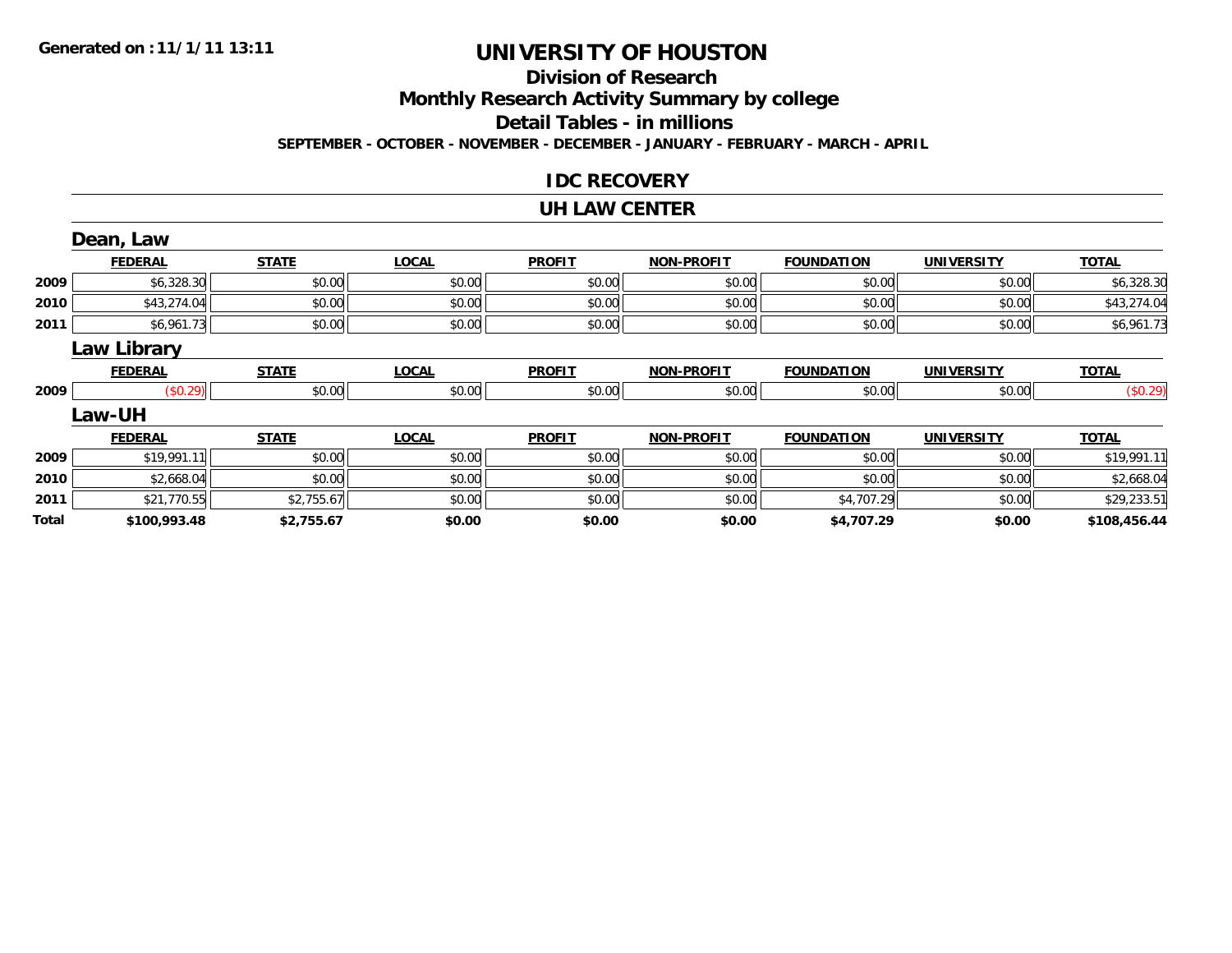**Generated on :11/1/11 13:11**

# UNIVERSITY OF HOUSTON

## Division of Research

## Monthly Research Activity Summary by college

## Detail Tables - in millions

**SEPTEMBER - OCTOBER - NOVEMBER - DECEMBER - JANUARY - FEBRUARY - MARCH - APRIL**

### IDC RECOVERY

### UH LAW CENTER

#### Dean, Law

| | FEDERAL | STATE | LOCAL | PROFIT | NON-PROFIT | FOUNDATION | UNIVERSITY | TOTAL |
|---|---|---|---|---|---|---|---|---|
| 2009 | $6,328.30 | $0.00 | $0.00 | $0.00 | $0.00 | $0.00 | $0.00 | $6,328.30 |
| 2010 | $43,274.04 | $0.00 | $0.00 | $0.00 | $0.00 | $0.00 | $0.00 | $43,274.04 |
| 2011 | $6,961.73 | $0.00 | $0.00 | $0.00 | $0.00 | $0.00 | $0.00 | $6,961.73 |

#### Law Library

| | FEDERAL | STATE | LOCAL | PROFIT | NON-PROFIT | FOUNDATION | UNIVERSITY | TOTAL |
|---|---|---|---|---|---|---|---|---|
| 2009 | ($0.29) | $0.00 | $0.00 | $0.00 | $0.00 | $0.00 | $0.00 | ($0.29) |

#### Law-UH

| | FEDERAL | STATE | LOCAL | PROFIT | NON-PROFIT | FOUNDATION | UNIVERSITY | TOTAL |
|---|---|---|---|---|---|---|---|---|
| 2009 | $19,991.11 | $0.00 | $0.00 | $0.00 | $0.00 | $0.00 | $0.00 | $19,991.11 |
| 2010 | $2,668.04 | $0.00 | $0.00 | $0.00 | $0.00 | $0.00 | $0.00 | $2,668.04 |
| 2011 | $21,770.55 | $2,755.67 | $0.00 | $0.00 | $0.00 | $4,707.29 | $0.00 | $29,233.51 |
| **Total** | **$100,993.48** | **$2,755.67** | **$0.00** | **$0.00** | **$0.00** | **$4,707.29** | **$0.00** | **$108,456.44** |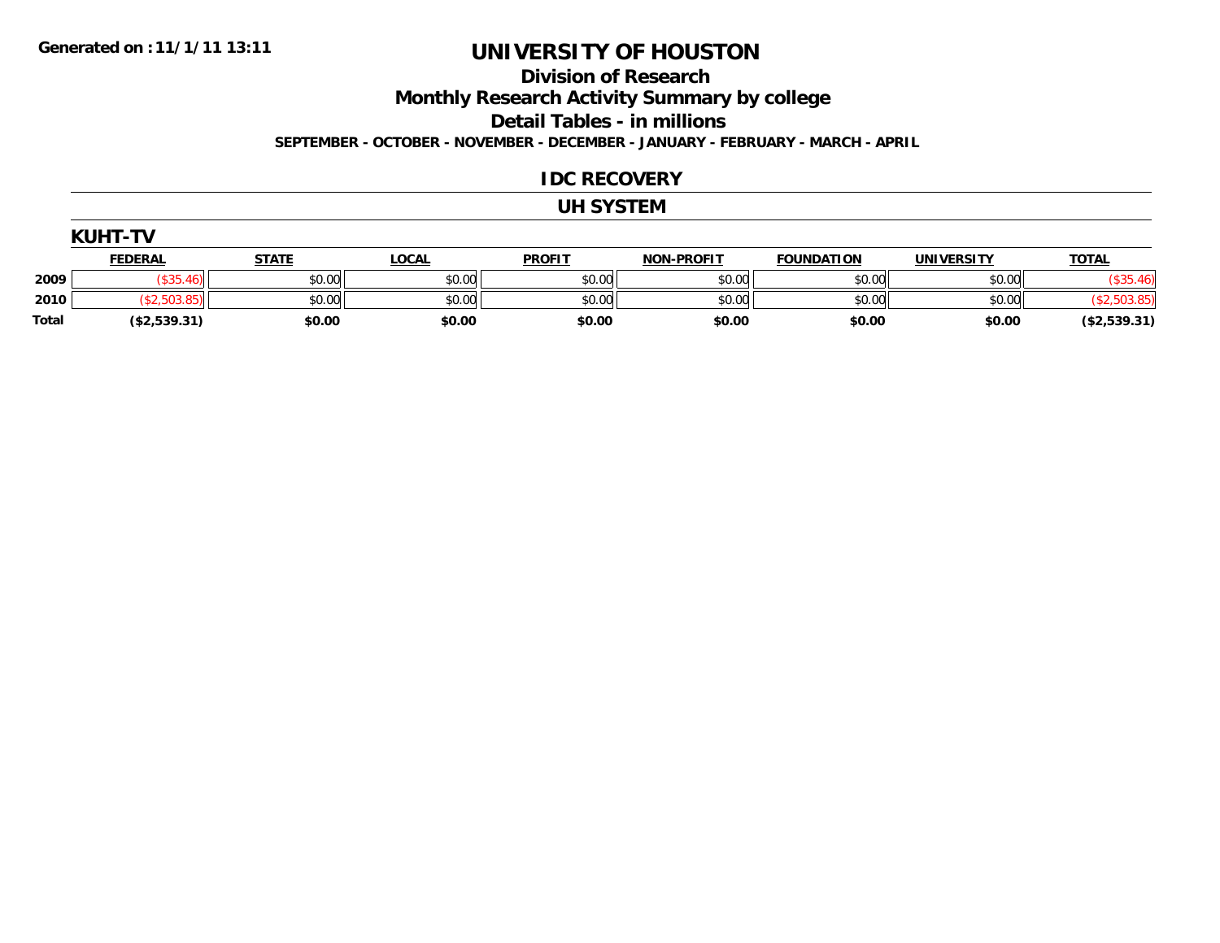Generated on :11/1/11 13:11

# UNIVERSITY OF HOUSTON

## Division of Research

## Monthly Research Activity Summary by college

## Detail Tables - in millions

**SEPTEMBER - OCTOBER - NOVEMBER - DECEMBER - JANUARY - FEBRUARY - MARCH - APRIL**

## IDC RECOVERY

## UH SYSTEM

### KUHT-TV

| | FEDERAL | STATE | LOCAL | PROFIT | NON-PROFIT | FOUNDATION | UNIVERSITY | TOTAL |
|---|---|---|---|---|---|---|---|---|
| 2009 | ($35.46) | $0.00 | $0.00 | $0.00 | $0.00 | $0.00 | $0.00 | ($35.46) |
| 2010 | ($2,503.85) | $0.00 | $0.00 | $0.00 | $0.00 | $0.00 | $0.00 | ($2,503.85) |
| **Total** | **($2,539.31)** | **$0.00** | **$0.00** | **$0.00** | **$0.00** | **$0.00** | **$0.00** | **($2,539.31)** |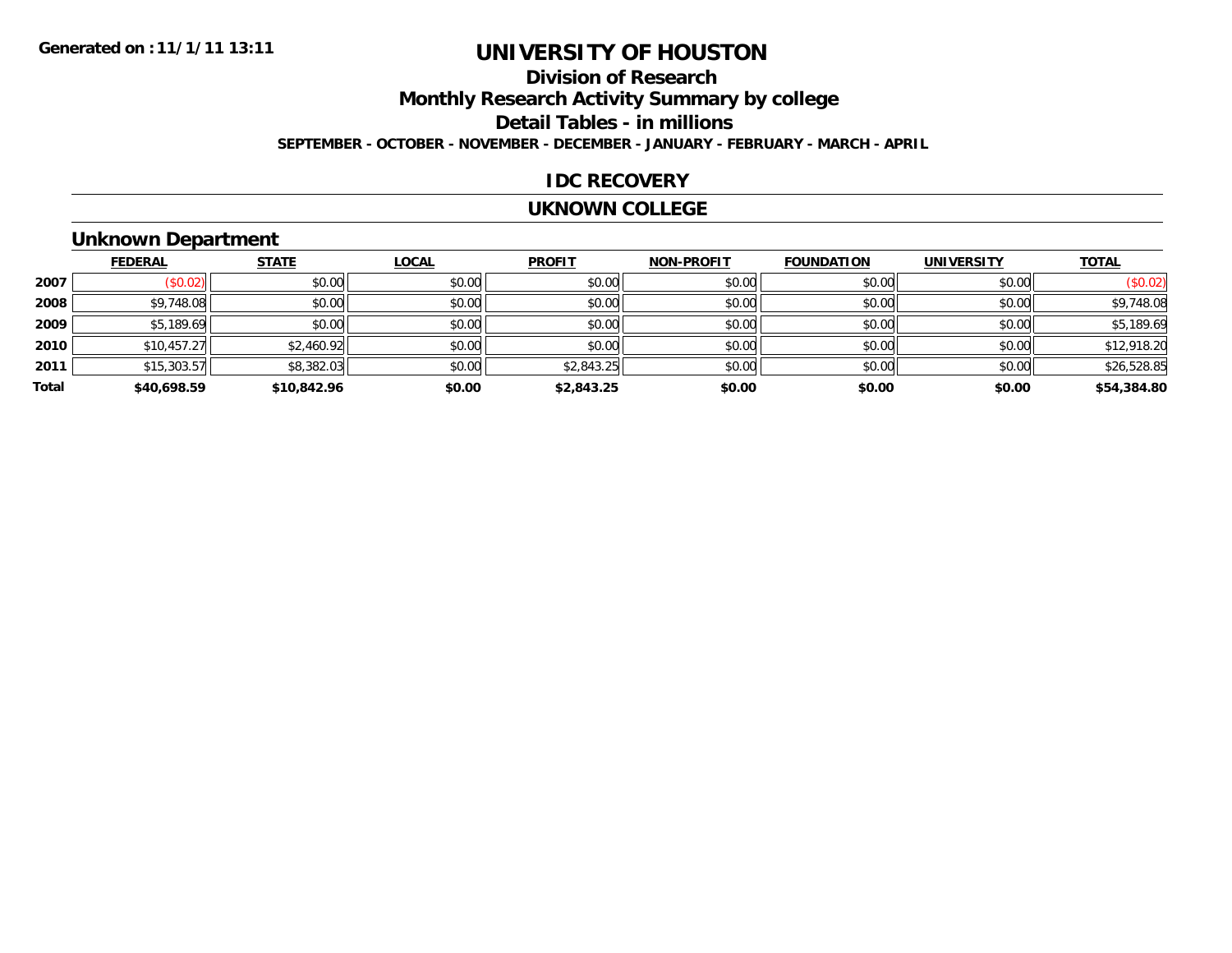# UNIVERSITY OF HOUSTON

## Division of Research

## Monthly Research Activity Summary by college

## Detail Tables - in millions

**SEPTEMBER - OCTOBER - NOVEMBER - DECEMBER - JANUARY - FEBRUARY - MARCH - APRIL**

**Generated on : 11/1/11 13:11**

## IDC RECOVERY

## UKNOWN COLLEGE

### Unknown Department

| | FEDERAL | STATE | LOCAL | PROFIT | NON-PROFIT | FOUNDATION | UNIVERSITY | TOTAL |
|---|---|---|---|---|---|---|---|---|
| 2007 | ($0.02) | $0.00 | $0.00 | $0.00 | $0.00 | $0.00 | $0.00 | ($0.02) |
| 2008 | $9,748.08 | $0.00 | $0.00 | $0.00 | $0.00 | $0.00 | $0.00 | $9,748.08 |
| 2009 | $5,189.69 | $0.00 | $0.00 | $0.00 | $0.00 | $0.00 | $0.00 | $5,189.69 |
| 2010 | $10,457.27 | $2,460.92 | $0.00 | $0.00 | $0.00 | $0.00 | $0.00 | $12,918.20 |
| 2011 | $15,303.57 | $8,382.03 | $0.00 | $2,843.25 | $0.00 | $0.00 | $0.00 | $26,528.85 |
| **Total** | **$40,698.59** | **$10,842.96** | **$0.00** | **$2,843.25** | **$0.00** | **$0.00** | **$0.00** | **$54,384.80** |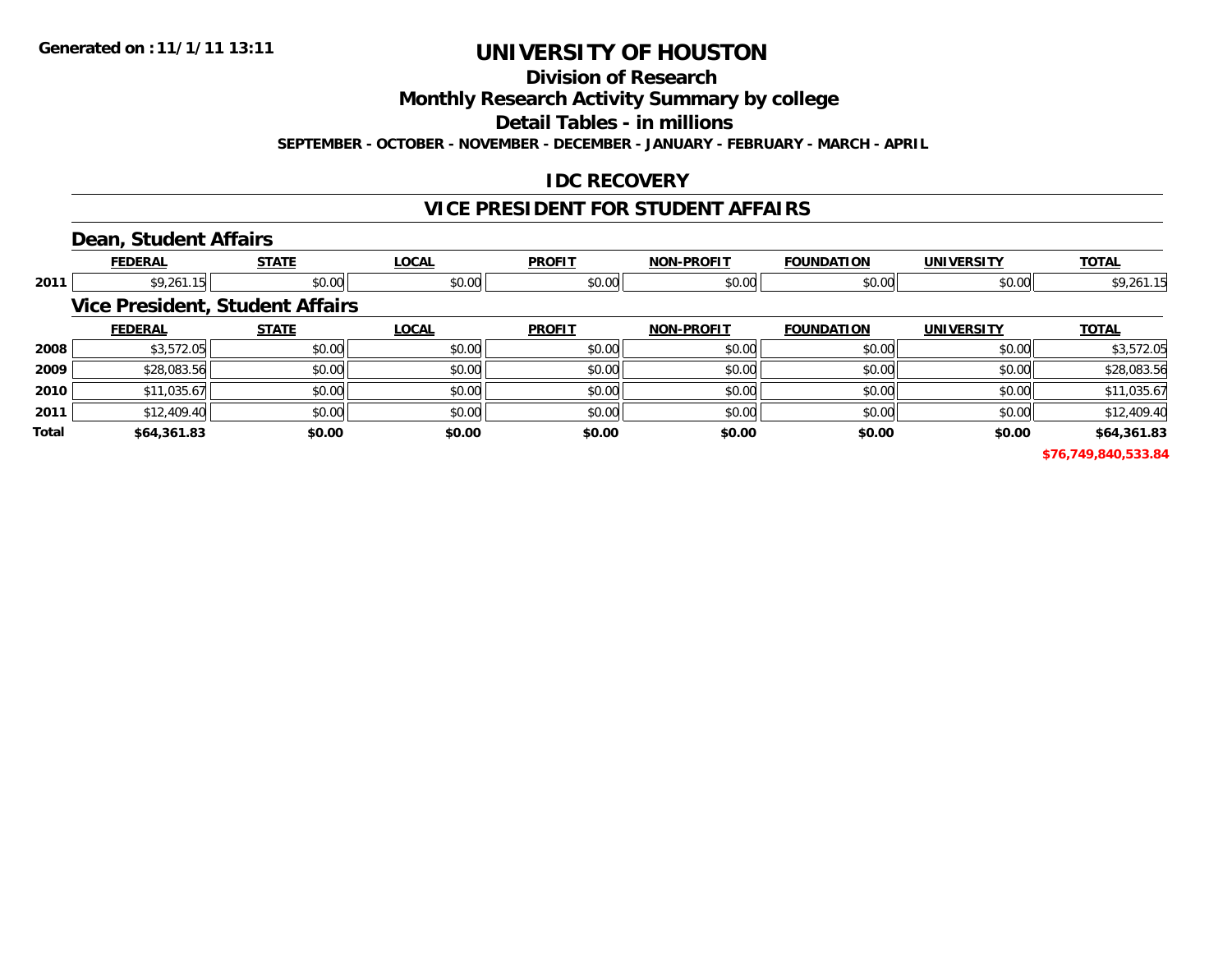Generated on :11/1/11 13:11

# UNIVERSITY OF HOUSTON

## Division of Research

## Monthly Research Activity Summary by college

## Detail Tables - in millions

**SEPTEMBER - OCTOBER - NOVEMBER - DECEMBER - JANUARY - FEBRUARY - MARCH - APRIL**

## IDC RECOVERY

## VICE PRESIDENT FOR STUDENT AFFAIRS

### Dean, Student Affairs

| | FEDERAL | STATE | LOCAL | PROFIT | NON-PROFIT | FOUNDATION | UNIVERSITY | TOTAL |
|---|---|---|---|---|---|---|---|---|
| 2011 | $9,261.15 | $0.00 | $0.00 | $0.00 | $0.00 | $0.00 | $0.00 | $9,261.15 |

### Vice President, Student Affairs

| | FEDERAL | STATE | LOCAL | PROFIT | NON-PROFIT | FOUNDATION | UNIVERSITY | TOTAL |
|---|---|---|---|---|---|---|---|---|
| 2008 | $3,572.05 | $0.00 | $0.00 | $0.00 | $0.00 | $0.00 | $0.00 | $3,572.05 |
| 2009 | $28,083.56 | $0.00 | $0.00 | $0.00 | $0.00 | $0.00 | $0.00 | $28,083.56 |
| 2010 | $11,035.67 | $0.00 | $0.00 | $0.00 | $0.00 | $0.00 | $0.00 | $11,035.67 |
| 2011 | $12,409.40 | $0.00 | $0.00 | $0.00 | $0.00 | $0.00 | $0.00 | $12,409.40 |
| **Total** | **$64,361.83** | **$0.00** | **$0.00** | **$0.00** | **$0.00** | **$0.00** | **$0.00** | **$64,361.83** |

**$76,749,840,533.84**